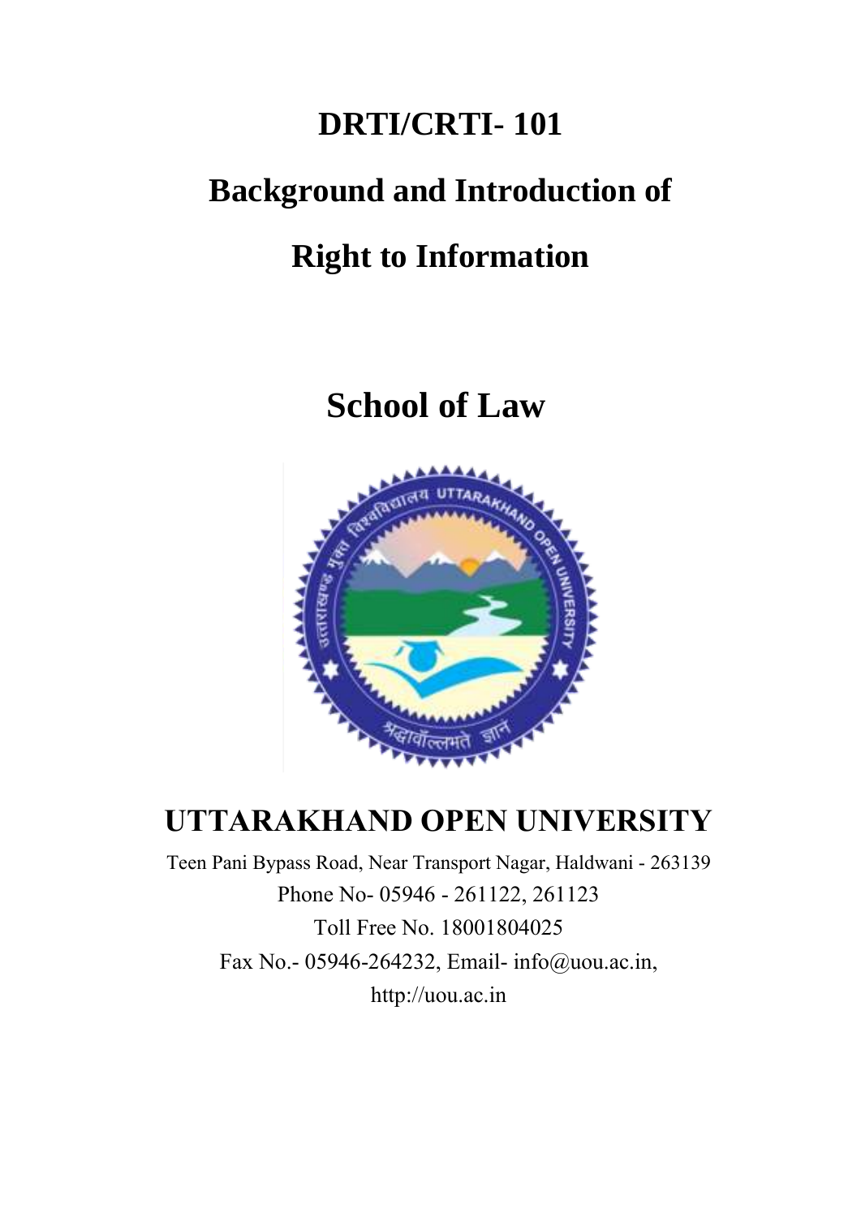# DRTI/CRTI- 101

# Background and Introduction of

# Right to Information

## School of Law

## UTTARAKHAND OPEN UNIVERSITY

Teen Pani Bypass Road, Near Transport Nagar, Haldwani - 263139

Phone No- 05946 - 261122, 261123

Toll Free No. 18001804025

Fax No.- 05946-264232, Email- info@uou.ac.in,

http://uou.ac.in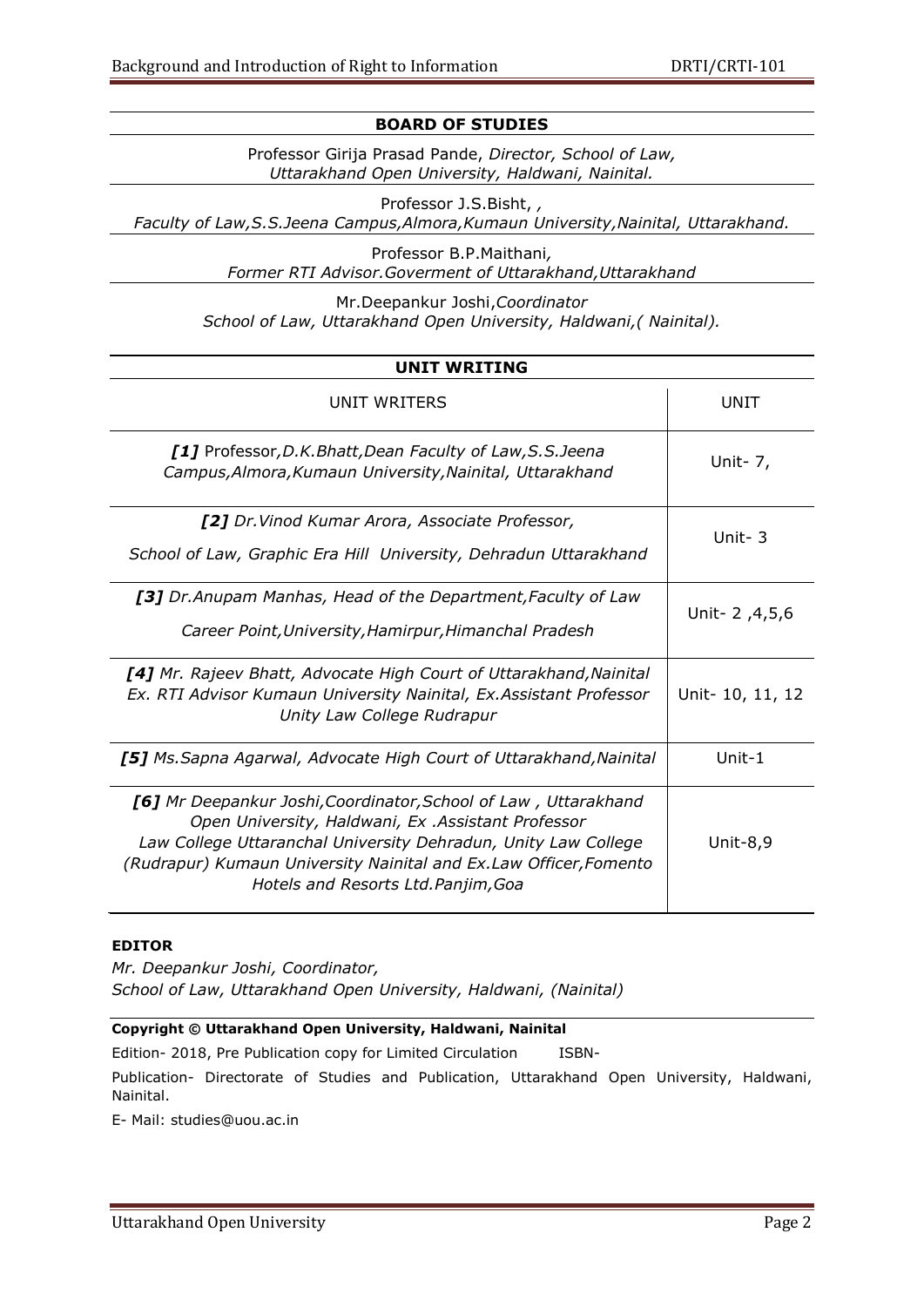## BOARD OF STUDIES

Professor Girija Prasad Pande, *Director, School of Law, Uttarakhand Open University, Haldwani, Nainital.*

Professor J.S.Bisht, ,
*Faculty of Law,S.S.Jeena Campus,Almora,Kumaun University,Nainital, Uttarakhand.*

Professor B.P.Maithani,
*Former RTI Advisor.Goverment of Uttarakhand,Uttarakhand*

Mr.Deepankur Joshi,*Coordinator*
*School of Law, Uttarakhand Open University, Haldwani,( Nainital).*

## UNIT WRITING

| UNIT WRITERS | UNIT |
|---|---|
| ***[1]*** Professor,*D.K.Bhatt,Dean Faculty of Law,S.S.Jeena Campus,Almora,Kumaun University,Nainital, Uttarakhand* | Unit- 7, |
| ***[2]*** *Dr.Vinod Kumar Arora, Associate Professor, School of Law, Graphic Era Hill University, Dehradun Uttarakhand* | Unit- 3 |
| ***[3]*** *Dr.Anupam Manhas, Head of the Department,Faculty of Law Career Point,University,Hamirpur,Himanchal Pradesh* | Unit- 2 ,4,5,6 |
| ***[4]*** *Mr. Rajeev Bhatt, Advocate High Court of Uttarakhand,Nainital Ex. RTI Advisor Kumaun University Nainital, Ex.Assistant Professor Unity Law College Rudrapur* | Unit- 10, 11, 12 |
| ***[5]*** *Ms.Sapna Agarwal, Advocate High Court of Uttarakhand,Nainital* | Unit-1 |
| ***[6]*** *Mr Deepankur Joshi,Coordinator,School of Law , Uttarakhand Open University, Haldwani, Ex .Assistant Professor Law College Uttaranchal University Dehradun, Unity Law College (Rudrapur) Kumaun University Nainital and Ex.Law Officer,Fomento Hotels and Resorts Ltd.Panjim,Goa* | Unit-8,9 |

**EDITOR**

*Mr. Deepankur Joshi, Coordinator,*
*School of Law, Uttarakhand Open University, Haldwani, (Nainital)*

**Copyright © Uttarakhand Open University, Haldwani, Nainital**

Edition- 2018, Pre Publication copy for Limited Circulation ISBN-

Publication- Directorate of Studies and Publication, Uttarakhand Open University, Haldwani, Nainital.

E- Mail: studies@uou.ac.in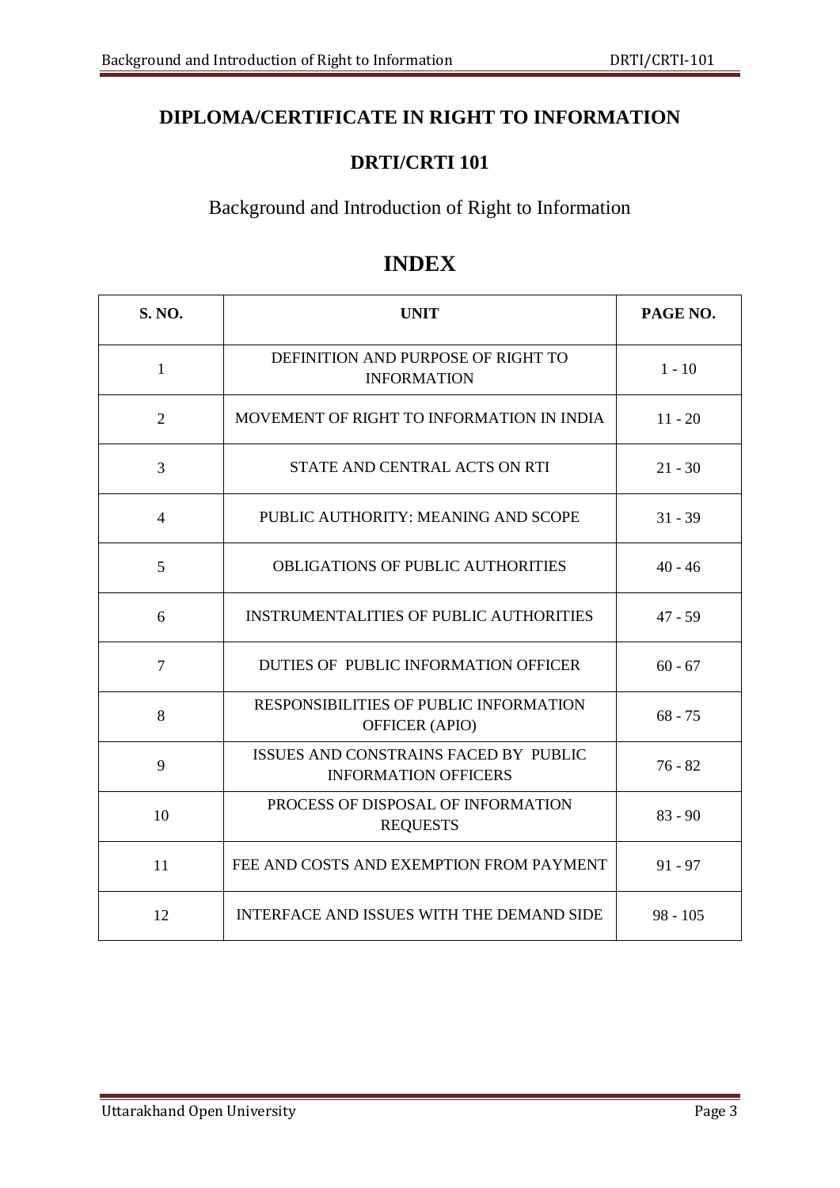# DIPLOMA/CERTIFICATE IN RIGHT TO INFORMATION

## DRTI/CRTI 101

Background and Introduction of Right to Information

## INDEX

| S. NO. | UNIT | PAGE NO. |
|---|---|---|
| 1 | DEFINITION AND PURPOSE OF RIGHT TO INFORMATION | 1 - 10 |
| 2 | MOVEMENT OF RIGHT TO INFORMATION IN INDIA | 11 - 20 |
| 3 | STATE AND CENTRAL ACTS ON RTI | 21 - 30 |
| 4 | PUBLIC AUTHORITY: MEANING AND SCOPE | 31 - 39 |
| 5 | OBLIGATIONS OF PUBLIC AUTHORITIES | 40 - 46 |
| 6 | INSTRUMENTALITIES OF PUBLIC AUTHORITIES | 47 - 59 |
| 7 | DUTIES OF PUBLIC INFORMATION OFFICER | 60 - 67 |
| 8 | RESPONSIBILITIES OF PUBLIC INFORMATION OFFICER (APIO) | 68 - 75 |
| 9 | ISSUES AND CONSTRAINS FACED BY PUBLIC INFORMATION OFFICERS | 76 - 82 |
| 10 | PROCESS OF DISPOSAL OF INFORMATION REQUESTS | 83 - 90 |
| 11 | FEE AND COSTS AND EXEMPTION FROM PAYMENT | 91 - 97 |
| 12 | INTERFACE AND ISSUES WITH THE DEMAND SIDE | 98 - 105 |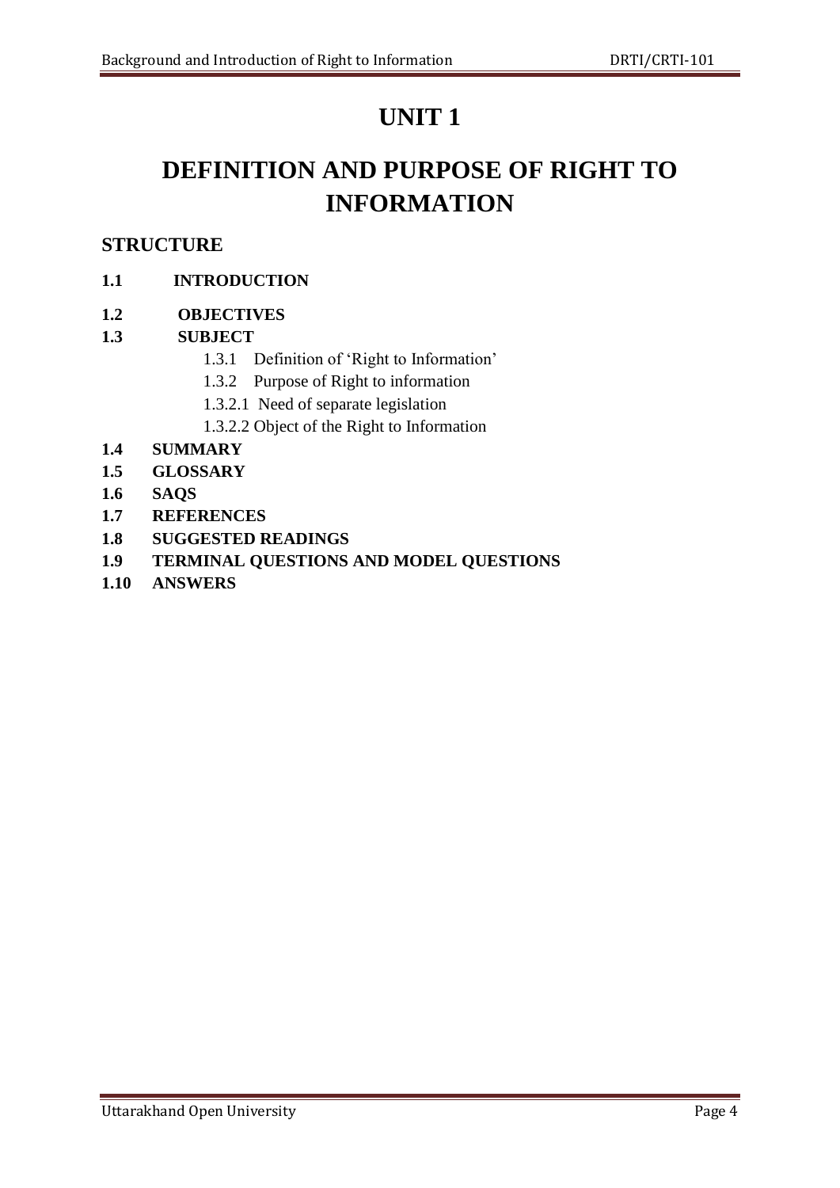# UNIT 1

# DEFINITION AND PURPOSE OF RIGHT TO INFORMATION

## STRUCTURE

**1.1 INTRODUCTION**

**1.2 OBJECTIVES**

**1.3 SUBJECT**

- 1.3.1 Definition of 'Right to Information'
- 1.3.2 Purpose of Right to information
- 1.3.2.1 Need of separate legislation
- 1.3.2.2 Object of the Right to Information

**1.4 SUMMARY**

**1.5 GLOSSARY**

**1.6 SAQS**

**1.7 REFERENCES**

**1.8 SUGGESTED READINGS**

**1.9 TERMINAL QUESTIONS AND MODEL QUESTIONS**

**1.10 ANSWERS**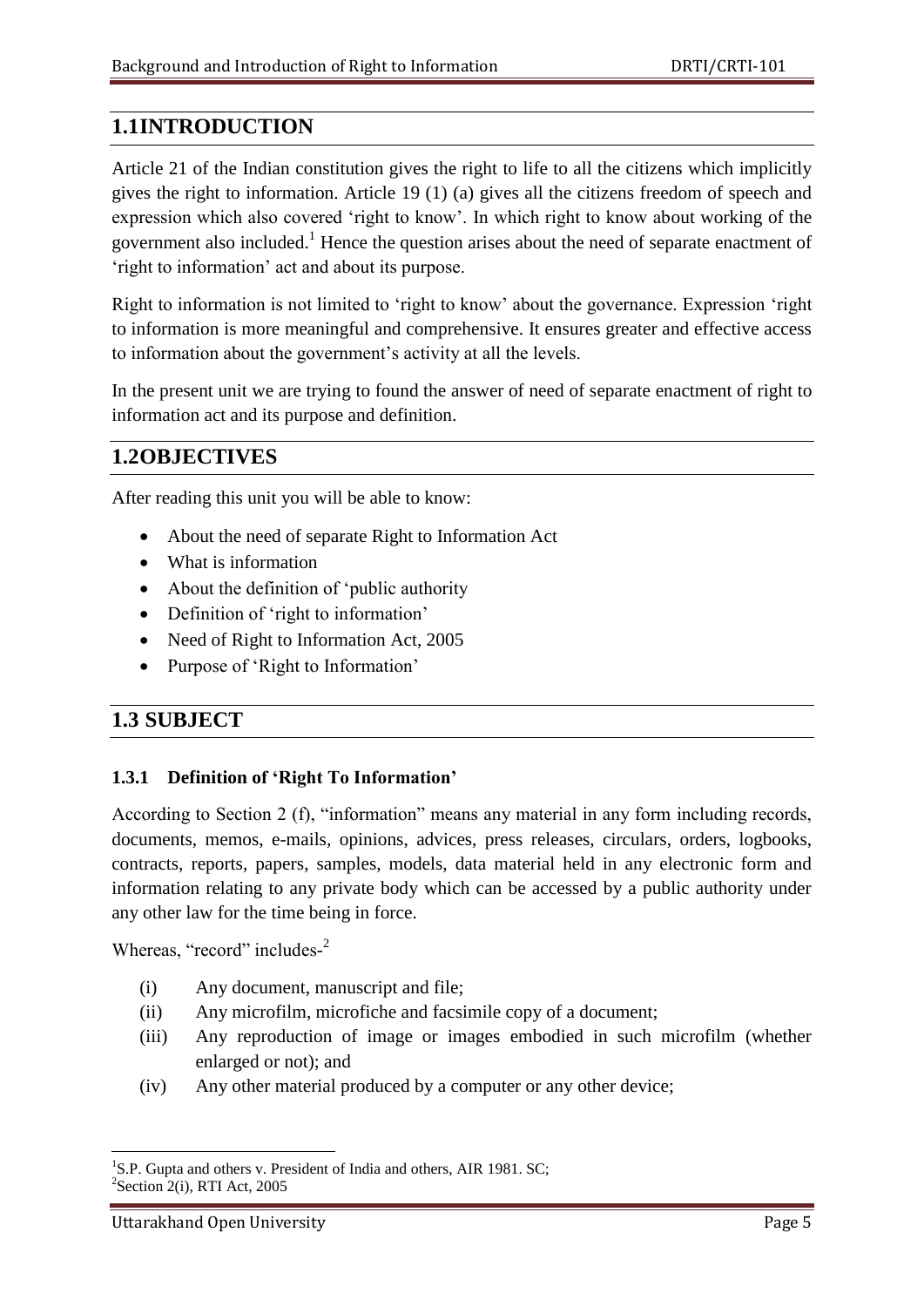## 1.1INTRODUCTION

Article 21 of the Indian constitution gives the right to life to all the citizens which implicitly gives the right to information. Article 19 (1) (a) gives all the citizens freedom of speech and expression which also covered 'right to know'. In which right to know about working of the government also included.[1] Hence the question arises about the need of separate enactment of 'right to information' act and about its purpose.

Right to information is not limited to 'right to know' about the governance. Expression 'right to information is more meaningful and comprehensive. It ensures greater and effective access to information about the government's activity at all the levels.

In the present unit we are trying to found the answer of need of separate enactment of right to information act and its purpose and definition.

## 1.2OBJECTIVES

After reading this unit you will be able to know:

- About the need of separate Right to Information Act
- What is information
- About the definition of 'public authority
- Definition of 'right to information'
- Need of Right to Information Act, 2005
- Purpose of 'Right to Information'

## 1.3 SUBJECT

### 1.3.1 Definition of 'Right To Information'

According to Section 2 (f), "information" means any material in any form including records, documents, memos, e-mails, opinions, advices, press releases, circulars, orders, logbooks, contracts, reports, papers, samples, models, data material held in any electronic form and information relating to any private body which can be accessed by a public authority under any other law for the time being in force.

Whereas, "record" includes-[2]

(i) Any document, manuscript and file;
(ii) Any microfilm, microfiche and facsimile copy of a document;
(iii) Any reproduction of image or images embodied in such microfilm (whether enlarged or not); and
(iv) Any other material produced by a computer or any other device;

---

[1] S.P. Gupta and others v. President of India and others, AIR 1981. SC;
[2] Section 2(i), RTI Act, 2005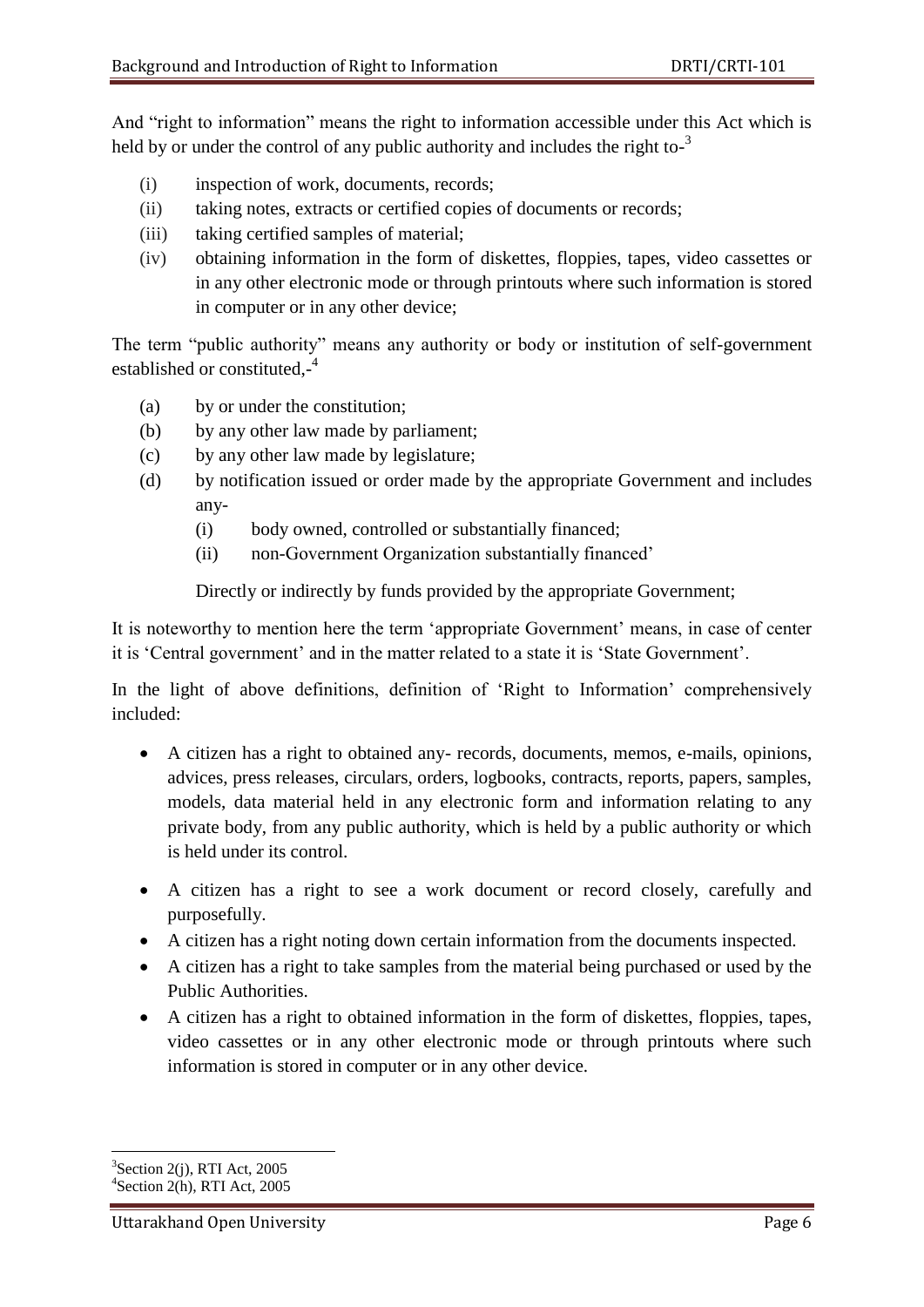And "right to information" means the right to information accessible under this Act which is held by or under the control of any public authority and includes the right to-[3]

(i) inspection of work, documents, records;
(ii) taking notes, extracts or certified copies of documents or records;
(iii) taking certified samples of material;
(iv) obtaining information in the form of diskettes, floppies, tapes, video cassettes or in any other electronic mode or through printouts where such information is stored in computer or in any other device;

The term "public authority" means any authority or body or institution of self-government established or constituted,-[4]

(a) by or under the constitution;
(b) by any other law made by parliament;
(c) by any other law made by legislature;
(d) by notification issued or order made by the appropriate Government and includes any-
    (i) body owned, controlled or substantially financed;
    (ii) non-Government Organization substantially financed'

    Directly or indirectly by funds provided by the appropriate Government;

It is noteworthy to mention here the term 'appropriate Government' means, in case of center it is 'Central government' and in the matter related to a state it is 'State Government'.

In the light of above definitions, definition of 'Right to Information' comprehensively included:

- A citizen has a right to obtained any- records, documents, memos, e-mails, opinions, advices, press releases, circulars, orders, logbooks, contracts, reports, papers, samples, models, data material held in any electronic form and information relating to any private body, from any public authority, which is held by a public authority or which is held under its control.
- A citizen has a right to see a work document or record closely, carefully and purposefully.
- A citizen has a right noting down certain information from the documents inspected.
- A citizen has a right to take samples from the material being purchased or used by the Public Authorities.
- A citizen has a right to obtained information in the form of diskettes, floppies, tapes, video cassettes or in any other electronic mode or through printouts where such information is stored in computer or in any other device.

---

[3] Section 2(j), RTI Act, 2005
[4] Section 2(h), RTI Act, 2005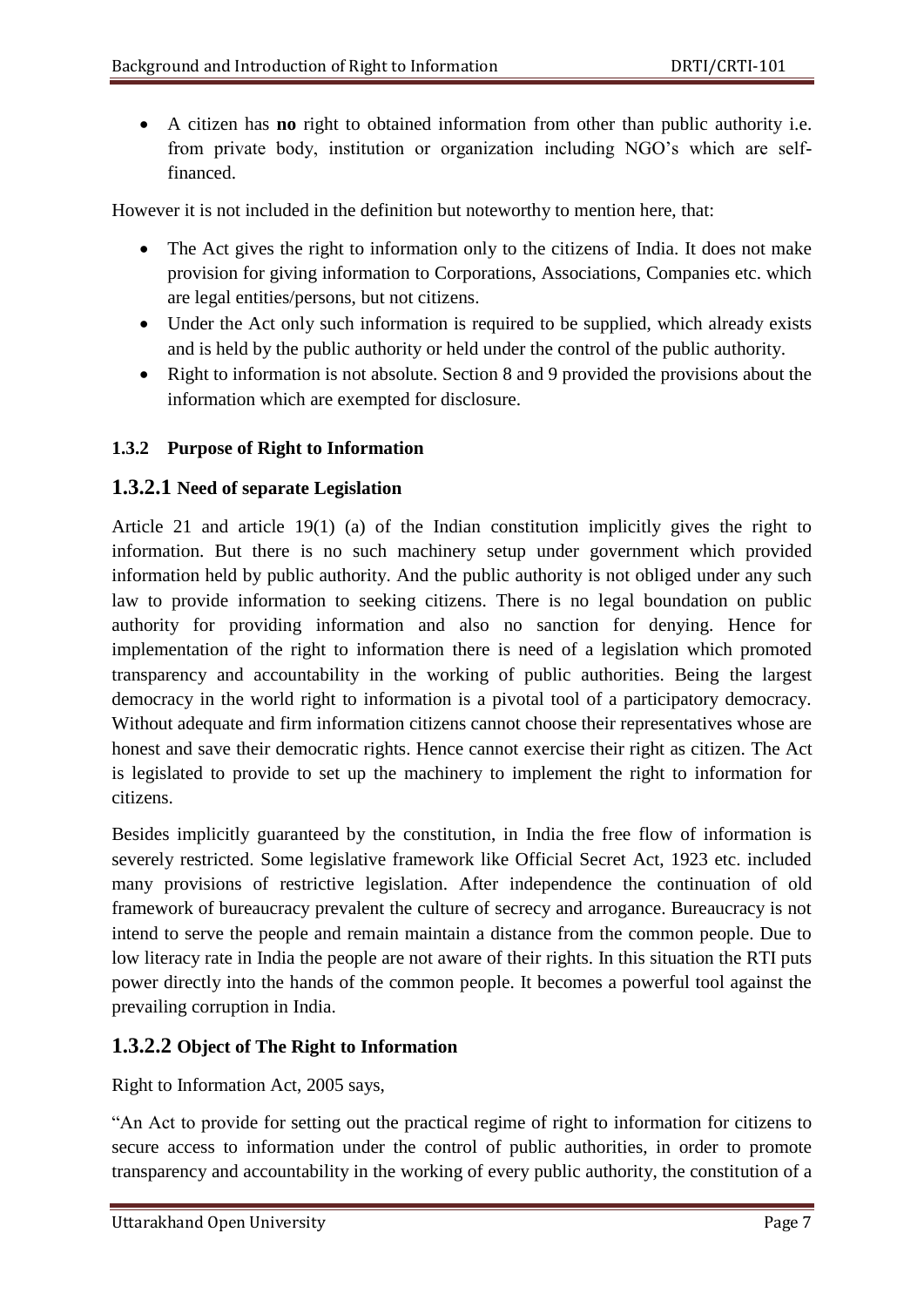- A citizen has **no** right to obtained information from other than public authority i.e. from private body, institution or organization including NGO's which are self-financed.

However it is not included in the definition but noteworthy to mention here, that:

- The Act gives the right to information only to the citizens of India. It does not make provision for giving information to Corporations, Associations, Companies etc. which are legal entities/persons, but not citizens.
- Under the Act only such information is required to be supplied, which already exists and is held by the public authority or held under the control of the public authority.
- Right to information is not absolute. Section 8 and 9 provided the provisions about the information which are exempted for disclosure.

### 1.3.2 Purpose of Right to Information

#### 1.3.2.1 Need of separate Legislation

Article 21 and article 19(1) (a) of the Indian constitution implicitly gives the right to information. But there is no such machinery setup under government which provided information held by public authority. And the public authority is not obliged under any such law to provide information to seeking citizens. There is no legal boundation on public authority for providing information and also no sanction for denying. Hence for implementation of the right to information there is need of a legislation which promoted transparency and accountability in the working of public authorities. Being the largest democracy in the world right to information is a pivotal tool of a participatory democracy. Without adequate and firm information citizens cannot choose their representatives whose are honest and save their democratic rights. Hence cannot exercise their right as citizen. The Act is legislated to provide to set up the machinery to implement the right to information for citizens.

Besides implicitly guaranteed by the constitution, in India the free flow of information is severely restricted. Some legislative framework like Official Secret Act, 1923 etc. included many provisions of restrictive legislation. After independence the continuation of old framework of bureaucracy prevalent the culture of secrecy and arrogance. Bureaucracy is not intend to serve the people and remain maintain a distance from the common people. Due to low literacy rate in India the people are not aware of their rights. In this situation the RTI puts power directly into the hands of the common people. It becomes a powerful tool against the prevailing corruption in India.

#### 1.3.2.2 Object of The Right to Information

Right to Information Act, 2005 says,

"An Act to provide for setting out the practical regime of right to information for citizens to secure access to information under the control of public authorities, in order to promote transparency and accountability in the working of every public authority, the constitution of a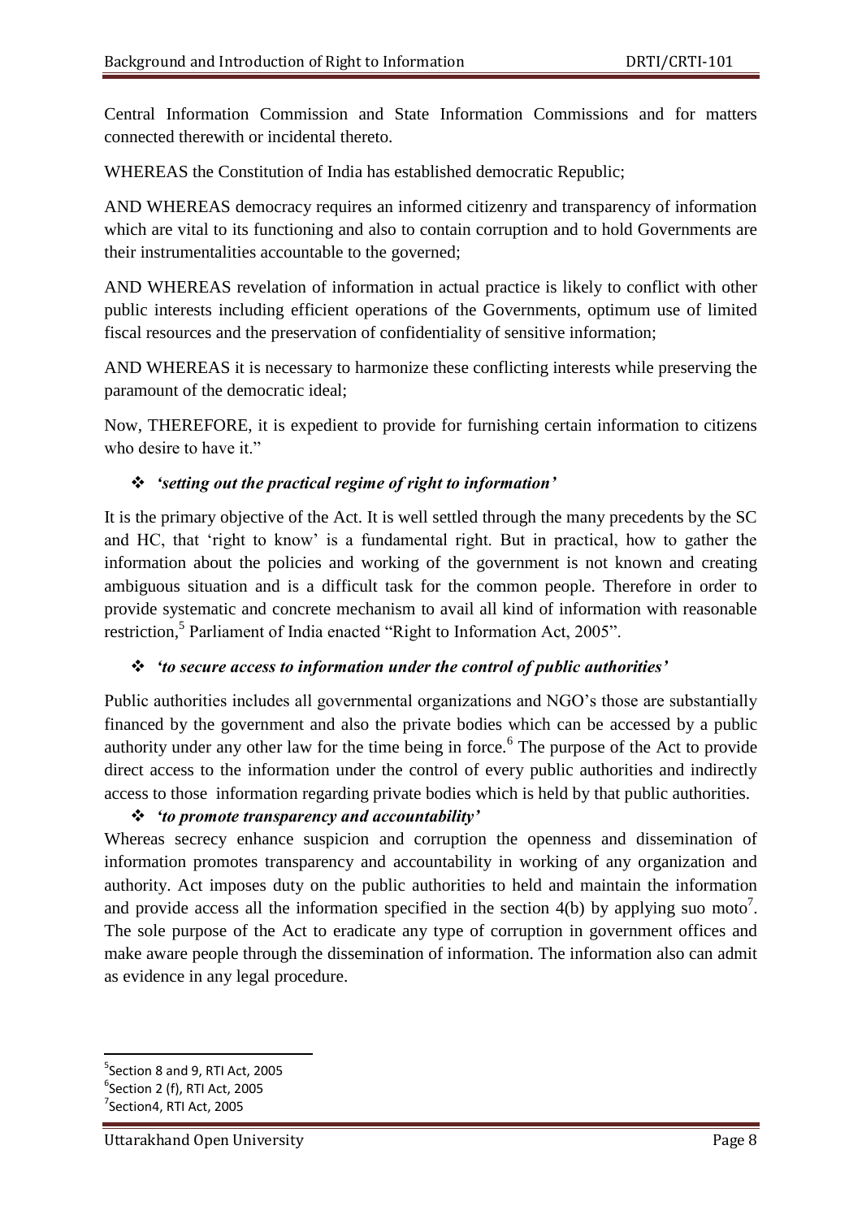Central Information Commission and State Information Commissions and for matters connected therewith or incidental thereto.

WHEREAS the Constitution of India has established democratic Republic;

AND WHEREAS democracy requires an informed citizenry and transparency of information which are vital to its functioning and also to contain corruption and to hold Governments are their instrumentalities accountable to the governed;

AND WHEREAS revelation of information in actual practice is likely to conflict with other public interests including efficient operations of the Governments, optimum use of limited fiscal resources and the preservation of confidentiality of sensitive information;

AND WHEREAS it is necessary to harmonize these conflicting interests while preserving the paramount of the democratic ideal;

Now, THEREFORE, it is expedient to provide for furnishing certain information to citizens who desire to have it."

- ***'setting out the practical regime of right to information'***

It is the primary objective of the Act. It is well settled through the many precedents by the SC and HC, that 'right to know' is a fundamental right. But in practical, how to gather the information about the policies and working of the government is not known and creating ambiguous situation and is a difficult task for the common people. Therefore in order to provide systematic and concrete mechanism to avail all kind of information with reasonable restriction,[5] Parliament of India enacted "Right to Information Act, 2005".

- ***'to secure access to information under the control of public authorities'***

Public authorities includes all governmental organizations and NGO's those are substantially financed by the government and also the private bodies which can be accessed by a public authority under any other law for the time being in force.[6] The purpose of the Act to provide direct access to the information under the control of every public authorities and indirectly access to those information regarding private bodies which is held by that public authorities.

- ***'to promote transparency and accountability'***

Whereas secrecy enhance suspicion and corruption the openness and dissemination of information promotes transparency and accountability in working of any organization and authority. Act imposes duty on the public authorities to held and maintain the information and provide access all the information specified in the section 4(b) by applying suo moto[7]. The sole purpose of the Act to eradicate any type of corruption in government offices and make aware people through the dissemination of information. The information also can admit as evidence in any legal procedure.

---

[5] Section 8 and 9, RTI Act, 2005

[6] Section 2 (f), RTI Act, 2005

[7] Section4, RTI Act, 2005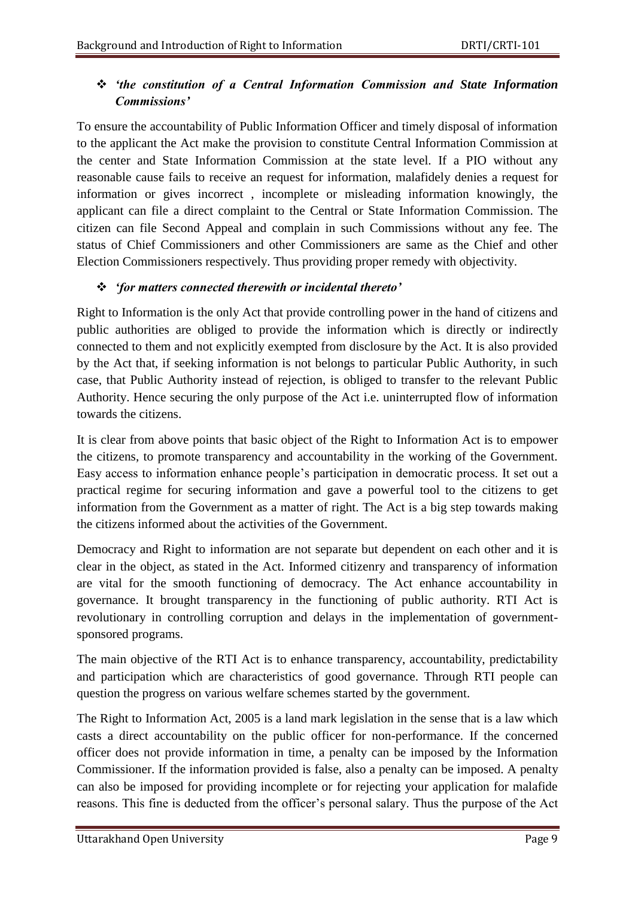- ***'the constitution of a Central Information Commission and State Information Commissions'***

To ensure the accountability of Public Information Officer and timely disposal of information to the applicant the Act make the provision to constitute Central Information Commission at the center and State Information Commission at the state level. If a PIO without any reasonable cause fails to receive an request for information, malafidely denies a request for information or gives incorrect , incomplete or misleading information knowingly, the applicant can file a direct complaint to the Central or State Information Commission. The citizen can file Second Appeal and complain in such Commissions without any fee. The status of Chief Commissioners and other Commissioners are same as the Chief and other Election Commissioners respectively. Thus providing proper remedy with objectivity.

- ***'for matters connected therewith or incidental thereto'***

Right to Information is the only Act that provide controlling power in the hand of citizens and public authorities are obliged to provide the information which is directly or indirectly connected to them and not explicitly exempted from disclosure by the Act. It is also provided by the Act that, if seeking information is not belongs to particular Public Authority, in such case, that Public Authority instead of rejection, is obliged to transfer to the relevant Public Authority. Hence securing the only purpose of the Act i.e. uninterrupted flow of information towards the citizens.

It is clear from above points that basic object of the Right to Information Act is to empower the citizens, to promote transparency and accountability in the working of the Government. Easy access to information enhance people's participation in democratic process. It set out a practical regime for securing information and gave a powerful tool to the citizens to get information from the Government as a matter of right. The Act is a big step towards making the citizens informed about the activities of the Government.

Democracy and Right to information are not separate but dependent on each other and it is clear in the object, as stated in the Act. Informed citizenry and transparency of information are vital for the smooth functioning of democracy. The Act enhance accountability in governance. It brought transparency in the functioning of public authority. RTI Act is revolutionary in controlling corruption and delays in the implementation of government-sponsored programs.

The main objective of the RTI Act is to enhance transparency, accountability, predictability and participation which are characteristics of good governance. Through RTI people can question the progress on various welfare schemes started by the government.

The Right to Information Act, 2005 is a land mark legislation in the sense that is a law which casts a direct accountability on the public officer for non-performance. If the concerned officer does not provide information in time, a penalty can be imposed by the Information Commissioner. If the information provided is false, also a penalty can be imposed. A penalty can also be imposed for providing incomplete or for rejecting your application for malafide reasons. This fine is deducted from the officer's personal salary. Thus the purpose of the Act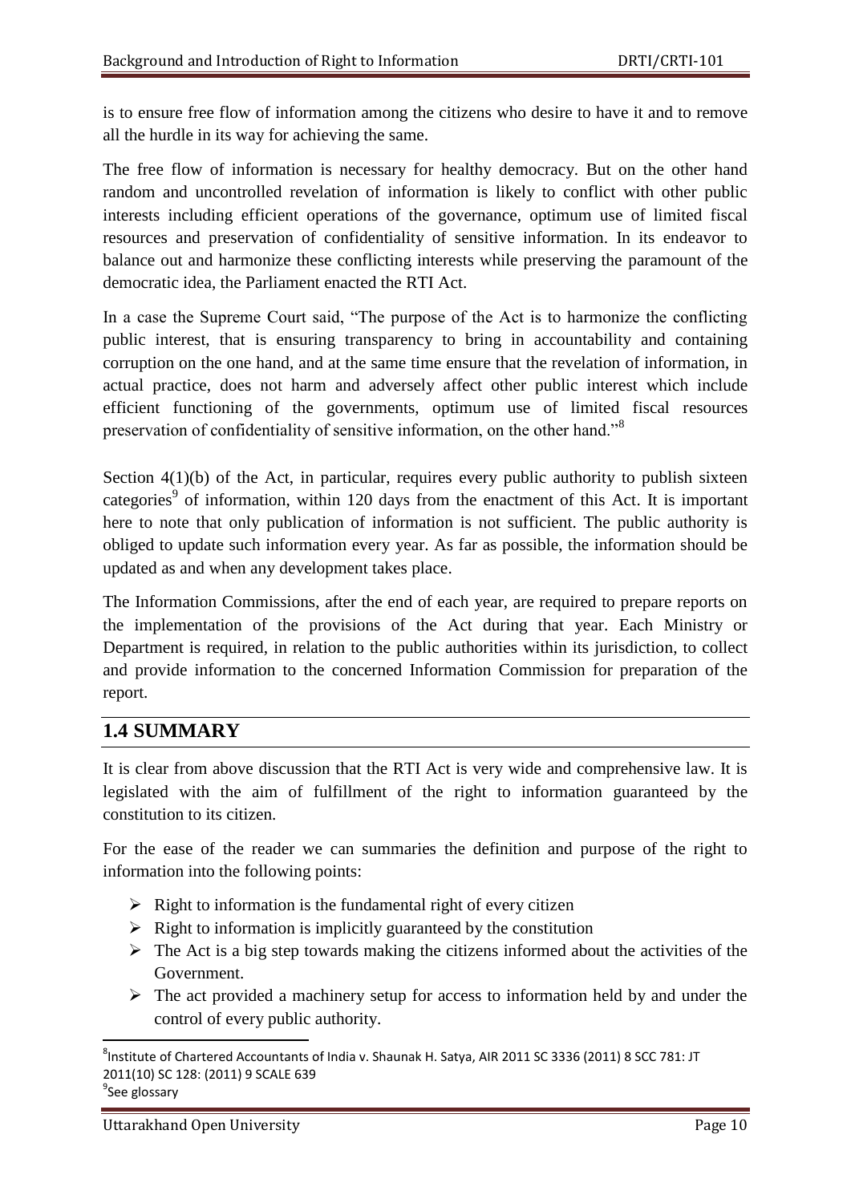is to ensure free flow of information among the citizens who desire to have it and to remove all the hurdle in its way for achieving the same.

The free flow of information is necessary for healthy democracy. But on the other hand random and uncontrolled revelation of information is likely to conflict with other public interests including efficient operations of the governance, optimum use of limited fiscal resources and preservation of confidentiality of sensitive information. In its endeavor to balance out and harmonize these conflicting interests while preserving the paramount of the democratic idea, the Parliament enacted the RTI Act.

In a case the Supreme Court said, "The purpose of the Act is to harmonize the conflicting public interest, that is ensuring transparency to bring in accountability and containing corruption on the one hand, and at the same time ensure that the revelation of information, in actual practice, does not harm and adversely affect other public interest which include efficient functioning of the governments, optimum use of limited fiscal resources preservation of confidentiality of sensitive information, on the other hand."[8]

Section 4(1)(b) of the Act, in particular, requires every public authority to publish sixteen categories[9] of information, within 120 days from the enactment of this Act. It is important here to note that only publication of information is not sufficient. The public authority is obliged to update such information every year. As far as possible, the information should be updated as and when any development takes place.

The Information Commissions, after the end of each year, are required to prepare reports on the implementation of the provisions of the Act during that year. Each Ministry or Department is required, in relation to the public authorities within its jurisdiction, to collect and provide information to the concerned Information Commission for preparation of the report.

## 1.4 SUMMARY

It is clear from above discussion that the RTI Act is very wide and comprehensive law. It is legislated with the aim of fulfillment of the right to information guaranteed by the constitution to its citizen.

For the ease of the reader we can summaries the definition and purpose of the right to information into the following points:

- Right to information is the fundamental right of every citizen
- Right to information is implicitly guaranteed by the constitution
- The Act is a big step towards making the citizens informed about the activities of the Government.
- The act provided a machinery setup for access to information held by and under the control of every public authority.

[8] Institute of Chartered Accountants of India v. Shaunak H. Satya, AIR 2011 SC 3336 (2011) 8 SCC 781: JT 2011(10) SC 128: (2011) 9 SCALE 639

[9] See glossary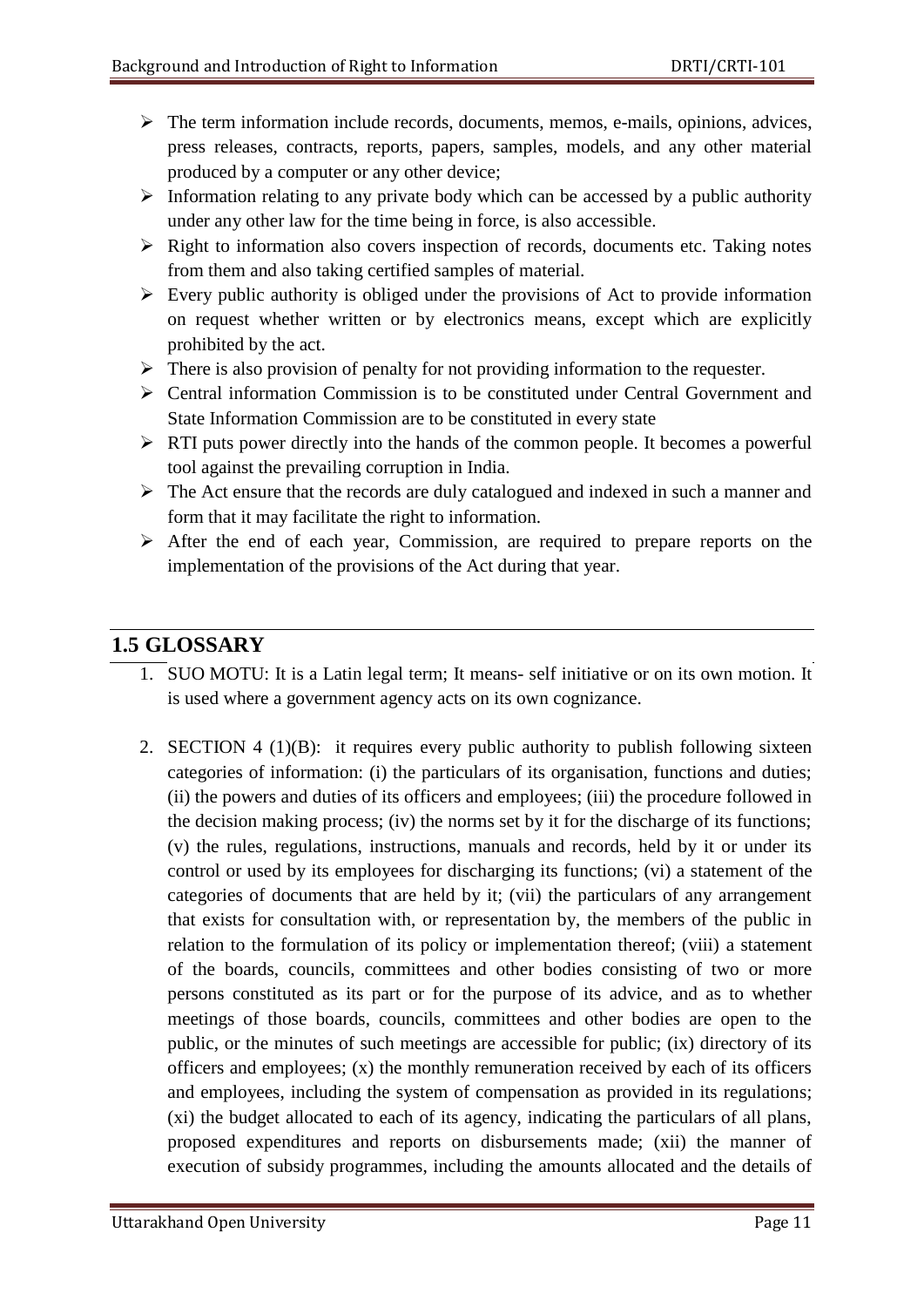- The term information include records, documents, memos, e-mails, opinions, advices, press releases, contracts, reports, papers, samples, models, and any other material produced by a computer or any other device;
- Information relating to any private body which can be accessed by a public authority under any other law for the time being in force, is also accessible.
- Right to information also covers inspection of records, documents etc. Taking notes from them and also taking certified samples of material.
- Every public authority is obliged under the provisions of Act to provide information on request whether written or by electronics means, except which are explicitly prohibited by the act.
- There is also provision of penalty for not providing information to the requester.
- Central information Commission is to be constituted under Central Government and State Information Commission are to be constituted in every state
- RTI puts power directly into the hands of the common people. It becomes a powerful tool against the prevailing corruption in India.
- The Act ensure that the records are duly catalogued and indexed in such a manner and form that it may facilitate the right to information.
- After the end of each year, Commission, are required to prepare reports on the implementation of the provisions of the Act during that year.

## 1.5 GLOSSARY

1. SUO MOTU: It is a Latin legal term; It means- self initiative or on its own motion. It is used where a government agency acts on its own cognizance.

2. SECTION 4 (1)(B): it requires every public authority to publish following sixteen categories of information: (i) the particulars of its organisation, functions and duties; (ii) the powers and duties of its officers and employees; (iii) the procedure followed in the decision making process; (iv) the norms set by it for the discharge of its functions; (v) the rules, regulations, instructions, manuals and records, held by it or under its control or used by its employees for discharging its functions; (vi) a statement of the categories of documents that are held by it; (vii) the particulars of any arrangement that exists for consultation with, or representation by, the members of the public in relation to the formulation of its policy or implementation thereof; (viii) a statement of the boards, councils, committees and other bodies consisting of two or more persons constituted as its part or for the purpose of its advice, and as to whether meetings of those boards, councils, committees and other bodies are open to the public, or the minutes of such meetings are accessible for public; (ix) directory of its officers and employees; (x) the monthly remuneration received by each of its officers and employees, including the system of compensation as provided in its regulations; (xi) the budget allocated to each of its agency, indicating the particulars of all plans, proposed expenditures and reports on disbursements made; (xii) the manner of execution of subsidy programmes, including the amounts allocated and the details of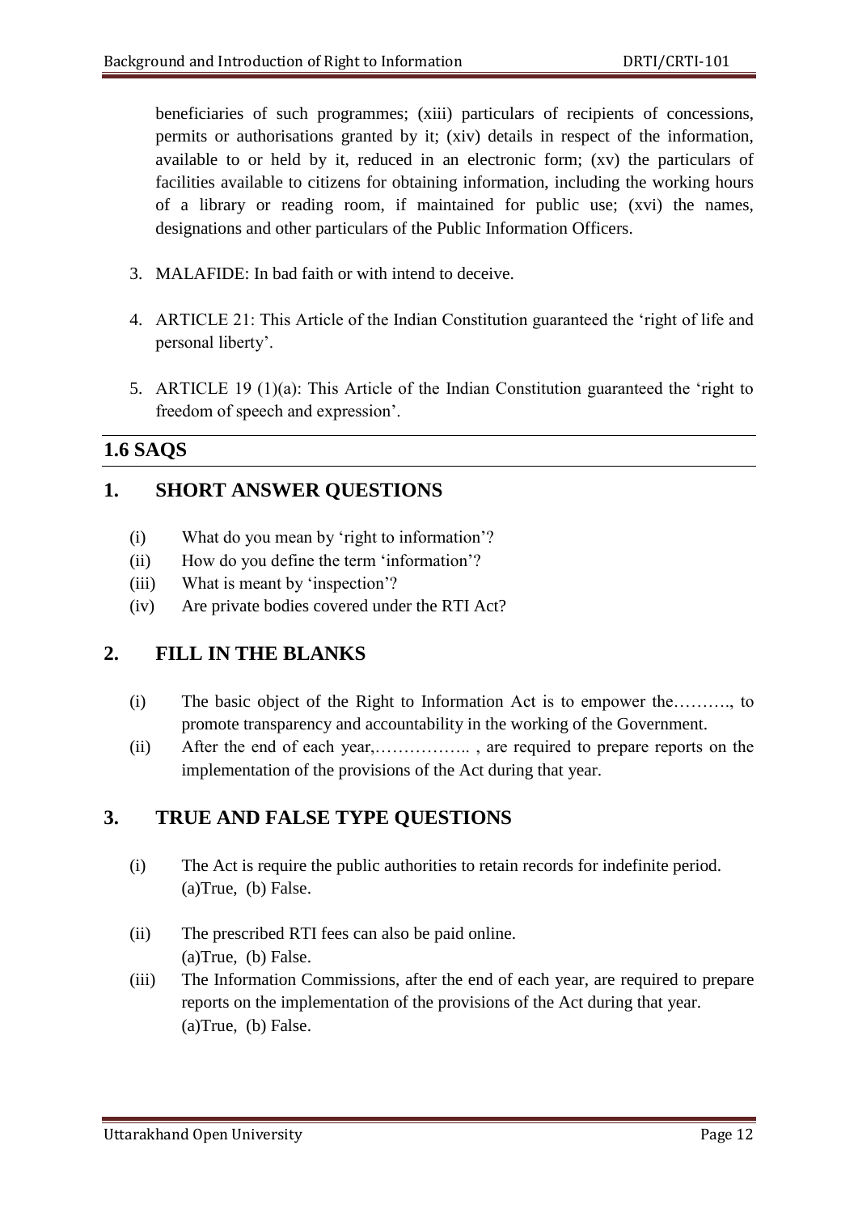beneficiaries of such programmes; (xiii) particulars of recipients of concessions, permits or authorisations granted by it; (xiv) details in respect of the information, available to or held by it, reduced in an electronic form; (xv) the particulars of facilities available to citizens for obtaining information, including the working hours of a library or reading room, if maintained for public use; (xvi) the names, designations and other particulars of the Public Information Officers.

3. MALAFIDE: In bad faith or with intend to deceive.

4. ARTICLE 21: This Article of the Indian Constitution guaranteed the 'right of life and personal liberty'.

5. ARTICLE 19 (1)(a): This Article of the Indian Constitution guaranteed the 'right to freedom of speech and expression'.

## 1.6 SAQS

## 1. SHORT ANSWER QUESTIONS

(i) What do you mean by 'right to information'?
(ii) How do you define the term 'information'?
(iii) What is meant by 'inspection'?
(iv) Are private bodies covered under the RTI Act?

## 2. FILL IN THE BLANKS

(i) The basic object of the Right to Information Act is to empower the………., to promote transparency and accountability in the working of the Government.

(ii) After the end of each year,…………….. , are required to prepare reports on the implementation of the provisions of the Act during that year.

## 3. TRUE AND FALSE TYPE QUESTIONS

(i) The Act is require the public authorities to retain records for indefinite period.
(a)True, (b) False.

(ii) The prescribed RTI fees can also be paid online.
(a)True, (b) False.

(iii) The Information Commissions, after the end of each year, are required to prepare reports on the implementation of the provisions of the Act during that year.
(a)True, (b) False.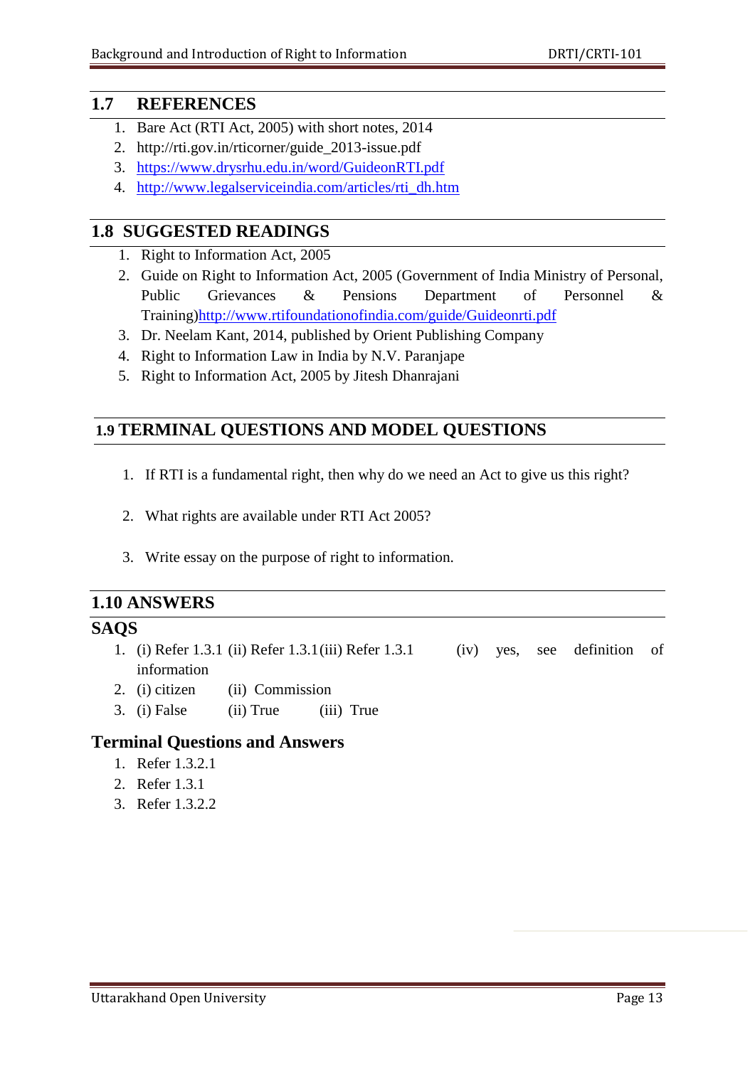## 1.7 REFERENCES

1. Bare Act (RTI Act, 2005) with short notes, 2014
2. http://rti.gov.in/rticorner/guide_2013-issue.pdf
3. https://www.drysrhu.edu.in/word/GuideonRTI.pdf
4. http://www.legalserviceindia.com/articles/rti_dh.htm

## 1.8 SUGGESTED READINGS

1. Right to Information Act, 2005
2. Guide on Right to Information Act, 2005 (Government of India Ministry of Personal, Public Grievances & Pensions Department of Personnel & Training)http://www.rtifoundationofindia.com/guide/Guideonrti.pdf
3. Dr. Neelam Kant, 2014, published by Orient Publishing Company
4. Right to Information Law in India by N.V. Paranjape
5. Right to Information Act, 2005 by Jitesh Dhanrajani

## 1.9 TERMINAL QUESTIONS AND MODEL QUESTIONS

1. If RTI is a fundamental right, then why do we need an Act to give us this right?
2. What rights are available under RTI Act 2005?
3. Write essay on the purpose of right to information.

## 1.10 ANSWERS

### SAQS

1. (i) Refer 1.3.1 (ii) Refer 1.3.1 (iii) Refer 1.3.1 (iv) yes, see definition of information
2. (i) citizen (ii) Commission
3. (i) False (ii) True (iii) True

### Terminal Questions and Answers

1. Refer 1.3.2.1
2. Refer 1.3.1
3. Refer 1.3.2.2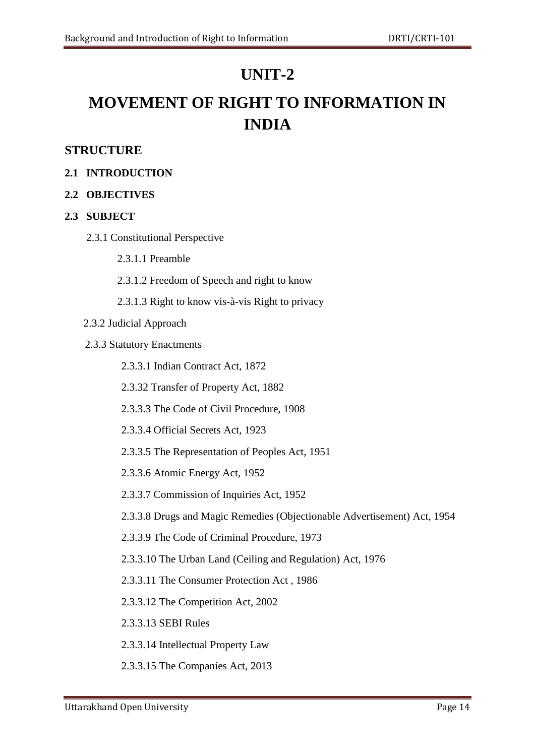# UNIT-2

# MOVEMENT OF RIGHT TO INFORMATION IN INDIA

## STRUCTURE

**2.1 INTRODUCTION**

**2.2 OBJECTIVES**

**2.3 SUBJECT**

- 2.3.1 Constitutional Perspective
  - 2.3.1.1 Preamble
  - 2.3.1.2 Freedom of Speech and right to know
  - 2.3.1.3 Right to know vis-à-vis Right to privacy
- 2.3.2 Judicial Approach
- 2.3.3 Statutory Enactments
  - 2.3.3.1 Indian Contract Act, 1872
  - 2.3.32 Transfer of Property Act, 1882
  - 2.3.3.3 The Code of Civil Procedure, 1908
  - 2.3.3.4 Official Secrets Act, 1923
  - 2.3.3.5 The Representation of Peoples Act, 1951
  - 2.3.3.6 Atomic Energy Act, 1952
  - 2.3.3.7 Commission of Inquiries Act, 1952
  - 2.3.3.8 Drugs and Magic Remedies (Objectionable Advertisement) Act, 1954
  - 2.3.3.9 The Code of Criminal Procedure, 1973
  - 2.3.3.10 The Urban Land (Ceiling and Regulation) Act, 1976
  - 2.3.3.11 The Consumer Protection Act , 1986
  - 2.3.3.12 The Competition Act, 2002
  - 2.3.3.13 SEBI Rules
  - 2.3.3.14 Intellectual Property Law
  - 2.3.3.15 The Companies Act, 2013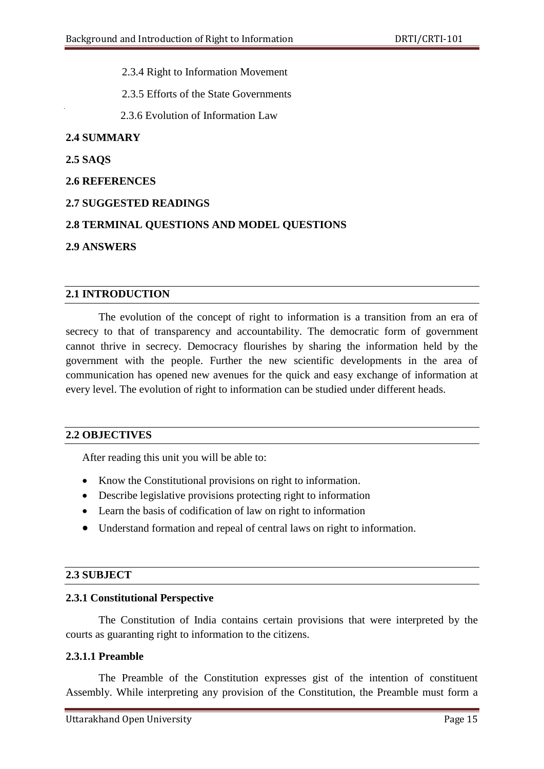2.3.4 Right to Information Movement

2.3.5 Efforts of the State Governments

2.3.6 Evolution of Information Law

**2.4 SUMMARY**

**2.5 SAQS**

**2.6 REFERENCES**

**2.7 SUGGESTED READINGS**

**2.8 TERMINAL QUESTIONS AND MODEL QUESTIONS**

**2.9 ANSWERS**

## 2.1 INTRODUCTION

The evolution of the concept of right to information is a transition from an era of secrecy to that of transparency and accountability. The democratic form of government cannot thrive in secrecy. Democracy flourishes by sharing the information held by the government with the people. Further the new scientific developments in the area of communication has opened new avenues for the quick and easy exchange of information at every level. The evolution of right to information can be studied under different heads.

## 2.2 OBJECTIVES

After reading this unit you will be able to:

- Know the Constitutional provisions on right to information.
- Describe legislative provisions protecting right to information
- Learn the basis of codification of law on right to information
- Understand formation and repeal of central laws on right to information.

## 2.3 SUBJECT

### 2.3.1 Constitutional Perspective

The Constitution of India contains certain provisions that were interpreted by the courts as guaranting right to information to the citizens.

#### 2.3.1.1 Preamble

The Preamble of the Constitution expresses gist of the intention of constituent Assembly. While interpreting any provision of the Constitution, the Preamble must form a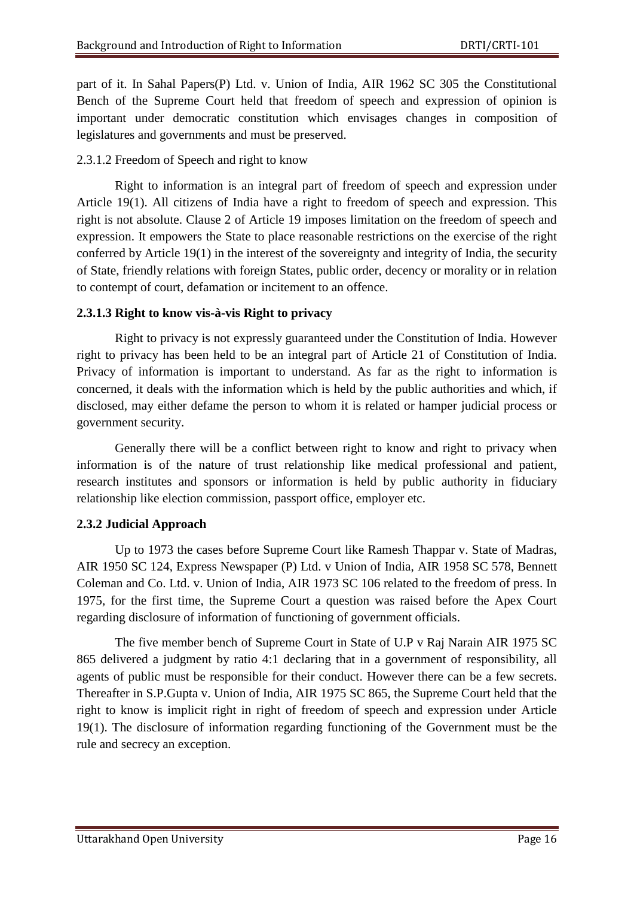part of it. In Sahal Papers(P) Ltd. v. Union of India, AIR 1962 SC 305 the Constitutional Bench of the Supreme Court held that freedom of speech and expression of opinion is important under democratic constitution which envisages changes in composition of legislatures and governments and must be preserved.

2.3.1.2 Freedom of Speech and right to know

Right to information is an integral part of freedom of speech and expression under Article 19(1). All citizens of India have a right to freedom of speech and expression. This right is not absolute. Clause 2 of Article 19 imposes limitation on the freedom of speech and expression. It empowers the State to place reasonable restrictions on the exercise of the right conferred by Article 19(1) in the interest of the sovereignty and integrity of India, the security of State, friendly relations with foreign States, public order, decency or morality or in relation to contempt of court, defamation or incitement to an offence.

### 2.3.1.3 Right to know vis-à-vis Right to privacy

Right to privacy is not expressly guaranteed under the Constitution of India. However right to privacy has been held to be an integral part of Article 21 of Constitution of India. Privacy of information is important to understand. As far as the right to information is concerned, it deals with the information which is held by the public authorities and which, if disclosed, may either defame the person to whom it is related or hamper judicial process or government security.

Generally there will be a conflict between right to know and right to privacy when information is of the nature of trust relationship like medical professional and patient, research institutes and sponsors or information is held by public authority in fiduciary relationship like election commission, passport office, employer etc.

### 2.3.2 Judicial Approach

Up to 1973 the cases before Supreme Court like Ramesh Thappar v. State of Madras, AIR 1950 SC 124, Express Newspaper (P) Ltd. v Union of India, AIR 1958 SC 578, Bennett Coleman and Co. Ltd. v. Union of India, AIR 1973 SC 106 related to the freedom of press. In 1975, for the first time, the Supreme Court a question was raised before the Apex Court regarding disclosure of information of functioning of government officials.

The five member bench of Supreme Court in State of U.P v Raj Narain AIR 1975 SC 865 delivered a judgment by ratio 4:1 declaring that in a government of responsibility, all agents of public must be responsible for their conduct. However there can be a few secrets. Thereafter in S.P.Gupta v. Union of India, AIR 1975 SC 865, the Supreme Court held that the right to know is implicit right in right of freedom of speech and expression under Article 19(1). The disclosure of information regarding functioning of the Government must be the rule and secrecy an exception.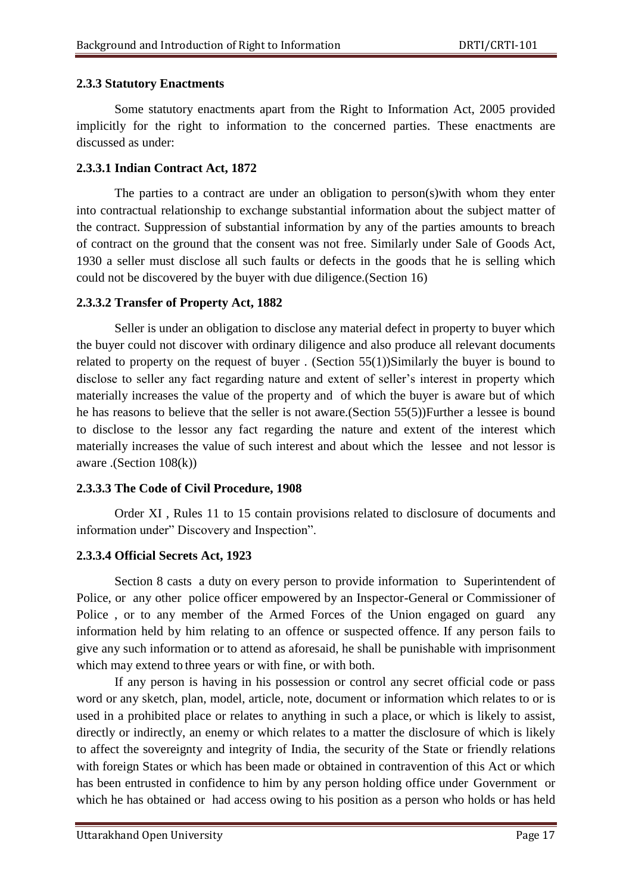### 2.3.3 Statutory Enactments

Some statutory enactments apart from the Right to Information Act, 2005 provided implicitly for the right to information to the concerned parties. These enactments are discussed as under:

#### 2.3.3.1 Indian Contract Act, 1872

The parties to a contract are under an obligation to person(s)with whom they enter into contractual relationship to exchange substantial information about the subject matter of the contract. Suppression of substantial information by any of the parties amounts to breach of contract on the ground that the consent was not free. Similarly under Sale of Goods Act, 1930 a seller must disclose all such faults or defects in the goods that he is selling which could not be discovered by the buyer with due diligence.(Section 16)

#### 2.3.3.2 Transfer of Property Act, 1882

Seller is under an obligation to disclose any material defect in property to buyer which the buyer could not discover with ordinary diligence and also produce all relevant documents related to property on the request of buyer . (Section 55(1))Similarly the buyer is bound to disclose to seller any fact regarding nature and extent of seller's interest in property which materially increases the value of the property and of which the buyer is aware but of which he has reasons to believe that the seller is not aware.(Section 55(5))Further a lessee is bound to disclose to the lessor any fact regarding the nature and extent of the interest which materially increases the value of such interest and about which the lessee and not lessor is aware .(Section 108(k))

#### 2.3.3.3 The Code of Civil Procedure, 1908

Order XI , Rules 11 to 15 contain provisions related to disclosure of documents and information under" Discovery and Inspection".

#### 2.3.3.4 Official Secrets Act, 1923

Section 8 casts a duty on every person to provide information to Superintendent of Police, or any other police officer empowered by an Inspector-General or Commissioner of Police , or to any member of the Armed Forces of the Union engaged on guard any information held by him relating to an offence or suspected offence. If any person fails to give any such information or to attend as aforesaid, he shall be punishable with imprisonment which may extend to three years or with fine, or with both.

If any person is having in his possession or control any secret official code or pass word or any sketch, plan, model, article, note, document or information which relates to or is used in a prohibited place or relates to anything in such a place, or which is likely to assist, directly or indirectly, an enemy or which relates to a matter the disclosure of which is likely to affect the sovereignty and integrity of India, the security of the State or friendly relations with foreign States or which has been made or obtained in contravention of this Act or which has been entrusted in confidence to him by any person holding office under Government or which he has obtained or had access owing to his position as a person who holds or has held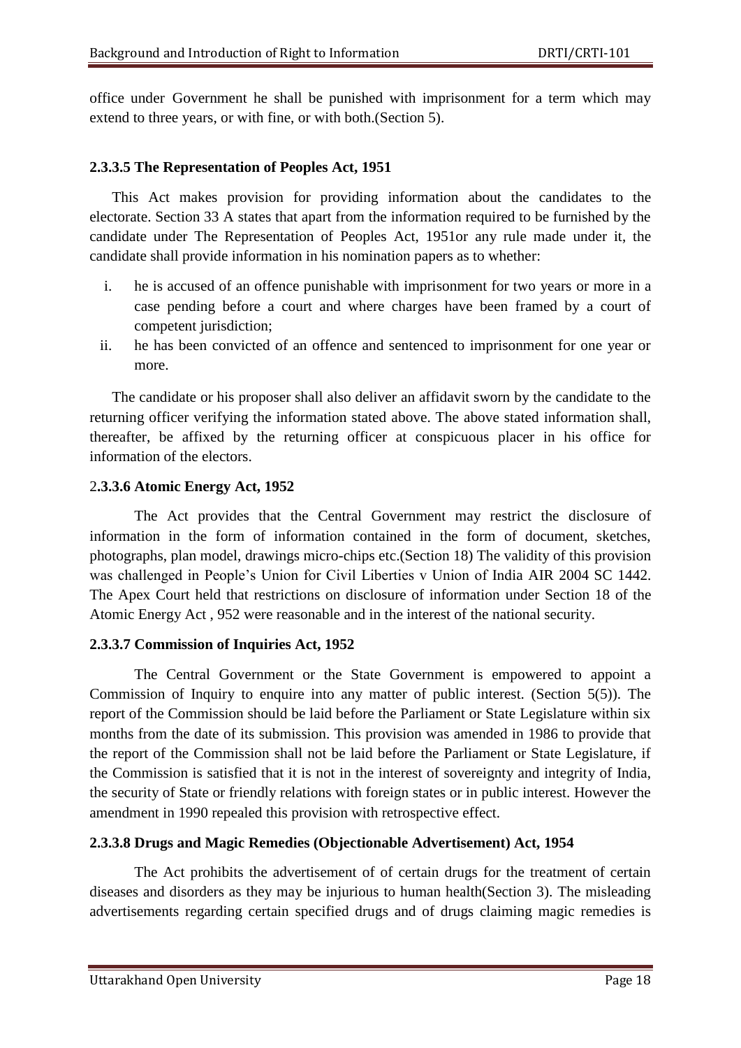office under Government he shall be punished with imprisonment for a term which may extend to three years, or with fine, or with both.(Section 5).

### 2.3.3.5 The Representation of Peoples Act, 1951

This Act makes provision for providing information about the candidates to the electorate. Section 33 A states that apart from the information required to be furnished by the candidate under The Representation of Peoples Act, 1951or any rule made under it, the candidate shall provide information in his nomination papers as to whether:

i. he is accused of an offence punishable with imprisonment for two years or more in a case pending before a court and where charges have been framed by a court of competent jurisdiction;
ii. he has been convicted of an offence and sentenced to imprisonment for one year or more.

The candidate or his proposer shall also deliver an affidavit sworn by the candidate to the returning officer verifying the information stated above. The above stated information shall, thereafter, be affixed by the returning officer at conspicuous placer in his office for information of the electors.

### 2.3.3.6 Atomic Energy Act, 1952

The Act provides that the Central Government may restrict the disclosure of information in the form of information contained in the form of document, sketches, photographs, plan model, drawings micro-chips etc.(Section 18) The validity of this provision was challenged in People's Union for Civil Liberties v Union of India AIR 2004 SC 1442. The Apex Court held that restrictions on disclosure of information under Section 18 of the Atomic Energy Act , 952 were reasonable and in the interest of the national security.

### 2.3.3.7 Commission of Inquiries Act, 1952

The Central Government or the State Government is empowered to appoint a Commission of Inquiry to enquire into any matter of public interest. (Section 5(5)). The report of the Commission should be laid before the Parliament or State Legislature within six months from the date of its submission. This provision was amended in 1986 to provide that the report of the Commission shall not be laid before the Parliament or State Legislature, if the Commission is satisfied that it is not in the interest of sovereignty and integrity of India, the security of State or friendly relations with foreign states or in public interest. However the amendment in 1990 repealed this provision with retrospective effect.

### 2.3.3.8 Drugs and Magic Remedies (Objectionable Advertisement) Act, 1954

The Act prohibits the advertisement of of certain drugs for the treatment of certain diseases and disorders as they may be injurious to human health(Section 3). The misleading advertisements regarding certain specified drugs and of drugs claiming magic remedies is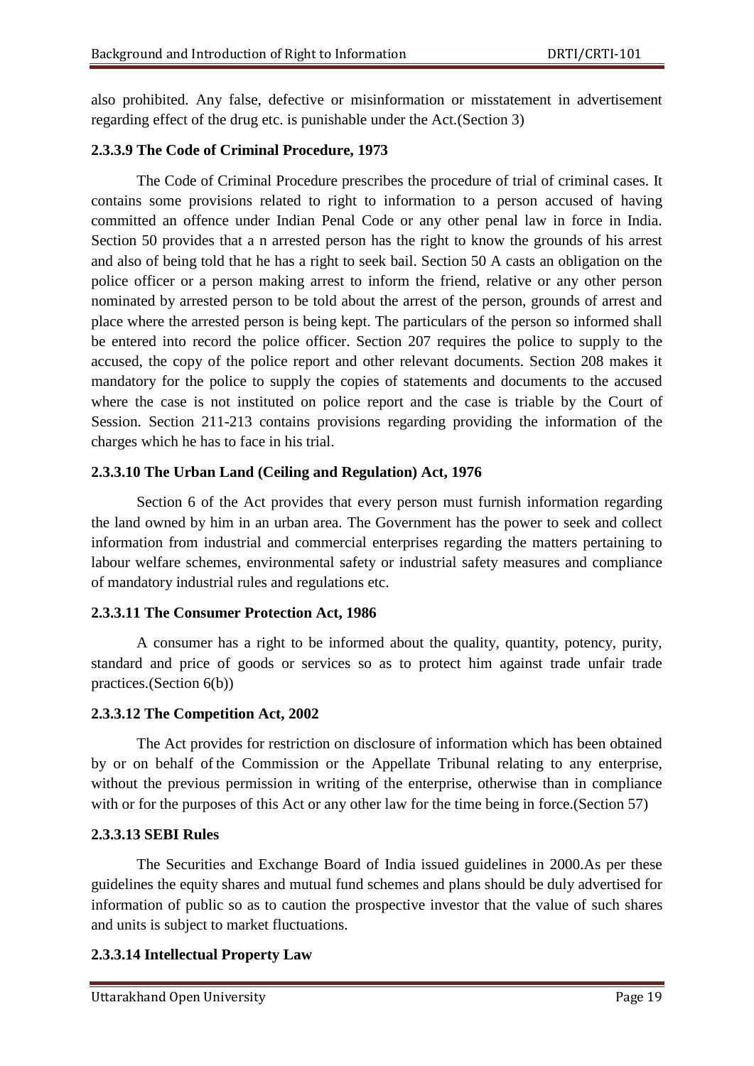also prohibited. Any false, defective or misinformation or misstatement in advertisement regarding effect of the drug etc. is punishable under the Act.(Section 3)

#### 2.3.3.9 The Code of Criminal Procedure, 1973

The Code of Criminal Procedure prescribes the procedure of trial of criminal cases. It contains some provisions related to right to information to a person accused of having committed an offence under Indian Penal Code or any other penal law in force in India. Section 50 provides that a n arrested person has the right to know the grounds of his arrest and also of being told that he has a right to seek bail. Section 50 A casts an obligation on the police officer or a person making arrest to inform the friend, relative or any other person nominated by arrested person to be told about the arrest of the person, grounds of arrest and place where the arrested person is being kept. The particulars of the person so informed shall be entered into record the police officer. Section 207 requires the police to supply to the accused, the copy of the police report and other relevant documents. Section 208 makes it mandatory for the police to supply the copies of statements and documents to the accused where the case is not instituted on police report and the case is triable by the Court of Session. Section 211-213 contains provisions regarding providing the information of the charges which he has to face in his trial.

#### 2.3.3.10 The Urban Land (Ceiling and Regulation) Act, 1976

Section 6 of the Act provides that every person must furnish information regarding the land owned by him in an urban area. The Government has the power to seek and collect information from industrial and commercial enterprises regarding the matters pertaining to labour welfare schemes, environmental safety or industrial safety measures and compliance of mandatory industrial rules and regulations etc.

#### 2.3.3.11 The Consumer Protection Act, 1986

A consumer has a right to be informed about the quality, quantity, potency, purity, standard and price of goods or services so as to protect him against trade unfair trade practices.(Section 6(b))

#### 2.3.3.12 The Competition Act, 2002

The Act provides for restriction on disclosure of information which has been obtained by or on behalf of the Commission or the Appellate Tribunal relating to any enterprise, without the previous permission in writing of the enterprise, otherwise than in compliance with or for the purposes of this Act or any other law for the time being in force.(Section 57)

#### 2.3.3.13 SEBI Rules

The Securities and Exchange Board of India issued guidelines in 2000.As per these guidelines the equity shares and mutual fund schemes and plans should be duly advertised for information of public so as to caution the prospective investor that the value of such shares and units is subject to market fluctuations.

#### 2.3.3.14 Intellectual Property Law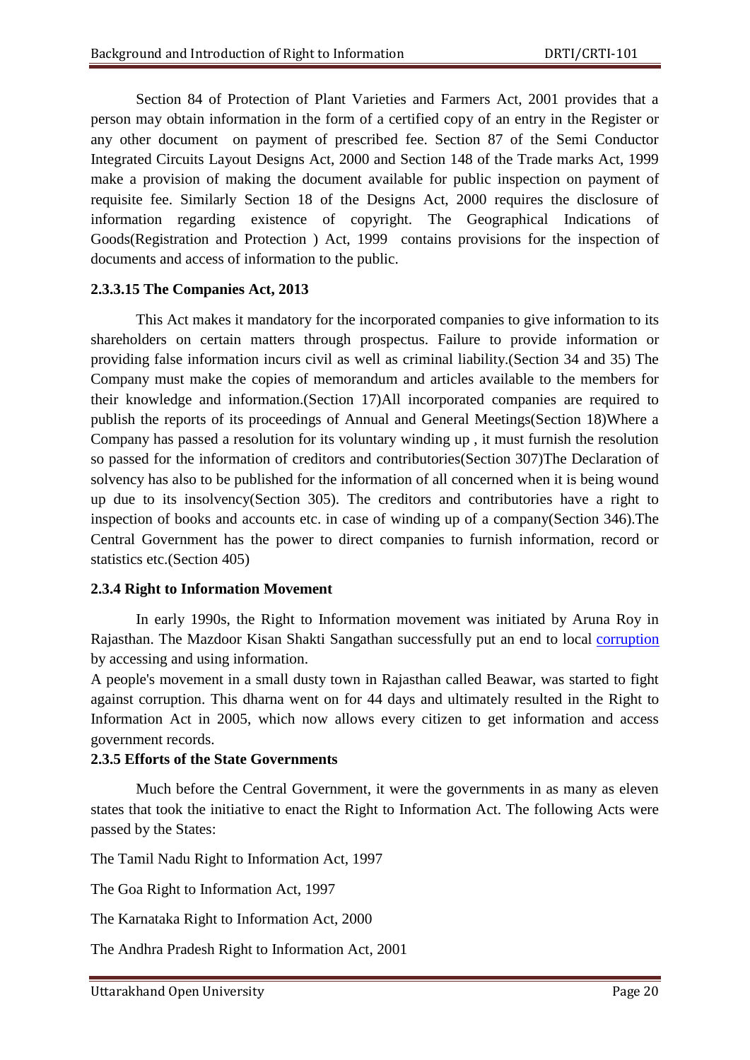Section 84 of Protection of Plant Varieties and Farmers Act, 2001 provides that a person may obtain information in the form of a certified copy of an entry in the Register or any other document on payment of prescribed fee. Section 87 of the Semi Conductor Integrated Circuits Layout Designs Act, 2000 and Section 148 of the Trade marks Act, 1999 make a provision of making the document available for public inspection on payment of requisite fee. Similarly Section 18 of the Designs Act, 2000 requires the disclosure of information regarding existence of copyright. The Geographical Indications of Goods(Registration and Protection ) Act, 1999 contains provisions for the inspection of documents and access of information to the public.

#### 2.3.3.15 The Companies Act, 2013

This Act makes it mandatory for the incorporated companies to give information to its shareholders on certain matters through prospectus. Failure to provide information or providing false information incurs civil as well as criminal liability.(Section 34 and 35) The Company must make the copies of memorandum and articles available to the members for their knowledge and information.(Section 17)All incorporated companies are required to publish the reports of its proceedings of Annual and General Meetings(Section 18)Where a Company has passed a resolution for its voluntary winding up , it must furnish the resolution so passed for the information of creditors and contributories(Section 307)The Declaration of solvency has also to be published for the information of all concerned when it is being wound up due to its insolvency(Section 305). The creditors and contributories have a right to inspection of books and accounts etc. in case of winding up of a company(Section 346).The Central Government has the power to direct companies to furnish information, record or statistics etc.(Section 405)

### 2.3.4 Right to Information Movement

In early 1990s, the Right to Information movement was initiated by Aruna Roy in Rajasthan. The Mazdoor Kisan Shakti Sangathan successfully put an end to local corruption by accessing and using information.

A people's movement in a small dusty town in Rajasthan called Beawar, was started to fight against corruption. This dharna went on for 44 days and ultimately resulted in the Right to Information Act in 2005, which now allows every citizen to get information and access government records.

### 2.3.5 Efforts of the State Governments

Much before the Central Government, it were the governments in as many as eleven states that took the initiative to enact the Right to Information Act. The following Acts were passed by the States:

The Tamil Nadu Right to Information Act, 1997

The Goa Right to Information Act, 1997

The Karnataka Right to Information Act, 2000

The Andhra Pradesh Right to Information Act, 2001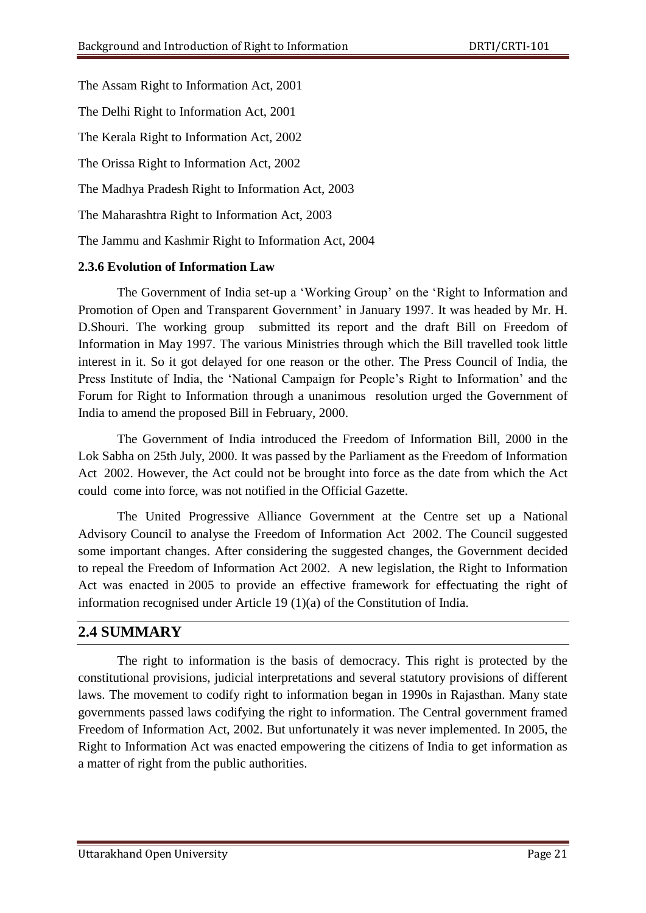The Assam Right to Information Act, 2001

The Delhi Right to Information Act, 2001

The Kerala Right to Information Act, 2002

The Orissa Right to Information Act, 2002

The Madhya Pradesh Right to Information Act, 2003

The Maharashtra Right to Information Act, 2003

The Jammu and Kashmir Right to Information Act, 2004

### 2.3.6 Evolution of Information Law

The Government of India set-up a 'Working Group' on the 'Right to Information and Promotion of Open and Transparent Government' in January 1997. It was headed by Mr. H. D.Shouri. The working group submitted its report and the draft Bill on Freedom of Information in May 1997. The various Ministries through which the Bill travelled took little interest in it. So it got delayed for one reason or the other. The Press Council of India, the Press Institute of India, the 'National Campaign for People's Right to Information' and the Forum for Right to Information through a unanimous resolution urged the Government of India to amend the proposed Bill in February, 2000.

The Government of India introduced the Freedom of Information Bill, 2000 in the Lok Sabha on 25th July, 2000. It was passed by the Parliament as the Freedom of Information Act 2002. However, the Act could not be brought into force as the date from which the Act could come into force, was not notified in the Official Gazette.

The United Progressive Alliance Government at the Centre set up a National Advisory Council to analyse the Freedom of Information Act 2002. The Council suggested some important changes. After considering the suggested changes, the Government decided to repeal the Freedom of Information Act 2002. A new legislation, the Right to Information Act was enacted in 2005 to provide an effective framework for effectuating the right of information recognised under Article 19 (1)(a) of the Constitution of India.

## 2.4 SUMMARY

The right to information is the basis of democracy. This right is protected by the constitutional provisions, judicial interpretations and several statutory provisions of different laws. The movement to codify right to information began in 1990s in Rajasthan. Many state governments passed laws codifying the right to information. The Central government framed Freedom of Information Act, 2002. But unfortunately it was never implemented. In 2005, the Right to Information Act was enacted empowering the citizens of India to get information as a matter of right from the public authorities.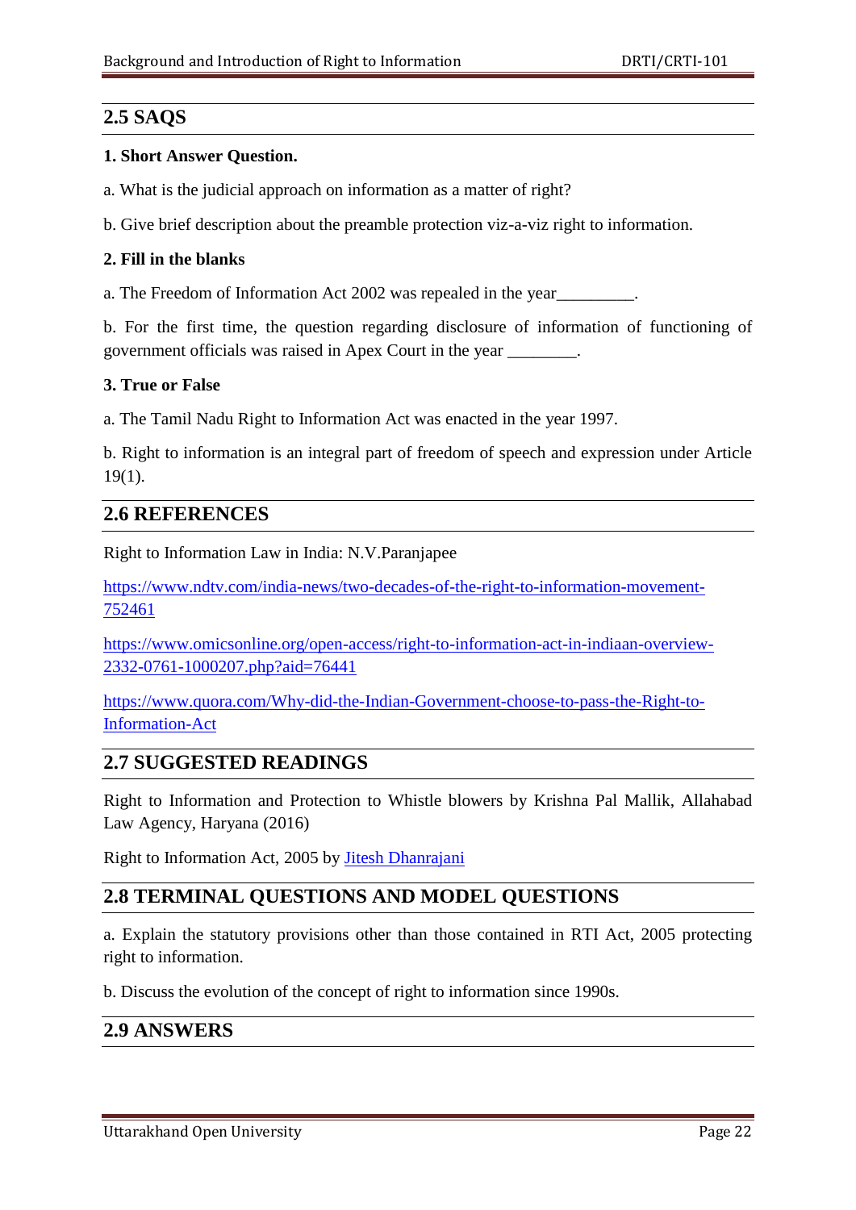## 2.5 SAQS

**1. Short Answer Question.**

a. What is the judicial approach on information as a matter of right?

b. Give brief description about the preamble protection viz-a-viz right to information.

**2. Fill in the blanks**

a. The Freedom of Information Act 2002 was repealed in the year_________.

b. For the first time, the question regarding disclosure of information of functioning of government officials was raised in Apex Court in the year ________.

**3. True or False**

a. The Tamil Nadu Right to Information Act was enacted in the year 1997.

b. Right to information is an integral part of freedom of speech and expression under Article 19(1).

## 2.6 REFERENCES

Right to Information Law in India: N.V.Paranjapee

https://www.ndtv.com/india-news/two-decades-of-the-right-to-information-movement-752461

https://www.omicsonline.org/open-access/right-to-information-act-in-indiaan-overview-2332-0761-1000207.php?aid=76441

https://www.quora.com/Why-did-the-Indian-Government-choose-to-pass-the-Right-to-Information-Act

## 2.7 SUGGESTED READINGS

Right to Information and Protection to Whistle blowers by Krishna Pal Mallik, Allahabad Law Agency, Haryana (2016)

Right to Information Act, 2005 by Jitesh Dhanrajani

## 2.8 TERMINAL QUESTIONS AND MODEL QUESTIONS

a. Explain the statutory provisions other than those contained in RTI Act, 2005 protecting right to information.

b. Discuss the evolution of the concept of right to information since 1990s.

## 2.9 ANSWERS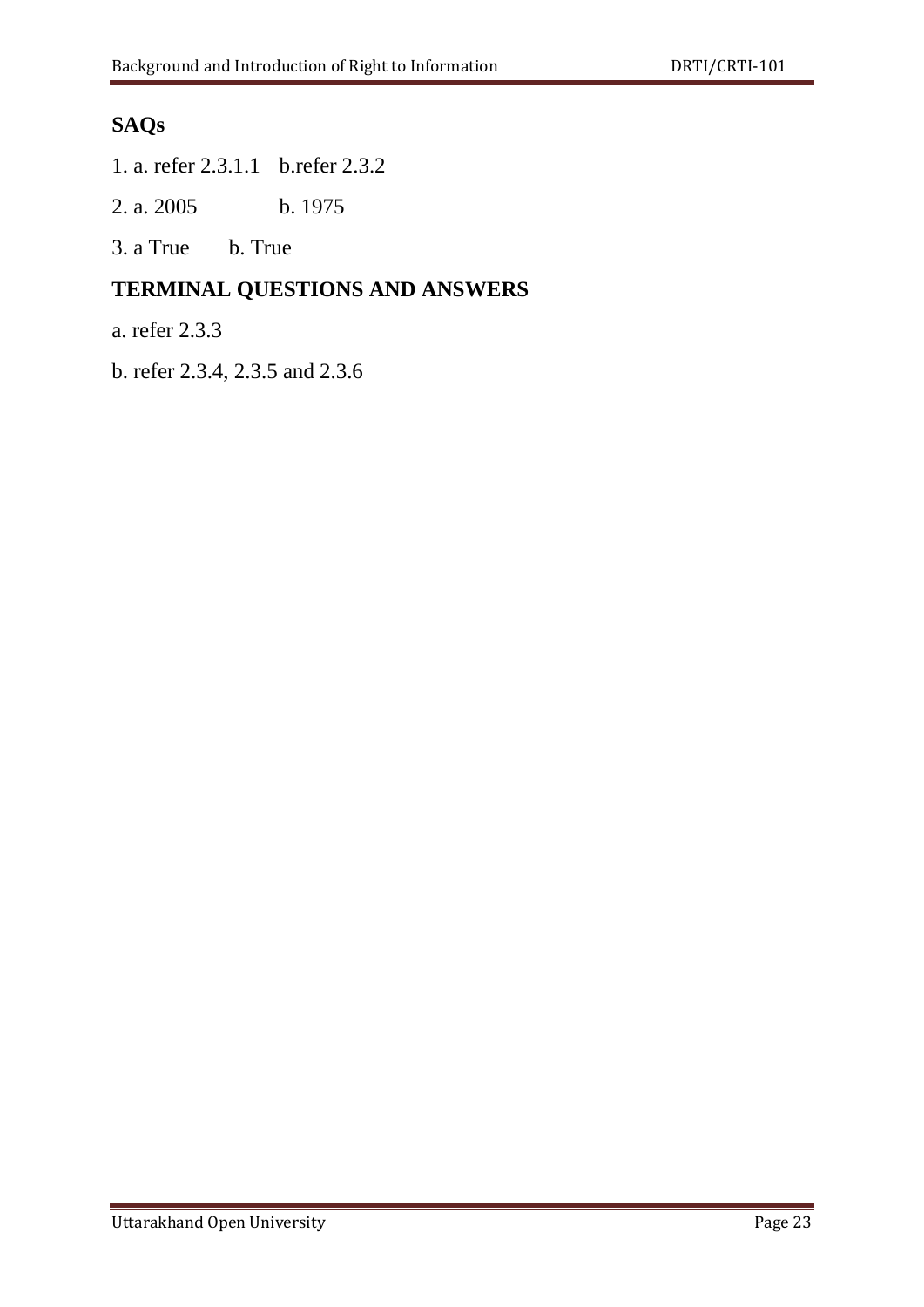## SAQs

1. a. refer 2.3.1.1    b.refer 2.3.2

2. a. 2005    b. 1975

3. a True    b. True

## TERMINAL QUESTIONS AND ANSWERS

a. refer 2.3.3

b. refer 2.3.4, 2.3.5 and 2.3.6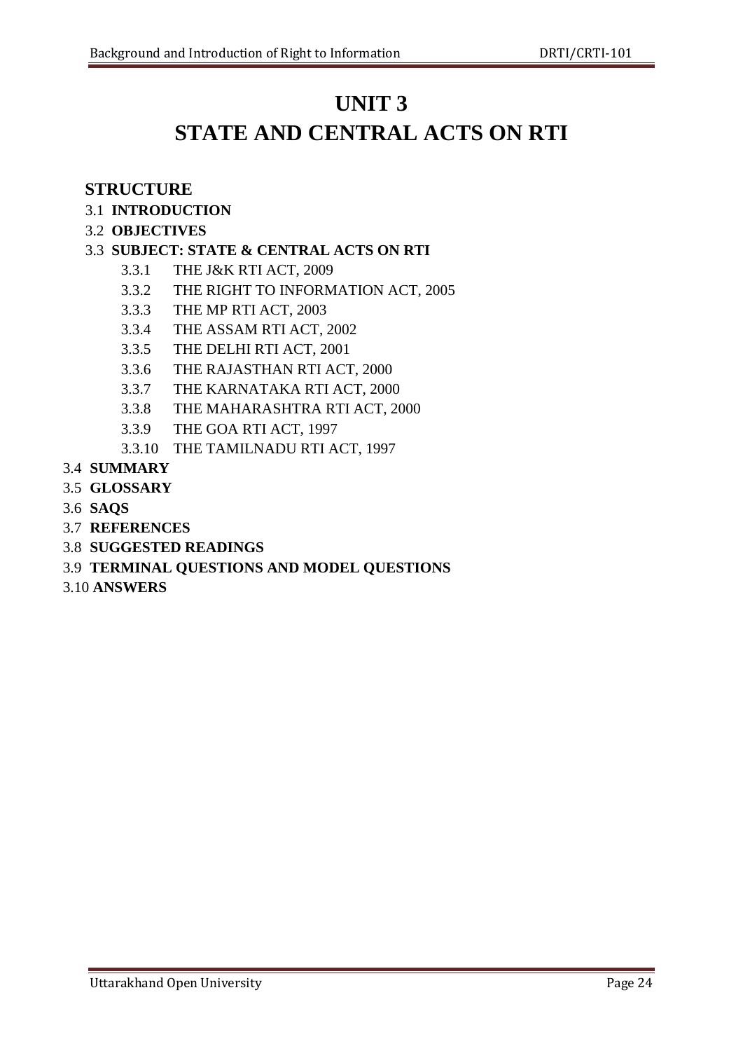# UNIT 3
# STATE AND CENTRAL ACTS ON RTI

## STRUCTURE

3.1 **INTRODUCTION**

3.2 **OBJECTIVES**

3.3 **SUBJECT: STATE & CENTRAL ACTS ON RTI**

- 3.3.1 THE J&K RTI ACT, 2009
- 3.3.2 THE RIGHT TO INFORMATION ACT, 2005
- 3.3.3 THE MP RTI ACT, 2003
- 3.3.4 THE ASSAM RTI ACT, 2002
- 3.3.5 THE DELHI RTI ACT, 2001
- 3.3.6 THE RAJASTHAN RTI ACT, 2000
- 3.3.7 THE KARNATAKA RTI ACT, 2000
- 3.3.8 THE MAHARASHTRA RTI ACT, 2000
- 3.3.9 THE GOA RTI ACT, 1997
- 3.3.10 THE TAMILNADU RTI ACT, 1997

3.4 **SUMMARY**

3.5 **GLOSSARY**

3.6 **SAQS**

3.7 **REFERENCES**

3.8 **SUGGESTED READINGS**

3.9 **TERMINAL QUESTIONS AND MODEL QUESTIONS**

3.10 **ANSWERS**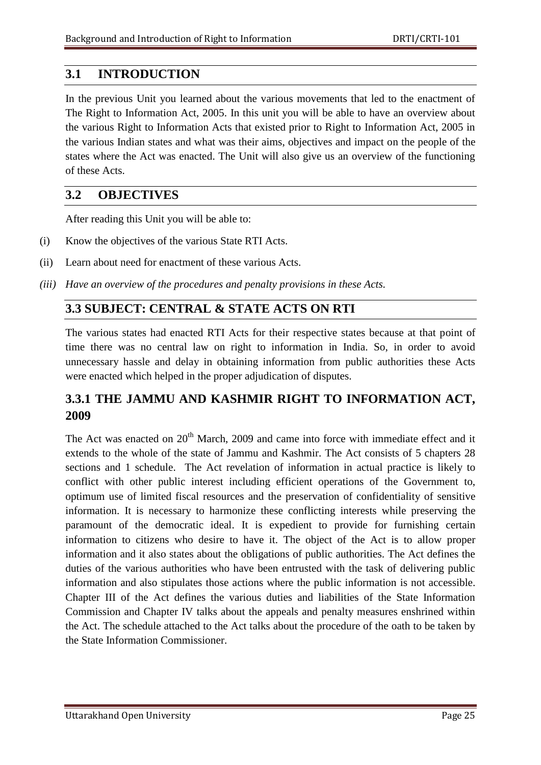## 3.1 INTRODUCTION

In the previous Unit you learned about the various movements that led to the enactment of The Right to Information Act, 2005. In this unit you will be able to have an overview about the various Right to Information Acts that existed prior to Right to Information Act, 2005 in the various Indian states and what was their aims, objectives and impact on the people of the states where the Act was enacted. The Unit will also give us an overview of the functioning of these Acts.

## 3.2 OBJECTIVES

After reading this Unit you will be able to:

(i) Know the objectives of the various State RTI Acts.

(ii) Learn about need for enactment of these various Acts.

*(iii) Have an overview of the procedures and penalty provisions in these Acts.*

## 3.3 SUBJECT: CENTRAL & STATE ACTS ON RTI

The various states had enacted RTI Acts for their respective states because at that point of time there was no central law on right to information in India. So, in order to avoid unnecessary hassle and delay in obtaining information from public authorities these Acts were enacted which helped in the proper adjudication of disputes.

### 3.3.1 THE JAMMU AND KASHMIR RIGHT TO INFORMATION ACT, 2009

The Act was enacted on 20th March, 2009 and came into force with immediate effect and it extends to the whole of the state of Jammu and Kashmir. The Act consists of 5 chapters 28 sections and 1 schedule. The Act revelation of information in actual practice is likely to conflict with other public interest including efficient operations of the Government to, optimum use of limited fiscal resources and the preservation of confidentiality of sensitive information. It is necessary to harmonize these conflicting interests while preserving the paramount of the democratic ideal. It is expedient to provide for furnishing certain information to citizens who desire to have it. The object of the Act is to allow proper information and it also states about the obligations of public authorities. The Act defines the duties of the various authorities who have been entrusted with the task of delivering public information and also stipulates those actions where the public information is not accessible. Chapter III of the Act defines the various duties and liabilities of the State Information Commission and Chapter IV talks about the appeals and penalty measures enshrined within the Act. The schedule attached to the Act talks about the procedure of the oath to be taken by the State Information Commissioner.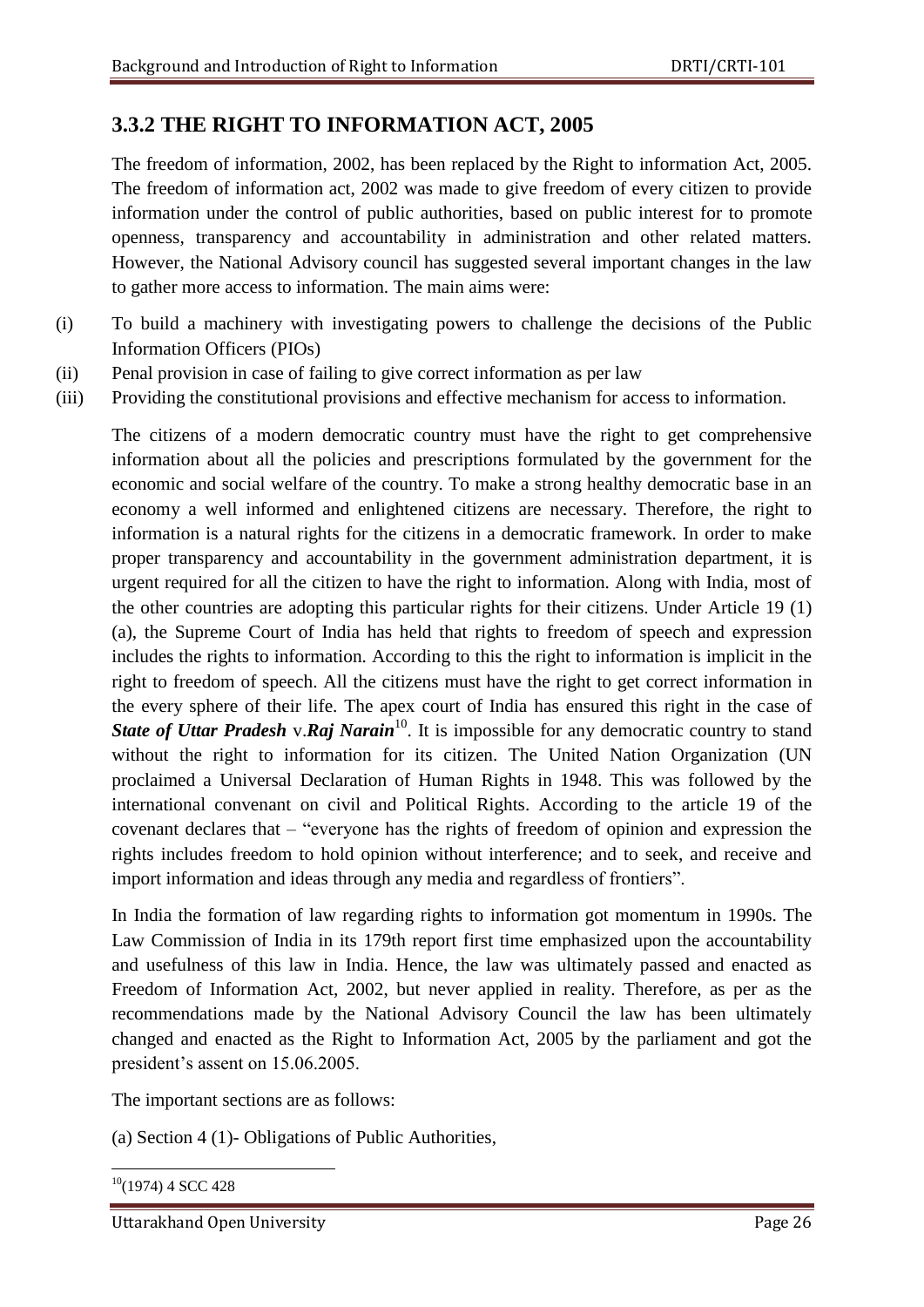## 3.3.2 THE RIGHT TO INFORMATION ACT, 2005

The freedom of information, 2002, has been replaced by the Right to information Act, 2005. The freedom of information act, 2002 was made to give freedom of every citizen to provide information under the control of public authorities, based on public interest for to promote openness, transparency and accountability in administration and other related matters. However, the National Advisory council has suggested several important changes in the law to gather more access to information. The main aims were:

(i) To build a machinery with investigating powers to challenge the decisions of the Public Information Officers (PIOs)

(ii) Penal provision in case of failing to give correct information as per law

(iii) Providing the constitutional provisions and effective mechanism for access to information.

The citizens of a modern democratic country must have the right to get comprehensive information about all the policies and prescriptions formulated by the government for the economic and social welfare of the country. To make a strong healthy democratic base in an economy a well informed and enlightened citizens are necessary. Therefore, the right to information is a natural rights for the citizens in a democratic framework. In order to make proper transparency and accountability in the government administration department, it is urgent required for all the citizen to have the right to information. Along with India, most of the other countries are adopting this particular rights for their citizens. Under Article 19 (1) (a), the Supreme Court of India has held that rights to freedom of speech and expression includes the rights to information. According to this the right to information is implicit in the right to freedom of speech. All the citizens must have the right to get correct information in the every sphere of their life. The apex court of India has ensured this right in the case of ***State of Uttar Pradesh*** v.***Raj Narain***[10]. It is impossible for any democratic country to stand without the right to information for its citizen. The United Nation Organization (UN proclaimed a Universal Declaration of Human Rights in 1948. This was followed by the international convenant on civil and Political Rights. According to the article 19 of the covenant declares that – "everyone has the rights of freedom of opinion and expression the rights includes freedom to hold opinion without interference; and to seek, and receive and import information and ideas through any media and regardless of frontiers".

In India the formation of law regarding rights to information got momentum in 1990s. The Law Commission of India in its 179th report first time emphasized upon the accountability and usefulness of this law in India. Hence, the law was ultimately passed and enacted as Freedom of Information Act, 2002, but never applied in reality. Therefore, as per as the recommendations made by the National Advisory Council the law has been ultimately changed and enacted as the Right to Information Act, 2005 by the parliament and got the president's assent on 15.06.2005.

The important sections are as follows:

(a) Section 4 (1)- Obligations of Public Authorities,

---

[10] (1974) 4 SCC 428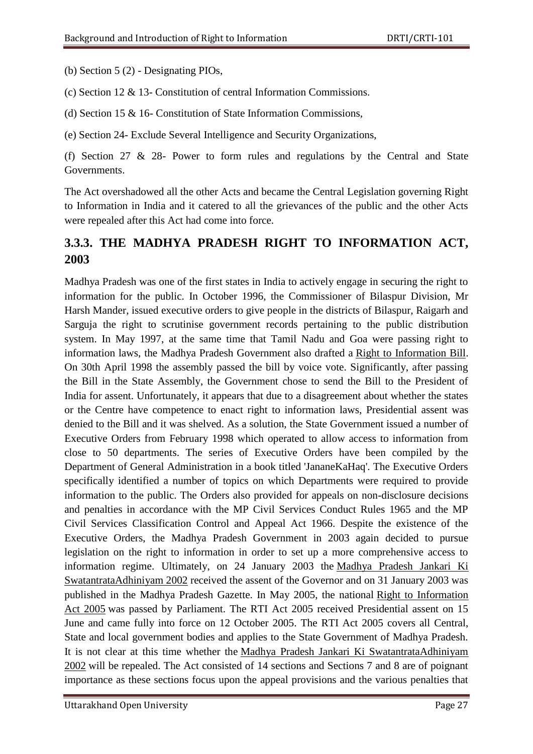(b) Section 5 (2) - Designating PIOs,

(c) Section 12 & 13- Constitution of central Information Commissions.

(d) Section 15 & 16- Constitution of State Information Commissions,

(e) Section 24- Exclude Several Intelligence and Security Organizations,

(f) Section 27 & 28- Power to form rules and regulations by the Central and State Governments.

The Act overshadowed all the other Acts and became the Central Legislation governing Right to Information in India and it catered to all the grievances of the public and the other Acts were repealed after this Act had come into force.

## 3.3.3. THE MADHYA PRADESH RIGHT TO INFORMATION ACT, 2003

Madhya Pradesh was one of the first states in India to actively engage in securing the right to information for the public. In October 1996, the Commissioner of Bilaspur Division, Mr Harsh Mander, issued executive orders to give people in the districts of Bilaspur, Raigarh and Sarguja the right to scrutinise government records pertaining to the public distribution system. In May 1997, at the same time that Tamil Nadu and Goa were passing right to information laws, the Madhya Pradesh Government also drafted a Right to Information Bill. On 30th April 1998 the assembly passed the bill by voice vote. Significantly, after passing the Bill in the State Assembly, the Government chose to send the Bill to the President of India for assent. Unfortunately, it appears that due to a disagreement about whether the states or the Centre have competence to enact right to information laws, Presidential assent was denied to the Bill and it was shelved. As a solution, the State Government issued a number of Executive Orders from February 1998 which operated to allow access to information from close to 50 departments. The series of Executive Orders have been compiled by the Department of General Administration in a book titled 'JananeKaHaq'. The Executive Orders specifically identified a number of topics on which Departments were required to provide information to the public. The Orders also provided for appeals on non-disclosure decisions and penalties in accordance with the MP Civil Services Conduct Rules 1965 and the MP Civil Services Classification Control and Appeal Act 1966. Despite the existence of the Executive Orders, the Madhya Pradesh Government in 2003 again decided to pursue legislation on the right to information in order to set up a more comprehensive access to information regime. Ultimately, on 24 January 2003 the Madhya Pradesh Jankari Ki SwatantrataAdhiniyam 2002 received the assent of the Governor and on 31 January 2003 was published in the Madhya Pradesh Gazette. In May 2005, the national Right to Information Act 2005 was passed by Parliament. The RTI Act 2005 received Presidential assent on 15 June and came fully into force on 12 October 2005. The RTI Act 2005 covers all Central, State and local government bodies and applies to the State Government of Madhya Pradesh. It is not clear at this time whether the Madhya Pradesh Jankari Ki SwatantrataAdhiniyam 2002 will be repealed. The Act consisted of 14 sections and Sections 7 and 8 are of poignant importance as these sections focus upon the appeal provisions and the various penalties that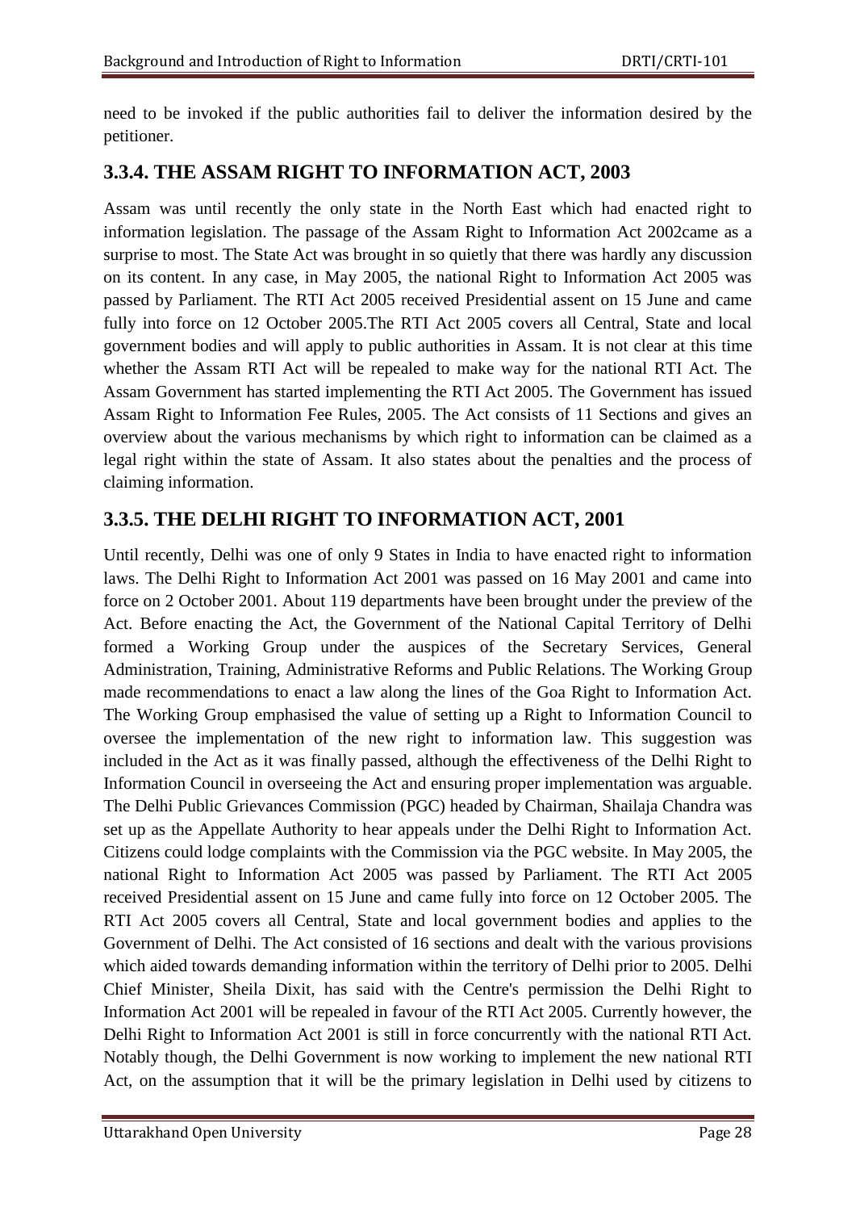need to be invoked if the public authorities fail to deliver the information desired by the petitioner.

### 3.3.4. THE ASSAM RIGHT TO INFORMATION ACT, 2003

Assam was until recently the only state in the North East which had enacted right to information legislation. The passage of the Assam Right to Information Act 2002came as a surprise to most. The State Act was brought in so quietly that there was hardly any discussion on its content. In any case, in May 2005, the national Right to Information Act 2005 was passed by Parliament. The RTI Act 2005 received Presidential assent on 15 June and came fully into force on 12 October 2005.The RTI Act 2005 covers all Central, State and local government bodies and will apply to public authorities in Assam. It is not clear at this time whether the Assam RTI Act will be repealed to make way for the national RTI Act. The Assam Government has started implementing the RTI Act 2005. The Government has issued Assam Right to Information Fee Rules, 2005. The Act consists of 11 Sections and gives an overview about the various mechanisms by which right to information can be claimed as a legal right within the state of Assam. It also states about the penalties and the process of claiming information.

### 3.3.5. THE DELHI RIGHT TO INFORMATION ACT, 2001

Until recently, Delhi was one of only 9 States in India to have enacted right to information laws. The Delhi Right to Information Act 2001 was passed on 16 May 2001 and came into force on 2 October 2001. About 119 departments have been brought under the preview of the Act. Before enacting the Act, the Government of the National Capital Territory of Delhi formed a Working Group under the auspices of the Secretary Services, General Administration, Training, Administrative Reforms and Public Relations. The Working Group made recommendations to enact a law along the lines of the Goa Right to Information Act. The Working Group emphasised the value of setting up a Right to Information Council to oversee the implementation of the new right to information law. This suggestion was included in the Act as it was finally passed, although the effectiveness of the Delhi Right to Information Council in overseeing the Act and ensuring proper implementation was arguable. The Delhi Public Grievances Commission (PGC) headed by Chairman, Shailaja Chandra was set up as the Appellate Authority to hear appeals under the Delhi Right to Information Act. Citizens could lodge complaints with the Commission via the PGC website. In May 2005, the national Right to Information Act 2005 was passed by Parliament. The RTI Act 2005 received Presidential assent on 15 June and came fully into force on 12 October 2005. The RTI Act 2005 covers all Central, State and local government bodies and applies to the Government of Delhi. The Act consisted of 16 sections and dealt with the various provisions which aided towards demanding information within the territory of Delhi prior to 2005. Delhi Chief Minister, Sheila Dixit, has said with the Centre's permission the Delhi Right to Information Act 2001 will be repealed in favour of the RTI Act 2005. Currently however, the Delhi Right to Information Act 2001 is still in force concurrently with the national RTI Act. Notably though, the Delhi Government is now working to implement the new national RTI Act, on the assumption that it will be the primary legislation in Delhi used by citizens to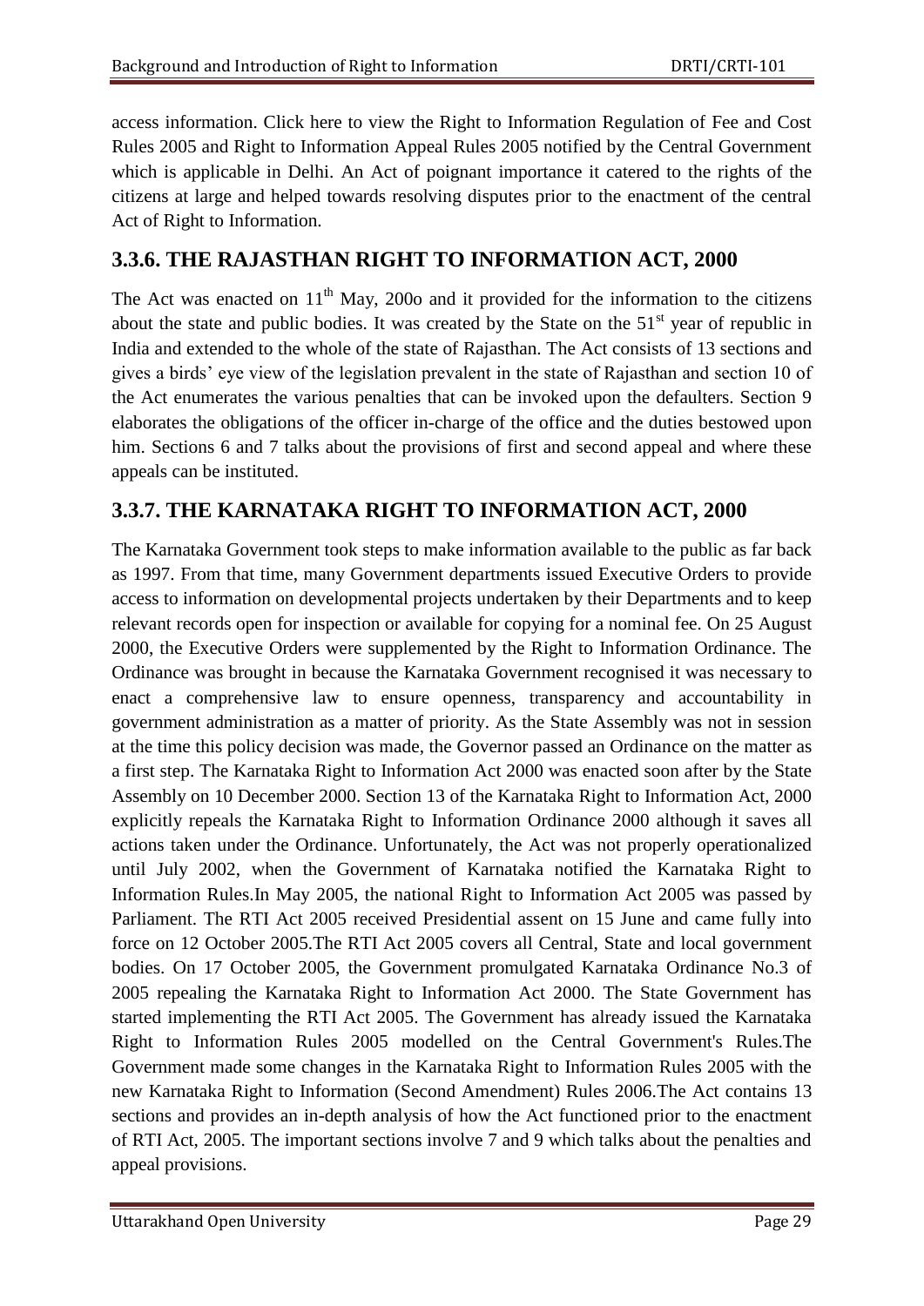access information. Click here to view the Right to Information Regulation of Fee and Cost Rules 2005 and Right to Information Appeal Rules 2005 notified by the Central Government which is applicable in Delhi. An Act of poignant importance it catered to the rights of the citizens at large and helped towards resolving disputes prior to the enactment of the central Act of Right to Information.

## 3.3.6. THE RAJASTHAN RIGHT TO INFORMATION ACT, 2000

The Act was enacted on 11th May, 200o and it provided for the information to the citizens about the state and public bodies. It was created by the State on the 51st year of republic in India and extended to the whole of the state of Rajasthan. The Act consists of 13 sections and gives a birds' eye view of the legislation prevalent in the state of Rajasthan and section 10 of the Act enumerates the various penalties that can be invoked upon the defaulters. Section 9 elaborates the obligations of the officer in-charge of the office and the duties bestowed upon him. Sections 6 and 7 talks about the provisions of first and second appeal and where these appeals can be instituted.

## 3.3.7. THE KARNATAKA RIGHT TO INFORMATION ACT, 2000

The Karnataka Government took steps to make information available to the public as far back as 1997. From that time, many Government departments issued Executive Orders to provide access to information on developmental projects undertaken by their Departments and to keep relevant records open for inspection or available for copying for a nominal fee. On 25 August 2000, the Executive Orders were supplemented by the Right to Information Ordinance. The Ordinance was brought in because the Karnataka Government recognised it was necessary to enact a comprehensive law to ensure openness, transparency and accountability in government administration as a matter of priority. As the State Assembly was not in session at the time this policy decision was made, the Governor passed an Ordinance on the matter as a first step. The Karnataka Right to Information Act 2000 was enacted soon after by the State Assembly on 10 December 2000. Section 13 of the Karnataka Right to Information Act, 2000 explicitly repeals the Karnataka Right to Information Ordinance 2000 although it saves all actions taken under the Ordinance. Unfortunately, the Act was not properly operationalized until July 2002, when the Government of Karnataka notified the Karnataka Right to Information Rules.In May 2005, the national Right to Information Act 2005 was passed by Parliament. The RTI Act 2005 received Presidential assent on 15 June and came fully into force on 12 October 2005.The RTI Act 2005 covers all Central, State and local government bodies. On 17 October 2005, the Government promulgated Karnataka Ordinance No.3 of 2005 repealing the Karnataka Right to Information Act 2000. The State Government has started implementing the RTI Act 2005. The Government has already issued the Karnataka Right to Information Rules 2005 modelled on the Central Government's Rules.The Government made some changes in the Karnataka Right to Information Rules 2005 with the new Karnataka Right to Information (Second Amendment) Rules 2006.The Act contains 13 sections and provides an in-depth analysis of how the Act functioned prior to the enactment of RTI Act, 2005. The important sections involve 7 and 9 which talks about the penalties and appeal provisions.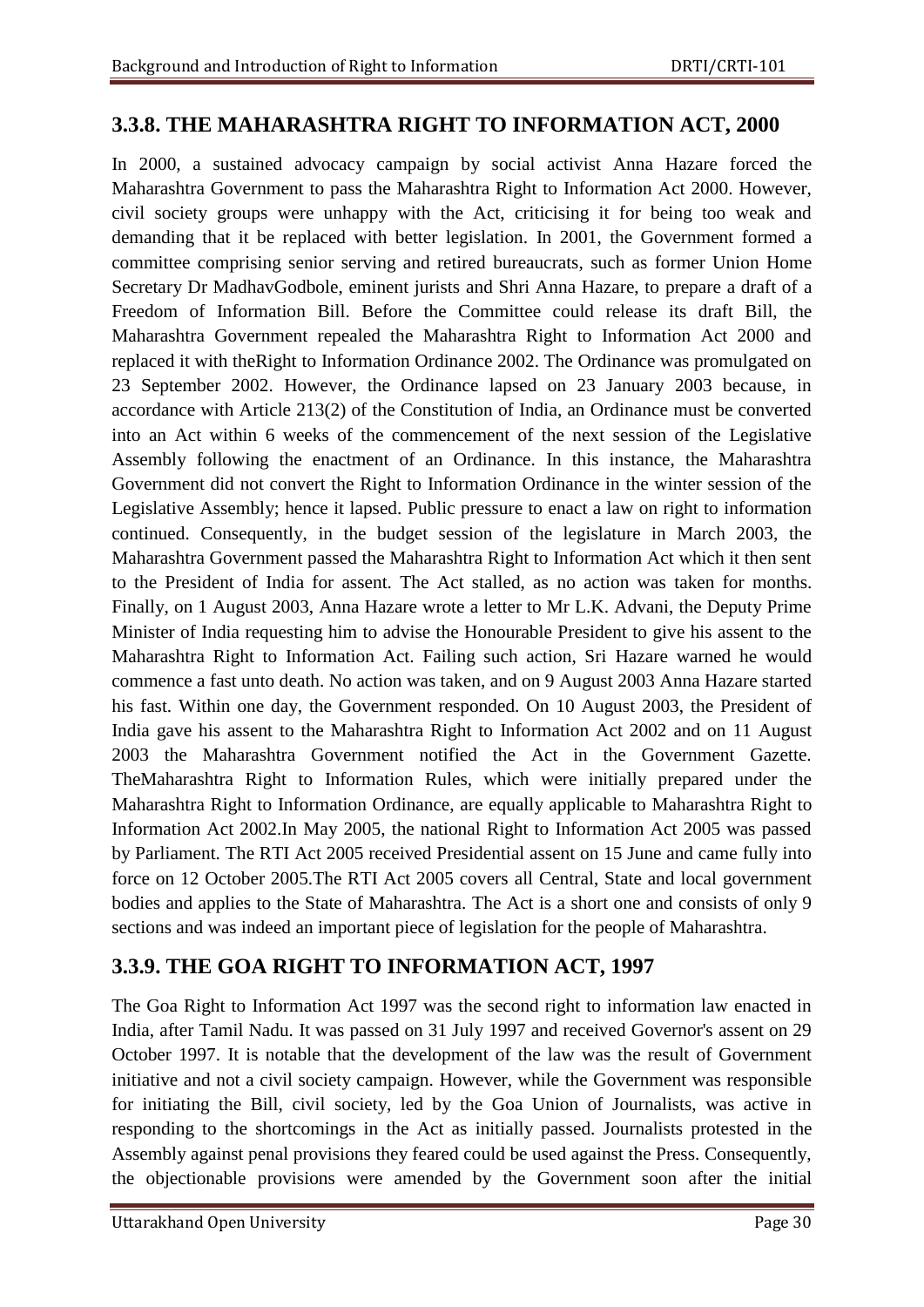## 3.3.8. THE MAHARASHTRA RIGHT TO INFORMATION ACT, 2000

In 2000, a sustained advocacy campaign by social activist Anna Hazare forced the Maharashtra Government to pass the Maharashtra Right to Information Act 2000. However, civil society groups were unhappy with the Act, criticising it for being too weak and demanding that it be replaced with better legislation. In 2001, the Government formed a committee comprising senior serving and retired bureaucrats, such as former Union Home Secretary Dr MadhavGodbole, eminent jurists and Shri Anna Hazare, to prepare a draft of a Freedom of Information Bill. Before the Committee could release its draft Bill, the Maharashtra Government repealed the Maharashtra Right to Information Act 2000 and replaced it with theRight to Information Ordinance 2002. The Ordinance was promulgated on 23 September 2002. However, the Ordinance lapsed on 23 January 2003 because, in accordance with Article 213(2) of the Constitution of India, an Ordinance must be converted into an Act within 6 weeks of the commencement of the next session of the Legislative Assembly following the enactment of an Ordinance. In this instance, the Maharashtra Government did not convert the Right to Information Ordinance in the winter session of the Legislative Assembly; hence it lapsed. Public pressure to enact a law on right to information continued. Consequently, in the budget session of the legislature in March 2003, the Maharashtra Government passed the Maharashtra Right to Information Act which it then sent to the President of India for assent. The Act stalled, as no action was taken for months. Finally, on 1 August 2003, Anna Hazare wrote a letter to Mr L.K. Advani, the Deputy Prime Minister of India requesting him to advise the Honourable President to give his assent to the Maharashtra Right to Information Act. Failing such action, Sri Hazare warned he would commence a fast unto death. No action was taken, and on 9 August 2003 Anna Hazare started his fast. Within one day, the Government responded. On 10 August 2003, the President of India gave his assent to the Maharashtra Right to Information Act 2002 and on 11 August 2003 the Maharashtra Government notified the Act in the Government Gazette. TheMaharashtra Right to Information Rules, which were initially prepared under the Maharashtra Right to Information Ordinance, are equally applicable to Maharashtra Right to Information Act 2002.In May 2005, the national Right to Information Act 2005 was passed by Parliament. The RTI Act 2005 received Presidential assent on 15 June and came fully into force on 12 October 2005.The RTI Act 2005 covers all Central, State and local government bodies and applies to the State of Maharashtra. The Act is a short one and consists of only 9 sections and was indeed an important piece of legislation for the people of Maharashtra.

## 3.3.9. THE GOA RIGHT TO INFORMATION ACT, 1997

The Goa Right to Information Act 1997 was the second right to information law enacted in India, after Tamil Nadu. It was passed on 31 July 1997 and received Governor's assent on 29 October 1997. It is notable that the development of the law was the result of Government initiative and not a civil society campaign. However, while the Government was responsible for initiating the Bill, civil society, led by the Goa Union of Journalists, was active in responding to the shortcomings in the Act as initially passed. Journalists protested in the Assembly against penal provisions they feared could be used against the Press. Consequently, the objectionable provisions were amended by the Government soon after the initial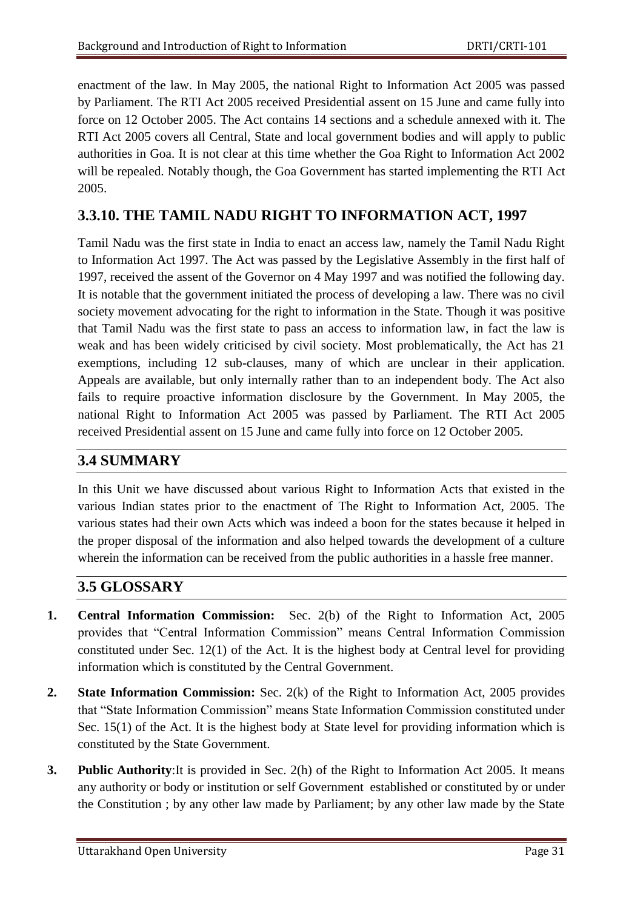enactment of the law. In May 2005, the national Right to Information Act 2005 was passed by Parliament. The RTI Act 2005 received Presidential assent on 15 June and came fully into force on 12 October 2005. The Act contains 14 sections and a schedule annexed with it. The RTI Act 2005 covers all Central, State and local government bodies and will apply to public authorities in Goa. It is not clear at this time whether the Goa Right to Information Act 2002 will be repealed. Notably though, the Goa Government has started implementing the RTI Act 2005.

## 3.3.10. THE TAMIL NADU RIGHT TO INFORMATION ACT, 1997

Tamil Nadu was the first state in India to enact an access law, namely the Tamil Nadu Right to Information Act 1997. The Act was passed by the Legislative Assembly in the first half of 1997, received the assent of the Governor on 4 May 1997 and was notified the following day. It is notable that the government initiated the process of developing a law. There was no civil society movement advocating for the right to information in the State. Though it was positive that Tamil Nadu was the first state to pass an access to information law, in fact the law is weak and has been widely criticised by civil society. Most problematically, the Act has 21 exemptions, including 12 sub-clauses, many of which are unclear in their application. Appeals are available, but only internally rather than to an independent body. The Act also fails to require proactive information disclosure by the Government. In May 2005, the national Right to Information Act 2005 was passed by Parliament. The RTI Act 2005 received Presidential assent on 15 June and came fully into force on 12 October 2005.

## 3.4 SUMMARY

In this Unit we have discussed about various Right to Information Acts that existed in the various Indian states prior to the enactment of The Right to Information Act, 2005. The various states had their own Acts which was indeed a boon for the states because it helped in the proper disposal of the information and also helped towards the development of a culture wherein the information can be received from the public authorities in a hassle free manner.

## 3.5 GLOSSARY

1. **Central Information Commission:** Sec. 2(b) of the Right to Information Act, 2005 provides that "Central Information Commission" means Central Information Commission constituted under Sec. 12(1) of the Act. It is the highest body at Central level for providing information which is constituted by the Central Government.

2. **State Information Commission:** Sec. 2(k) of the Right to Information Act, 2005 provides that "State Information Commission" means State Information Commission constituted under Sec. 15(1) of the Act. It is the highest body at State level for providing information which is constituted by the State Government.

3. **Public Authority**:It is provided in Sec. 2(h) of the Right to Information Act 2005. It means any authority or body or institution or self Government established or constituted by or under the Constitution ; by any other law made by Parliament; by any other law made by the State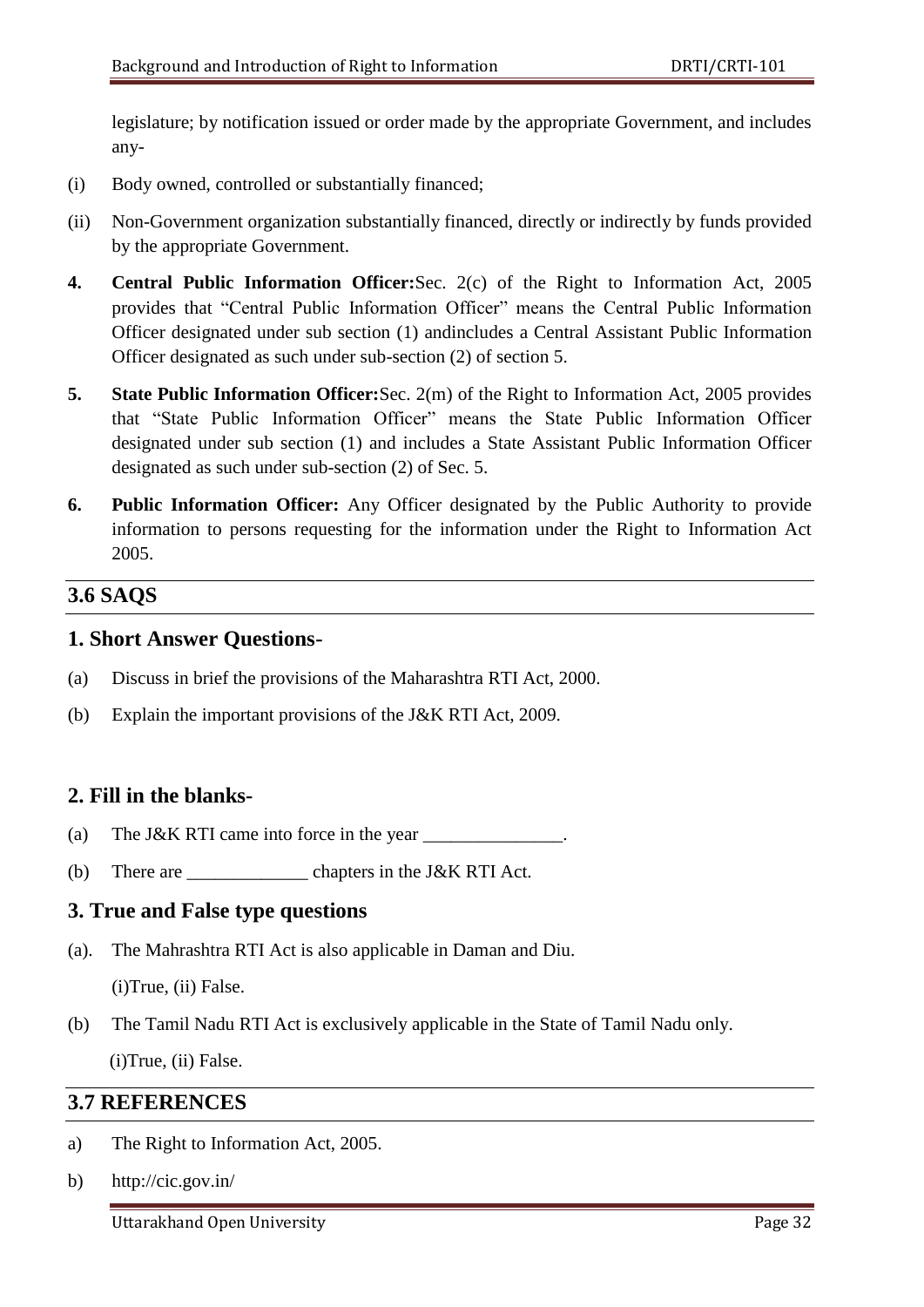legislature; by notification issued or order made by the appropriate Government, and includes any-

(i) Body owned, controlled or substantially financed;

(ii) Non-Government organization substantially financed, directly or indirectly by funds provided by the appropriate Government.

4. **Central Public Information Officer:**Sec. 2(c) of the Right to Information Act, 2005 provides that "Central Public Information Officer" means the Central Public Information Officer designated under sub section (1) andincludes a Central Assistant Public Information Officer designated as such under sub-section (2) of section 5.

5. **State Public Information Officer:**Sec. 2(m) of the Right to Information Act, 2005 provides that "State Public Information Officer" means the State Public Information Officer designated under sub section (1) and includes a State Assistant Public Information Officer designated as such under sub-section (2) of Sec. 5.

6. **Public Information Officer:** Any Officer designated by the Public Authority to provide information to persons requesting for the information under the Right to Information Act 2005.

## 3.6 SAQS

### 1. Short Answer Questions-

(a) Discuss in brief the provisions of the Maharashtra RTI Act, 2000.

(b) Explain the important provisions of the J&K RTI Act, 2009.

### 2. Fill in the blanks-

(a) The J&K RTI came into force in the year _______________.

(b) There are _____________ chapters in the J&K RTI Act.

### 3. True and False type questions

(a). The Mahrashtra RTI Act is also applicable in Daman and Diu.

(i)True, (ii) False.

(b) The Tamil Nadu RTI Act is exclusively applicable in the State of Tamil Nadu only.

(i)True, (ii) False.

## 3.7 REFERENCES

a) The Right to Information Act, 2005.

b) http://cic.gov.in/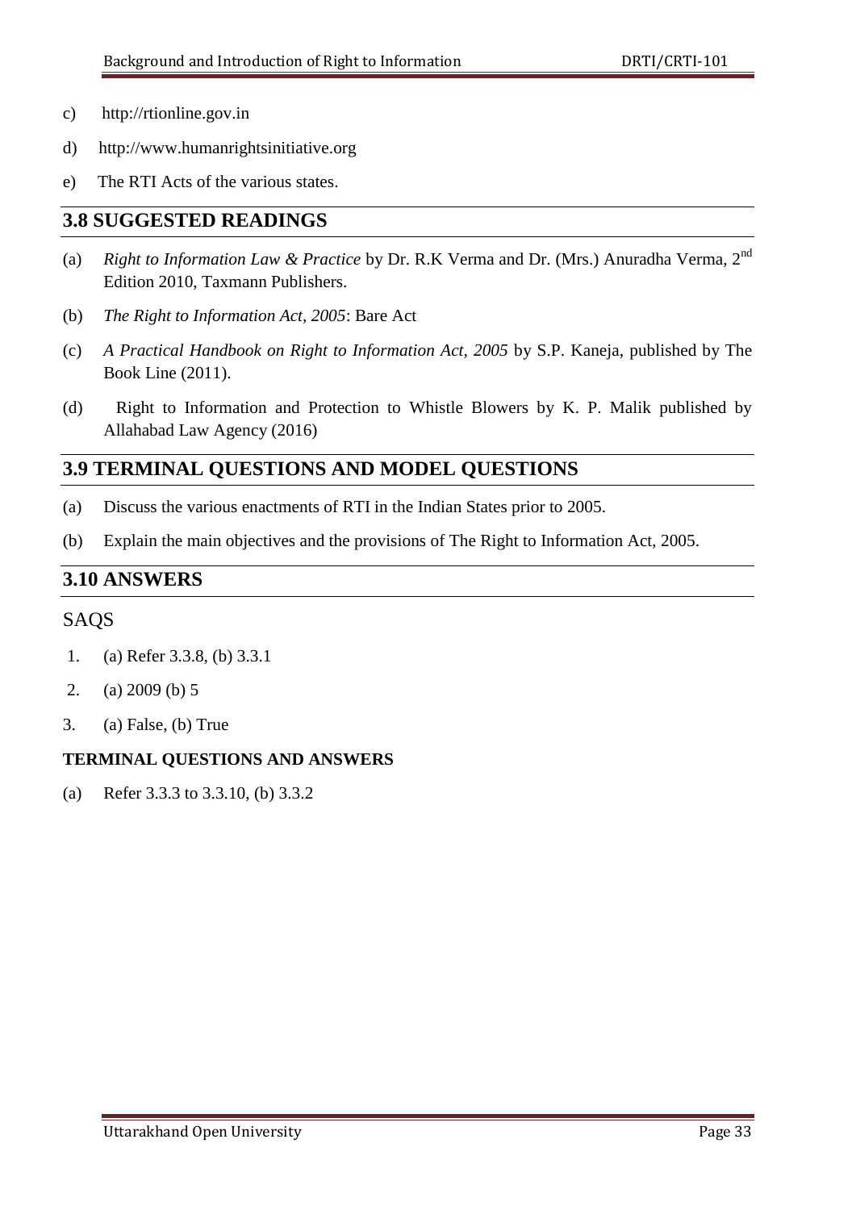c) http://rtionline.gov.in

d) http://www.humanrightsinitiative.org

e) The RTI Acts of the various states.

## 3.8 SUGGESTED READINGS

(a) *Right to Information Law & Practice* by Dr. R.K Verma and Dr. (Mrs.) Anuradha Verma, 2nd Edition 2010, Taxmann Publishers.

(b) *The Right to Information Act, 2005*: Bare Act

(c) *A Practical Handbook on Right to Information Act, 2005* by S.P. Kaneja, published by The Book Line (2011).

(d) Right to Information and Protection to Whistle Blowers by K. P. Malik published by Allahabad Law Agency (2016)

## 3.9 TERMINAL QUESTIONS AND MODEL QUESTIONS

(a) Discuss the various enactments of RTI in the Indian States prior to 2005.

(b) Explain the main objectives and the provisions of The Right to Information Act, 2005.

## 3.10 ANSWERS

### SAQS

1. (a) Refer 3.3.8, (b) 3.3.1
2. (a) 2009 (b) 5
3. (a) False, (b) True

**TERMINAL QUESTIONS AND ANSWERS**

(a) Refer 3.3.3 to 3.3.10, (b) 3.3.2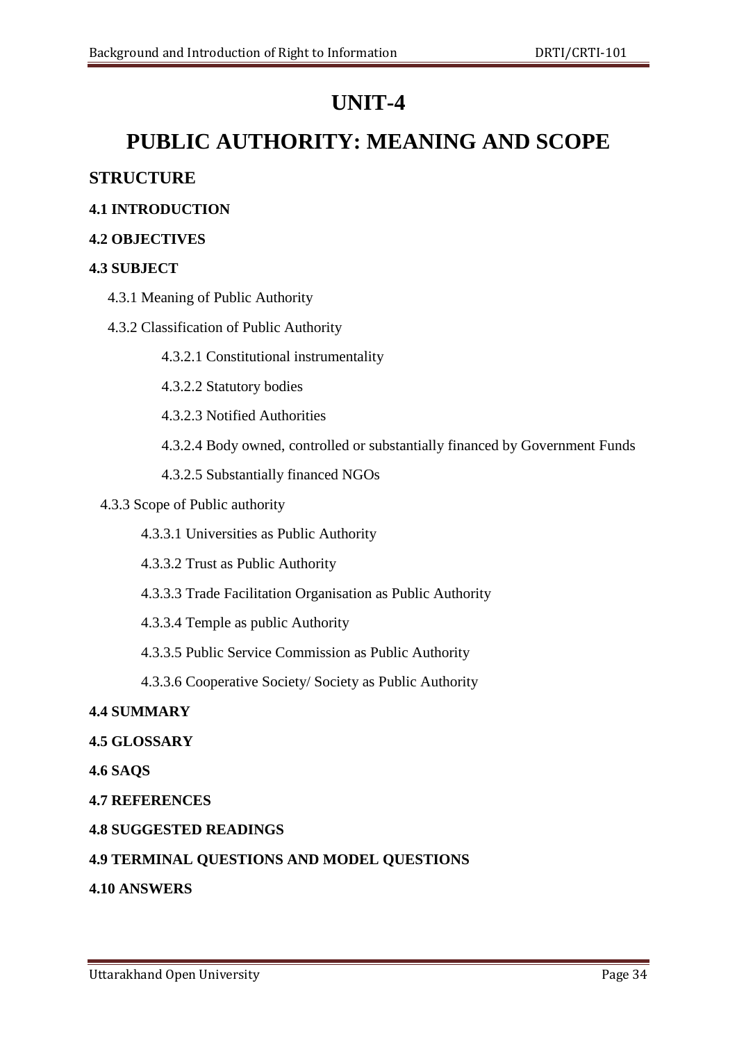# UNIT-4

# PUBLIC AUTHORITY: MEANING AND SCOPE

## STRUCTURE

**4.1 INTRODUCTION**

**4.2 OBJECTIVES**

**4.3 SUBJECT**

- 4.3.1 Meaning of Public Authority
- 4.3.2 Classification of Public Authority
  - 4.3.2.1 Constitutional instrumentality
  - 4.3.2.2 Statutory bodies
  - 4.3.2.3 Notified Authorities
  - 4.3.2.4 Body owned, controlled or substantially financed by Government Funds
  - 4.3.2.5 Substantially financed NGOs
- 4.3.3 Scope of Public authority
  - 4.3.3.1 Universities as Public Authority
  - 4.3.3.2 Trust as Public Authority
  - 4.3.3.3 Trade Facilitation Organisation as Public Authority
  - 4.3.3.4 Temple as public Authority
  - 4.3.3.5 Public Service Commission as Public Authority
  - 4.3.3.6 Cooperative Society/ Society as Public Authority

**4.4 SUMMARY**

**4.5 GLOSSARY**

**4.6 SAQS**

**4.7 REFERENCES**

**4.8 SUGGESTED READINGS**

**4.9 TERMINAL QUESTIONS AND MODEL QUESTIONS**

**4.10 ANSWERS**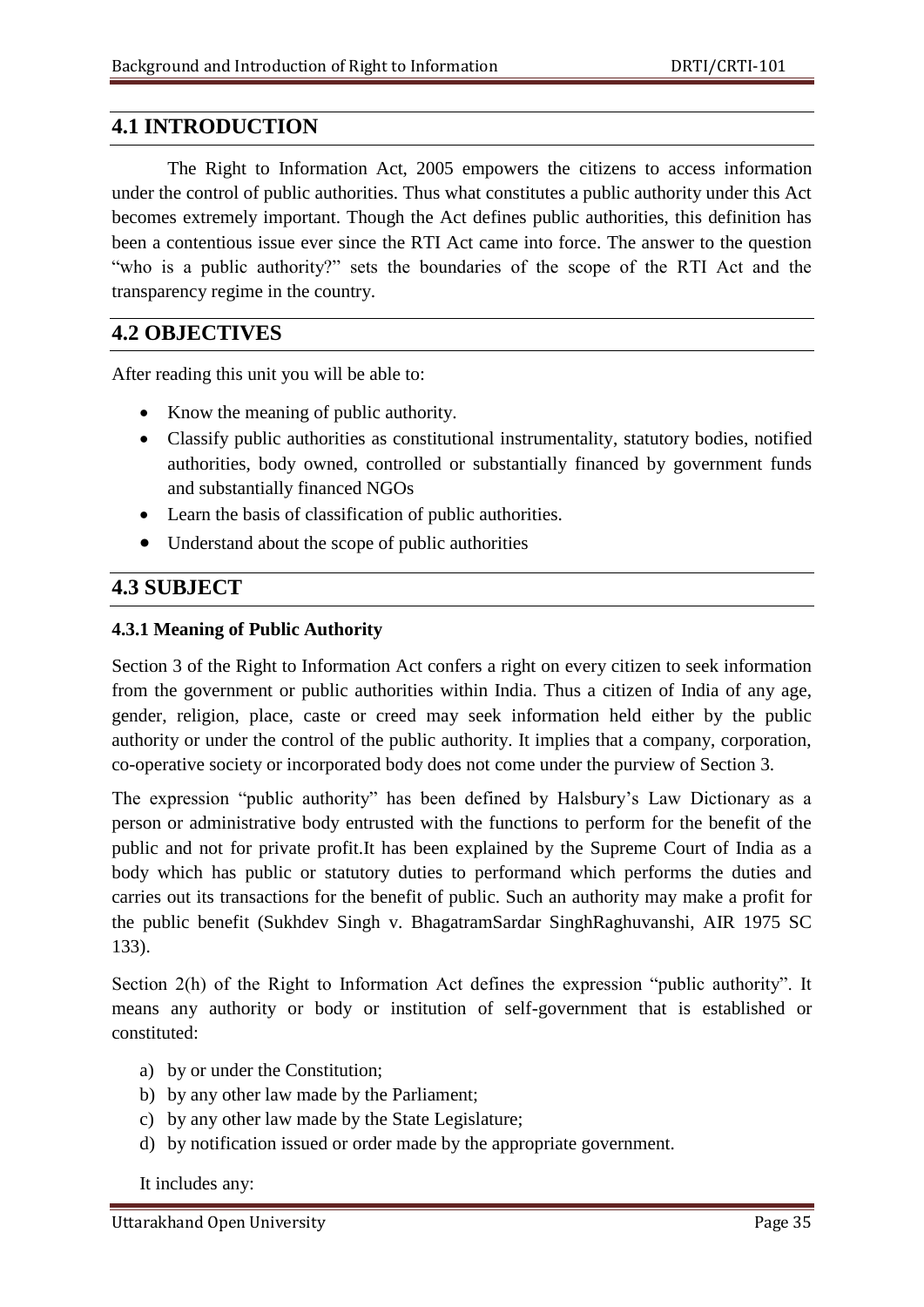## 4.1 INTRODUCTION

The Right to Information Act, 2005 empowers the citizens to access information under the control of public authorities. Thus what constitutes a public authority under this Act becomes extremely important. Though the Act defines public authorities, this definition has been a contentious issue ever since the RTI Act came into force. The answer to the question "who is a public authority?" sets the boundaries of the scope of the RTI Act and the transparency regime in the country.

## 4.2 OBJECTIVES

After reading this unit you will be able to:

- Know the meaning of public authority.
- Classify public authorities as constitutional instrumentality, statutory bodies, notified authorities, body owned, controlled or substantially financed by government funds and substantially financed NGOs
- Learn the basis of classification of public authorities.
- Understand about the scope of public authorities

## 4.3 SUBJECT

### 4.3.1 Meaning of Public Authority

Section 3 of the Right to Information Act confers a right on every citizen to seek information from the government or public authorities within India. Thus a citizen of India of any age, gender, religion, place, caste or creed may seek information held either by the public authority or under the control of the public authority. It implies that a company, corporation, co-operative society or incorporated body does not come under the purview of Section 3.

The expression "public authority" has been defined by Halsbury's Law Dictionary as a person or administrative body entrusted with the functions to perform for the benefit of the public and not for private profit.It has been explained by the Supreme Court of India as a body which has public or statutory duties to performand which performs the duties and carries out its transactions for the benefit of public. Such an authority may make a profit for the public benefit (Sukhdev Singh v. BhagatramSardar SinghRaghuvanshi, AIR 1975 SC 133).

Section 2(h) of the Right to Information Act defines the expression "public authority". It means any authority or body or institution of self-government that is established or constituted:

a) by or under the Constitution;
b) by any other law made by the Parliament;
c) by any other law made by the State Legislature;
d) by notification issued or order made by the appropriate government.

It includes any: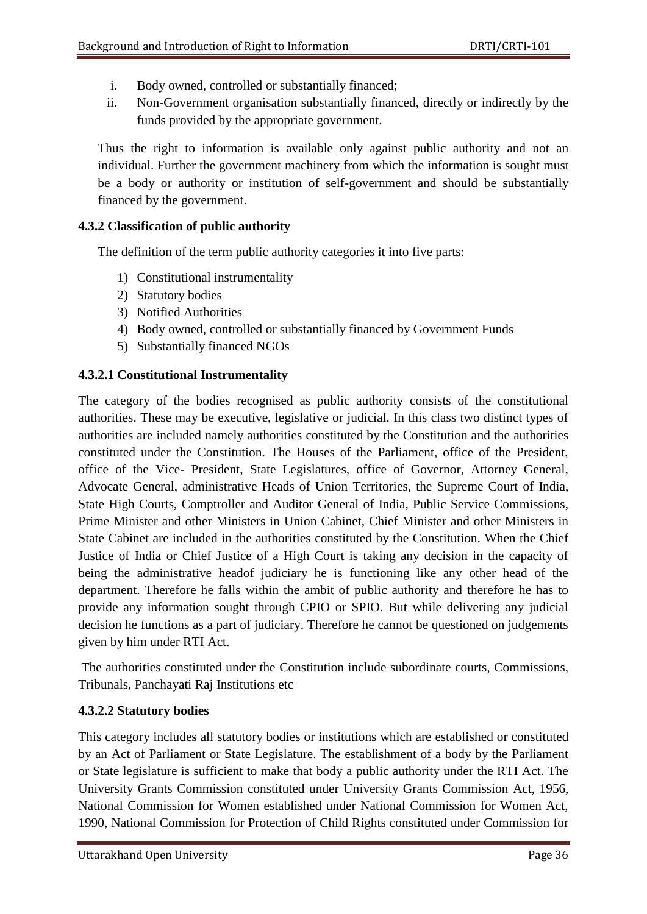i. Body owned, controlled or substantially financed;
ii. Non-Government organisation substantially financed, directly or indirectly by the funds provided by the appropriate government.

Thus the right to information is available only against public authority and not an individual. Further the government machinery from which the information is sought must be a body or authority or institution of self-government and should be substantially financed by the government.

### 4.3.2 Classification of public authority

The definition of the term public authority categories it into five parts:

1) Constitutional instrumentality
2) Statutory bodies
3) Notified Authorities
4) Body owned, controlled or substantially financed by Government Funds
5) Substantially financed NGOs

#### 4.3.2.1 Constitutional Instrumentality

The category of the bodies recognised as public authority consists of the constitutional authorities. These may be executive, legislative or judicial. In this class two distinct types of authorities are included namely authorities constituted by the Constitution and the authorities constituted under the Constitution. The Houses of the Parliament, office of the President, office of the Vice- President, State Legislatures, office of Governor, Attorney General, Advocate General, administrative Heads of Union Territories, the Supreme Court of India, State High Courts, Comptroller and Auditor General of India, Public Service Commissions, Prime Minister and other Ministers in Union Cabinet, Chief Minister and other Ministers in State Cabinet are included in the authorities constituted by the Constitution. When the Chief Justice of India or Chief Justice of a High Court is taking any decision in the capacity of being the administrative headof judiciary he is functioning like any other head of the department. Therefore he falls within the ambit of public authority and therefore he has to provide any information sought through CPIO or SPIO. But while delivering any judicial decision he functions as a part of judiciary. Therefore he cannot be questioned on judgements given by him under RTI Act.

The authorities constituted under the Constitution include subordinate courts, Commissions, Tribunals, Panchayati Raj Institutions etc

#### 4.3.2.2 Statutory bodies

This category includes all statutory bodies or institutions which are established or constituted by an Act of Parliament or State Legislature. The establishment of a body by the Parliament or State legislature is sufficient to make that body a public authority under the RTI Act. The University Grants Commission constituted under University Grants Commission Act, 1956, National Commission for Women established under National Commission for Women Act, 1990, National Commission for Protection of Child Rights constituted under Commission for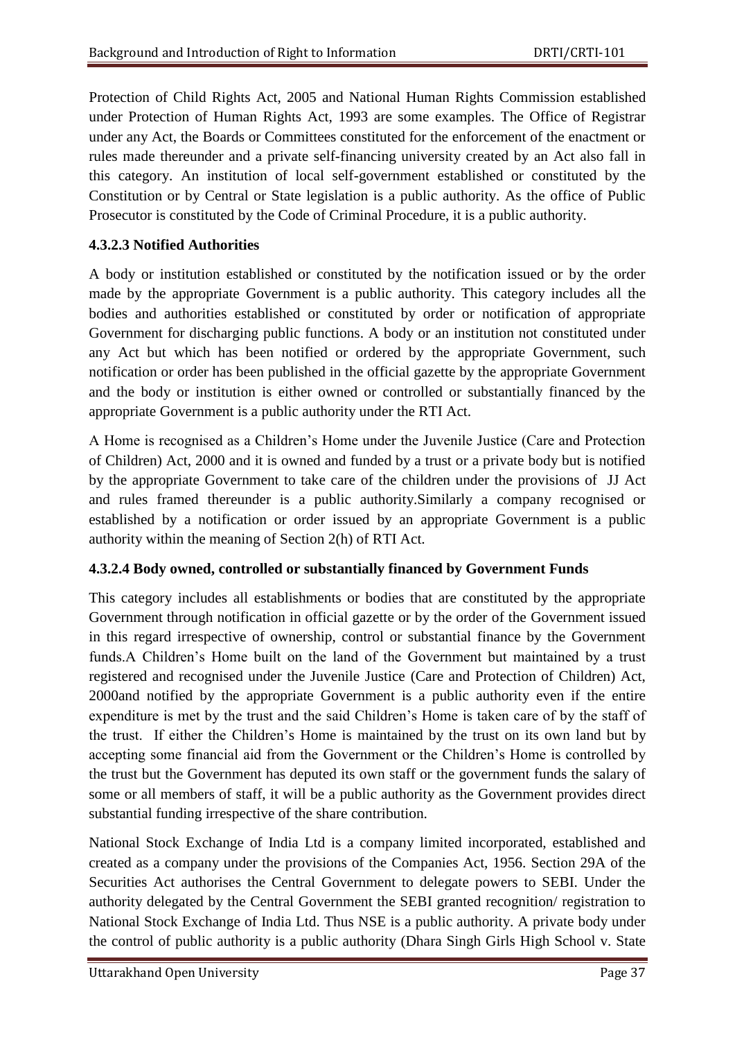Protection of Child Rights Act, 2005 and National Human Rights Commission established under Protection of Human Rights Act, 1993 are some examples. The Office of Registrar under any Act, the Boards or Committees constituted for the enforcement of the enactment or rules made thereunder and a private self-financing university created by an Act also fall in this category. An institution of local self-government established or constituted by the Constitution or by Central or State legislation is a public authority. As the office of Public Prosecutor is constituted by the Code of Criminal Procedure, it is a public authority.

#### 4.3.2.3 Notified Authorities

A body or institution established or constituted by the notification issued or by the order made by the appropriate Government is a public authority. This category includes all the bodies and authorities established or constituted by order or notification of appropriate Government for discharging public functions. A body or an institution not constituted under any Act but which has been notified or ordered by the appropriate Government, such notification or order has been published in the official gazette by the appropriate Government and the body or institution is either owned or controlled or substantially financed by the appropriate Government is a public authority under the RTI Act.

A Home is recognised as a Children's Home under the Juvenile Justice (Care and Protection of Children) Act, 2000 and it is owned and funded by a trust or a private body but is notified by the appropriate Government to take care of the children under the provisions of JJ Act and rules framed thereunder is a public authority.Similarly a company recognised or established by a notification or order issued by an appropriate Government is a public authority within the meaning of Section 2(h) of RTI Act.

#### 4.3.2.4 Body owned, controlled or substantially financed by Government Funds

This category includes all establishments or bodies that are constituted by the appropriate Government through notification in official gazette or by the order of the Government issued in this regard irrespective of ownership, control or substantial finance by the Government funds.A Children's Home built on the land of the Government but maintained by a trust registered and recognised under the Juvenile Justice (Care and Protection of Children) Act, 2000and notified by the appropriate Government is a public authority even if the entire expenditure is met by the trust and the said Children's Home is taken care of by the staff of the trust. If either the Children's Home is maintained by the trust on its own land but by accepting some financial aid from the Government or the Children's Home is controlled by the trust but the Government has deputed its own staff or the government funds the salary of some or all members of staff, it will be a public authority as the Government provides direct substantial funding irrespective of the share contribution.

National Stock Exchange of India Ltd is a company limited incorporated, established and created as a company under the provisions of the Companies Act, 1956. Section 29A of the Securities Act authorises the Central Government to delegate powers to SEBI. Under the authority delegated by the Central Government the SEBI granted recognition/ registration to National Stock Exchange of India Ltd. Thus NSE is a public authority. A private body under the control of public authority is a public authority (Dhara Singh Girls High School v. State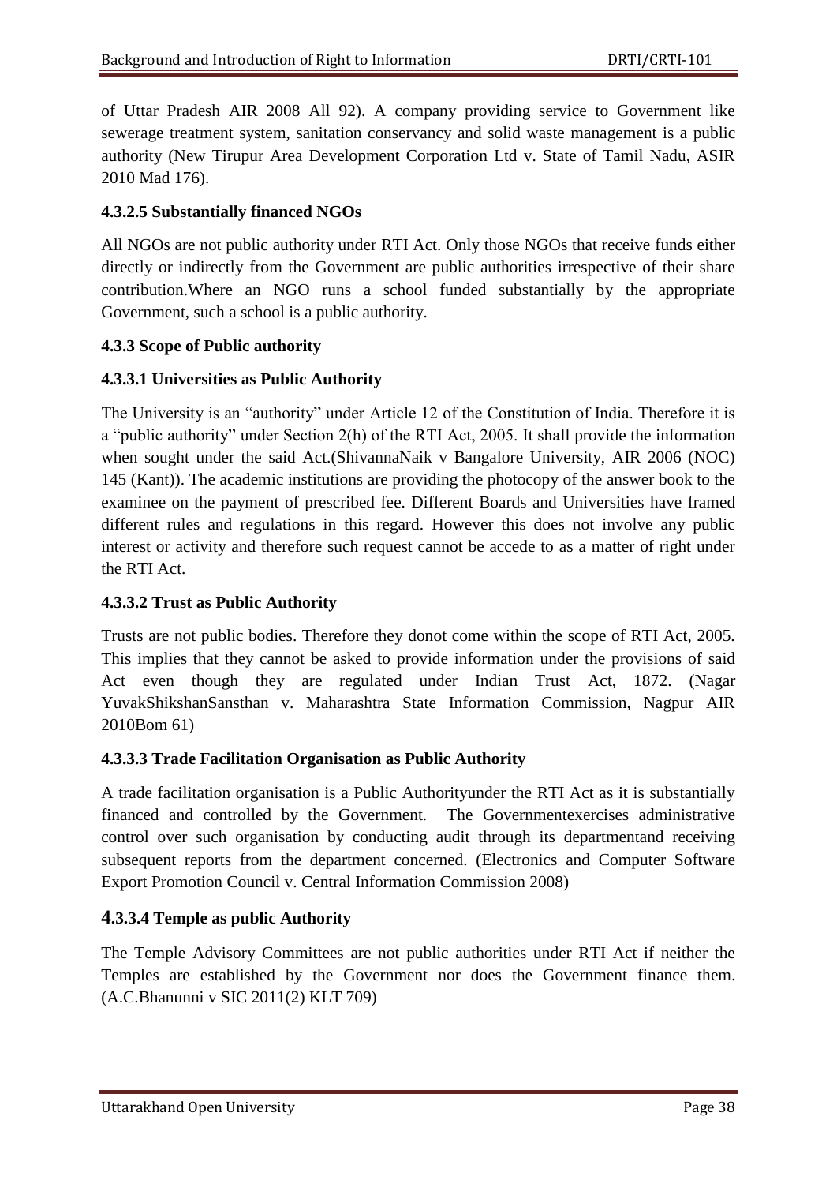of Uttar Pradesh AIR 2008 All 92). A company providing service to Government like sewerage treatment system, sanitation conservancy and solid waste management is a public authority (New Tirupur Area Development Corporation Ltd v. State of Tamil Nadu, ASIR 2010 Mad 176).

#### 4.3.2.5 Substantially financed NGOs

All NGOs are not public authority under RTI Act. Only those NGOs that receive funds either directly or indirectly from the Government are public authorities irrespective of their share contribution.Where an NGO runs a school funded substantially by the appropriate Government, such a school is a public authority.

### 4.3.3 Scope of Public authority

#### 4.3.3.1 Universities as Public Authority

The University is an "authority" under Article 12 of the Constitution of India. Therefore it is a "public authority" under Section 2(h) of the RTI Act, 2005. It shall provide the information when sought under the said Act.(ShivannaNaik v Bangalore University, AIR 2006 (NOC) 145 (Kant)). The academic institutions are providing the photocopy of the answer book to the examinee on the payment of prescribed fee. Different Boards and Universities have framed different rules and regulations in this regard. However this does not involve any public interest or activity and therefore such request cannot be accede to as a matter of right under the RTI Act.

#### 4.3.3.2 Trust as Public Authority

Trusts are not public bodies. Therefore they donot come within the scope of RTI Act, 2005. This implies that they cannot be asked to provide information under the provisions of said Act even though they are regulated under Indian Trust Act, 1872. (Nagar YuvakShikshanSansthan v. Maharashtra State Information Commission, Nagpur AIR 2010Bom 61)

#### 4.3.3.3 Trade Facilitation Organisation as Public Authority

A trade facilitation organisation is a Public Authorityunder the RTI Act as it is substantially financed and controlled by the Government. The Governmentexercises administrative control over such organisation by conducting audit through its departmentand receiving subsequent reports from the department concerned. (Electronics and Computer Software Export Promotion Council v. Central Information Commission 2008)

#### 4.3.3.4 Temple as public Authority

The Temple Advisory Committees are not public authorities under RTI Act if neither the Temples are established by the Government nor does the Government finance them. (A.C.Bhanunni v SIC 2011(2) KLT 709)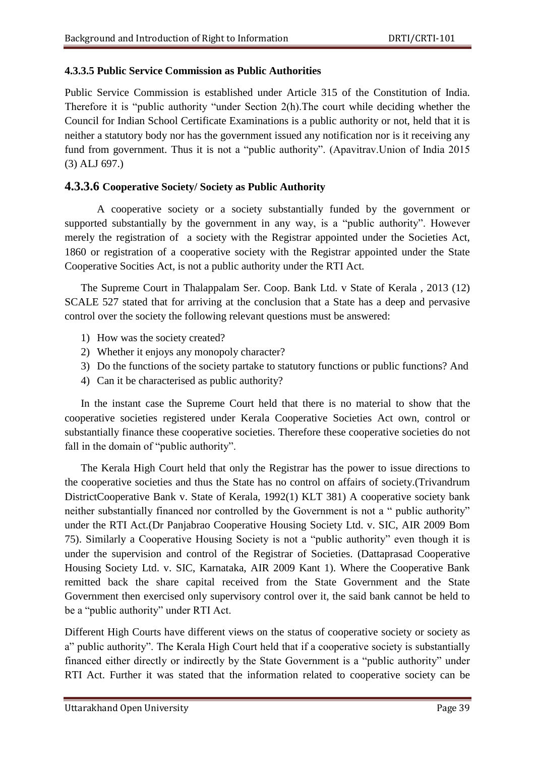#### 4.3.3.5 Public Service Commission as Public Authorities

Public Service Commission is established under Article 315 of the Constitution of India. Therefore it is "public authority "under Section 2(h).The court while deciding whether the Council for Indian School Certificate Examinations is a public authority or not, held that it is neither a statutory body nor has the government issued any notification nor is it receiving any fund from government. Thus it is not a "public authority". (Apavitrav.Union of India 2015 (3) ALJ 697.)

### 4.3.3.6 Cooperative Society/ Society as Public Authority

A cooperative society or a society substantially funded by the government or supported substantially by the government in any way, is a "public authority". However merely the registration of a society with the Registrar appointed under the Societies Act, 1860 or registration of a cooperative society with the Registrar appointed under the State Cooperative Socities Act, is not a public authority under the RTI Act.

The Supreme Court in Thalappalam Ser. Coop. Bank Ltd. v State of Kerala , 2013 (12) SCALE 527 stated that for arriving at the conclusion that a State has a deep and pervasive control over the society the following relevant questions must be answered:

1) How was the society created?
2) Whether it enjoys any monopoly character?
3) Do the functions of the society partake to statutory functions or public functions? And
4) Can it be characterised as public authority?

In the instant case the Supreme Court held that there is no material to show that the cooperative societies registered under Kerala Cooperative Societies Act own, control or substantially finance these cooperative societies. Therefore these cooperative societies do not fall in the domain of "public authority".

The Kerala High Court held that only the Registrar has the power to issue directions to the cooperative societies and thus the State has no control on affairs of society.(Trivandrum DistrictCooperative Bank v. State of Kerala, 1992(1) KLT 381) A cooperative society bank neither substantially financed nor controlled by the Government is not a " public authority" under the RTI Act.(Dr Panjabrao Cooperative Housing Society Ltd. v. SIC, AIR 2009 Bom 75). Similarly a Cooperative Housing Society is not a "public authority" even though it is under the supervision and control of the Registrar of Societies. (Dattaprasad Cooperative Housing Society Ltd. v. SIC, Karnataka, AIR 2009 Kant 1). Where the Cooperative Bank remitted back the share capital received from the State Government and the State Government then exercised only supervisory control over it, the said bank cannot be held to be a "public authority" under RTI Act.

Different High Courts have different views on the status of cooperative society or society as a" public authority". The Kerala High Court held that if a cooperative society is substantially financed either directly or indirectly by the State Government is a "public authority" under RTI Act. Further it was stated that the information related to cooperative society can be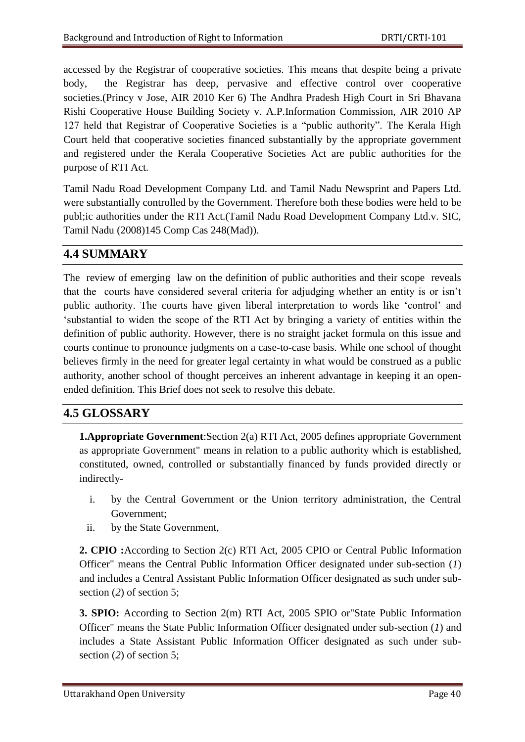accessed by the Registrar of cooperative societies. This means that despite being a private body, the Registrar has deep, pervasive and effective control over cooperative societies.(Princy v Jose, AIR 2010 Ker 6) The Andhra Pradesh High Court in Sri Bhavana Rishi Cooperative House Building Society v. A.P.Information Commission, AIR 2010 AP 127 held that Registrar of Cooperative Societies is a "public authority". The Kerala High Court held that cooperative societies financed substantially by the appropriate government and registered under the Kerala Cooperative Societies Act are public authorities for the purpose of RTI Act.

Tamil Nadu Road Development Company Ltd. and Tamil Nadu Newsprint and Papers Ltd. were substantially controlled by the Government. Therefore both these bodies were held to be publ;ic authorities under the RTI Act.(Tamil Nadu Road Development Company Ltd.v. SIC, Tamil Nadu (2008)145 Comp Cas 248(Mad)).

## 4.4 SUMMARY

The review of emerging law on the definition of public authorities and their scope reveals that the courts have considered several criteria for adjudging whether an entity is or isn't public authority. The courts have given liberal interpretation to words like 'control' and 'substantial to widen the scope of the RTI Act by bringing a variety of entities within the definition of public authority. However, there is no straight jacket formula on this issue and courts continue to pronounce judgments on a case-to-case basis. While one school of thought believes firmly in the need for greater legal certainty in what would be construed as a public authority, another school of thought perceives an inherent advantage in keeping it an open-ended definition. This Brief does not seek to resolve this debate.

## 4.5 GLOSSARY

**1.Appropriate Government**:Section 2(a) RTI Act, 2005 defines appropriate Government as appropriate Government" means in relation to a public authority which is established, constituted, owned, controlled or substantially financed by funds provided directly or indirectly-

i. by the Central Government or the Union territory administration, the Central Government;
ii. by the State Government,

**2. CPIO :**According to Section 2(c) RTI Act, 2005 CPIO or Central Public Information Officer" means the Central Public Information Officer designated under sub-section (*1*) and includes a Central Assistant Public Information Officer designated as such under sub-section (*2*) of section 5;

**3. SPIO:** According to Section 2(m) RTI Act, 2005 SPIO or"State Public Information Officer" means the State Public Information Officer designated under sub-section (*1*) and includes a State Assistant Public Information Officer designated as such under sub-section (*2*) of section 5;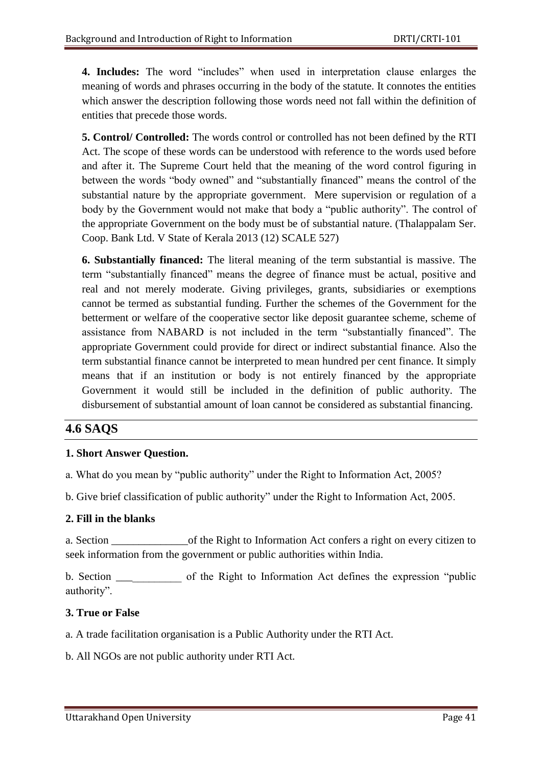**4. Includes:** The word "includes" when used in interpretation clause enlarges the meaning of words and phrases occurring in the body of the statute. It connotes the entities which answer the description following those words need not fall within the definition of entities that precede those words.

**5. Control/ Controlled:** The words control or controlled has not been defined by the RTI Act. The scope of these words can be understood with reference to the words used before and after it. The Supreme Court held that the meaning of the word control figuring in between the words "body owned" and "substantially financed" means the control of the substantial nature by the appropriate government. Mere supervision or regulation of a body by the Government would not make that body a "public authority". The control of the appropriate Government on the body must be of substantial nature. (Thalappalam Ser. Coop. Bank Ltd. V State of Kerala 2013 (12) SCALE 527)

**6. Substantially financed:** The literal meaning of the term substantial is massive. The term "substantially financed" means the degree of finance must be actual, positive and real and not merely moderate. Giving privileges, grants, subsidiaries or exemptions cannot be termed as substantial funding. Further the schemes of the Government for the betterment or welfare of the cooperative sector like deposit guarantee scheme, scheme of assistance from NABARD is not included in the term "substantially financed". The appropriate Government could provide for direct or indirect substantial finance. Also the term substantial finance cannot be interpreted to mean hundred per cent finance. It simply means that if an institution or body is not entirely financed by the appropriate Government it would still be included in the definition of public authority. The disbursement of substantial amount of loan cannot be considered as substantial financing.

## 4.6 SAQS

**1. Short Answer Question.**

a. What do you mean by "public authority" under the Right to Information Act, 2005?

b. Give brief classification of public authority" under the Right to Information Act, 2005.

**2. Fill in the blanks**

a. Section ______________of the Right to Information Act confers a right on every citizen to seek information from the government or public authorities within India.

b. Section ___________ of the Right to Information Act defines the expression "public authority".

**3. True or False**

a. A trade facilitation organisation is a Public Authority under the RTI Act.

b. All NGOs are not public authority under RTI Act.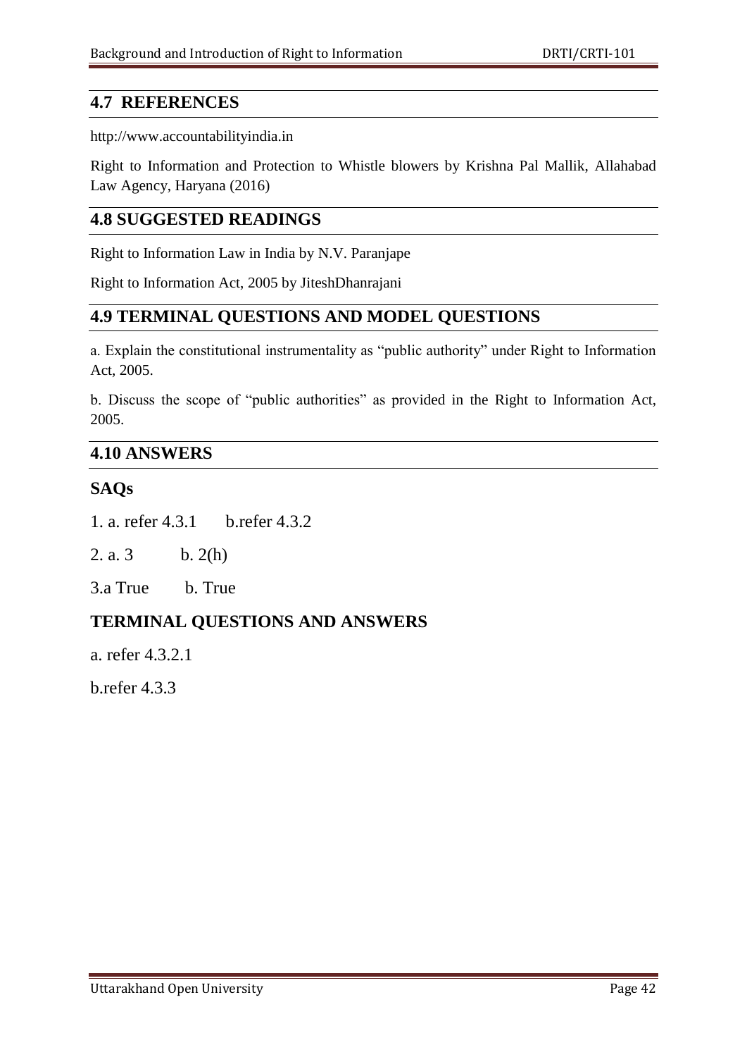## 4.7 REFERENCES

http://www.accountabilityindia.in

Right to Information and Protection to Whistle blowers by Krishna Pal Mallik, Allahabad Law Agency, Haryana (2016)

## 4.8 SUGGESTED READINGS

Right to Information Law in India by N.V. Paranjape

Right to Information Act, 2005 by JiteshDhanrajani

## 4.9 TERMINAL QUESTIONS AND MODEL QUESTIONS

a. Explain the constitutional instrumentality as "public authority" under Right to Information Act, 2005.

b. Discuss the scope of "public authorities" as provided in the Right to Information Act, 2005.

## 4.10 ANSWERS

### SAQs

1. a. refer 4.3.1    b.refer 4.3.2

2. a. 3    b. 2(h)

3.a True    b. True

### TERMINAL QUESTIONS AND ANSWERS

a. refer 4.3.2.1

b.refer 4.3.3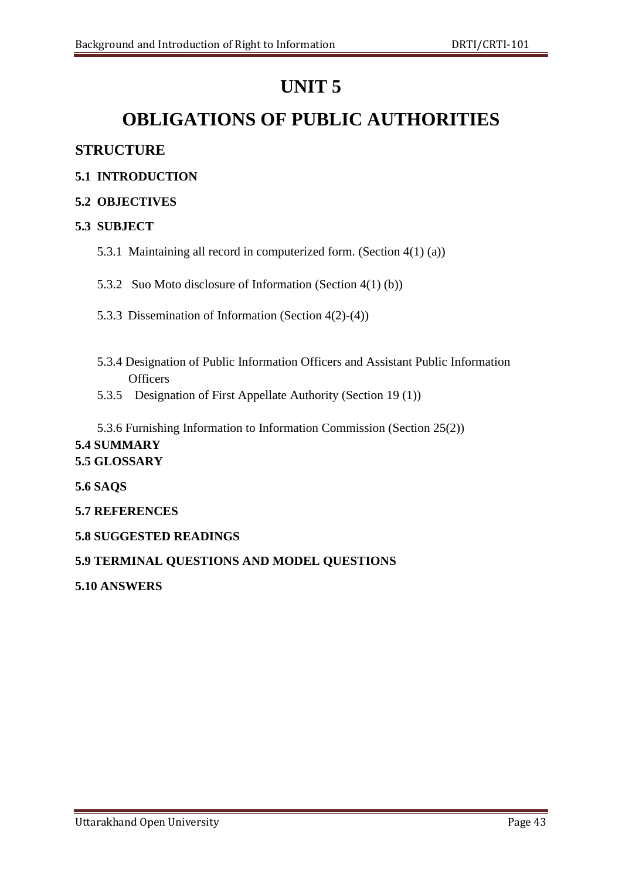# UNIT 5

# OBLIGATIONS OF PUBLIC AUTHORITIES

## STRUCTURE

**5.1 INTRODUCTION**

**5.2 OBJECTIVES**

**5.3 SUBJECT**

- 5.3.1 Maintaining all record in computerized form. (Section 4(1) (a))
- 5.3.2 Suo Moto disclosure of Information (Section 4(1) (b))
- 5.3.3 Dissemination of Information (Section 4(2)-(4))
- 5.3.4 Designation of Public Information Officers and Assistant Public Information Officers
- 5.3.5 Designation of First Appellate Authority (Section 19 (1))
- 5.3.6 Furnishing Information to Information Commission (Section 25(2))

**5.4 SUMMARY**

**5.5 GLOSSARY**

**5.6 SAQS**

**5.7 REFERENCES**

**5.8 SUGGESTED READINGS**

**5.9 TERMINAL QUESTIONS AND MODEL QUESTIONS**

**5.10 ANSWERS**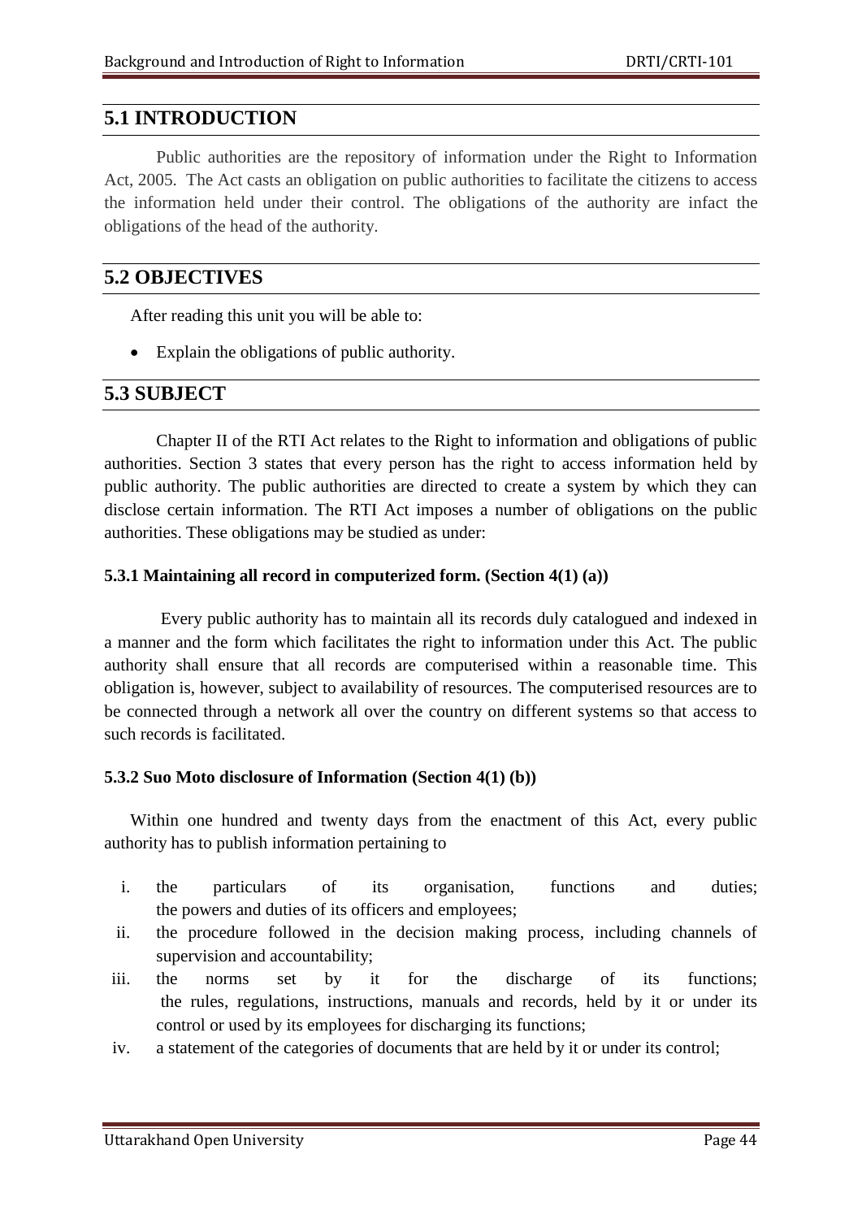## 5.1 INTRODUCTION

Public authorities are the repository of information under the Right to Information Act, 2005. The Act casts an obligation on public authorities to facilitate the citizens to access the information held under their control. The obligations of the authority are infact the obligations of the head of the authority.

## 5.2 OBJECTIVES

After reading this unit you will be able to:

- Explain the obligations of public authority.

## 5.3 SUBJECT

Chapter II of the RTI Act relates to the Right to information and obligations of public authorities. Section 3 states that every person has the right to access information held by public authority. The public authorities are directed to create a system by which they can disclose certain information. The RTI Act imposes a number of obligations on the public authorities. These obligations may be studied as under:

#### 5.3.1 Maintaining all record in computerized form. (Section 4(1) (a))

Every public authority has to maintain all its records duly catalogued and indexed in a manner and the form which facilitates the right to information under this Act. The public authority shall ensure that all records are computerised within a reasonable time. This obligation is, however, subject to availability of resources. The computerised resources are to be connected through a network all over the country on different systems so that access to such records is facilitated.

#### 5.3.2 Suo Moto disclosure of Information (Section 4(1) (b))

Within one hundred and twenty days from the enactment of this Act, every public authority has to publish information pertaining to

i. the particulars of its organisation, functions and duties; the powers and duties of its officers and employees;
ii. the procedure followed in the decision making process, including channels of supervision and accountability;
iii. the norms set by it for the discharge of its functions; the rules, regulations, instructions, manuals and records, held by it or under its control or used by its employees for discharging its functions;
iv. a statement of the categories of documents that are held by it or under its control;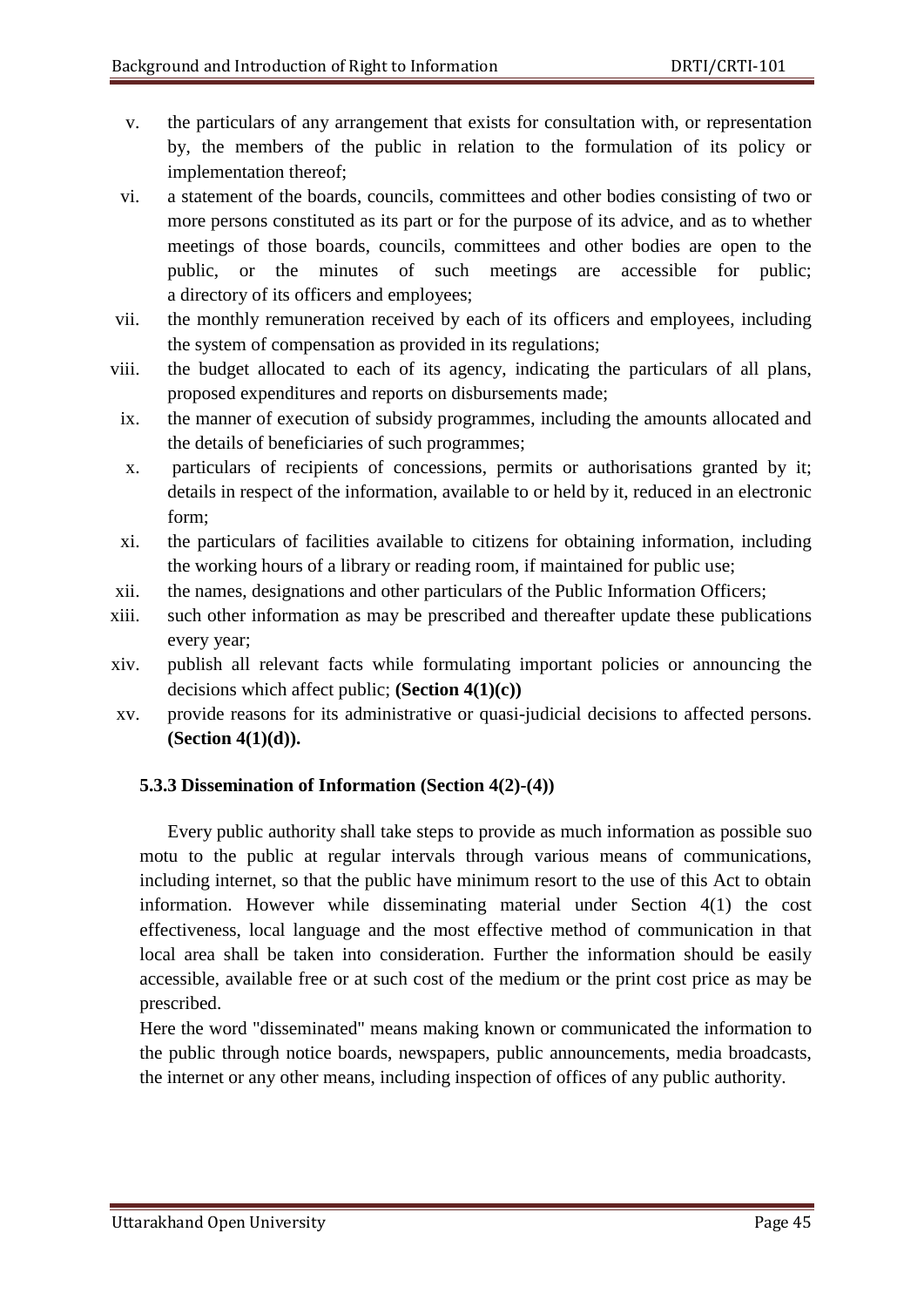v. the particulars of any arrangement that exists for consultation with, or representation by, the members of the public in relation to the formulation of its policy or implementation thereof;

vi. a statement of the boards, councils, committees and other bodies consisting of two or more persons constituted as its part or for the purpose of its advice, and as to whether meetings of those boards, councils, committees and other bodies are open to the public, or the minutes of such meetings are accessible for public; a directory of its officers and employees;

vii. the monthly remuneration received by each of its officers and employees, including the system of compensation as provided in its regulations;

viii. the budget allocated to each of its agency, indicating the particulars of all plans, proposed expenditures and reports on disbursements made;

ix. the manner of execution of subsidy programmes, including the amounts allocated and the details of beneficiaries of such programmes;

x. particulars of recipients of concessions, permits or authorisations granted by it; details in respect of the information, available to or held by it, reduced in an electronic form;

xi. the particulars of facilities available to citizens for obtaining information, including the working hours of a library or reading room, if maintained for public use;

xii. the names, designations and other particulars of the Public Information Officers;

xiii. such other information as may be prescribed and thereafter update these publications every year;

xiv. publish all relevant facts while formulating important policies or announcing the decisions which affect public; **(Section 4(1)(c))**

xv. provide reasons for its administrative or quasi-judicial decisions to affected persons. **(Section 4(1)(d)).**

### 5.3.3 Dissemination of Information (Section 4(2)-(4))

Every public authority shall take steps to provide as much information as possible suo motu to the public at regular intervals through various means of communications, including internet, so that the public have minimum resort to the use of this Act to obtain information. However while disseminating material under Section 4(1) the cost effectiveness, local language and the most effective method of communication in that local area shall be taken into consideration. Further the information should be easily accessible, available free or at such cost of the medium or the print cost price as may be prescribed.

Here the word "disseminated" means making known or communicated the information to the public through notice boards, newspapers, public announcements, media broadcasts, the internet or any other means, including inspection of offices of any public authority.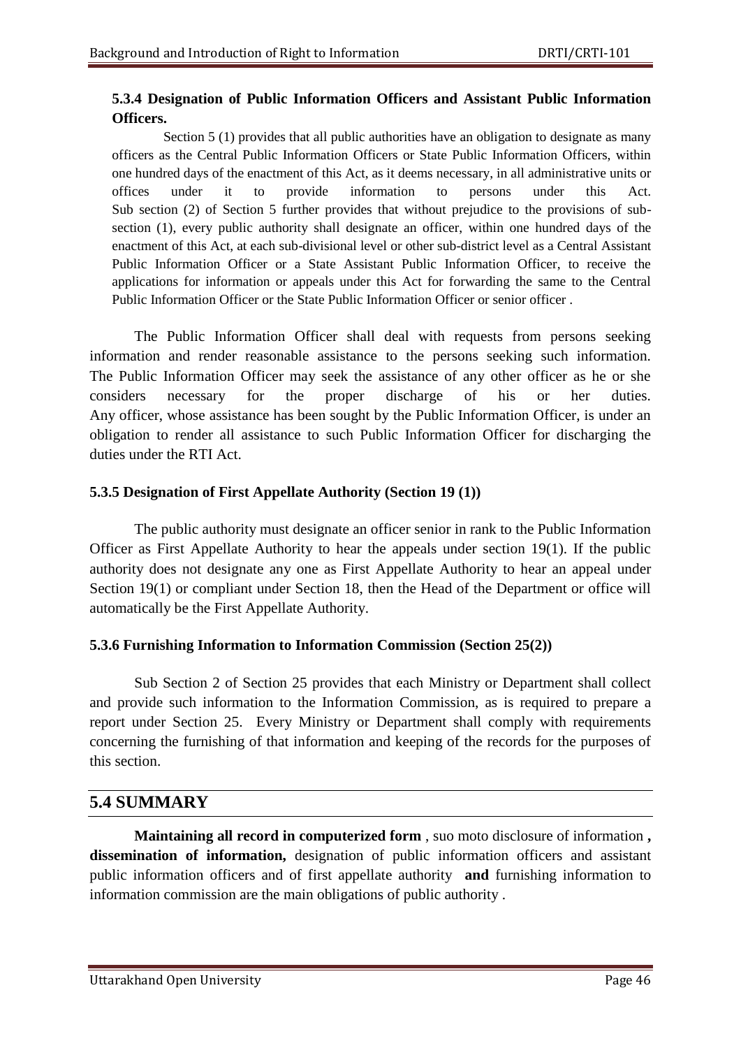### 5.3.4 Designation of Public Information Officers and Assistant Public Information Officers.

Section 5 (1) provides that all public authorities have an obligation to designate as many officers as the Central Public Information Officers or State Public Information Officers, within one hundred days of the enactment of this Act, as it deems necessary, in all administrative units or offices under it to provide information to persons under this Act. Sub section (2) of Section 5 further provides that without prejudice to the provisions of sub-section (1), every public authority shall designate an officer, within one hundred days of the enactment of this Act, at each sub-divisional level or other sub-district level as a Central Assistant Public Information Officer or a State Assistant Public Information Officer, to receive the applications for information or appeals under this Act for forwarding the same to the Central Public Information Officer or the State Public Information Officer or senior officer .

The Public Information Officer shall deal with requests from persons seeking information and render reasonable assistance to the persons seeking such information. The Public Information Officer may seek the assistance of any other officer as he or she considers necessary for the proper discharge of his or her duties. Any officer, whose assistance has been sought by the Public Information Officer, is under an obligation to render all assistance to such Public Information Officer for discharging the duties under the RTI Act.

### 5.3.5 Designation of First Appellate Authority (Section 19 (1))

The public authority must designate an officer senior in rank to the Public Information Officer as First Appellate Authority to hear the appeals under section 19(1). If the public authority does not designate any one as First Appellate Authority to hear an appeal under Section 19(1) or compliant under Section 18, then the Head of the Department or office will automatically be the First Appellate Authority.

### 5.3.6 Furnishing Information to Information Commission (Section 25(2))

Sub Section 2 of Section 25 provides that each Ministry or Department shall collect and provide such information to the Information Commission, as is required to prepare a report under Section 25. Every Ministry or Department shall comply with requirements concerning the furnishing of that information and keeping of the records for the purposes of this section.

## 5.4 SUMMARY

**Maintaining all record in computerized form** , suo moto disclosure of information **, dissemination of information,** designation of public information officers and assistant public information officers and of first appellate authority **and** furnishing information to information commission are the main obligations of public authority .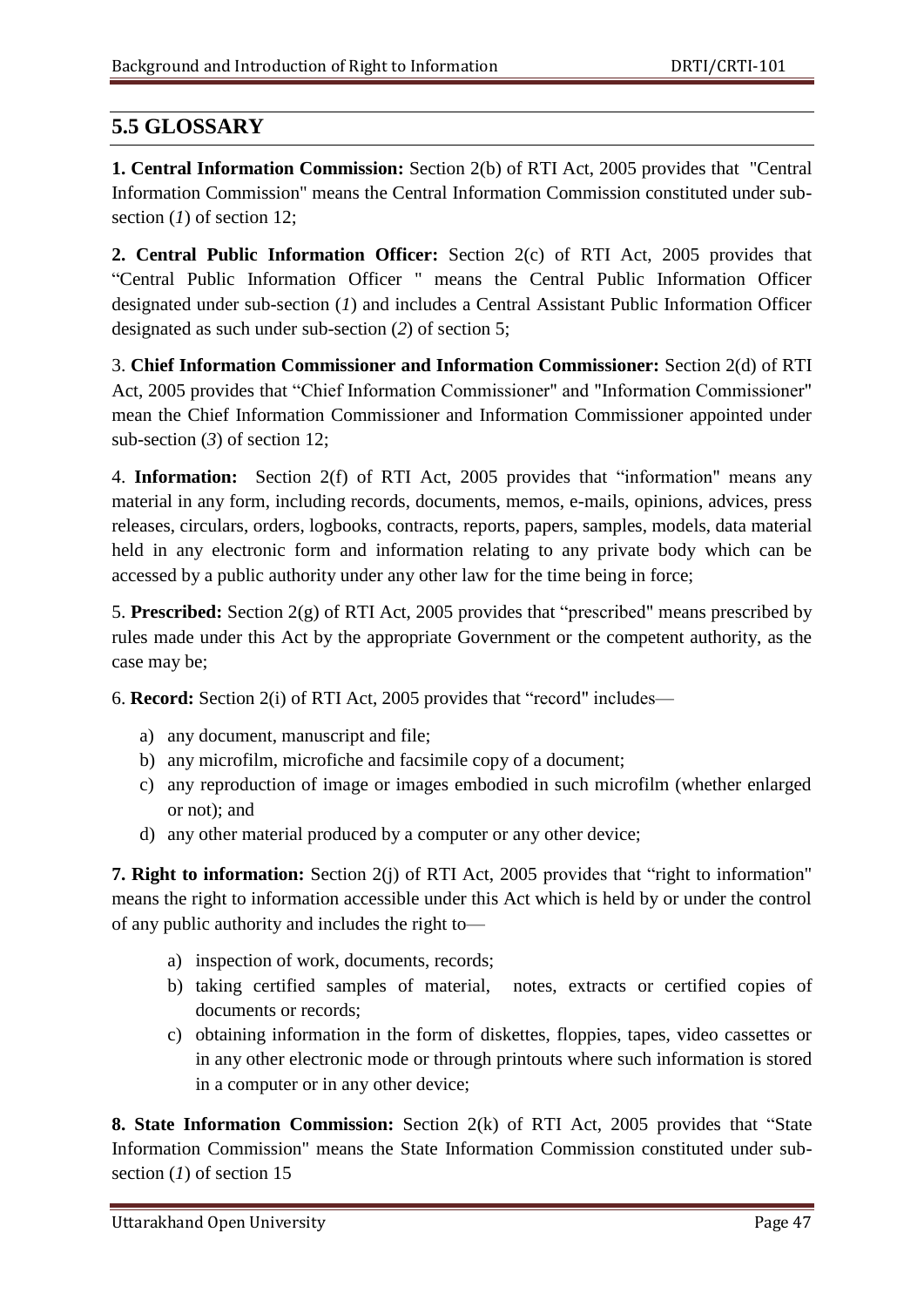## 5.5 GLOSSARY

**1. Central Information Commission:** Section 2(b) of RTI Act, 2005 provides that "Central Information Commission" means the Central Information Commission constituted under sub-section (*1*) of section 12;

**2. Central Public Information Officer:** Section 2(c) of RTI Act, 2005 provides that "Central Public Information Officer " means the Central Public Information Officer designated under sub-section (*1*) and includes a Central Assistant Public Information Officer designated as such under sub-section (*2*) of section 5;

3. **Chief Information Commissioner and Information Commissioner:** Section 2(d) of RTI Act, 2005 provides that "Chief Information Commissioner" and "Information Commissioner" mean the Chief Information Commissioner and Information Commissioner appointed under sub-section (*3*) of section 12;

4. **Information:** Section 2(f) of RTI Act, 2005 provides that "information" means any material in any form, including records, documents, memos, e-mails, opinions, advices, press releases, circulars, orders, logbooks, contracts, reports, papers, samples, models, data material held in any electronic form and information relating to any private body which can be accessed by a public authority under any other law for the time being in force;

5. **Prescribed:** Section 2(g) of RTI Act, 2005 provides that "prescribed" means prescribed by rules made under this Act by the appropriate Government or the competent authority, as the case may be;

6. **Record:** Section 2(i) of RTI Act, 2005 provides that "record" includes—

a) any document, manuscript and file;
b) any microfilm, microfiche and facsimile copy of a document;
c) any reproduction of image or images embodied in such microfilm (whether enlarged or not); and
d) any other material produced by a computer or any other device;

**7. Right to information:** Section 2(j) of RTI Act, 2005 provides that "right to information" means the right to information accessible under this Act which is held by or under the control of any public authority and includes the right to—

a) inspection of work, documents, records;
b) taking certified samples of material, notes, extracts or certified copies of documents or records;
c) obtaining information in the form of diskettes, floppies, tapes, video cassettes or in any other electronic mode or through printouts where such information is stored in a computer or in any other device;

**8. State Information Commission:** Section 2(k) of RTI Act, 2005 provides that "State Information Commission" means the State Information Commission constituted under sub-section (*1*) of section 15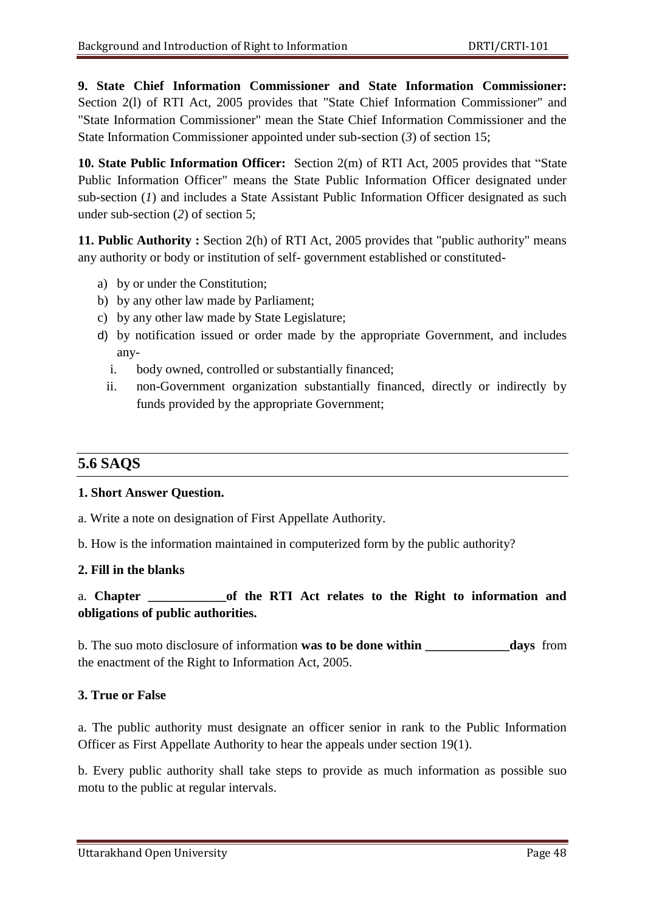**9. State Chief Information Commissioner and State Information Commissioner:** Section 2(l) of RTI Act, 2005 provides that "State Chief Information Commissioner" and "State Information Commissioner" mean the State Chief Information Commissioner and the State Information Commissioner appointed under sub-section (*3*) of section 15;

**10. State Public Information Officer:** Section 2(m) of RTI Act, 2005 provides that "State Public Information Officer" means the State Public Information Officer designated under sub-section (*1*) and includes a State Assistant Public Information Officer designated as such under sub-section (*2*) of section 5;

**11. Public Authority :** Section 2(h) of RTI Act, 2005 provides that "public authority" means any authority or body or institution of self- government established or constituted-

a) by or under the Constitution;
b) by any other law made by Parliament;
c) by any other law made by State Legislature;
d) by notification issued or order made by the appropriate Government, and includes any-
   i. body owned, controlled or substantially financed;
   ii. non-Government organization substantially financed, directly or indirectly by funds provided by the appropriate Government;

## 5.6 SAQS

**1. Short Answer Question.**

a. Write a note on designation of First Appellate Authority.

b. How is the information maintained in computerized form by the public authority?

**2. Fill in the blanks**

a. **Chapter ____________of the RTI Act relates to the Right to information and obligations of public authorities.**

b. The suo moto disclosure of information **was to be done within _____________days** from the enactment of the Right to Information Act, 2005.

**3. True or False**

a. The public authority must designate an officer senior in rank to the Public Information Officer as First Appellate Authority to hear the appeals under section 19(1).

b. Every public authority shall take steps to provide as much information as possible suo motu to the public at regular intervals.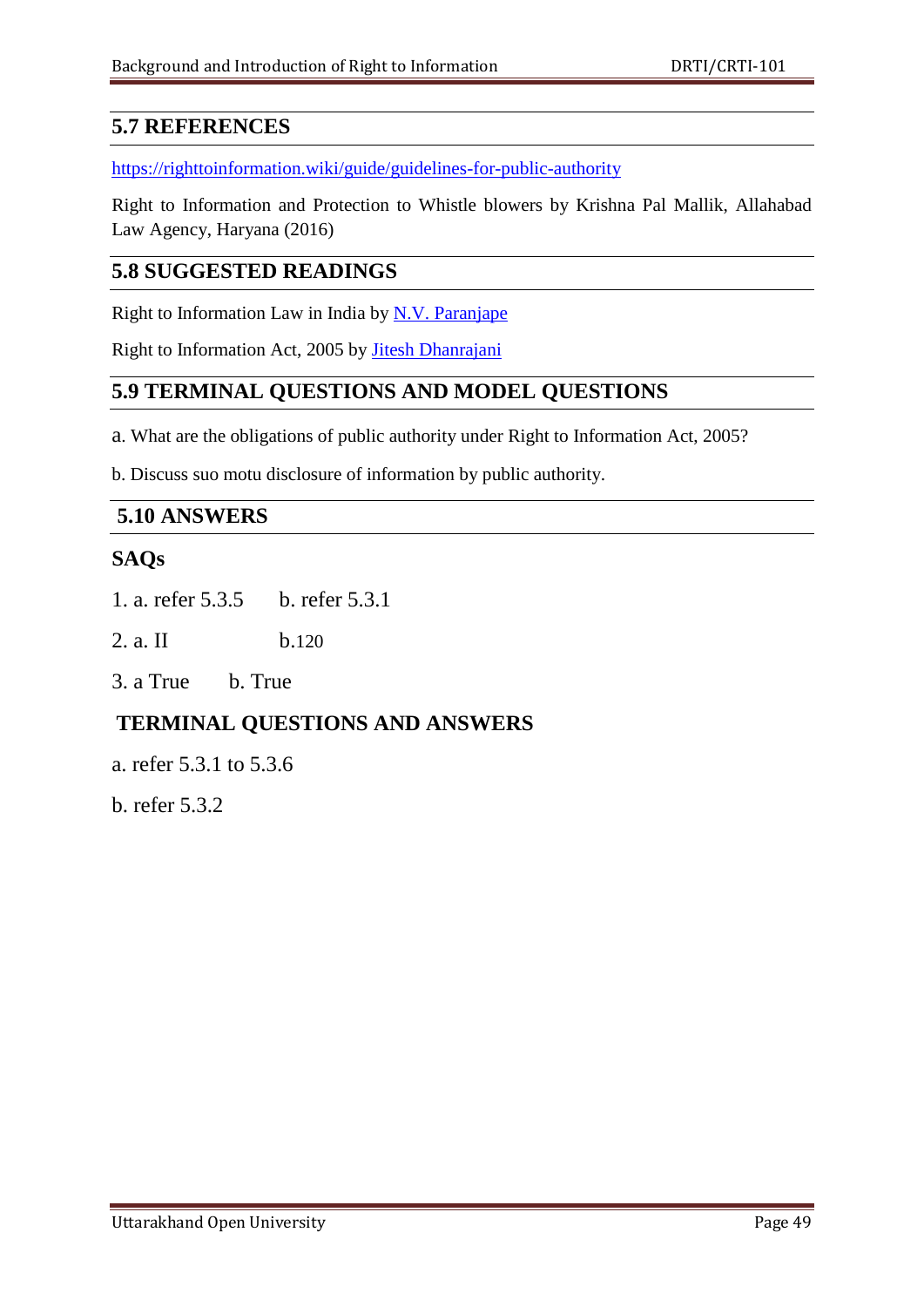## 5.7 REFERENCES

https://righttoinformation.wiki/guide/guidelines-for-public-authority

Right to Information and Protection to Whistle blowers by Krishna Pal Mallik, Allahabad Law Agency, Haryana (2016)

## 5.8 SUGGESTED READINGS

Right to Information Law in India by N.V. Paranjape

Right to Information Act, 2005 by Jitesh Dhanrajani

## 5.9 TERMINAL QUESTIONS AND MODEL QUESTIONS

a. What are the obligations of public authority under Right to Information Act, 2005?

b. Discuss suo motu disclosure of information by public authority.

## 5.10 ANSWERS

### SAQs

1. a. refer 5.3.5 b. refer 5.3.1

2. a. II b.120

3. a True b. True

### TERMINAL QUESTIONS AND ANSWERS

a. refer 5.3.1 to 5.3.6

b. refer 5.3.2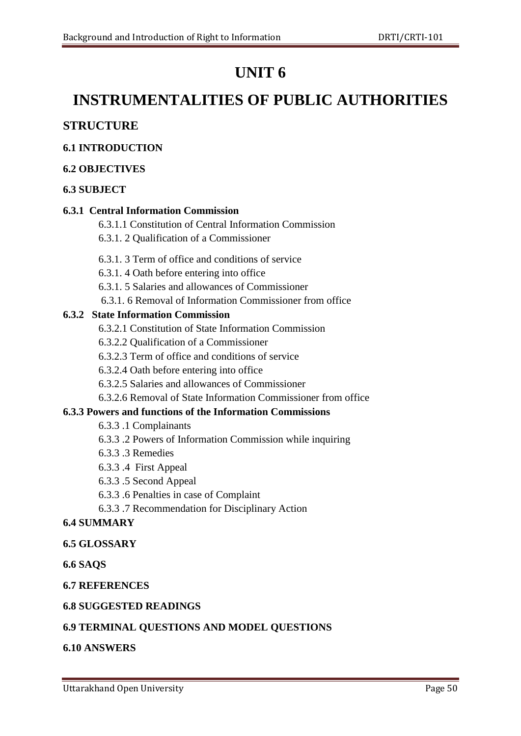# UNIT 6

# INSTRUMENTALITIES OF PUBLIC AUTHORITIES

## STRUCTURE

**6.1 INTRODUCTION**

**6.2 OBJECTIVES**

**6.3 SUBJECT**

**6.3.1 Central Information Commission**

- 6.3.1.1 Constitution of Central Information Commission
- 6.3.1. 2 Qualification of a Commissioner
- 6.3.1. 3 Term of office and conditions of service
- 6.3.1. 4 Oath before entering into office
- 6.3.1. 5 Salaries and allowances of Commissioner
- 6.3.1. 6 Removal of Information Commissioner from office

**6.3.2 State Information Commission**

- 6.3.2.1 Constitution of State Information Commission
- 6.3.2.2 Qualification of a Commissioner
- 6.3.2.3 Term of office and conditions of service
- 6.3.2.4 Oath before entering into office
- 6.3.2.5 Salaries and allowances of Commissioner
- 6.3.2.6 Removal of State Information Commissioner from office

**6.3.3 Powers and functions of the Information Commissions**

- 6.3.3 .1 Complainants
- 6.3.3 .2 Powers of Information Commission while inquiring
- 6.3.3 .3 Remedies
- 6.3.3 .4 First Appeal
- 6.3.3 .5 Second Appeal
- 6.3.3 .6 Penalties in case of Complaint
- 6.3.3 .7 Recommendation for Disciplinary Action

**6.4 SUMMARY**

**6.5 GLOSSARY**

**6.6 SAQS**

**6.7 REFERENCES**

**6.8 SUGGESTED READINGS**

**6.9 TERMINAL QUESTIONS AND MODEL QUESTIONS**

**6.10 ANSWERS**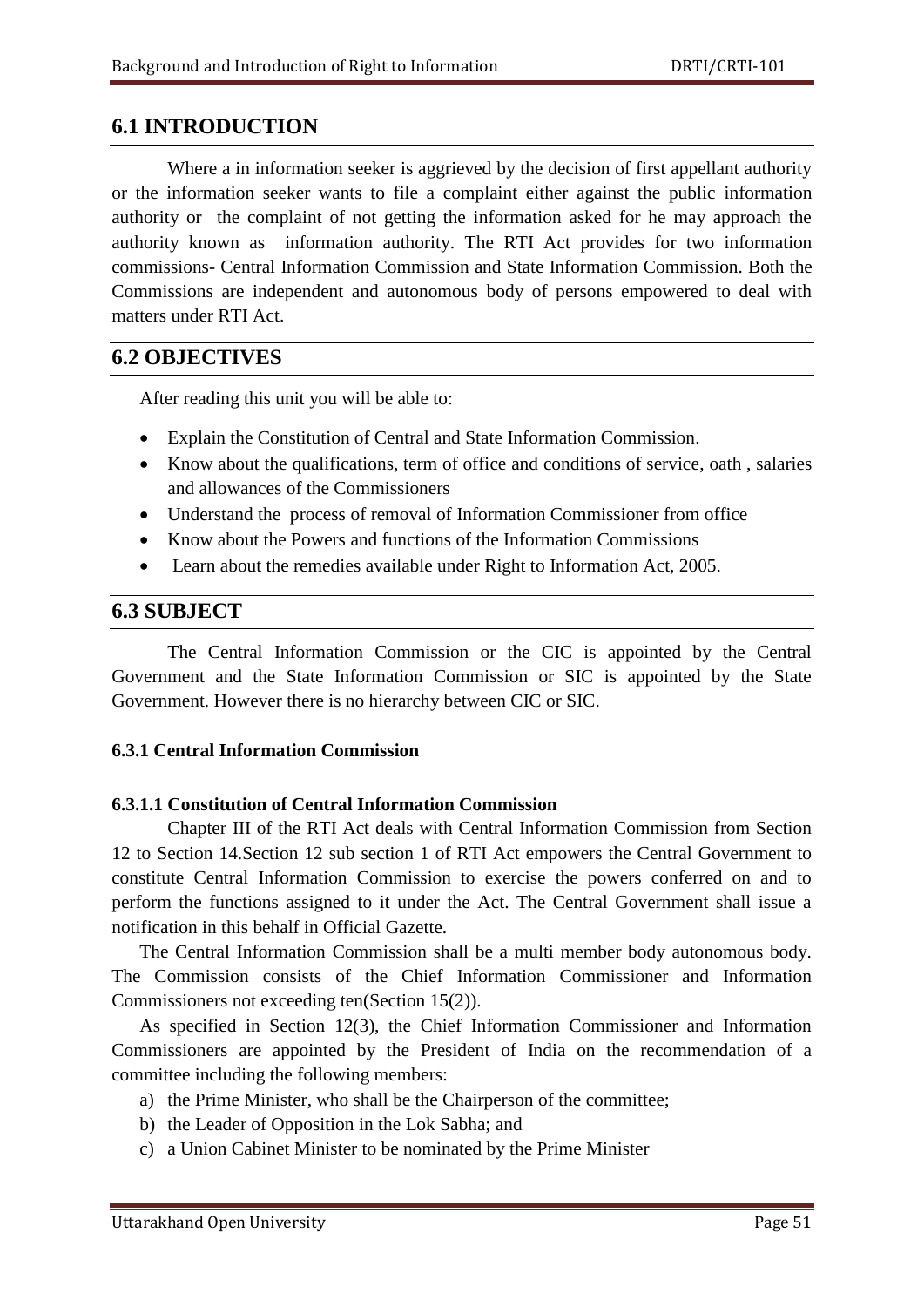## 6.1 INTRODUCTION

Where a in information seeker is aggrieved by the decision of first appellant authority or the information seeker wants to file a complaint either against the public information authority or the complaint of not getting the information asked for he may approach the authority known as information authority. The RTI Act provides for two information commissions- Central Information Commission and State Information Commission. Both the Commissions are independent and autonomous body of persons empowered to deal with matters under RTI Act.

## 6.2 OBJECTIVES

After reading this unit you will be able to:

- Explain the Constitution of Central and State Information Commission.
- Know about the qualifications, term of office and conditions of service, oath , salaries and allowances of the Commissioners
- Understand the process of removal of Information Commissioner from office
- Know about the Powers and functions of the Information Commissions
- Learn about the remedies available under Right to Information Act, 2005.

## 6.3 SUBJECT

The Central Information Commission or the CIC is appointed by the Central Government and the State Information Commission or SIC is appointed by the State Government. However there is no hierarchy between CIC or SIC.

### 6.3.1 Central Information Commission

#### 6.3.1.1 Constitution of Central Information Commission

Chapter III of the RTI Act deals with Central Information Commission from Section 12 to Section 14.Section 12 sub section 1 of RTI Act empowers the Central Government to constitute Central Information Commission to exercise the powers conferred on and to perform the functions assigned to it under the Act. The Central Government shall issue a notification in this behalf in Official Gazette.

The Central Information Commission shall be a multi member body autonomous body. The Commission consists of the Chief Information Commissioner and Information Commissioners not exceeding ten(Section 15(2)).

As specified in Section 12(3), the Chief Information Commissioner and Information Commissioners are appointed by the President of India on the recommendation of a committee including the following members:

a) the Prime Minister, who shall be the Chairperson of the committee;
b) the Leader of Opposition in the Lok Sabha; and
c) a Union Cabinet Minister to be nominated by the Prime Minister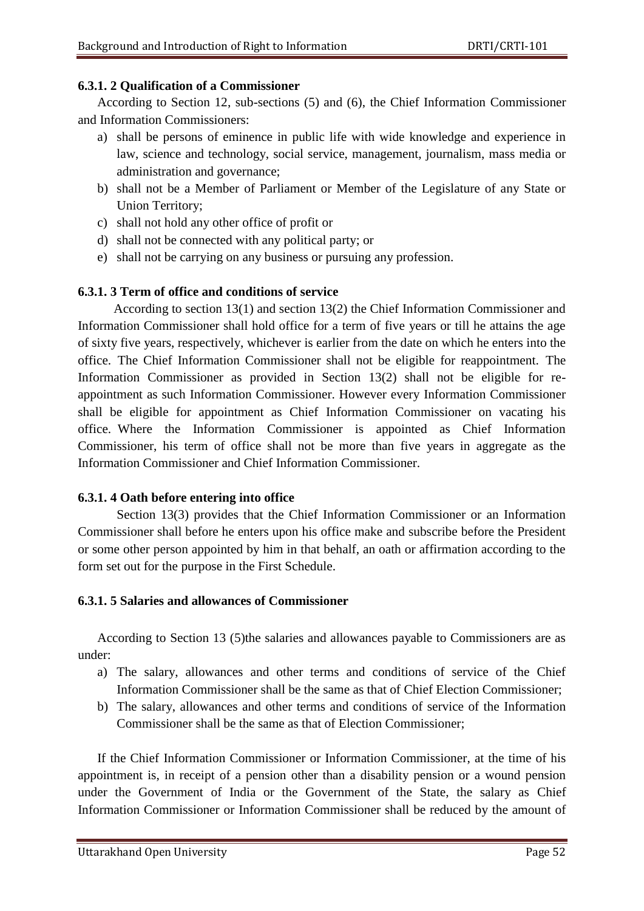#### 6.3.1. 2 Qualification of a Commissioner

According to Section 12, sub-sections (5) and (6), the Chief Information Commissioner and Information Commissioners:

a) shall be persons of eminence in public life with wide knowledge and experience in law, science and technology, social service, management, journalism, mass media or administration and governance;
b) shall not be a Member of Parliament or Member of the Legislature of any State or Union Territory;
c) shall not hold any other office of profit or
d) shall not be connected with any political party; or
e) shall not be carrying on any business or pursuing any profession.

#### 6.3.1. 3 Term of office and conditions of service

According to section 13(1) and section 13(2) the Chief Information Commissioner and Information Commissioner shall hold office for a term of five years or till he attains the age of sixty five years, respectively, whichever is earlier from the date on which he enters into the office. The Chief Information Commissioner shall not be eligible for reappointment. The Information Commissioner as provided in Section 13(2) shall not be eligible for re-appointment as such Information Commissioner. However every Information Commissioner shall be eligible for appointment as Chief Information Commissioner on vacating his office. Where the Information Commissioner is appointed as Chief Information Commissioner, his term of office shall not be more than five years in aggregate as the Information Commissioner and Chief Information Commissioner.

#### 6.3.1. 4 Oath before entering into office

Section 13(3) provides that the Chief Information Commissioner or an Information Commissioner shall before he enters upon his office make and subscribe before the President or some other person appointed by him in that behalf, an oath or affirmation according to the form set out for the purpose in the First Schedule.

#### 6.3.1. 5 Salaries and allowances of Commissioner

According to Section 13 (5)the salaries and allowances payable to Commissioners are as under:

a) The salary, allowances and other terms and conditions of service of the Chief Information Commissioner shall be the same as that of Chief Election Commissioner;
b) The salary, allowances and other terms and conditions of service of the Information Commissioner shall be the same as that of Election Commissioner;

If the Chief Information Commissioner or Information Commissioner, at the time of his appointment is, in receipt of a pension other than a disability pension or a wound pension under the Government of India or the Government of the State, the salary as Chief Information Commissioner or Information Commissioner shall be reduced by the amount of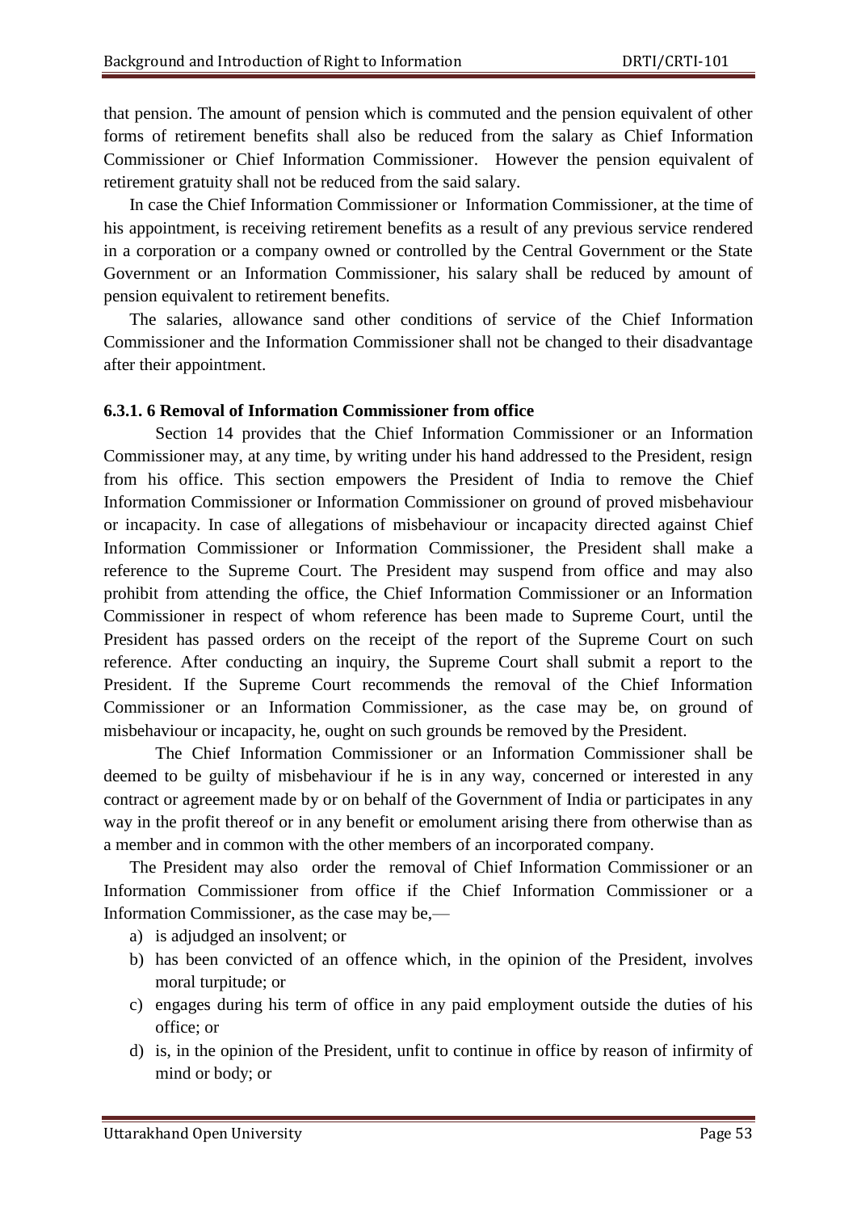that pension. The amount of pension which is commuted and the pension equivalent of other forms of retirement benefits shall also be reduced from the salary as Chief Information Commissioner or Chief Information Commissioner. However the pension equivalent of retirement gratuity shall not be reduced from the said salary.

In case the Chief Information Commissioner or Information Commissioner, at the time of his appointment, is receiving retirement benefits as a result of any previous service rendered in a corporation or a company owned or controlled by the Central Government or the State Government or an Information Commissioner, his salary shall be reduced by amount of pension equivalent to retirement benefits.

The salaries, allowance sand other conditions of service of the Chief Information Commissioner and the Information Commissioner shall not be changed to their disadvantage after their appointment.

**6.3.1. 6 Removal of Information Commissioner from office**

Section 14 provides that the Chief Information Commissioner or an Information Commissioner may, at any time, by writing under his hand addressed to the President, resign from his office. This section empowers the President of India to remove the Chief Information Commissioner or Information Commissioner on ground of proved misbehaviour or incapacity. In case of allegations of misbehaviour or incapacity directed against Chief Information Commissioner or Information Commissioner, the President shall make a reference to the Supreme Court. The President may suspend from office and may also prohibit from attending the office, the Chief Information Commissioner or an Information Commissioner in respect of whom reference has been made to Supreme Court, until the President has passed orders on the receipt of the report of the Supreme Court on such reference. After conducting an inquiry, the Supreme Court shall submit a report to the President. If the Supreme Court recommends the removal of the Chief Information Commissioner or an Information Commissioner, as the case may be, on ground of misbehaviour or incapacity, he, ought on such grounds be removed by the President.

The Chief Information Commissioner or an Information Commissioner shall be deemed to be guilty of misbehaviour if he is in any way, concerned or interested in any contract or agreement made by or on behalf of the Government of India or participates in any way in the profit thereof or in any benefit or emolument arising there from otherwise than as a member and in common with the other members of an incorporated company.

The President may also order the removal of Chief Information Commissioner or an Information Commissioner from office if the Chief Information Commissioner or a Information Commissioner, as the case may be,—

a) is adjudged an insolvent; or
b) has been convicted of an offence which, in the opinion of the President, involves moral turpitude; or
c) engages during his term of office in any paid employment outside the duties of his office; or
d) is, in the opinion of the President, unfit to continue in office by reason of infirmity of mind or body; or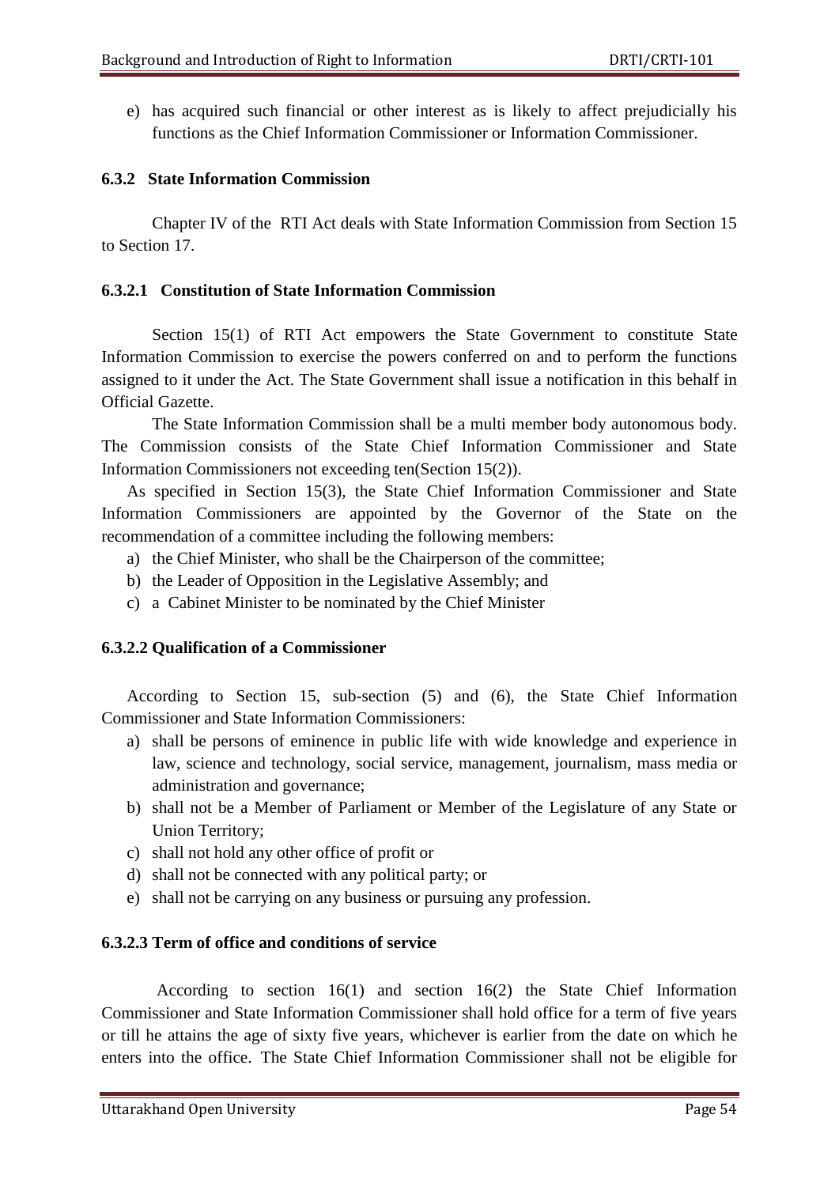e) has acquired such financial or other interest as is likely to affect prejudicially his functions as the Chief Information Commissioner or Information Commissioner.

### 6.3.2 State Information Commission

Chapter IV of the RTI Act deals with State Information Commission from Section 15 to Section 17.

#### 6.3.2.1 Constitution of State Information Commission

Section 15(1) of RTI Act empowers the State Government to constitute State Information Commission to exercise the powers conferred on and to perform the functions assigned to it under the Act. The State Government shall issue a notification in this behalf in Official Gazette.

The State Information Commission shall be a multi member body autonomous body. The Commission consists of the State Chief Information Commissioner and State Information Commissioners not exceeding ten(Section 15(2)).

As specified in Section 15(3), the State Chief Information Commissioner and State Information Commissioners are appointed by the Governor of the State on the recommendation of a committee including the following members:

a) the Chief Minister, who shall be the Chairperson of the committee;
b) the Leader of Opposition in the Legislative Assembly; and
c) a Cabinet Minister to be nominated by the Chief Minister

#### 6.3.2.2 Qualification of a Commissioner

According to Section 15, sub-section (5) and (6), the State Chief Information Commissioner and State Information Commissioners:

a) shall be persons of eminence in public life with wide knowledge and experience in law, science and technology, social service, management, journalism, mass media or administration and governance;
b) shall not be a Member of Parliament or Member of the Legislature of any State or Union Territory;
c) shall not hold any other office of profit or
d) shall not be connected with any political party; or
e) shall not be carrying on any business or pursuing any profession.

#### 6.3.2.3 Term of office and conditions of service

According to section 16(1) and section 16(2) the State Chief Information Commissioner and State Information Commissioner shall hold office for a term of five years or till he attains the age of sixty five years, whichever is earlier from the date on which he enters into the office. The State Chief Information Commissioner shall not be eligible for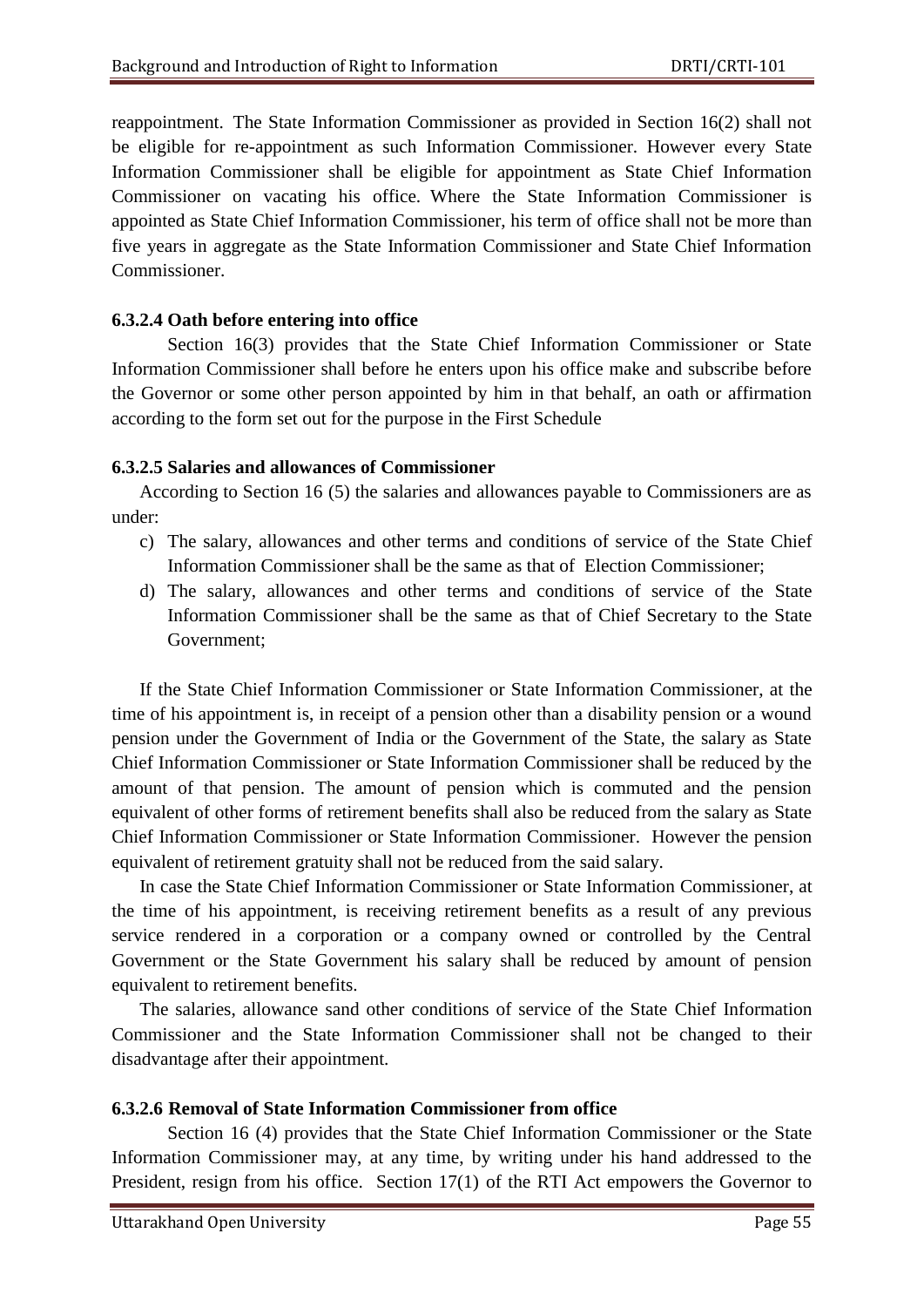reappointment. The State Information Commissioner as provided in Section 16(2) shall not be eligible for re-appointment as such Information Commissioner. However every State Information Commissioner shall be eligible for appointment as State Chief Information Commissioner on vacating his office. Where the State Information Commissioner is appointed as State Chief Information Commissioner, his term of office shall not be more than five years in aggregate as the State Information Commissioner and State Chief Information Commissioner.

#### 6.3.2.4 Oath before entering into office

Section 16(3) provides that the State Chief Information Commissioner or State Information Commissioner shall before he enters upon his office make and subscribe before the Governor or some other person appointed by him in that behalf, an oath or affirmation according to the form set out for the purpose in the First Schedule

#### 6.3.2.5 Salaries and allowances of Commissioner

According to Section 16 (5) the salaries and allowances payable to Commissioners are as under:

c) The salary, allowances and other terms and conditions of service of the State Chief Information Commissioner shall be the same as that of Election Commissioner;
d) The salary, allowances and other terms and conditions of service of the State Information Commissioner shall be the same as that of Chief Secretary to the State Government;

If the State Chief Information Commissioner or State Information Commissioner, at the time of his appointment is, in receipt of a pension other than a disability pension or a wound pension under the Government of India or the Government of the State, the salary as State Chief Information Commissioner or State Information Commissioner shall be reduced by the amount of that pension. The amount of pension which is commuted and the pension equivalent of other forms of retirement benefits shall also be reduced from the salary as State Chief Information Commissioner or State Information Commissioner. However the pension equivalent of retirement gratuity shall not be reduced from the said salary.

In case the State Chief Information Commissioner or State Information Commissioner, at the time of his appointment, is receiving retirement benefits as a result of any previous service rendered in a corporation or a company owned or controlled by the Central Government or the State Government his salary shall be reduced by amount of pension equivalent to retirement benefits.

The salaries, allowance sand other conditions of service of the State Chief Information Commissioner and the State Information Commissioner shall not be changed to their disadvantage after their appointment.

#### 6.3.2.6 Removal of State Information Commissioner from office

Section 16 (4) provides that the State Chief Information Commissioner or the State Information Commissioner may, at any time, by writing under his hand addressed to the President, resign from his office. Section 17(1) of the RTI Act empowers the Governor to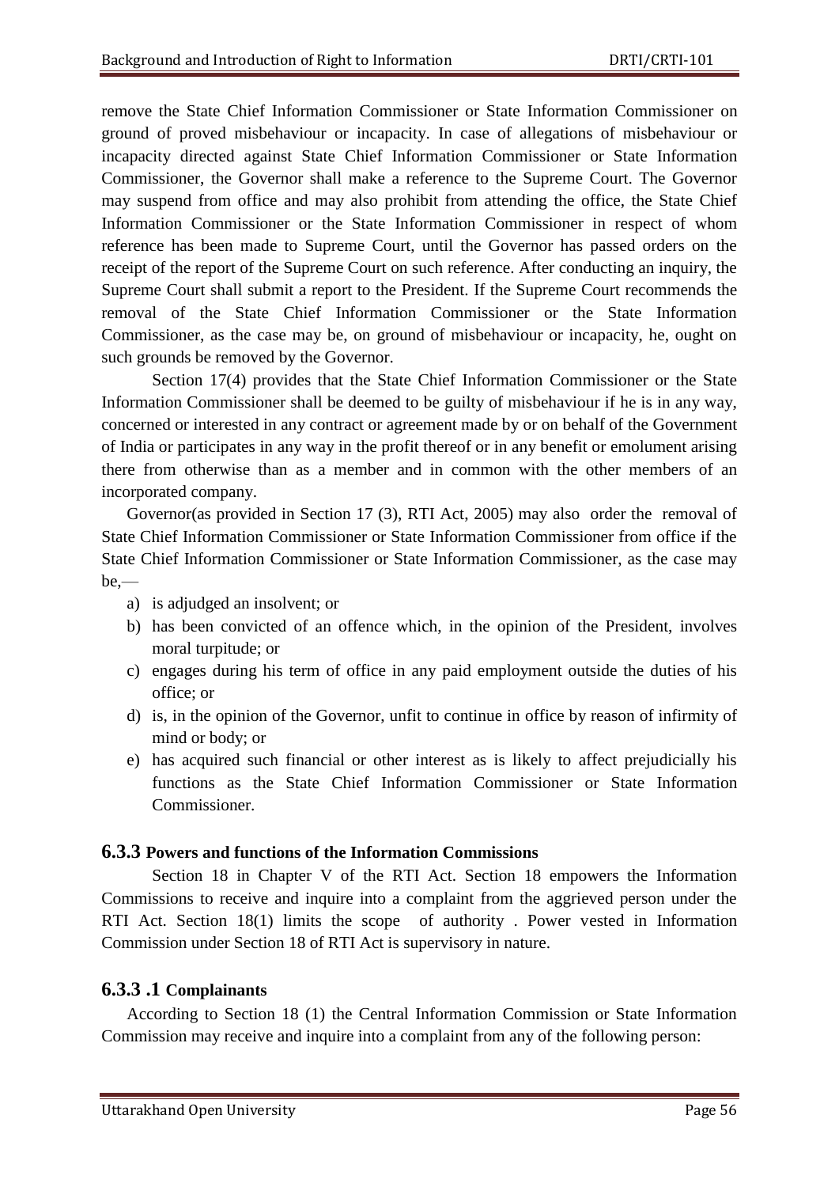remove the State Chief Information Commissioner or State Information Commissioner on ground of proved misbehaviour or incapacity. In case of allegations of misbehaviour or incapacity directed against State Chief Information Commissioner or State Information Commissioner, the Governor shall make a reference to the Supreme Court. The Governor may suspend from office and may also prohibit from attending the office, the State Chief Information Commissioner or the State Information Commissioner in respect of whom reference has been made to Supreme Court, until the Governor has passed orders on the receipt of the report of the Supreme Court on such reference. After conducting an inquiry, the Supreme Court shall submit a report to the President. If the Supreme Court recommends the removal of the State Chief Information Commissioner or the State Information Commissioner, as the case may be, on ground of misbehaviour or incapacity, he, ought on such grounds be removed by the Governor.

Section 17(4) provides that the State Chief Information Commissioner or the State Information Commissioner shall be deemed to be guilty of misbehaviour if he is in any way, concerned or interested in any contract or agreement made by or on behalf of the Government of India or participates in any way in the profit thereof or in any benefit or emolument arising there from otherwise than as a member and in common with the other members of an incorporated company.

Governor(as provided in Section 17 (3), RTI Act, 2005) may also order the removal of State Chief Information Commissioner or State Information Commissioner from office if the State Chief Information Commissioner or State Information Commissioner, as the case may be,—

a) is adjudged an insolvent; or
b) has been convicted of an offence which, in the opinion of the President, involves moral turpitude; or
c) engages during his term of office in any paid employment outside the duties of his office; or
d) is, in the opinion of the Governor, unfit to continue in office by reason of infirmity of mind or body; or
e) has acquired such financial or other interest as is likely to affect prejudicially his functions as the State Chief Information Commissioner or State Information Commissioner.

### 6.3.3 Powers and functions of the Information Commissions

Section 18 in Chapter V of the RTI Act. Section 18 empowers the Information Commissions to receive and inquire into a complaint from the aggrieved person under the RTI Act. Section 18(1) limits the scope of authority . Power vested in Information Commission under Section 18 of RTI Act is supervisory in nature.

### 6.3.3 .1 Complainants

According to Section 18 (1) the Central Information Commission or State Information Commission may receive and inquire into a complaint from any of the following person: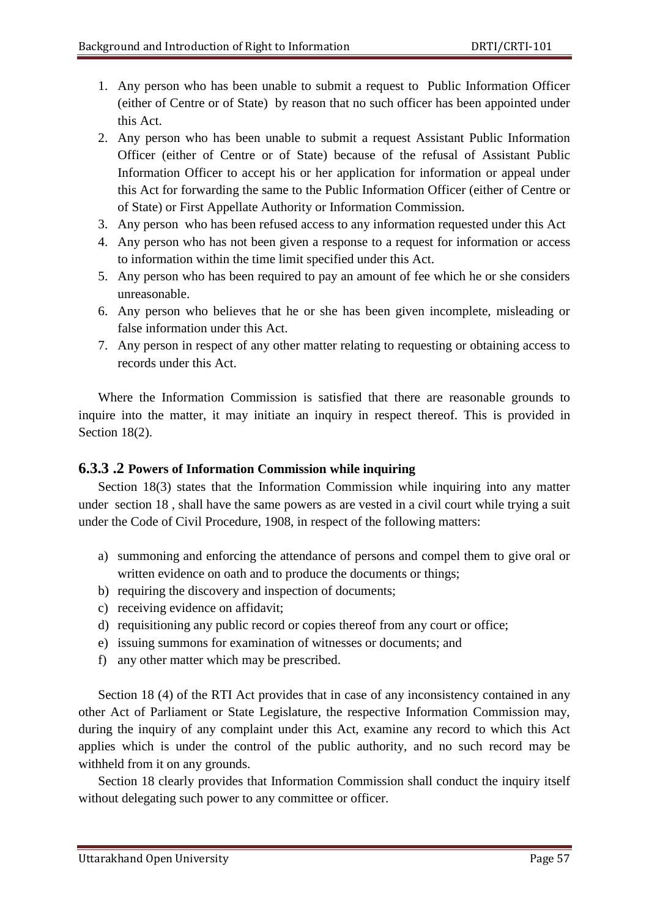1. Any person who has been unable to submit a request to Public Information Officer (either of Centre or of State) by reason that no such officer has been appointed under this Act.
2. Any person who has been unable to submit a request Assistant Public Information Officer (either of Centre or of State) because of the refusal of Assistant Public Information Officer to accept his or her application for information or appeal under this Act for forwarding the same to the Public Information Officer (either of Centre or of State) or First Appellate Authority or Information Commission.
3. Any person who has been refused access to any information requested under this Act
4. Any person who has not been given a response to a request for information or access to information within the time limit specified under this Act.
5. Any person who has been required to pay an amount of fee which he or she considers unreasonable.
6. Any person who believes that he or she has been given incomplete, misleading or false information under this Act.
7. Any person in respect of any other matter relating to requesting or obtaining access to records under this Act.

Where the Information Commission is satisfied that there are reasonable grounds to inquire into the matter, it may initiate an inquiry in respect thereof. This is provided in Section 18(2).

### 6.3.3 .2 Powers of Information Commission while inquiring

Section 18(3) states that the Information Commission while inquiring into any matter under section 18 , shall have the same powers as are vested in a civil court while trying a suit under the Code of Civil Procedure, 1908, in respect of the following matters:

a) summoning and enforcing the attendance of persons and compel them to give oral or written evidence on oath and to produce the documents or things;
b) requiring the discovery and inspection of documents;
c) receiving evidence on affidavit;
d) requisitioning any public record or copies thereof from any court or office;
e) issuing summons for examination of witnesses or documents; and
f) any other matter which may be prescribed.

Section 18 (4) of the RTI Act provides that in case of any inconsistency contained in any other Act of Parliament or State Legislature, the respective Information Commission may, during the inquiry of any complaint under this Act, examine any record to which this Act applies which is under the control of the public authority, and no such record may be withheld from it on any grounds.

Section 18 clearly provides that Information Commission shall conduct the inquiry itself without delegating such power to any committee or officer.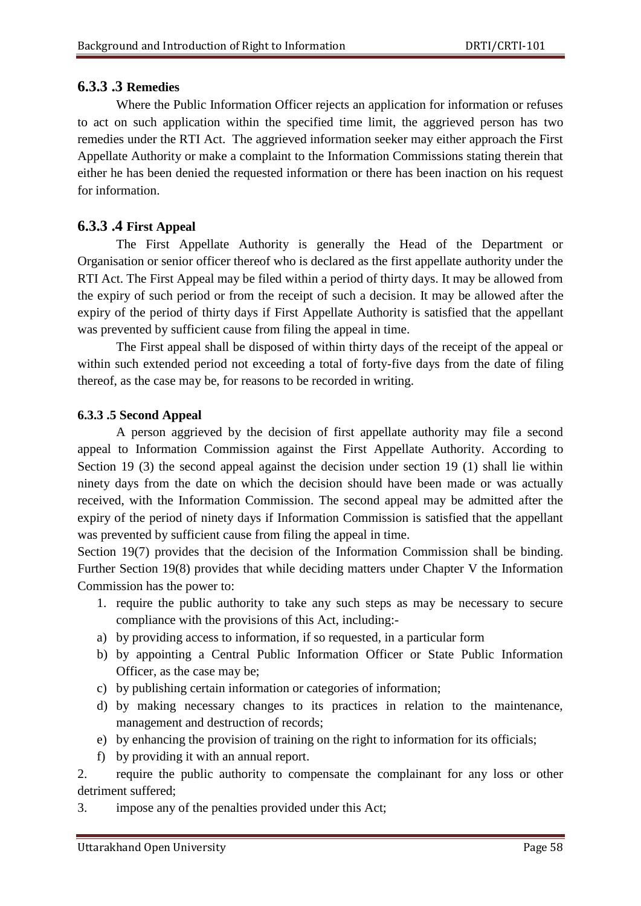### 6.3.3 .3 Remedies

Where the Public Information Officer rejects an application for information or refuses to act on such application within the specified time limit, the aggrieved person has two remedies under the RTI Act. The aggrieved information seeker may either approach the First Appellate Authority or make a complaint to the Information Commissions stating therein that either he has been denied the requested information or there has been inaction on his request for information.

### 6.3.3 .4 First Appeal

The First Appellate Authority is generally the Head of the Department or Organisation or senior officer thereof who is declared as the first appellate authority under the RTI Act. The First Appeal may be filed within a period of thirty days. It may be allowed from the expiry of such period or from the receipt of such a decision. It may be allowed after the expiry of the period of thirty days if First Appellate Authority is satisfied that the appellant was prevented by sufficient cause from filing the appeal in time.

The First appeal shall be disposed of within thirty days of the receipt of the appeal or within such extended period not exceeding a total of forty-five days from the date of filing thereof, as the case may be, for reasons to be recorded in writing.

#### 6.3.3 .5 Second Appeal

A person aggrieved by the decision of first appellate authority may file a second appeal to Information Commission against the First Appellate Authority. According to Section 19 (3) the second appeal against the decision under section 19 (1) shall lie within ninety days from the date on which the decision should have been made or was actually received, with the Information Commission. The second appeal may be admitted after the expiry of the period of ninety days if Information Commission is satisfied that the appellant was prevented by sufficient cause from filing the appeal in time.

Section 19(7) provides that the decision of the Information Commission shall be binding. Further Section 19(8) provides that while deciding matters under Chapter V the Information Commission has the power to:

1. require the public authority to take any such steps as may be necessary to secure compliance with the provisions of this Act, including:-
   a) by providing access to information, if so requested, in a particular form
   b) by appointing a Central Public Information Officer or State Public Information Officer, as the case may be;
   c) by publishing certain information or categories of information;
   d) by making necessary changes to its practices in relation to the maintenance, management and destruction of records;
   e) by enhancing the provision of training on the right to information for its officials;
   f) by providing it with an annual report.
2. require the public authority to compensate the complainant for any loss or other detriment suffered;
3. impose any of the penalties provided under this Act;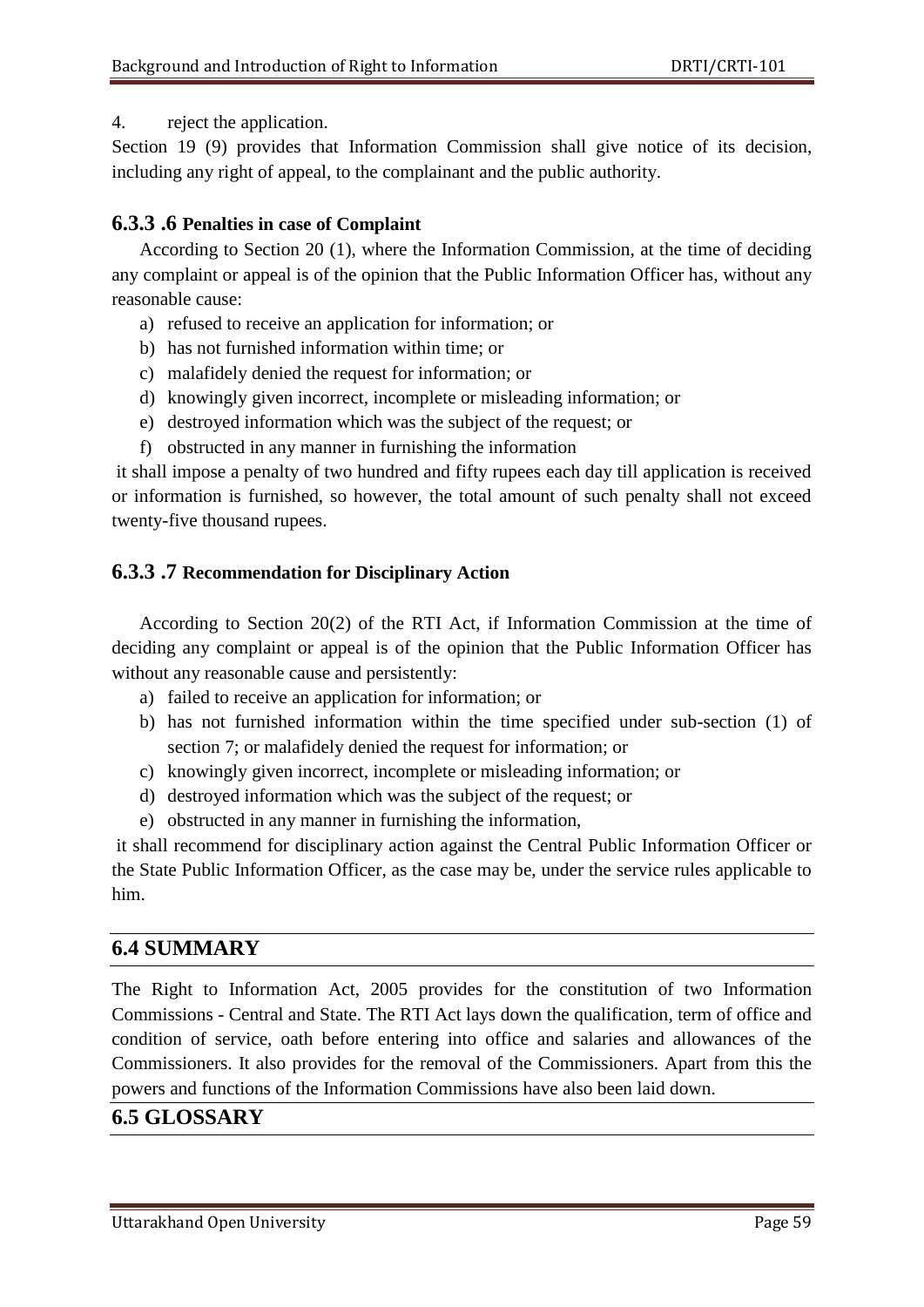4. reject the application.

Section 19 (9) provides that Information Commission shall give notice of its decision, including any right of appeal, to the complainant and the public authority.

### 6.3.3 .6 Penalties in case of Complaint

According to Section 20 (1), where the Information Commission, at the time of deciding any complaint or appeal is of the opinion that the Public Information Officer has, without any reasonable cause:

a) refused to receive an application for information; or
b) has not furnished information within time; or
c) malafidely denied the request for information; or
d) knowingly given incorrect, incomplete or misleading information; or
e) destroyed information which was the subject of the request; or
f) obstructed in any manner in furnishing the information

it shall impose a penalty of two hundred and fifty rupees each day till application is received or information is furnished, so however, the total amount of such penalty shall not exceed twenty-five thousand rupees.

### 6.3.3 .7 Recommendation for Disciplinary Action

According to Section 20(2) of the RTI Act, if Information Commission at the time of deciding any complaint or appeal is of the opinion that the Public Information Officer has without any reasonable cause and persistently:

a) failed to receive an application for information; or
b) has not furnished information within the time specified under sub-section (1) of section 7; or malafidely denied the request for information; or
c) knowingly given incorrect, incomplete or misleading information; or
d) destroyed information which was the subject of the request; or
e) obstructed in any manner in furnishing the information,

it shall recommend for disciplinary action against the Central Public Information Officer or the State Public Information Officer, as the case may be, under the service rules applicable to him.

## 6.4 SUMMARY

The Right to Information Act, 2005 provides for the constitution of two Information Commissions - Central and State. The RTI Act lays down the qualification, term of office and condition of service, oath before entering into office and salaries and allowances of the Commissioners. It also provides for the removal of the Commissioners. Apart from this the powers and functions of the Information Commissions have also been laid down.

## 6.5 GLOSSARY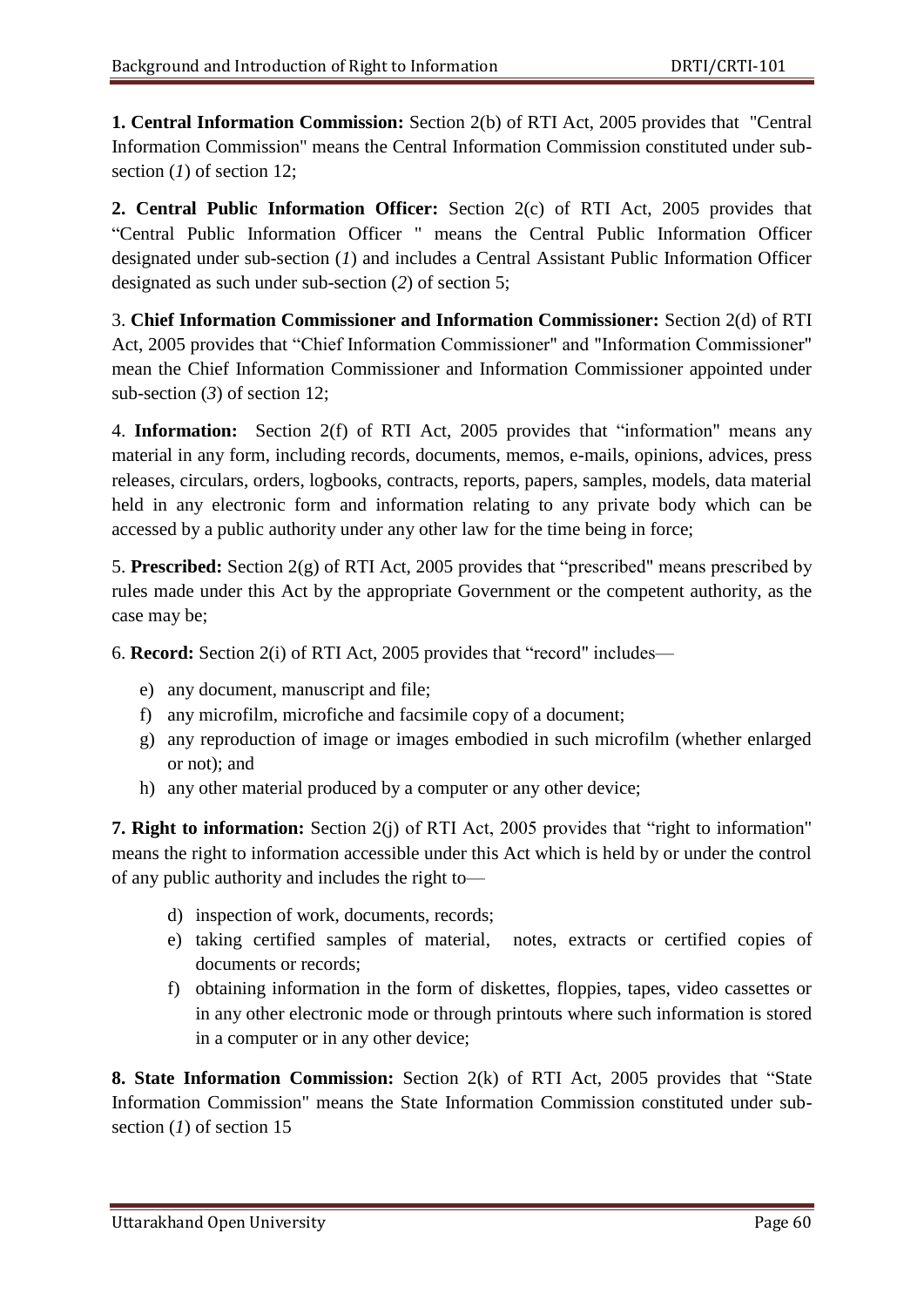**1. Central Information Commission:** Section 2(b) of RTI Act, 2005 provides that "Central Information Commission" means the Central Information Commission constituted under sub-section (*1*) of section 12;

**2. Central Public Information Officer:** Section 2(c) of RTI Act, 2005 provides that "Central Public Information Officer " means the Central Public Information Officer designated under sub-section (*1*) and includes a Central Assistant Public Information Officer designated as such under sub-section (*2*) of section 5;

3. **Chief Information Commissioner and Information Commissioner:** Section 2(d) of RTI Act, 2005 provides that "Chief Information Commissioner" and "Information Commissioner" mean the Chief Information Commissioner and Information Commissioner appointed under sub-section (*3*) of section 12;

4. **Information:** Section 2(f) of RTI Act, 2005 provides that "information" means any material in any form, including records, documents, memos, e-mails, opinions, advices, press releases, circulars, orders, logbooks, contracts, reports, papers, samples, models, data material held in any electronic form and information relating to any private body which can be accessed by a public authority under any other law for the time being in force;

5. **Prescribed:** Section 2(g) of RTI Act, 2005 provides that "prescribed" means prescribed by rules made under this Act by the appropriate Government or the competent authority, as the case may be;

6. **Record:** Section 2(i) of RTI Act, 2005 provides that "record" includes—

e) any document, manuscript and file;
f) any microfilm, microfiche and facsimile copy of a document;
g) any reproduction of image or images embodied in such microfilm (whether enlarged or not); and
h) any other material produced by a computer or any other device;

**7. Right to information:** Section 2(j) of RTI Act, 2005 provides that "right to information" means the right to information accessible under this Act which is held by or under the control of any public authority and includes the right to—

d) inspection of work, documents, records;
e) taking certified samples of material, notes, extracts or certified copies of documents or records;
f) obtaining information in the form of diskettes, floppies, tapes, video cassettes or in any other electronic mode or through printouts where such information is stored in a computer or in any other device;

**8. State Information Commission:** Section 2(k) of RTI Act, 2005 provides that "State Information Commission" means the State Information Commission constituted under sub-section (*1*) of section 15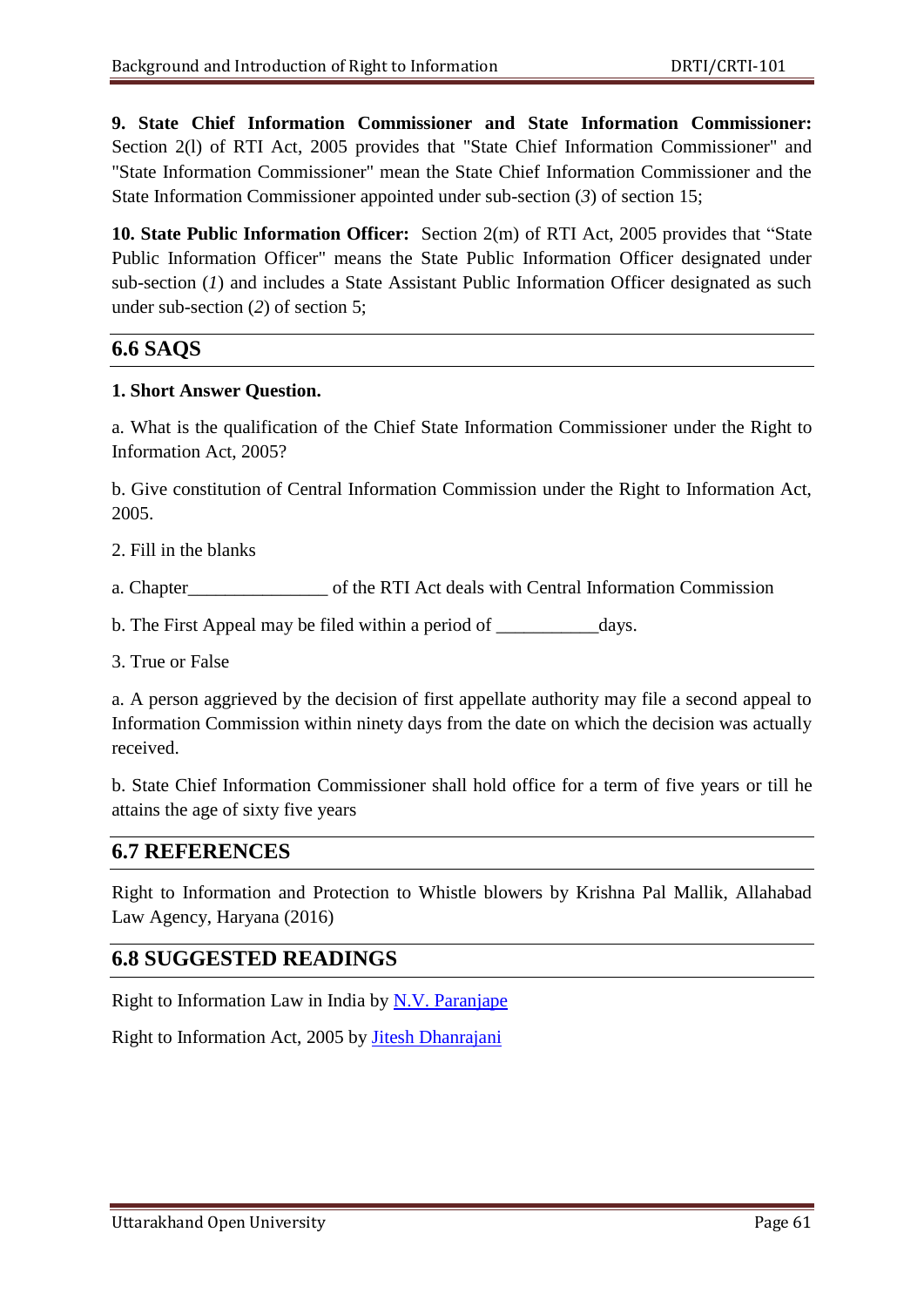**9. State Chief Information Commissioner and State Information Commissioner:** Section 2(l) of RTI Act, 2005 provides that "State Chief Information Commissioner" and "State Information Commissioner" mean the State Chief Information Commissioner and the State Information Commissioner appointed under sub-section (*3*) of section 15;

**10. State Public Information Officer:** Section 2(m) of RTI Act, 2005 provides that "State Public Information Officer" means the State Public Information Officer designated under sub-section (*1*) and includes a State Assistant Public Information Officer designated as such under sub-section (*2*) of section 5;

## 6.6 SAQS

**1. Short Answer Question.**

a. What is the qualification of the Chief State Information Commissioner under the Right to Information Act, 2005?

b. Give constitution of Central Information Commission under the Right to Information Act, 2005.

2. Fill in the blanks

a. Chapter_______________ of the RTI Act deals with Central Information Commission

b. The First Appeal may be filed within a period of ___________days.

3. True or False

a. A person aggrieved by the decision of first appellate authority may file a second appeal to Information Commission within ninety days from the date on which the decision was actually received.

b. State Chief Information Commissioner shall hold office for a term of five years or till he attains the age of sixty five years

## 6.7 REFERENCES

Right to Information and Protection to Whistle blowers by Krishna Pal Mallik, Allahabad Law Agency, Haryana (2016)

## 6.8 SUGGESTED READINGS

Right to Information Law in India by N.V. Paranjape

Right to Information Act, 2005 by Jitesh Dhanrajani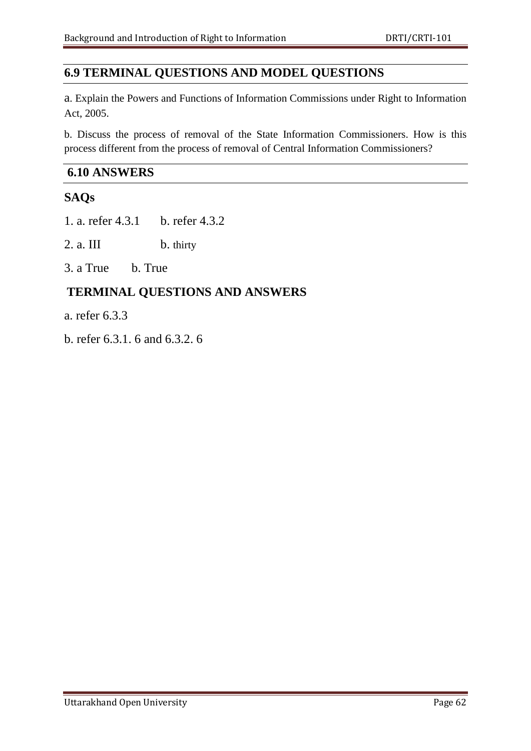## 6.9 TERMINAL QUESTIONS AND MODEL QUESTIONS

a. Explain the Powers and Functions of Information Commissions under Right to Information Act, 2005.

b. Discuss the process of removal of the State Information Commissioners. How is this process different from the process of removal of Central Information Commissioners?

## 6.10 ANSWERS

### SAQs

1. a. refer 4.3.1 b. refer 4.3.2

2. a. III b. thirty

3. a True b. True

### TERMINAL QUESTIONS AND ANSWERS

a. refer 6.3.3

b. refer 6.3.1. 6 and 6.3.2. 6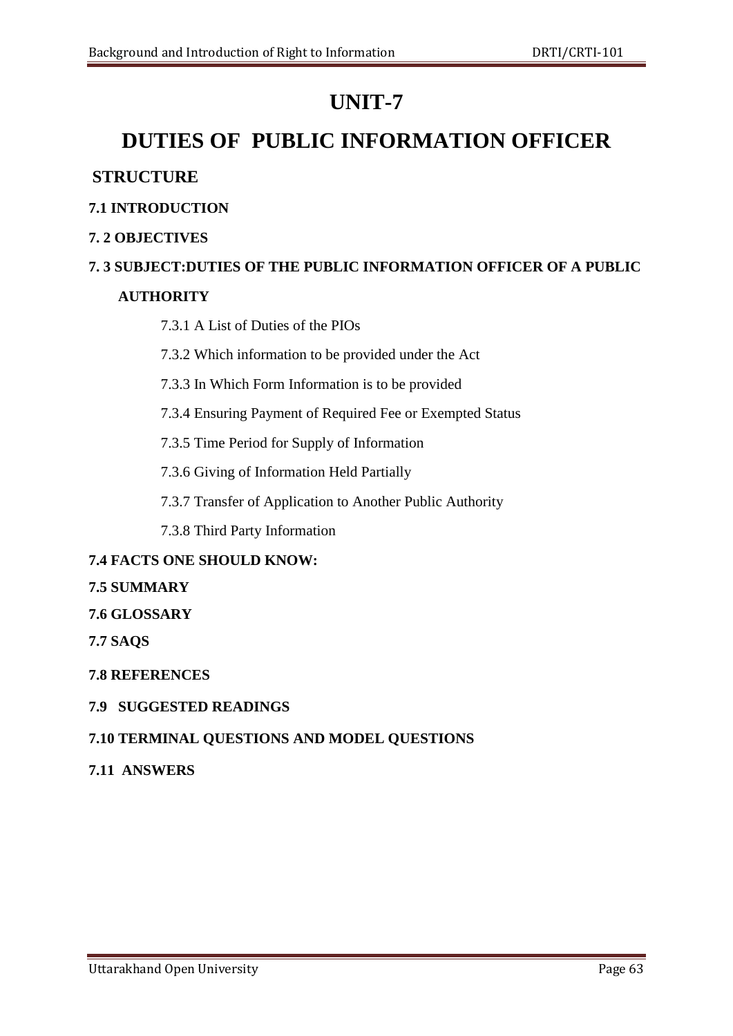# UNIT-7

# DUTIES OF PUBLIC INFORMATION OFFICER

## STRUCTURE

**7.1 INTRODUCTION**

**7. 2 OBJECTIVES**

**7. 3 SUBJECT:DUTIES OF THE PUBLIC INFORMATION OFFICER OF A PUBLIC AUTHORITY**

7.3.1 A List of Duties of the PIOs

7.3.2 Which information to be provided under the Act

7.3.3 In Which Form Information is to be provided

7.3.4 Ensuring Payment of Required Fee or Exempted Status

7.3.5 Time Period for Supply of Information

7.3.6 Giving of Information Held Partially

7.3.7 Transfer of Application to Another Public Authority

7.3.8 Third Party Information

**7.4 FACTS ONE SHOULD KNOW:**

**7.5 SUMMARY**

**7.6 GLOSSARY**

**7.7 SAQS**

**7.8 REFERENCES**

**7.9 SUGGESTED READINGS**

**7.10 TERMINAL QUESTIONS AND MODEL QUESTIONS**

**7.11 ANSWERS**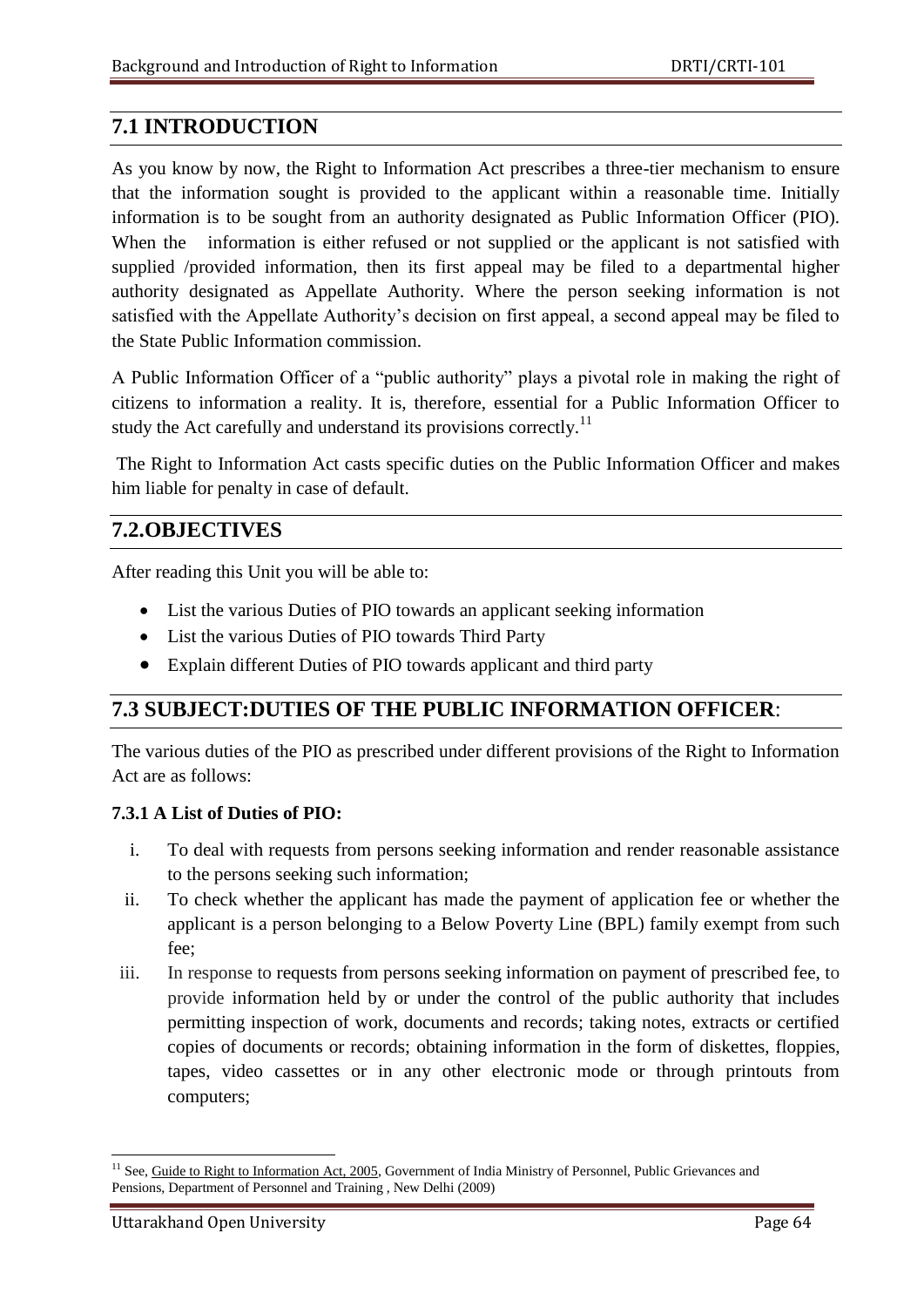## 7.1 INTRODUCTION

As you know by now, the Right to Information Act prescribes a three-tier mechanism to ensure that the information sought is provided to the applicant within a reasonable time. Initially information is to be sought from an authority designated as Public Information Officer (PIO). When the information is either refused or not supplied or the applicant is not satisfied with supplied /provided information, then its first appeal may be filed to a departmental higher authority designated as Appellate Authority. Where the person seeking information is not satisfied with the Appellate Authority's decision on first appeal, a second appeal may be filed to the State Public Information commission.

A Public Information Officer of a "public authority" plays a pivotal role in making the right of citizens to information a reality. It is, therefore, essential for a Public Information Officer to study the Act carefully and understand its provisions correctly.[11]

The Right to Information Act casts specific duties on the Public Information Officer and makes him liable for penalty in case of default.

## 7.2.OBJECTIVES

After reading this Unit you will be able to:

- List the various Duties of PIO towards an applicant seeking information
- List the various Duties of PIO towards Third Party
- Explain different Duties of PIO towards applicant and third party

## 7.3 SUBJECT:DUTIES OF THE PUBLIC INFORMATION OFFICER:

The various duties of the PIO as prescribed under different provisions of the Right to Information Act are as follows:

### 7.3.1 A List of Duties of PIO:

i. To deal with requests from persons seeking information and render reasonable assistance to the persons seeking such information;

ii. To check whether the applicant has made the payment of application fee or whether the applicant is a person belonging to a Below Poverty Line (BPL) family exempt from such fee;

iii. In response to requests from persons seeking information on payment of prescribed fee, to provide information held by or under the control of the public authority that includes permitting inspection of work, documents and records; taking notes, extracts or certified copies of documents or records; obtaining information in the form of diskettes, floppies, tapes, video cassettes or in any other electronic mode or through printouts from computers;

---

[11] See, Guide to Right to Information Act, 2005, Government of India Ministry of Personnel, Public Grievances and Pensions, Department of Personnel and Training , New Delhi (2009)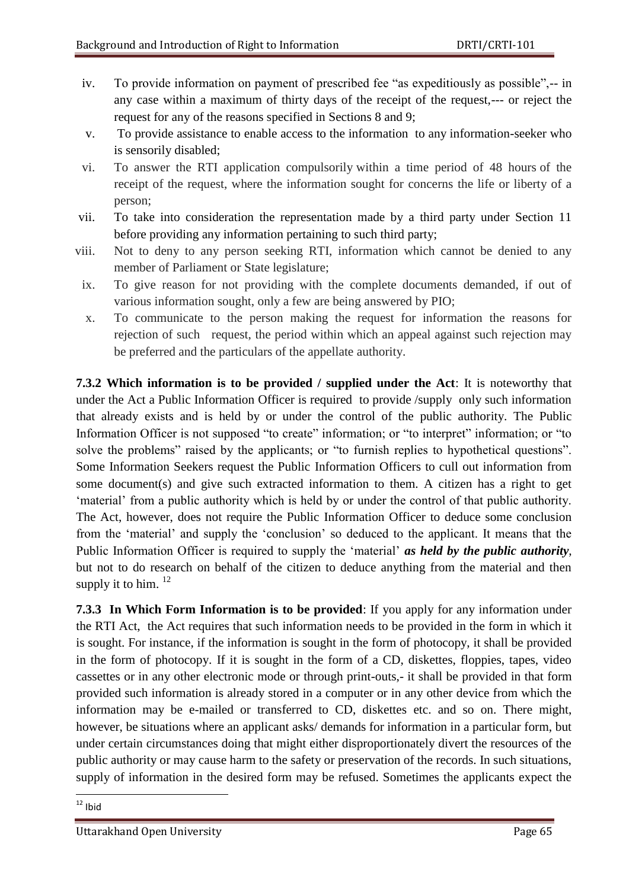iv. To provide information on payment of prescribed fee "as expeditiously as possible",-- in any case within a maximum of thirty days of the receipt of the request,--- or reject the request for any of the reasons specified in Sections 8 and 9;

v. To provide assistance to enable access to the information to any information-seeker who is sensorily disabled;

vi. To answer the RTI application compulsorily within a time period of 48 hours of the receipt of the request, where the information sought for concerns the life or liberty of a person;

vii. To take into consideration the representation made by a third party under Section 11 before providing any information pertaining to such third party;

viii. Not to deny to any person seeking RTI, information which cannot be denied to any member of Parliament or State legislature;

ix. To give reason for not providing with the complete documents demanded, if out of various information sought, only a few are being answered by PIO;

x. To communicate to the person making the request for information the reasons for rejection of such request, the period within which an appeal against such rejection may be preferred and the particulars of the appellate authority.

**7.3.2 Which information is to be provided / supplied under the Act**: It is noteworthy that under the Act a Public Information Officer is required to provide /supply only such information that already exists and is held by or under the control of the public authority. The Public Information Officer is not supposed "to create" information; or "to interpret" information; or "to solve the problems" raised by the applicants; or "to furnish replies to hypothetical questions". Some Information Seekers request the Public Information Officers to cull out information from some document(s) and give such extracted information to them. A citizen has a right to get 'material' from a public authority which is held by or under the control of that public authority. The Act, however, does not require the Public Information Officer to deduce some conclusion from the 'material' and supply the 'conclusion' so deduced to the applicant. It means that the Public Information Officer is required to supply the 'material' ***as held by the public authority***, but not to do research on behalf of the citizen to deduce anything from the material and then supply it to him. [12]

**7.3.3 In Which Form Information is to be provided**: If you apply for any information under the RTI Act, the Act requires that such information needs to be provided in the form in which it is sought. For instance, if the information is sought in the form of photocopy, it shall be provided in the form of photocopy. If it is sought in the form of a CD, diskettes, floppies, tapes, video cassettes or in any other electronic mode or through print-outs,- it shall be provided in that form provided such information is already stored in a computer or in any other device from which the information may be e-mailed or transferred to CD, diskettes etc. and so on. There might, however, be situations where an applicant asks/ demands for information in a particular form, but under certain circumstances doing that might either disproportionately divert the resources of the public authority or may cause harm to the safety or preservation of the records. In such situations, supply of information in the desired form may be refused. Sometimes the applicants expect the

[12] Ibid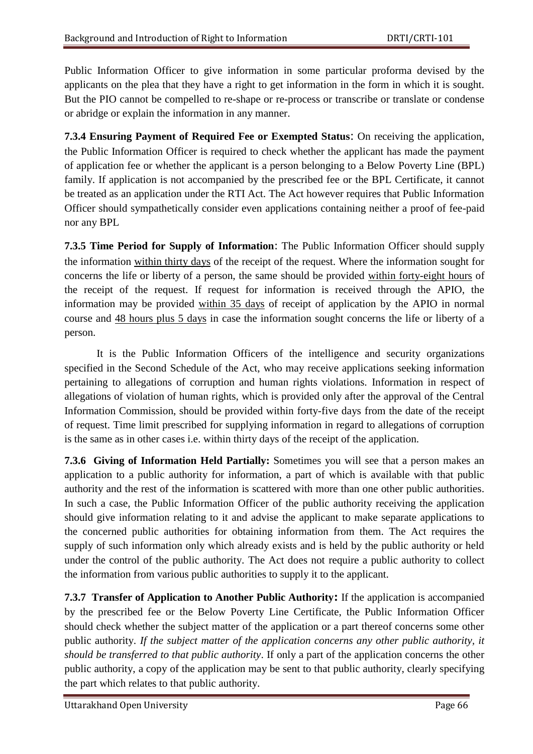Public Information Officer to give information in some particular proforma devised by the applicants on the plea that they have a right to get information in the form in which it is sought. But the PIO cannot be compelled to re-shape or re-process or transcribe or translate or condense or abridge or explain the information in any manner.

**7.3.4 Ensuring Payment of Required Fee or Exempted Status**: On receiving the application, the Public Information Officer is required to check whether the applicant has made the payment of application fee or whether the applicant is a person belonging to a Below Poverty Line (BPL) family. If application is not accompanied by the prescribed fee or the BPL Certificate, it cannot be treated as an application under the RTI Act. The Act however requires that Public Information Officer should sympathetically consider even applications containing neither a proof of fee-paid nor any BPL

**7.3.5 Time Period for Supply of Information**: The Public Information Officer should supply the information <u>within thirty days</u> of the receipt of the request. Where the information sought for concerns the life or liberty of a person, the same should be provided <u>within forty-eight hours</u> of the receipt of the request. If request for information is received through the APIO, the information may be provided <u>within 35 days</u> of receipt of application by the APIO in normal course and <u>48 hours plus 5 days</u> in case the information sought concerns the life or liberty of a person.

It is the Public Information Officers of the intelligence and security organizations specified in the Second Schedule of the Act, who may receive applications seeking information pertaining to allegations of corruption and human rights violations. Information in respect of allegations of violation of human rights, which is provided only after the approval of the Central Information Commission, should be provided within forty-five days from the date of the receipt of request. Time limit prescribed for supplying information in regard to allegations of corruption is the same as in other cases i.e. within thirty days of the receipt of the application.

**7.3.6 Giving of Information Held Partially:** Sometimes you will see that a person makes an application to a public authority for information, a part of which is available with that public authority and the rest of the information is scattered with more than one other public authorities. In such a case, the Public Information Officer of the public authority receiving the application should give information relating to it and advise the applicant to make separate applications to the concerned public authorities for obtaining information from them. The Act requires the supply of such information only which already exists and is held by the public authority or held under the control of the public authority. The Act does not require a public authority to collect the information from various public authorities to supply it to the applicant.

**7.3.7 Transfer of Application to Another Public Authority:** If the application is accompanied by the prescribed fee or the Below Poverty Line Certificate, the Public Information Officer should check whether the subject matter of the application or a part thereof concerns some other public authority. *If the subject matter of the application concerns any other public authority, it should be transferred to that public authority*. If only a part of the application concerns the other public authority, a copy of the application may be sent to that public authority, clearly specifying the part which relates to that public authority.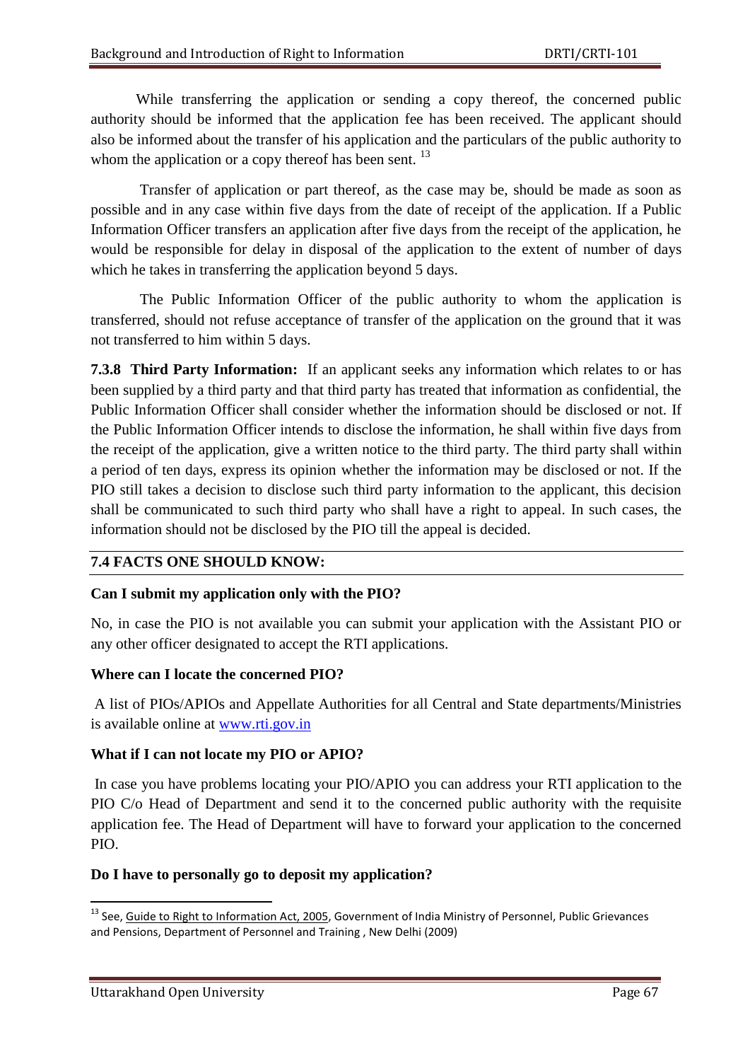While transferring the application or sending a copy thereof, the concerned public authority should be informed that the application fee has been received. The applicant should also be informed about the transfer of his application and the particulars of the public authority to whom the application or a copy thereof has been sent. [13]

Transfer of application or part thereof, as the case may be, should be made as soon as possible and in any case within five days from the date of receipt of the application. If a Public Information Officer transfers an application after five days from the receipt of the application, he would be responsible for delay in disposal of the application to the extent of number of days which he takes in transferring the application beyond 5 days.

The Public Information Officer of the public authority to whom the application is transferred, should not refuse acceptance of transfer of the application on the ground that it was not transferred to him within 5 days.

**7.3.8 Third Party Information:** If an applicant seeks any information which relates to or has been supplied by a third party and that third party has treated that information as confidential, the Public Information Officer shall consider whether the information should be disclosed or not. If the Public Information Officer intends to disclose the information, he shall within five days from the receipt of the application, give a written notice to the third party. The third party shall within a period of ten days, express its opinion whether the information may be disclosed or not. If the PIO still takes a decision to disclose such third party information to the applicant, this decision shall be communicated to such third party who shall have a right to appeal. In such cases, the information should not be disclosed by the PIO till the appeal is decided.

## 7.4 FACTS ONE SHOULD KNOW:

**Can I submit my application only with the PIO?**

No, in case the PIO is not available you can submit your application with the Assistant PIO or any other officer designated to accept the RTI applications.

**Where can I locate the concerned PIO?**

A list of PIOs/APIOs and Appellate Authorities for all Central and State departments/Ministries is available online at www.rti.gov.in

**What if I can not locate my PIO or APIO?**

In case you have problems locating your PIO/APIO you can address your RTI application to the PIO C/o Head of Department and send it to the concerned public authority with the requisite application fee. The Head of Department will have to forward your application to the concerned PIO.

**Do I have to personally go to deposit my application?**

---

[13] See, Guide to Right to Information Act, 2005, Government of India Ministry of Personnel, Public Grievances and Pensions, Department of Personnel and Training , New Delhi (2009)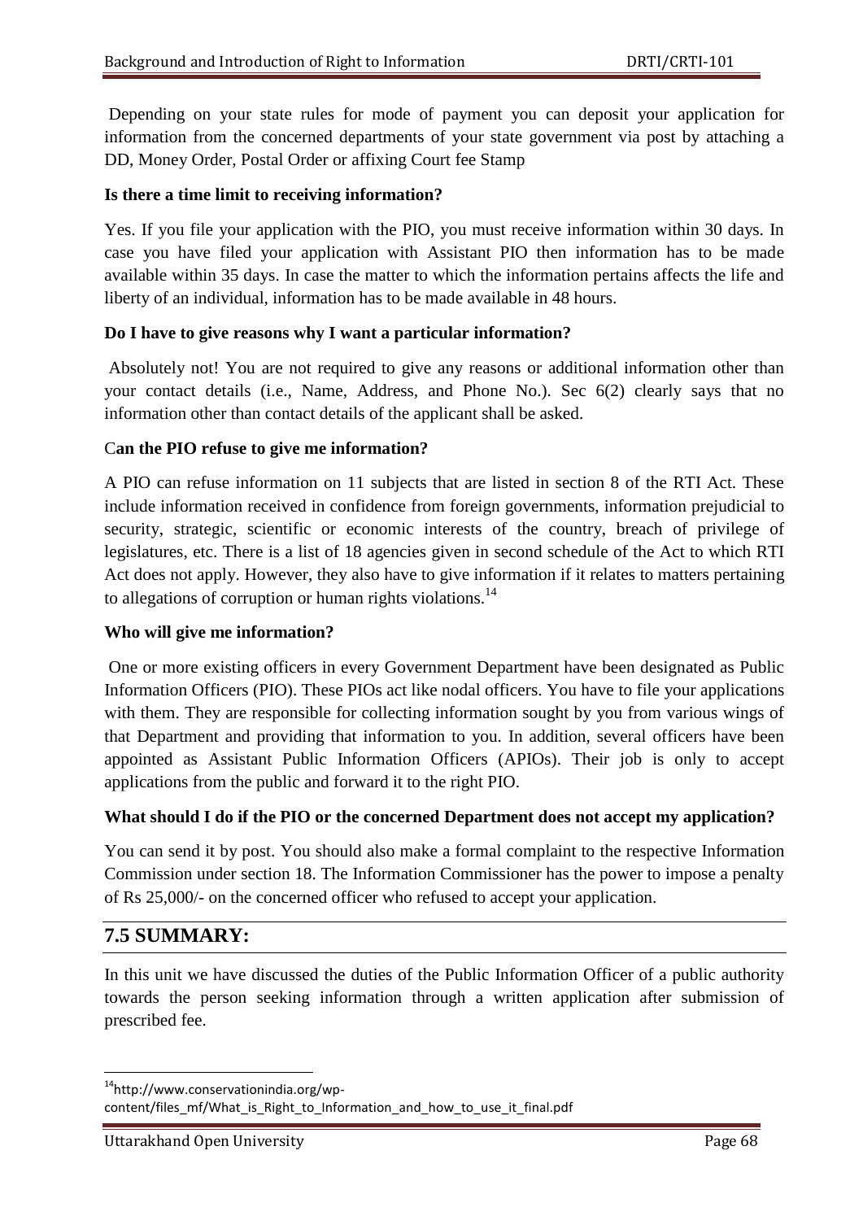Depending on your state rules for mode of payment you can deposit your application for information from the concerned departments of your state government via post by attaching a DD, Money Order, Postal Order or affixing Court fee Stamp

**Is there a time limit to receiving information?**

Yes. If you file your application with the PIO, you must receive information within 30 days. In case you have filed your application with Assistant PIO then information has to be made available within 35 days. In case the matter to which the information pertains affects the life and liberty of an individual, information has to be made available in 48 hours.

**Do I have to give reasons why I want a particular information?**

Absolutely not! You are not required to give any reasons or additional information other than your contact details (i.e., Name, Address, and Phone No.). Sec 6(2) clearly says that no information other than contact details of the applicant shall be asked.

**Can the PIO refuse to give me information?**

A PIO can refuse information on 11 subjects that are listed in section 8 of the RTI Act. These include information received in confidence from foreign governments, information prejudicial to security, strategic, scientific or economic interests of the country, breach of privilege of legislatures, etc. There is a list of 18 agencies given in second schedule of the Act to which RTI Act does not apply. However, they also have to give information if it relates to matters pertaining to allegations of corruption or human rights violations.[14]

**Who will give me information?**

One or more existing officers in every Government Department have been designated as Public Information Officers (PIO). These PIOs act like nodal officers. You have to file your applications with them. They are responsible for collecting information sought by you from various wings of that Department and providing that information to you. In addition, several officers have been appointed as Assistant Public Information Officers (APIOs). Their job is only to accept applications from the public and forward it to the right PIO.

**What should I do if the PIO or the concerned Department does not accept my application?**

You can send it by post. You should also make a formal complaint to the respective Information Commission under section 18. The Information Commissioner has the power to impose a penalty of Rs 25,000/- on the concerned officer who refused to accept your application.

## 7.5 SUMMARY:

In this unit we have discussed the duties of the Public Information Officer of a public authority towards the person seeking information through a written application after submission of prescribed fee.

---

[14] http://www.conservationindia.org/wp-content/files_mf/What_is_Right_to_Information_and_how_to_use_it_final.pdf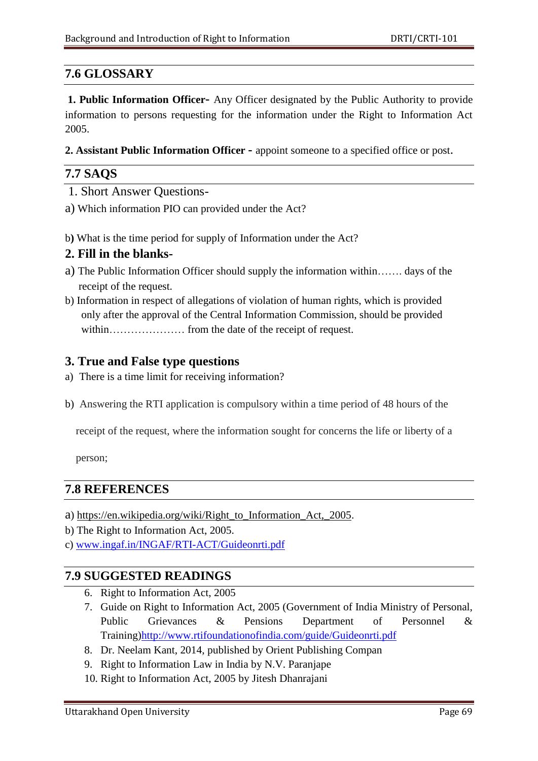## 7.6 GLOSSARY

**1. Public Information Officer-** Any Officer designated by the Public Authority to provide information to persons requesting for the information under the Right to Information Act 2005.

**2. Assistant Public Information Officer -** appoint someone to a specified office or post.

## 7.7 SAQS

1. Short Answer Questions-

a) Which information PIO can provided under the Act?

b) What is the time period for supply of Information under the Act?

### 2. Fill in the blanks-

a) The Public Information Officer should supply the information within……. days of the receipt of the request.

b) Information in respect of allegations of violation of human rights, which is provided only after the approval of the Central Information Commission, should be provided within………………… from the date of the receipt of request.

### 3. True and False type questions

a) There is a time limit for receiving information?

b) Answering the RTI application is compulsory within a time period of 48 hours of the receipt of the request, where the information sought for concerns the life or liberty of a person;

## 7.8 REFERENCES

a) https://en.wikipedia.org/wiki/Right_to_Information_Act,_2005.

b) The Right to Information Act, 2005.

c) www.ingaf.in/INGAF/RTI-ACT/Guideonrti.pdf

## 7.9 SUGGESTED READINGS

6. Right to Information Act, 2005
7. Guide on Right to Information Act, 2005 (Government of India Ministry of Personal, Public Grievances & Pensions Department of Personnel & Training)http://www.rtifoundationofindia.com/guide/Guideonrti.pdf
8. Dr. Neelam Kant, 2014, published by Orient Publishing Compan
9. Right to Information Law in India by N.V. Paranjape
10. Right to Information Act, 2005 by Jitesh Dhanrajani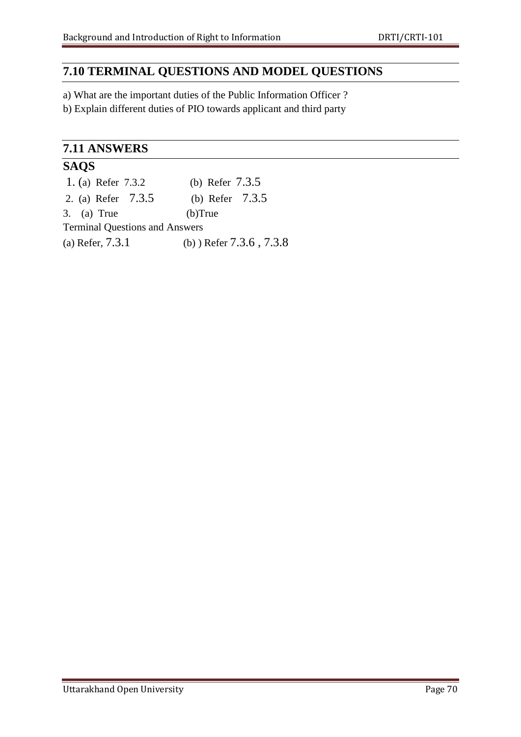## 7.10 TERMINAL QUESTIONS AND MODEL QUESTIONS

a) What are the important duties of the Public Information Officer ?

b) Explain different duties of PIO towards applicant and third party

## 7.11 ANSWERS

### SAQS

1. (a) Refer 7.3.2 (b) Refer 7.3.5
2. (a) Refer 7.3.5 (b) Refer 7.3.5
3. (a) True (b)True

Terminal Questions and Answers

(a) Refer, 7.3.1 (b) ) Refer 7.3.6 , 7.3.8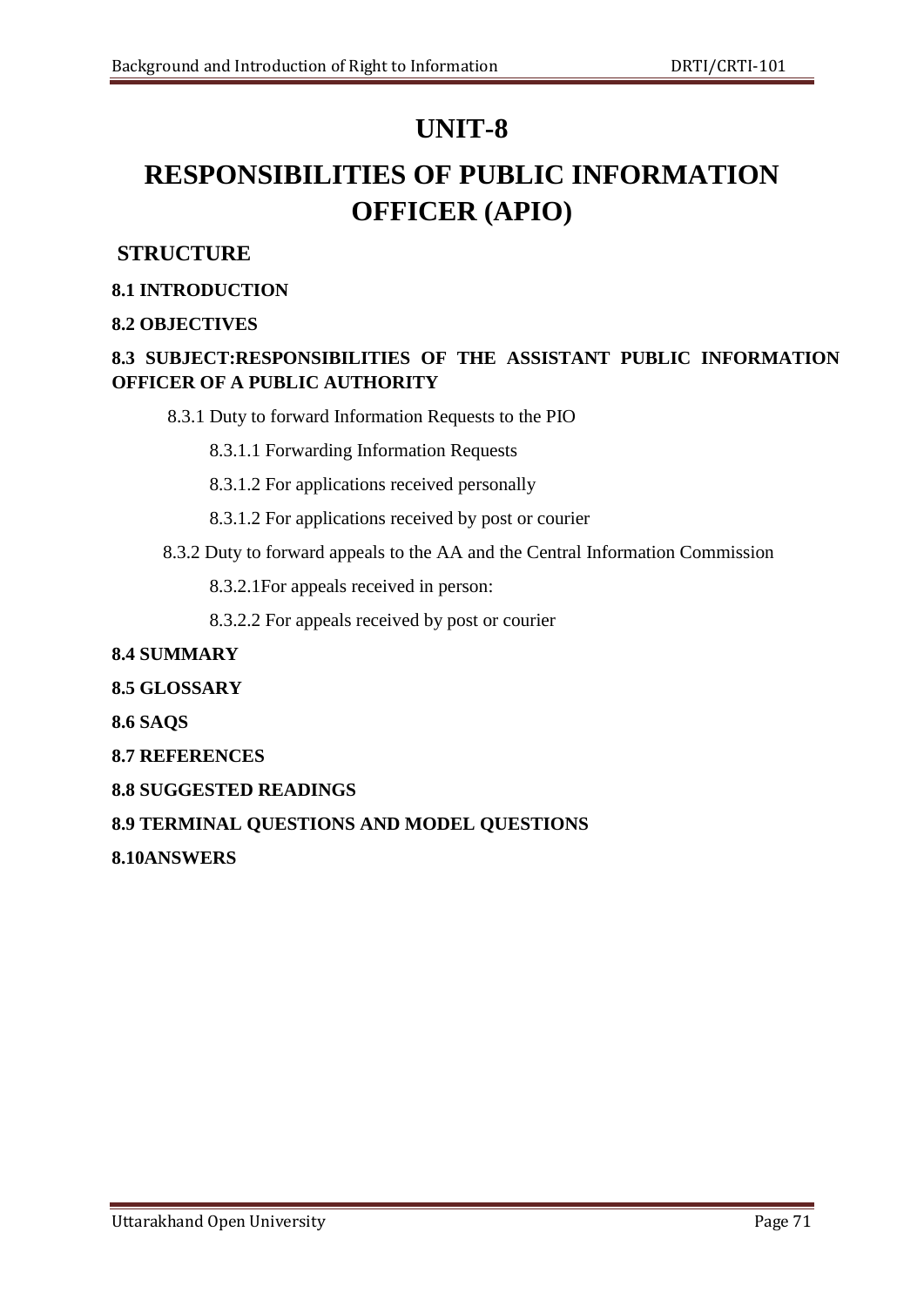# UNIT-8

# RESPONSIBILITIES OF PUBLIC INFORMATION OFFICER (APIO)

## STRUCTURE

**8.1 INTRODUCTION**

**8.2 OBJECTIVES**

**8.3 SUBJECT:RESPONSIBILITIES OF THE ASSISTANT PUBLIC INFORMATION OFFICER OF A PUBLIC AUTHORITY**

8.3.1 Duty to forward Information Requests to the PIO

8.3.1.1 Forwarding Information Requests

8.3.1.2 For applications received personally

8.3.1.2 For applications received by post or courier

8.3.2 Duty to forward appeals to the AA and the Central Information Commission

8.3.2.1For appeals received in person:

8.3.2.2 For appeals received by post or courier

**8.4 SUMMARY**

**8.5 GLOSSARY**

**8.6 SAQS**

**8.7 REFERENCES**

**8.8 SUGGESTED READINGS**

**8.9 TERMINAL QUESTIONS AND MODEL QUESTIONS**

**8.10ANSWERS**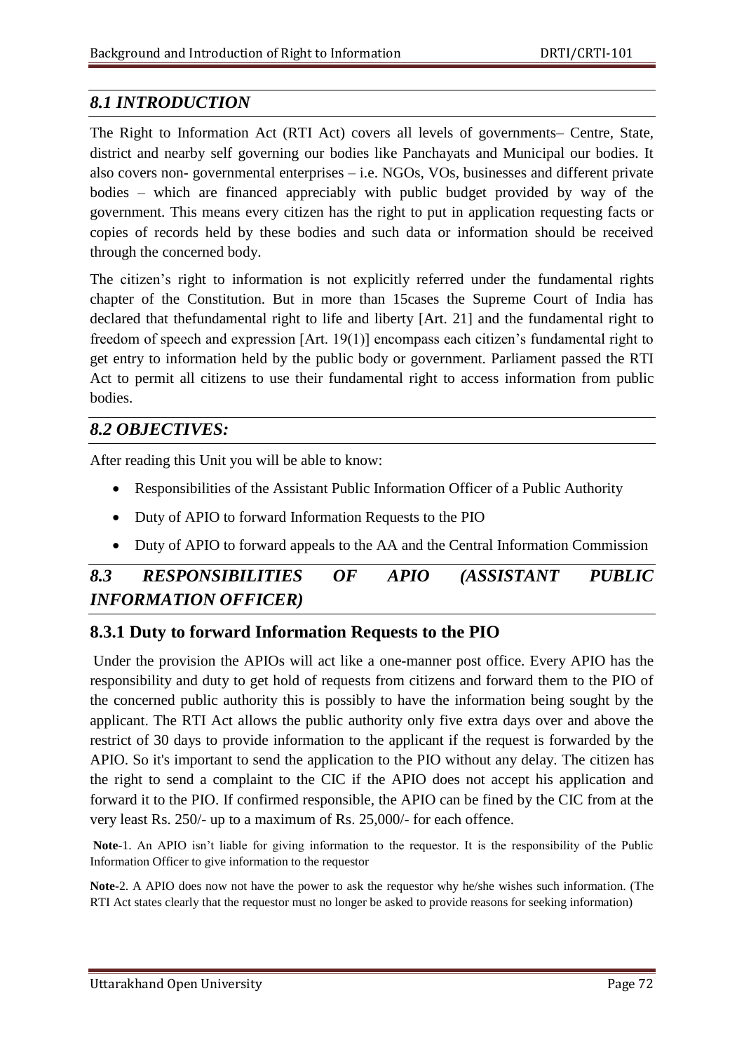## *8.1 INTRODUCTION*

The Right to Information Act (RTI Act) covers all levels of governments– Centre, State, district and nearby self governing our bodies like Panchayats and Municipal our bodies. It also covers non- governmental enterprises – i.e. NGOs, VOs, businesses and different private bodies – which are financed appreciably with public budget provided by way of the government. This means every citizen has the right to put in application requesting facts or copies of records held by these bodies and such data or information should be received through the concerned body.

The citizen's right to information is not explicitly referred under the fundamental rights chapter of the Constitution. But in more than 15cases the Supreme Court of India has declared that thefundamental right to life and liberty [Art. 21] and the fundamental right to freedom of speech and expression [Art. 19(1)] encompass each citizen's fundamental right to get entry to information held by the public body or government. Parliament passed the RTI Act to permit all citizens to use their fundamental right to access information from public bodies.

## *8.2 OBJECTIVES:*

After reading this Unit you will be able to know:

- Responsibilities of the Assistant Public Information Officer of a Public Authority
- Duty of APIO to forward Information Requests to the PIO
- Duty of APIO to forward appeals to the AA and the Central Information Commission

## *8.3 RESPONSIBILITIES OF APIO (ASSISTANT PUBLIC INFORMATION OFFICER)*

### 8.3.1 Duty to forward Information Requests to the PIO

Under the provision the APIOs will act like a one-manner post office. Every APIO has the responsibility and duty to get hold of requests from citizens and forward them to the PIO of the concerned public authority this is possibly to have the information being sought by the applicant. The RTI Act allows the public authority only five extra days over and above the restrict of 30 days to provide information to the applicant if the request is forwarded by the APIO. So it's important to send the application to the PIO without any delay. The citizen has the right to send a complaint to the CIC if the APIO does not accept his application and forward it to the PIO. If confirmed responsible, the APIO can be fined by the CIC from at the very least Rs. 250/- up to a maximum of Rs. 25,000/- for each offence.

**Note**-1. An APIO isn't liable for giving information to the requestor. It is the responsibility of the Public Information Officer to give information to the requestor

**Note**-2. A APIO does now not have the power to ask the requestor why he/she wishes such information. (The RTI Act states clearly that the requestor must no longer be asked to provide reasons for seeking information)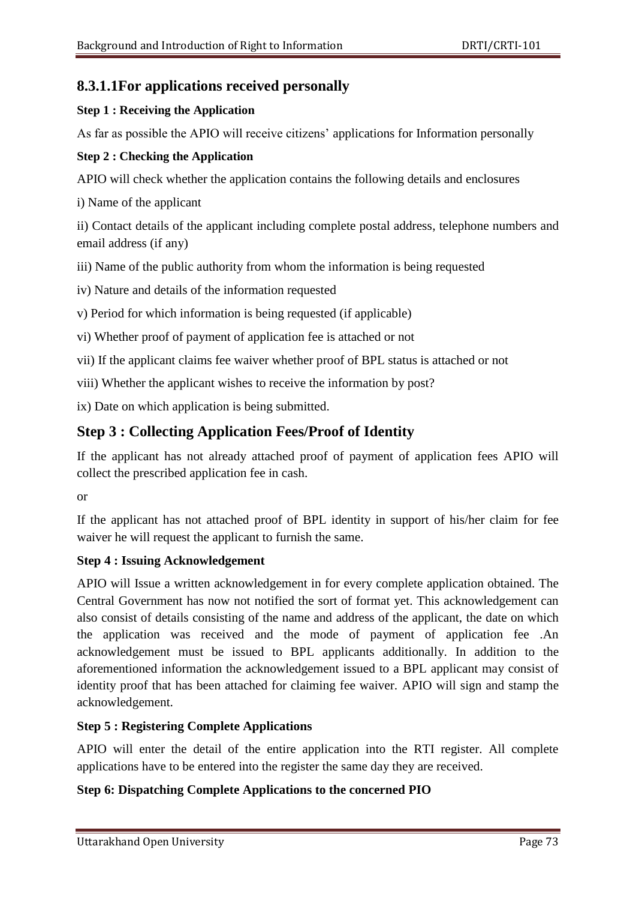## 8.3.1.1For applications received personally

**Step 1 : Receiving the Application**

As far as possible the APIO will receive citizens' applications for Information personally

**Step 2 : Checking the Application**

APIO will check whether the application contains the following details and enclosures

i) Name of the applicant

ii) Contact details of the applicant including complete postal address, telephone numbers and email address (if any)

iii) Name of the public authority from whom the information is being requested

iv) Nature and details of the information requested

v) Period for which information is being requested (if applicable)

vi) Whether proof of payment of application fee is attached or not

vii) If the applicant claims fee waiver whether proof of BPL status is attached or not

viii) Whether the applicant wishes to receive the information by post?

ix) Date on which application is being submitted.

## Step 3 : Collecting Application Fees/Proof of Identity

If the applicant has not already attached proof of payment of application fees APIO will collect the prescribed application fee in cash.

or

If the applicant has not attached proof of BPL identity in support of his/her claim for fee waiver he will request the applicant to furnish the same.

**Step 4 : Issuing Acknowledgement**

APIO will Issue a written acknowledgement in for every complete application obtained. The Central Government has now not notified the sort of format yet. This acknowledgement can also consist of details consisting of the name and address of the applicant, the date on which the application was received and the mode of payment of application fee .An acknowledgement must be issued to BPL applicants additionally. In addition to the aforementioned information the acknowledgement issued to a BPL applicant may consist of identity proof that has been attached for claiming fee waiver. APIO will sign and stamp the acknowledgement.

**Step 5 : Registering Complete Applications**

APIO will enter the detail of the entire application into the RTI register. All complete applications have to be entered into the register the same day they are received.

**Step 6: Dispatching Complete Applications to the concerned PIO**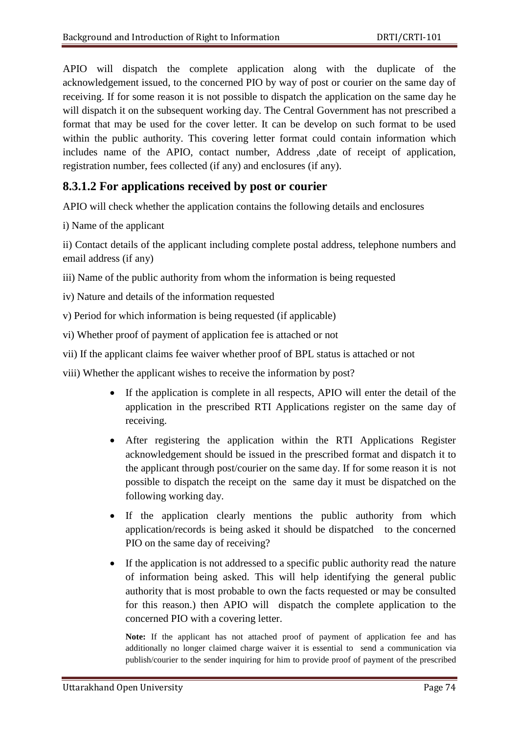APIO will dispatch the complete application along with the duplicate of the acknowledgement issued, to the concerned PIO by way of post or courier on the same day of receiving. If for some reason it is not possible to dispatch the application on the same day he will dispatch it on the subsequent working day. The Central Government has not prescribed a format that may be used for the cover letter. It can be develop on such format to be used within the public authority. This covering letter format could contain information which includes name of the APIO, contact number, Address ,date of receipt of application, registration number, fees collected (if any) and enclosures (if any).

### 8.3.1.2 For applications received by post or courier

APIO will check whether the application contains the following details and enclosures

i) Name of the applicant

ii) Contact details of the applicant including complete postal address, telephone numbers and email address (if any)

iii) Name of the public authority from whom the information is being requested

iv) Nature and details of the information requested

v) Period for which information is being requested (if applicable)

vi) Whether proof of payment of application fee is attached or not

vii) If the applicant claims fee waiver whether proof of BPL status is attached or not

viii) Whether the applicant wishes to receive the information by post?

- If the application is complete in all respects, APIO will enter the detail of the application in the prescribed RTI Applications register on the same day of receiving.
- After registering the application within the RTI Applications Register acknowledgement should be issued in the prescribed format and dispatch it to the applicant through post/courier on the same day. If for some reason it is not possible to dispatch the receipt on the same day it must be dispatched on the following working day.
- If the application clearly mentions the public authority from which application/records is being asked it should be dispatched to the concerned PIO on the same day of receiving?
- If the application is not addressed to a specific public authority read the nature of information being asked. This will help identifying the general public authority that is most probable to own the facts requested or may be consulted for this reason.) then APIO will dispatch the complete application to the concerned PIO with a covering letter.

  **Note:** If the applicant has not attached proof of payment of application fee and has additionally no longer claimed charge waiver it is essential to send a communication via publish/courier to the sender inquiring for him to provide proof of payment of the prescribed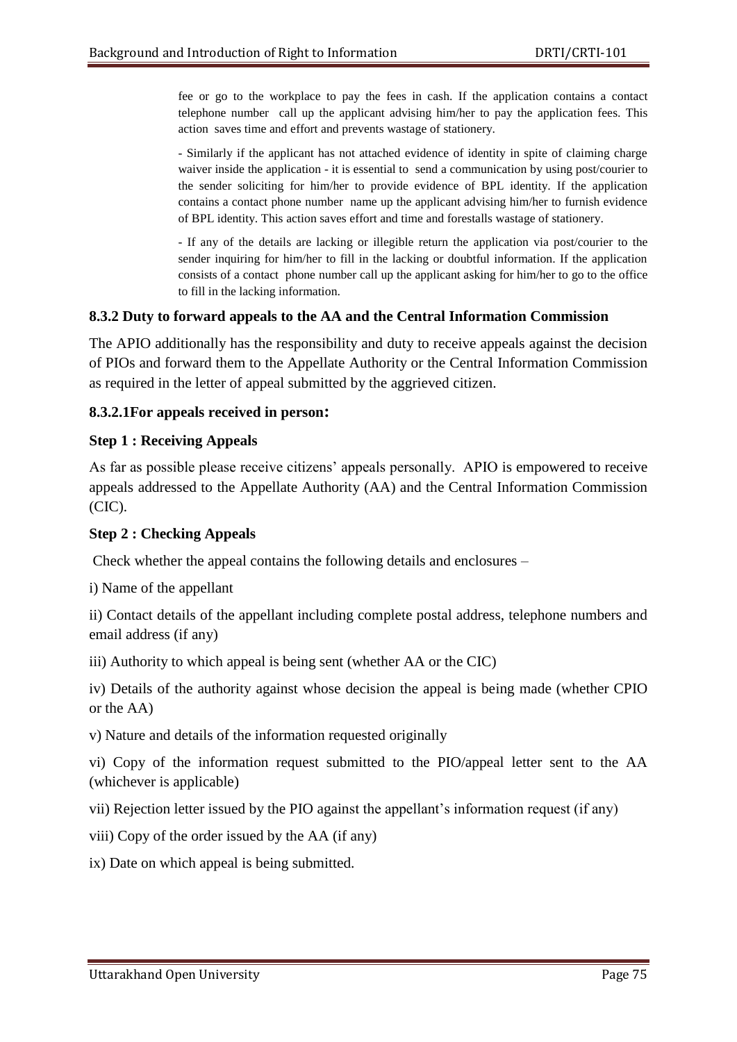fee or go to the workplace to pay the fees in cash. If the application contains a contact telephone number call up the applicant advising him/her to pay the application fees. This action saves time and effort and prevents wastage of stationery.

- Similarly if the applicant has not attached evidence of identity in spite of claiming charge waiver inside the application - it is essential to send a communication by using post/courier to the sender soliciting for him/her to provide evidence of BPL identity. If the application contains a contact phone number name up the applicant advising him/her to furnish evidence of BPL identity. This action saves effort and time and forestalls wastage of stationery.

- If any of the details are lacking or illegible return the application via post/courier to the sender inquiring for him/her to fill in the lacking or doubtful information. If the application consists of a contact phone number call up the applicant asking for him/her to go to the office to fill in the lacking information.

### 8.3.2 Duty to forward appeals to the AA and the Central Information Commission

The APIO additionally has the responsibility and duty to receive appeals against the decision of PIOs and forward them to the Appellate Authority or the Central Information Commission as required in the letter of appeal submitted by the aggrieved citizen.

#### 8.3.2.1For appeals received in person:

**Step 1 : Receiving Appeals**

As far as possible please receive citizens' appeals personally. APIO is empowered to receive appeals addressed to the Appellate Authority (AA) and the Central Information Commission (CIC).

**Step 2 : Checking Appeals**

Check whether the appeal contains the following details and enclosures –

i) Name of the appellant

ii) Contact details of the appellant including complete postal address, telephone numbers and email address (if any)

iii) Authority to which appeal is being sent (whether AA or the CIC)

iv) Details of the authority against whose decision the appeal is being made (whether CPIO or the AA)

v) Nature and details of the information requested originally

vi) Copy of the information request submitted to the PIO/appeal letter sent to the AA (whichever is applicable)

vii) Rejection letter issued by the PIO against the appellant's information request (if any)

viii) Copy of the order issued by the AA (if any)

ix) Date on which appeal is being submitted.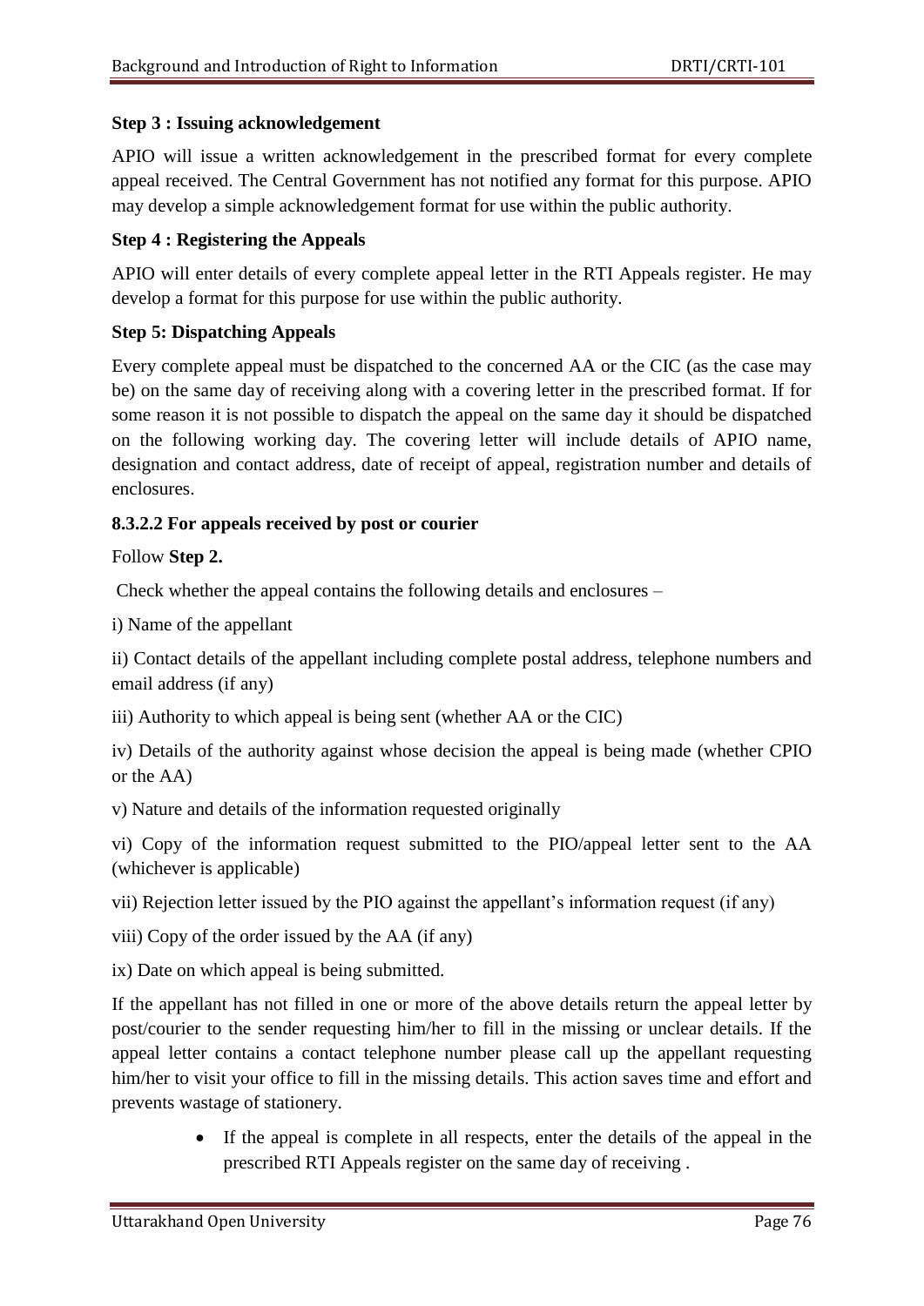**Step 3 : Issuing acknowledgement**

APIO will issue a written acknowledgement in the prescribed format for every complete appeal received. The Central Government has not notified any format for this purpose. APIO may develop a simple acknowledgement format for use within the public authority.

**Step 4 : Registering the Appeals**

APIO will enter details of every complete appeal letter in the RTI Appeals register. He may develop a format for this purpose for use within the public authority.

**Step 5: Dispatching Appeals**

Every complete appeal must be dispatched to the concerned AA or the CIC (as the case may be) on the same day of receiving along with a covering letter in the prescribed format. If for some reason it is not possible to dispatch the appeal on the same day it should be dispatched on the following working day. The covering letter will include details of APIO name, designation and contact address, date of receipt of appeal, registration number and details of enclosures.

**8.3.2.2 For appeals received by post or courier**

Follow **Step 2.**

Check whether the appeal contains the following details and enclosures –

i) Name of the appellant

ii) Contact details of the appellant including complete postal address, telephone numbers and email address (if any)

iii) Authority to which appeal is being sent (whether AA or the CIC)

iv) Details of the authority against whose decision the appeal is being made (whether CPIO or the AA)

v) Nature and details of the information requested originally

vi) Copy of the information request submitted to the PIO/appeal letter sent to the AA (whichever is applicable)

vii) Rejection letter issued by the PIO against the appellant's information request (if any)

viii) Copy of the order issued by the AA (if any)

ix) Date on which appeal is being submitted.

If the appellant has not filled in one or more of the above details return the appeal letter by post/courier to the sender requesting him/her to fill in the missing or unclear details. If the appeal letter contains a contact telephone number please call up the appellant requesting him/her to visit your office to fill in the missing details. This action saves time and effort and prevents wastage of stationery.

- If the appeal is complete in all respects, enter the details of the appeal in the prescribed RTI Appeals register on the same day of receiving .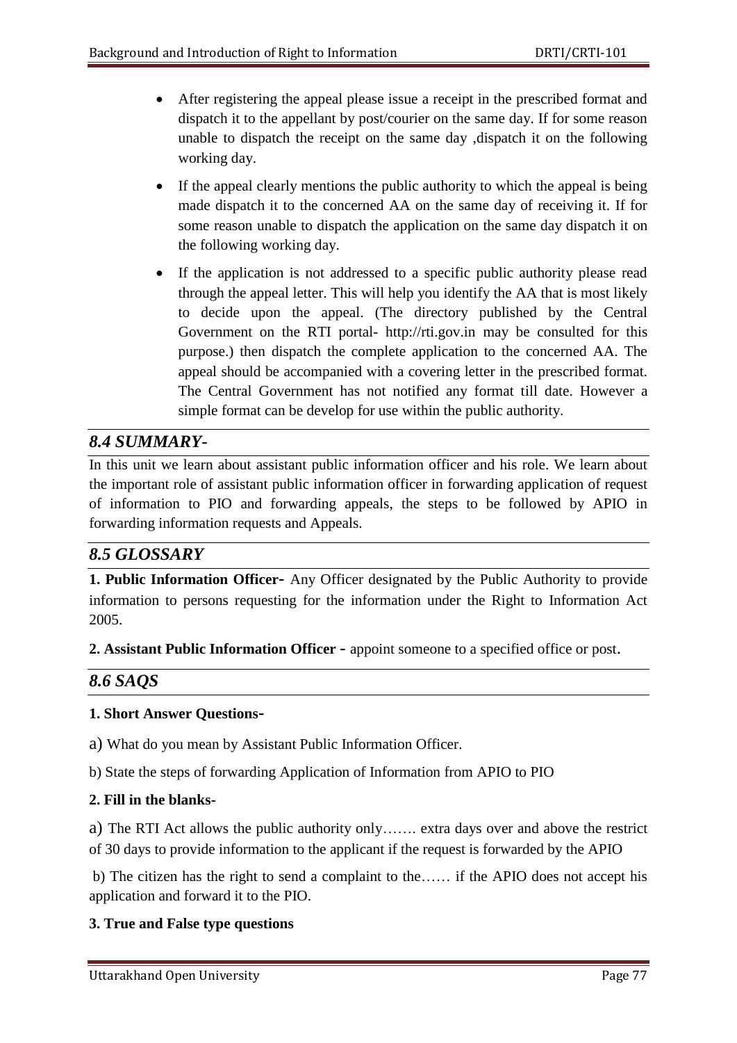- After registering the appeal please issue a receipt in the prescribed format and dispatch it to the appellant by post/courier on the same day. If for some reason unable to dispatch the receipt on the same day ,dispatch it on the following working day.
- If the appeal clearly mentions the public authority to which the appeal is being made dispatch it to the concerned AA on the same day of receiving it. If for some reason unable to dispatch the application on the same day dispatch it on the following working day.
- If the application is not addressed to a specific public authority please read through the appeal letter. This will help you identify the AA that is most likely to decide upon the appeal. (The directory published by the Central Government on the RTI portal- http://rti.gov.in may be consulted for this purpose.) then dispatch the complete application to the concerned AA. The appeal should be accompanied with a covering letter in the prescribed format. The Central Government has not notified any format till date. However a simple format can be develop for use within the public authority.

## *8.4 SUMMARY-*

In this unit we learn about assistant public information officer and his role. We learn about the important role of assistant public information officer in forwarding application of request of information to PIO and forwarding appeals, the steps to be followed by APIO in forwarding information requests and Appeals.

## *8.5 GLOSSARY*

**1. Public Information Officer-** Any Officer designated by the Public Authority to provide information to persons requesting for the information under the Right to Information Act 2005.

**2. Assistant Public Information Officer -** appoint someone to a specified office or post.

## *8.6 SAQS*

**1. Short Answer Questions-**

a) What do you mean by Assistant Public Information Officer.

b) State the steps of forwarding Application of Information from APIO to PIO

**2. Fill in the blanks-**

a) The RTI Act allows the public authority only……. extra days over and above the restrict of 30 days to provide information to the applicant if the request is forwarded by the APIO

b) The citizen has the right to send a complaint to the…… if the APIO does not accept his application and forward it to the PIO.

**3. True and False type questions**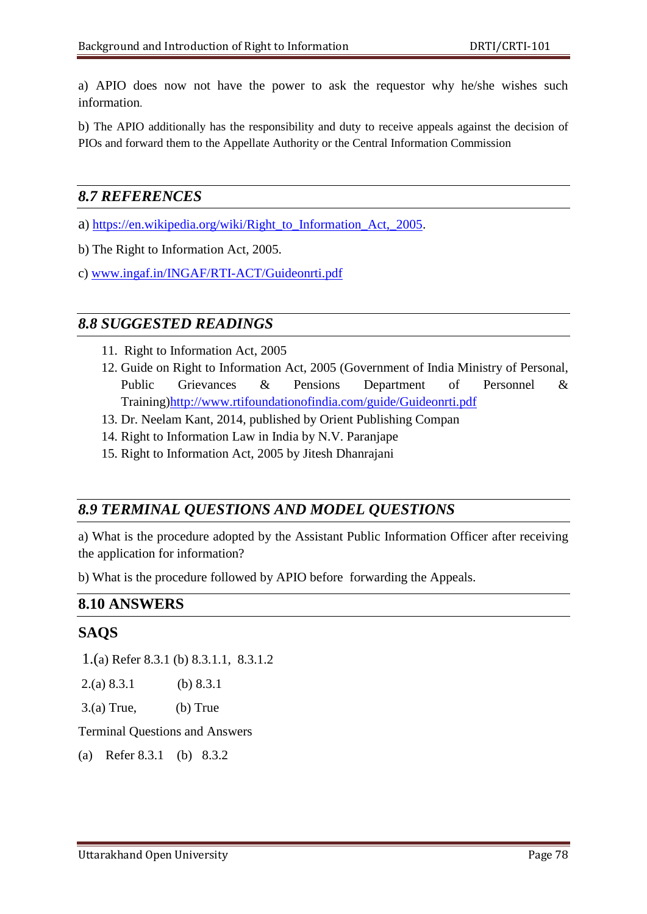a) APIO does now not have the power to ask the requestor why he/she wishes such information.

b) The APIO additionally has the responsibility and duty to receive appeals against the decision of PIOs and forward them to the Appellate Authority or the Central Information Commission

## *8.7 REFERENCES*

a) https://en.wikipedia.org/wiki/Right_to_Information_Act,_2005.

b) The Right to Information Act, 2005.

c) www.ingaf.in/INGAF/RTI-ACT/Guideonrti.pdf

## *8.8 SUGGESTED READINGS*

11. Right to Information Act, 2005
12. Guide on Right to Information Act, 2005 (Government of India Ministry of Personal, Public Grievances & Pensions Department of Personnel & Training)http://www.rtifoundationofindia.com/guide/Guideonrti.pdf
13. Dr. Neelam Kant, 2014, published by Orient Publishing Compan
14. Right to Information Law in India by N.V. Paranjape
15. Right to Information Act, 2005 by Jitesh Dhanrajani

## *8.9 TERMINAL QUESTIONS AND MODEL QUESTIONS*

a) What is the procedure adopted by the Assistant Public Information Officer after receiving the application for information?

b) What is the procedure followed by APIO before forwarding the Appeals.

## 8.10 ANSWERS

### SAQS

1.(a) Refer 8.3.1 (b) 8.3.1.1, 8.3.1.2

2.(a) 8.3.1 (b) 8.3.1

3.(a) True, (b) True

Terminal Questions and Answers

(a) Refer 8.3.1 (b) 8.3.2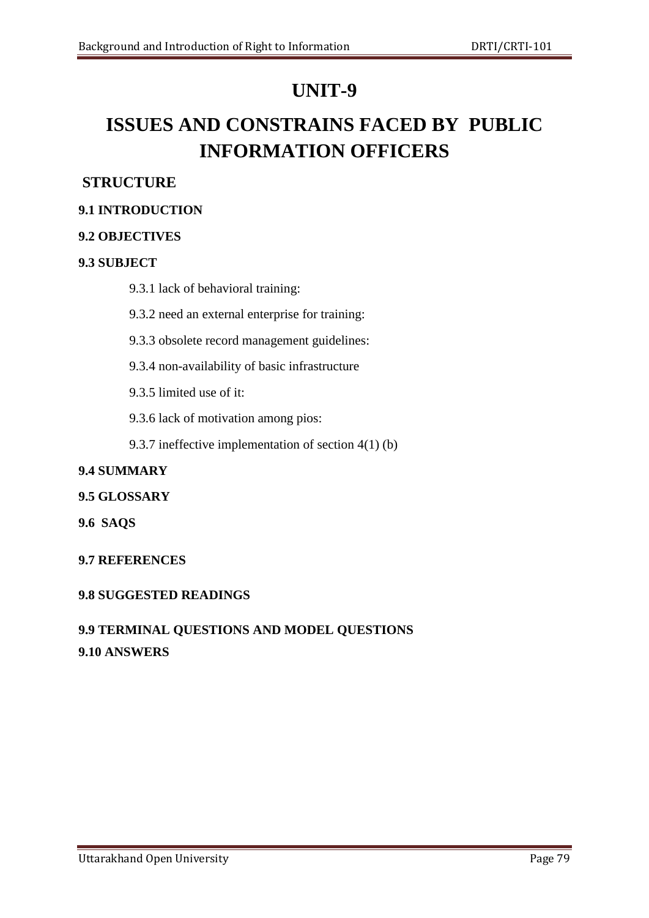# UNIT-9

# ISSUES AND CONSTRAINS FACED BY PUBLIC INFORMATION OFFICERS

## STRUCTURE

**9.1 INTRODUCTION**

**9.2 OBJECTIVES**

**9.3 SUBJECT**

- 9.3.1 lack of behavioral training:
- 9.3.2 need an external enterprise for training:
- 9.3.3 obsolete record management guidelines:
- 9.3.4 non-availability of basic infrastructure
- 9.3.5 limited use of it:
- 9.3.6 lack of motivation among pios:
- 9.3.7 ineffective implementation of section 4(1) (b)

**9.4 SUMMARY**

**9.5 GLOSSARY**

**9.6 SAQS**

**9.7 REFERENCES**

**9.8 SUGGESTED READINGS**

**9.9 TERMINAL QUESTIONS AND MODEL QUESTIONS**

**9.10 ANSWERS**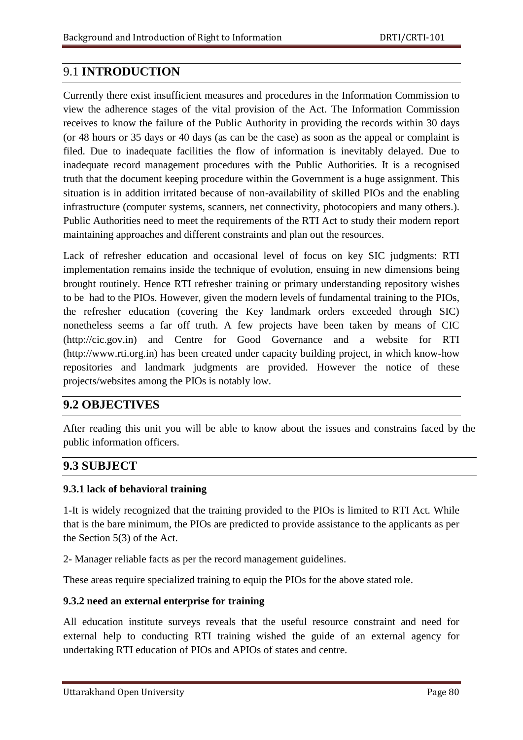## 9.1 **INTRODUCTION**

Currently there exist insufficient measures and procedures in the Information Commission to view the adherence stages of the vital provision of the Act. The Information Commission receives to know the failure of the Public Authority in providing the records within 30 days (or 48 hours or 35 days or 40 days (as can be the case) as soon as the appeal or complaint is filed. Due to inadequate facilities the flow of information is inevitably delayed. Due to inadequate record management procedures with the Public Authorities. It is a recognised truth that the document keeping procedure within the Government is a huge assignment. This situation is in addition irritated because of non-availability of skilled PIOs and the enabling infrastructure (computer systems, scanners, net connectivity, photocopiers and many others.). Public Authorities need to meet the requirements of the RTI Act to study their modern report maintaining approaches and different constraints and plan out the resources.

Lack of refresher education and occasional level of focus on key SIC judgments: RTI implementation remains inside the technique of evolution, ensuing in new dimensions being brought routinely. Hence RTI refresher training or primary understanding repository wishes to be had to the PIOs. However, given the modern levels of fundamental training to the PIOs, the refresher education (covering the Key landmark orders exceeded through SIC) nonetheless seems a far off truth. A few projects have been taken by means of CIC (http://cic.gov.in) and Centre for Good Governance and a website for RTI (http://www.rti.org.in) has been created under capacity building project, in which know-how repositories and landmark judgments are provided. However the notice of these projects/websites among the PIOs is notably low.

## 9.2 OBJECTIVES

After reading this unit you will be able to know about the issues and constrains faced by the public information officers.

## 9.3 SUBJECT

### 9.3.1 lack of behavioral training

1-It is widely recognized that the training provided to the PIOs is limited to RTI Act. While that is the bare minimum, the PIOs are predicted to provide assistance to the applicants as per the Section 5(3) of the Act.

2- Manager reliable facts as per the record management guidelines.

These areas require specialized training to equip the PIOs for the above stated role.

### 9.3.2 need an external enterprise for training

All education institute surveys reveals that the useful resource constraint and need for external help to conducting RTI training wished the guide of an external agency for undertaking RTI education of PIOs and APIOs of states and centre.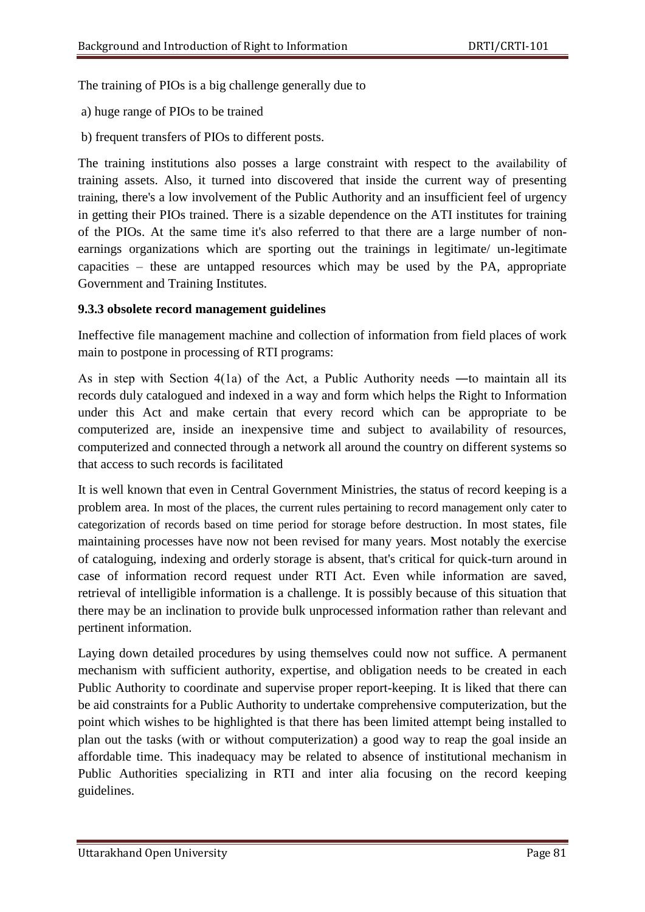The training of PIOs is a big challenge generally due to

a) huge range of PIOs to be trained

b) frequent transfers of PIOs to different posts.

The training institutions also posses a large constraint with respect to the availability of training assets. Also, it turned into discovered that inside the current way of presenting training, there's a low involvement of the Public Authority and an insufficient feel of urgency in getting their PIOs trained. There is a sizable dependence on the ATI institutes for training of the PIOs. At the same time it's also referred to that there are a large number of non-earnings organizations which are sporting out the trainings in legitimate/ un-legitimate capacities – these are untapped resources which may be used by the PA, appropriate Government and Training Institutes.

### 9.3.3 obsolete record management guidelines

Ineffective file management machine and collection of information from field places of work main to postpone in processing of RTI programs:

As in step with Section 4(1a) of the Act, a Public Authority needs ―to maintain all its records duly catalogued and indexed in a way and form which helps the Right to Information under this Act and make certain that every record which can be appropriate to be computerized are, inside an inexpensive time and subject to availability of resources, computerized and connected through a network all around the country on different systems so that access to such records is facilitated

It is well known that even in Central Government Ministries, the status of record keeping is a problem area. In most of the places, the current rules pertaining to record management only cater to categorization of records based on time period for storage before destruction. In most states, file maintaining processes have now not been revised for many years. Most notably the exercise of cataloguing, indexing and orderly storage is absent, that's critical for quick-turn around in case of information record request under RTI Act. Even while information are saved, retrieval of intelligible information is a challenge. It is possibly because of this situation that there may be an inclination to provide bulk unprocessed information rather than relevant and pertinent information.

Laying down detailed procedures by using themselves could now not suffice. A permanent mechanism with sufficient authority, expertise, and obligation needs to be created in each Public Authority to coordinate and supervise proper report-keeping. It is liked that there can be aid constraints for a Public Authority to undertake comprehensive computerization, but the point which wishes to be highlighted is that there has been limited attempt being installed to plan out the tasks (with or without computerization) a good way to reap the goal inside an affordable time. This inadequacy may be related to absence of institutional mechanism in Public Authorities specializing in RTI and inter alia focusing on the record keeping guidelines.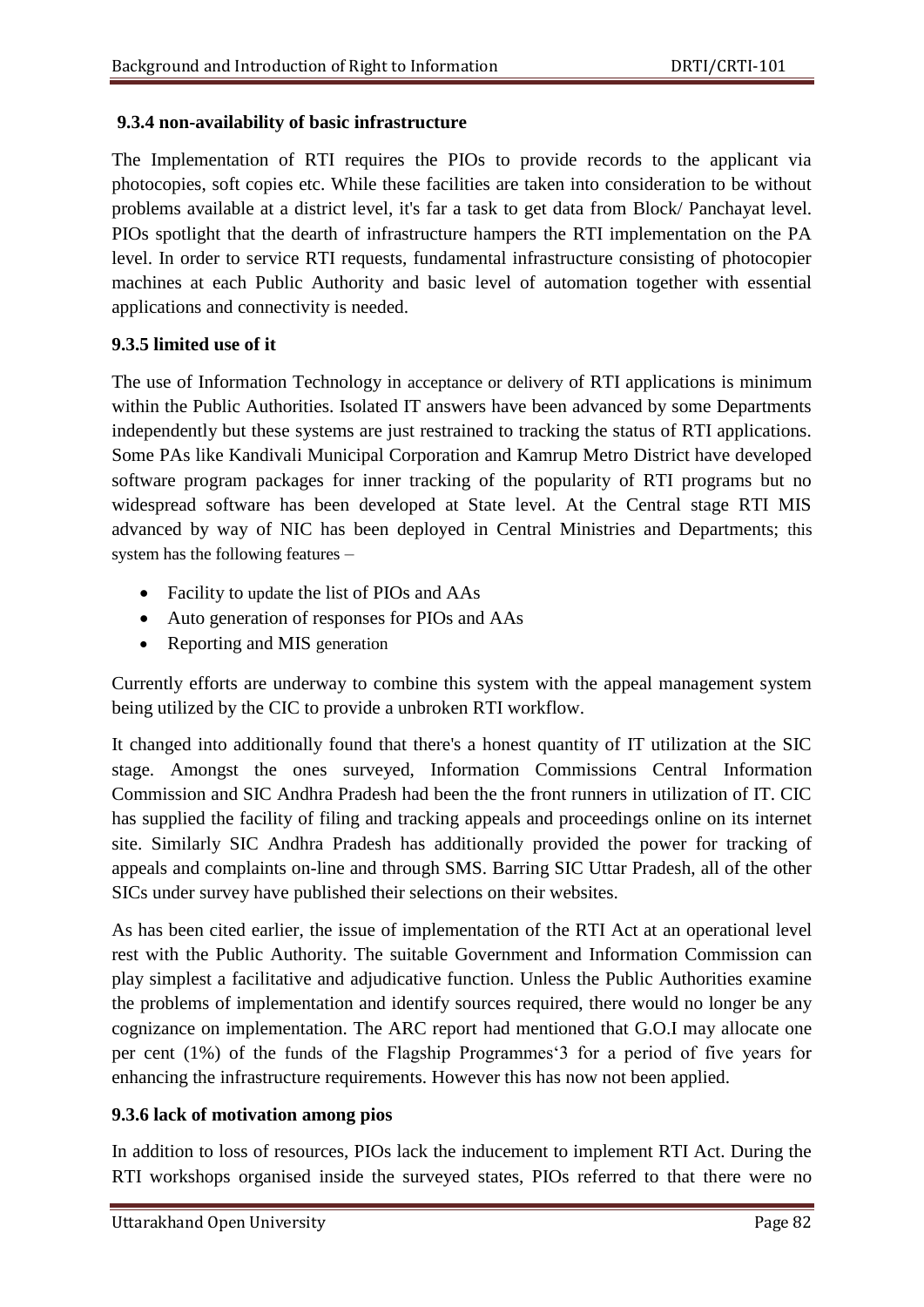### 9.3.4 non-availability of basic infrastructure

The Implementation of RTI requires the PIOs to provide records to the applicant via photocopies, soft copies etc. While these facilities are taken into consideration to be without problems available at a district level, it's far a task to get data from Block/ Panchayat level. PIOs spotlight that the dearth of infrastructure hampers the RTI implementation on the PA level. In order to service RTI requests, fundamental infrastructure consisting of photocopier machines at each Public Authority and basic level of automation together with essential applications and connectivity is needed.

### 9.3.5 limited use of it

The use of Information Technology in acceptance or delivery of RTI applications is minimum within the Public Authorities. Isolated IT answers have been advanced by some Departments independently but these systems are just restrained to tracking the status of RTI applications. Some PAs like Kandivali Municipal Corporation and Kamrup Metro District have developed software program packages for inner tracking of the popularity of RTI programs but no widespread software has been developed at State level. At the Central stage RTI MIS advanced by way of NIC has been deployed in Central Ministries and Departments; this system has the following features –

- Facility to update the list of PIOs and AAs
- Auto generation of responses for PIOs and AAs
- Reporting and MIS generation

Currently efforts are underway to combine this system with the appeal management system being utilized by the CIC to provide a unbroken RTI workflow.

It changed into additionally found that there's a honest quantity of IT utilization at the SIC stage. Amongst the ones surveyed, Information Commissions Central Information Commission and SIC Andhra Pradesh had been the the front runners in utilization of IT. CIC has supplied the facility of filing and tracking appeals and proceedings online on its internet site. Similarly SIC Andhra Pradesh has additionally provided the power for tracking of appeals and complaints on-line and through SMS. Barring SIC Uttar Pradesh, all of the other SICs under survey have published their selections on their websites.

As has been cited earlier, the issue of implementation of the RTI Act at an operational level rest with the Public Authority. The suitable Government and Information Commission can play simplest a facilitative and adjudicative function. Unless the Public Authorities examine the problems of implementation and identify sources required, there would no longer be any cognizance on implementation. The ARC report had mentioned that G.O.I may allocate one per cent (1%) of the funds of the Flagship Programmes'3 for a period of five years for enhancing the infrastructure requirements. However this has now not been applied.

### 9.3.6 lack of motivation among pios

In addition to loss of resources, PIOs lack the inducement to implement RTI Act. During the RTI workshops organised inside the surveyed states, PIOs referred to that there were no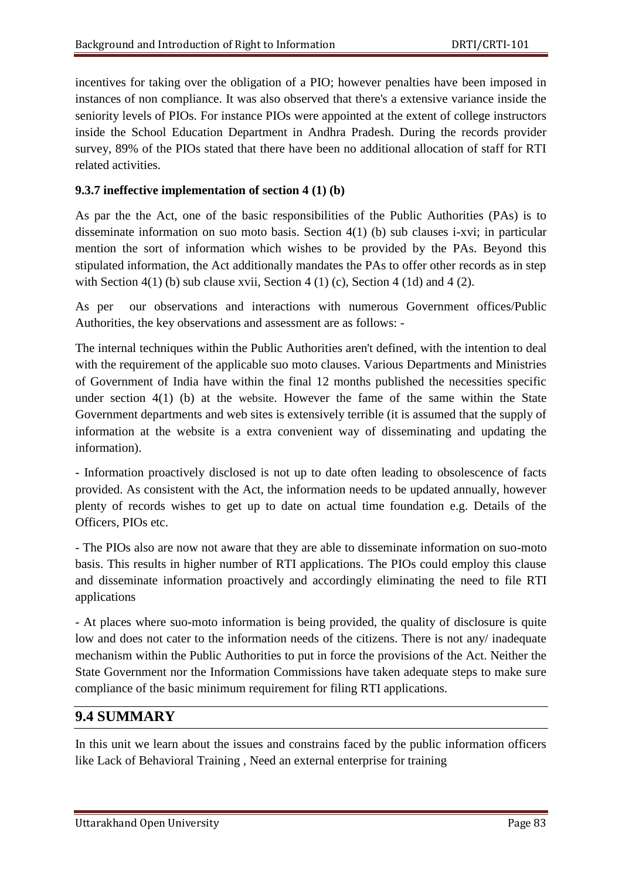incentives for taking over the obligation of a PIO; however penalties have been imposed in instances of non compliance. It was also observed that there's a extensive variance inside the seniority levels of PIOs. For instance PIOs were appointed at the extent of college instructors inside the School Education Department in Andhra Pradesh. During the records provider survey, 89% of the PIOs stated that there have been no additional allocation of staff for RTI related activities.

### 9.3.7 ineffective implementation of section 4 (1) (b)

As par the the Act, one of the basic responsibilities of the Public Authorities (PAs) is to disseminate information on suo moto basis. Section 4(1) (b) sub clauses i-xvi; in particular mention the sort of information which wishes to be provided by the PAs. Beyond this stipulated information, the Act additionally mandates the PAs to offer other records as in step with Section 4(1) (b) sub clause xvii, Section 4 (1) (c), Section 4 (1d) and 4 (2).

As per our observations and interactions with numerous Government offices/Public Authorities, the key observations and assessment are as follows: -

The internal techniques within the Public Authorities aren't defined, with the intention to deal with the requirement of the applicable suo moto clauses. Various Departments and Ministries of Government of India have within the final 12 months published the necessities specific under section 4(1) (b) at the website. However the fame of the same within the State Government departments and web sites is extensively terrible (it is assumed that the supply of information at the website is a extra convenient way of disseminating and updating the information).

- Information proactively disclosed is not up to date often leading to obsolescence of facts provided. As consistent with the Act, the information needs to be updated annually, however plenty of records wishes to get up to date on actual time foundation e.g. Details of the Officers, PIOs etc.

- The PIOs also are now not aware that they are able to disseminate information on suo-moto basis. This results in higher number of RTI applications. The PIOs could employ this clause and disseminate information proactively and accordingly eliminating the need to file RTI applications

- At places where suo-moto information is being provided, the quality of disclosure is quite low and does not cater to the information needs of the citizens. There is not any/ inadequate mechanism within the Public Authorities to put in force the provisions of the Act. Neither the State Government nor the Information Commissions have taken adequate steps to make sure compliance of the basic minimum requirement for filing RTI applications.

## 9.4 SUMMARY

In this unit we learn about the issues and constrains faced by the public information officers like Lack of Behavioral Training , Need an external enterprise for training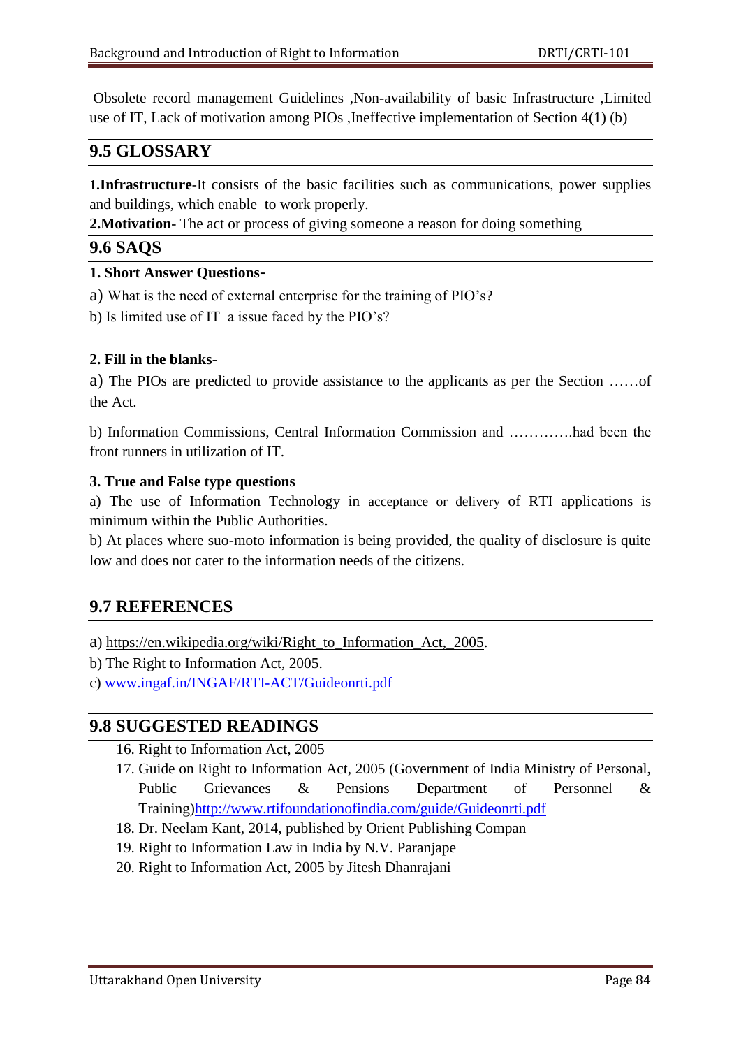Obsolete record management Guidelines ,Non-availability of basic Infrastructure ,Limited use of IT, Lack of motivation among PIOs ,Ineffective implementation of Section 4(1) (b)

## 9.5 GLOSSARY

**1.Infrastructure**-It consists of the basic facilities such as communications, power supplies and buildings, which enable to work properly.

**2.Motivation**- The act or process of giving someone a reason for doing something

## 9.6 SAQS

**1. Short Answer Questions-**

a) What is the need of external enterprise for the training of PIO's?

b) Is limited use of IT a issue faced by the PIO's?

**2. Fill in the blanks-**

a) The PIOs are predicted to provide assistance to the applicants as per the Section ……of the Act.

b) Information Commissions, Central Information Commission and ………….had been the front runners in utilization of IT.

**3. True and False type questions**

a) The use of Information Technology in acceptance or delivery of RTI applications is minimum within the Public Authorities.

b) At places where suo-moto information is being provided, the quality of disclosure is quite low and does not cater to the information needs of the citizens.

## 9.7 REFERENCES

a) https://en.wikipedia.org/wiki/Right_to_Information_Act,_2005.

b) The Right to Information Act, 2005.

c) www.ingaf.in/INGAF/RTI-ACT/Guideonrti.pdf

## 9.8 SUGGESTED READINGS

16. Right to Information Act, 2005
17. Guide on Right to Information Act, 2005 (Government of India Ministry of Personal, Public Grievances & Pensions Department of Personnel & Training)http://www.rtifoundationofindia.com/guide/Guideonrti.pdf
18. Dr. Neelam Kant, 2014, published by Orient Publishing Compan
19. Right to Information Law in India by N.V. Paranjape
20. Right to Information Act, 2005 by Jitesh Dhanrajani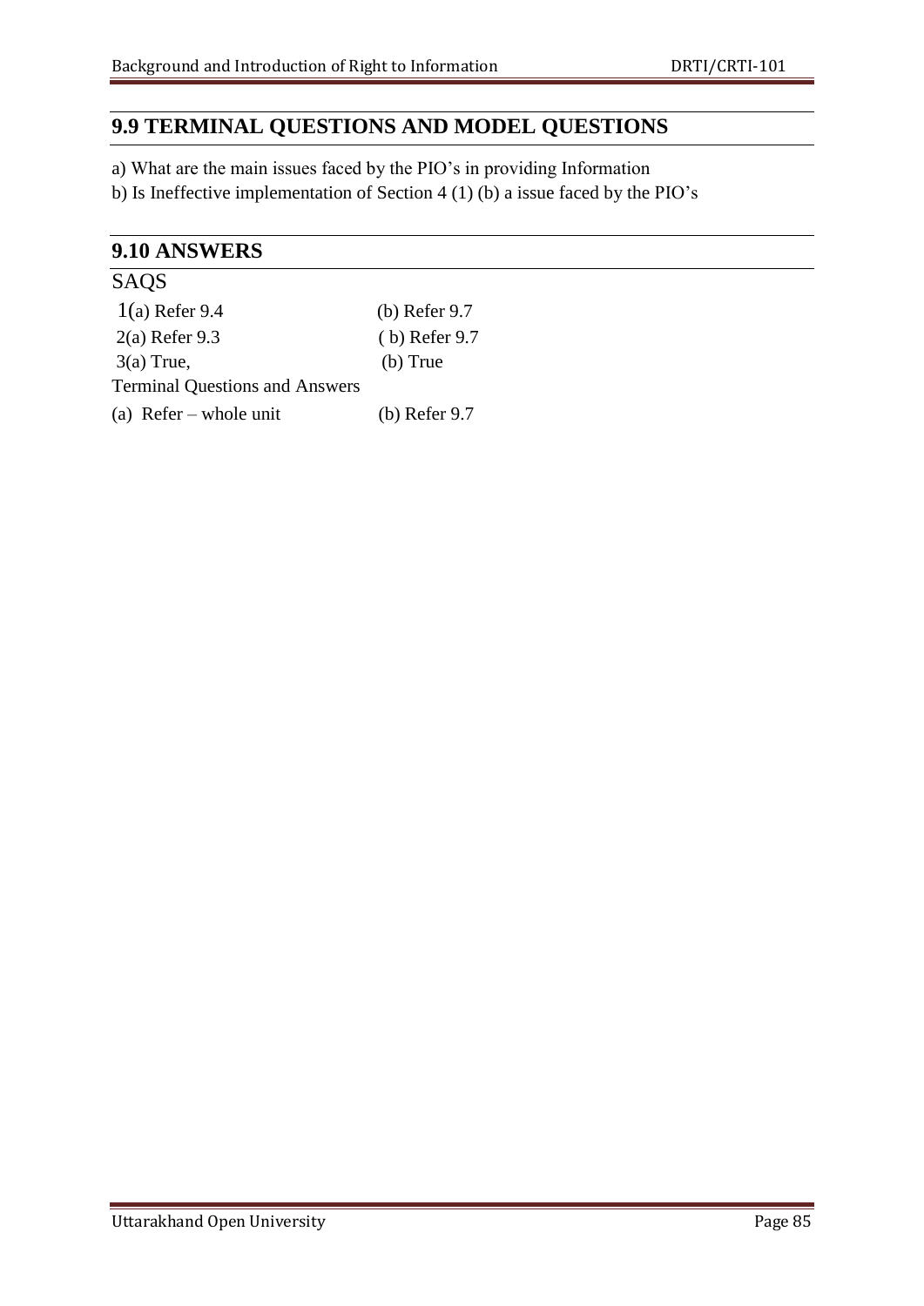## 9.9 TERMINAL QUESTIONS AND MODEL QUESTIONS

a) What are the main issues faced by the PIO's in providing Information

b) Is Ineffective implementation of Section 4 (1) (b) a issue faced by the PIO's

## 9.10 ANSWERS

SAQS

| | |
|---|---|
| 1(a) Refer 9.4 | (b) Refer 9.7 |
| 2(a) Refer 9.3 | ( b) Refer 9.7 |
| 3(a) True, | (b) True |

Terminal Questions and Answers

| | |
|---|---|
| (a) Refer – whole unit | (b) Refer 9.7 |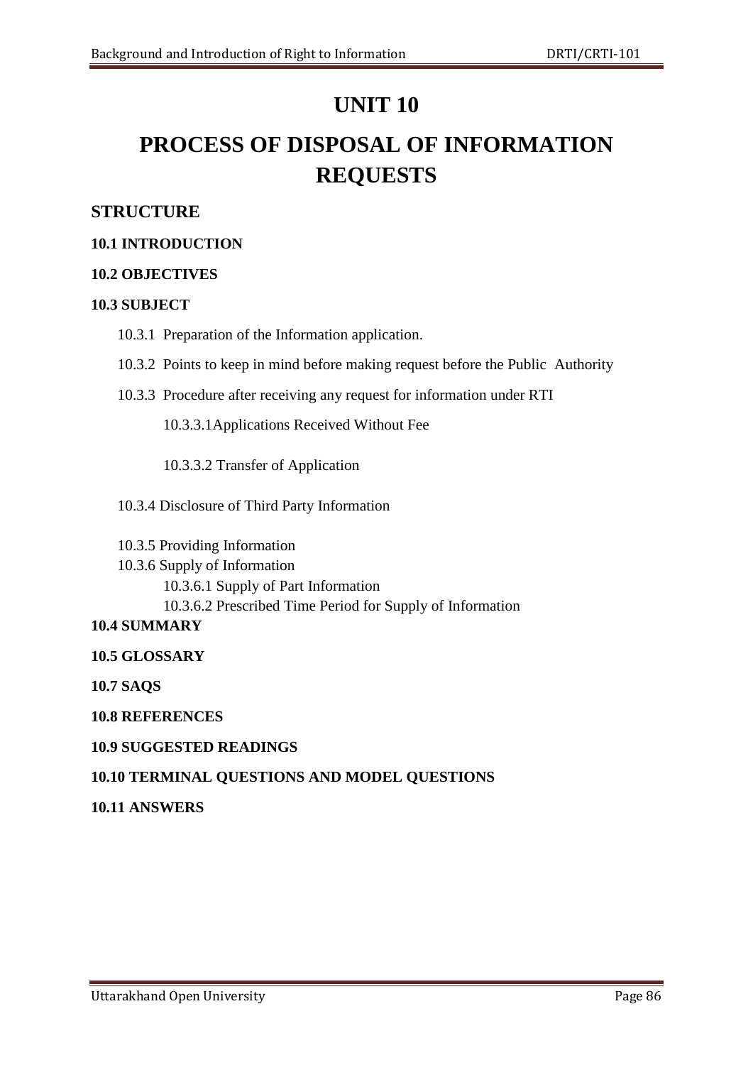# UNIT 10

# PROCESS OF DISPOSAL OF INFORMATION REQUESTS

## STRUCTURE

**10.1 INTRODUCTION**

**10.2 OBJECTIVES**

**10.3 SUBJECT**

- 10.3.1 Preparation of the Information application.
- 10.3.2 Points to keep in mind before making request before the Public Authority
- 10.3.3 Procedure after receiving any request for information under RTI
  - 10.3.3.1Applications Received Without Fee
  - 10.3.3.2 Transfer of Application
- 10.3.4 Disclosure of Third Party Information
- 10.3.5 Providing Information
- 10.3.6 Supply of Information
  - 10.3.6.1 Supply of Part Information
  - 10.3.6.2 Prescribed Time Period for Supply of Information

**10.4 SUMMARY**

**10.5 GLOSSARY**

**10.7 SAQS**

**10.8 REFERENCES**

**10.9 SUGGESTED READINGS**

**10.10 TERMINAL QUESTIONS AND MODEL QUESTIONS**

**10.11 ANSWERS**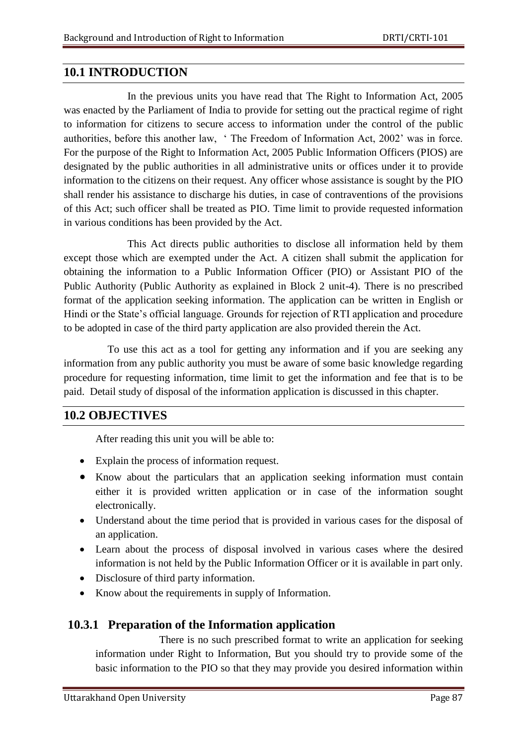## 10.1 INTRODUCTION

In the previous units you have read that The Right to Information Act, 2005 was enacted by the Parliament of India to provide for setting out the practical regime of right to information for citizens to secure access to information under the control of the public authorities, before this another law, ' The Freedom of Information Act, 2002' was in force. For the purpose of the Right to Information Act, 2005 Public Information Officers (PIOS) are designated by the public authorities in all administrative units or offices under it to provide information to the citizens on their request. Any officer whose assistance is sought by the PIO shall render his assistance to discharge his duties, in case of contraventions of the provisions of this Act; such officer shall be treated as PIO. Time limit to provide requested information in various conditions has been provided by the Act.

This Act directs public authorities to disclose all information held by them except those which are exempted under the Act. A citizen shall submit the application for obtaining the information to a Public Information Officer (PIO) or Assistant PIO of the Public Authority (Public Authority as explained in Block 2 unit-4). There is no prescribed format of the application seeking information. The application can be written in English or Hindi or the State's official language. Grounds for rejection of RTI application and procedure to be adopted in case of the third party application are also provided therein the Act.

To use this act as a tool for getting any information and if you are seeking any information from any public authority you must be aware of some basic knowledge regarding procedure for requesting information, time limit to get the information and fee that is to be paid. Detail study of disposal of the information application is discussed in this chapter.

## 10.2 OBJECTIVES

After reading this unit you will be able to:

- Explain the process of information request.
- Know about the particulars that an application seeking information must contain either it is provided written application or in case of the information sought electronically.
- Understand about the time period that is provided in various cases for the disposal of an application.
- Learn about the process of disposal involved in various cases where the desired information is not held by the Public Information Officer or it is available in part only.
- Disclosure of third party information.
- Know about the requirements in supply of Information.

### 10.3.1 Preparation of the Information application

There is no such prescribed format to write an application for seeking information under Right to Information, But you should try to provide some of the basic information to the PIO so that they may provide you desired information within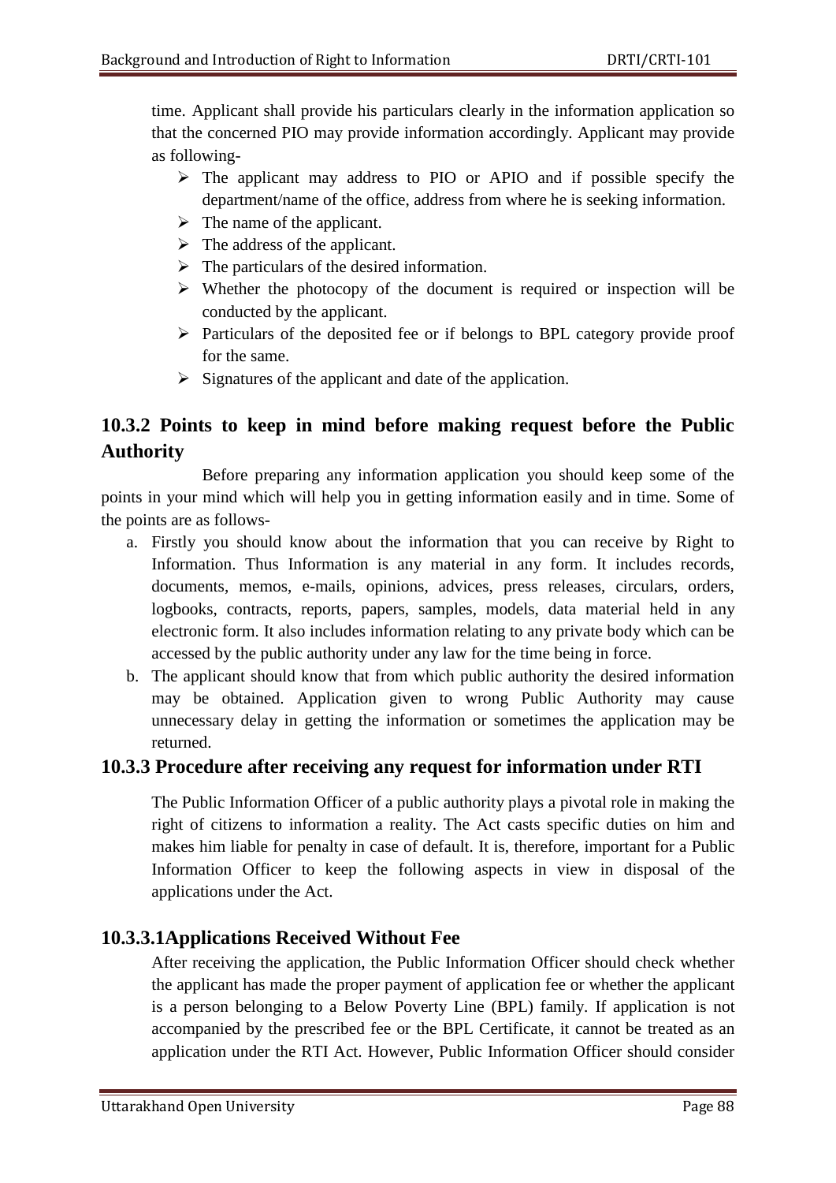time. Applicant shall provide his particulars clearly in the information application so that the concerned PIO may provide information accordingly. Applicant may provide as following-

- The applicant may address to PIO or APIO and if possible specify the department/name of the office, address from where he is seeking information.
- The name of the applicant.
- The address of the applicant.
- The particulars of the desired information.
- Whether the photocopy of the document is required or inspection will be conducted by the applicant.
- Particulars of the deposited fee or if belongs to BPL category provide proof for the same.
- Signatures of the applicant and date of the application.

### 10.3.2 Points to keep in mind before making request before the Public Authority

Before preparing any information application you should keep some of the points in your mind which will help you in getting information easily and in time. Some of the points are as follows-

a. Firstly you should know about the information that you can receive by Right to Information. Thus Information is any material in any form. It includes records, documents, memos, e-mails, opinions, advices, press releases, circulars, orders, logbooks, contracts, reports, papers, samples, models, data material held in any electronic form. It also includes information relating to any private body which can be accessed by the public authority under any law for the time being in force.
b. The applicant should know that from which public authority the desired information may be obtained. Application given to wrong Public Authority may cause unnecessary delay in getting the information or sometimes the application may be returned.

### 10.3.3 Procedure after receiving any request for information under RTI

The Public Information Officer of a public authority plays a pivotal role in making the right of citizens to information a reality. The Act casts specific duties on him and makes him liable for penalty in case of default. It is, therefore, important for a Public Information Officer to keep the following aspects in view in disposal of the applications under the Act.

#### 10.3.3.1Applications Received Without Fee

After receiving the application, the Public Information Officer should check whether the applicant has made the proper payment of application fee or whether the applicant is a person belonging to a Below Poverty Line (BPL) family. If application is not accompanied by the prescribed fee or the BPL Certificate, it cannot be treated as an application under the RTI Act. However, Public Information Officer should consider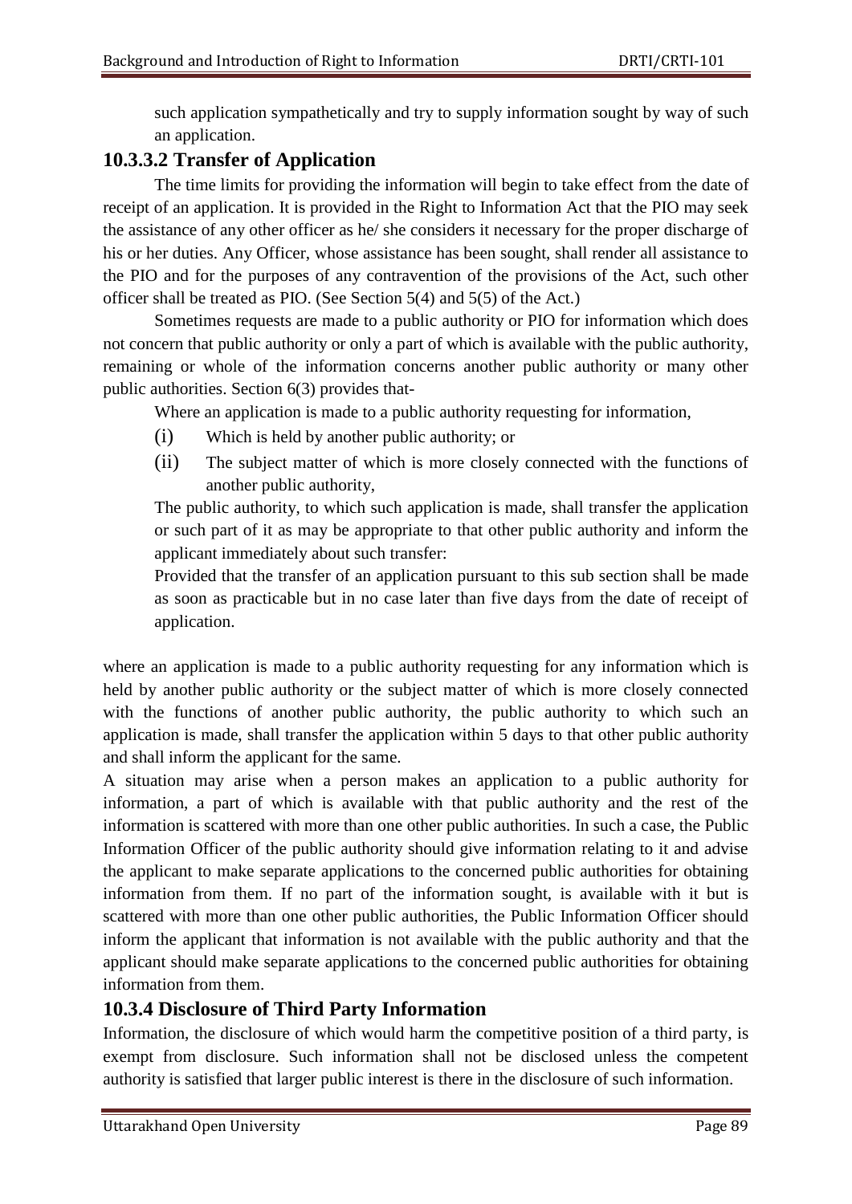such application sympathetically and try to supply information sought by way of such an application.

### 10.3.3.2 Transfer of Application

The time limits for providing the information will begin to take effect from the date of receipt of an application. It is provided in the Right to Information Act that the PIO may seek the assistance of any other officer as he/ she considers it necessary for the proper discharge of his or her duties. Any Officer, whose assistance has been sought, shall render all assistance to the PIO and for the purposes of any contravention of the provisions of the Act, such other officer shall be treated as PIO. (See Section 5(4) and 5(5) of the Act.)

Sometimes requests are made to a public authority or PIO for information which does not concern that public authority or only a part of which is available with the public authority, remaining or whole of the information concerns another public authority or many other public authorities. Section 6(3) provides that-

Where an application is made to a public authority requesting for information,

(i) Which is held by another public authority; or

(ii) The subject matter of which is more closely connected with the functions of another public authority,

The public authority, to which such application is made, shall transfer the application or such part of it as may be appropriate to that other public authority and inform the applicant immediately about such transfer:

Provided that the transfer of an application pursuant to this sub section shall be made as soon as practicable but in no case later than five days from the date of receipt of application.

where an application is made to a public authority requesting for any information which is held by another public authority or the subject matter of which is more closely connected with the functions of another public authority, the public authority to which such an application is made, shall transfer the application within 5 days to that other public authority and shall inform the applicant for the same.

A situation may arise when a person makes an application to a public authority for information, a part of which is available with that public authority and the rest of the information is scattered with more than one other public authorities. In such a case, the Public Information Officer of the public authority should give information relating to it and advise the applicant to make separate applications to the concerned public authorities for obtaining information from them. If no part of the information sought, is available with it but is scattered with more than one other public authorities, the Public Information Officer should inform the applicant that information is not available with the public authority and that the applicant should make separate applications to the concerned public authorities for obtaining information from them.

### 10.3.4 Disclosure of Third Party Information

Information, the disclosure of which would harm the competitive position of a third party, is exempt from disclosure. Such information shall not be disclosed unless the competent authority is satisfied that larger public interest is there in the disclosure of such information.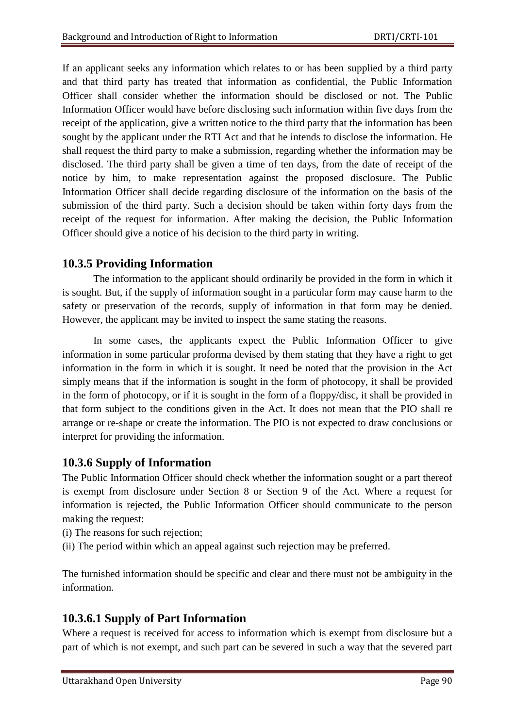If an applicant seeks any information which relates to or has been supplied by a third party and that third party has treated that information as confidential, the Public Information Officer shall consider whether the information should be disclosed or not. The Public Information Officer would have before disclosing such information within five days from the receipt of the application, give a written notice to the third party that the information has been sought by the applicant under the RTI Act and that he intends to disclose the information. He shall request the third party to make a submission, regarding whether the information may be disclosed. The third party shall be given a time of ten days, from the date of receipt of the notice by him, to make representation against the proposed disclosure. The Public Information Officer shall decide regarding disclosure of the information on the basis of the submission of the third party. Such a decision should be taken within forty days from the receipt of the request for information. After making the decision, the Public Information Officer should give a notice of his decision to the third party in writing.

### 10.3.5 Providing Information

The information to the applicant should ordinarily be provided in the form in which it is sought. But, if the supply of information sought in a particular form may cause harm to the safety or preservation of the records, supply of information in that form may be denied. However, the applicant may be invited to inspect the same stating the reasons.

In some cases, the applicants expect the Public Information Officer to give information in some particular proforma devised by them stating that they have a right to get information in the form in which it is sought. It need be noted that the provision in the Act simply means that if the information is sought in the form of photocopy, it shall be provided in the form of photocopy, or if it is sought in the form of a floppy/disc, it shall be provided in that form subject to the conditions given in the Act. It does not mean that the PIO shall re arrange or re-shape or create the information. The PIO is not expected to draw conclusions or interpret for providing the information.

### 10.3.6 Supply of Information

The Public Information Officer should check whether the information sought or a part thereof is exempt from disclosure under Section 8 or Section 9 of the Act. Where a request for information is rejected, the Public Information Officer should communicate to the person making the request:

(i) The reasons for such rejection;
(ii) The period within which an appeal against such rejection may be preferred.

The furnished information should be specific and clear and there must not be ambiguity in the information.

### 10.3.6.1 Supply of Part Information

Where a request is received for access to information which is exempt from disclosure but a part of which is not exempt, and such part can be severed in such a way that the severed part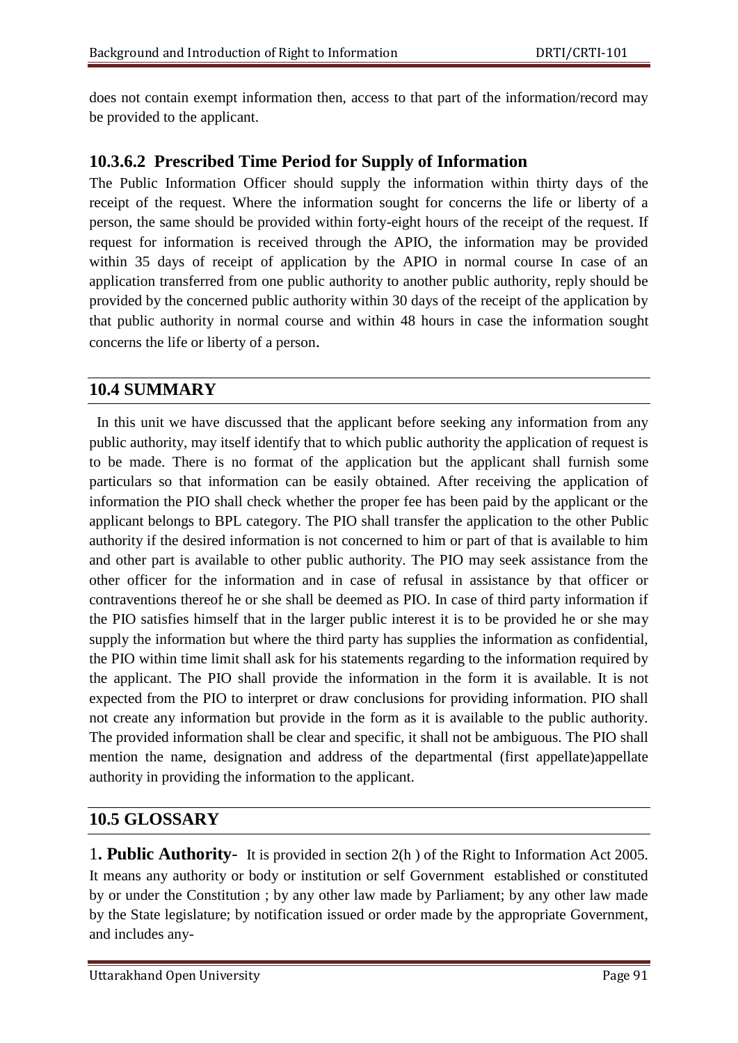does not contain exempt information then, access to that part of the information/record may be provided to the applicant.

### 10.3.6.2 Prescribed Time Period for Supply of Information

The Public Information Officer should supply the information within thirty days of the receipt of the request. Where the information sought for concerns the life or liberty of a person, the same should be provided within forty-eight hours of the receipt of the request. If request for information is received through the APIO, the information may be provided within 35 days of receipt of application by the APIO in normal course In case of an application transferred from one public authority to another public authority, reply should be provided by the concerned public authority within 30 days of the receipt of the application by that public authority in normal course and within 48 hours in case the information sought concerns the life or liberty of a person.

## 10.4 SUMMARY

In this unit we have discussed that the applicant before seeking any information from any public authority, may itself identify that to which public authority the application of request is to be made. There is no format of the application but the applicant shall furnish some particulars so that information can be easily obtained. After receiving the application of information the PIO shall check whether the proper fee has been paid by the applicant or the applicant belongs to BPL category. The PIO shall transfer the application to the other Public authority if the desired information is not concerned to him or part of that is available to him and other part is available to other public authority. The PIO may seek assistance from the other officer for the information and in case of refusal in assistance by that officer or contraventions thereof he or she shall be deemed as PIO. In case of third party information if the PIO satisfies himself that in the larger public interest it is to be provided he or she may supply the information but where the third party has supplies the information as confidential, the PIO within time limit shall ask for his statements regarding to the information required by the applicant. The PIO shall provide the information in the form it is available. It is not expected from the PIO to interpret or draw conclusions for providing information. PIO shall not create any information but provide in the form as it is available to the public authority. The provided information shall be clear and specific, it shall not be ambiguous. The PIO shall mention the name, designation and address of the departmental (first appellate)appellate authority in providing the information to the applicant.

## 10.5 GLOSSARY

1. **Public Authority**- It is provided in section 2(h ) of the Right to Information Act 2005. It means any authority or body or institution or self Government established or constituted by or under the Constitution ; by any other law made by Parliament; by any other law made by the State legislature; by notification issued or order made by the appropriate Government, and includes any-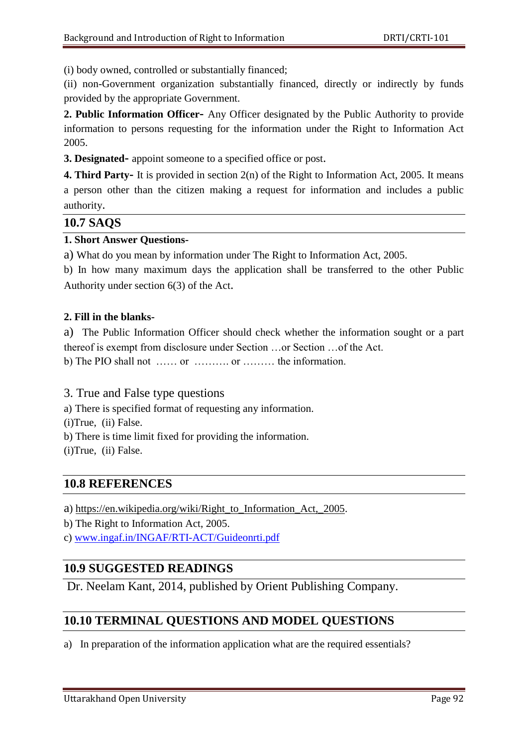(i) body owned, controlled or substantially financed;

(ii) non-Government organization substantially financed, directly or indirectly by funds provided by the appropriate Government.

**2. Public Information Officer-** Any Officer designated by the Public Authority to provide information to persons requesting for the information under the Right to Information Act 2005.

**3. Designated-** appoint someone to a specified office or post.

**4. Third Party-** It is provided in section 2(n) of the Right to Information Act, 2005. It means a person other than the citizen making a request for information and includes a public authority.

## 10.7 SAQS

**1. Short Answer Questions-**

a) What do you mean by information under The Right to Information Act, 2005.

b) In how many maximum days the application shall be transferred to the other Public Authority under section 6(3) of the Act.

**2. Fill in the blanks-**

a) The Public Information Officer should check whether the information sought or a part thereof is exempt from disclosure under Section …or Section …of the Act.

b) The PIO shall not …… or ………. or ……… the information.

3. True and False type questions

a) There is specified format of requesting any information.

(i)True, (ii) False.

b) There is time limit fixed for providing the information.

(i)True, (ii) False.

## 10.8 REFERENCES

a) https://en.wikipedia.org/wiki/Right_to_Information_Act,_2005.

b) The Right to Information Act, 2005.

c) www.ingaf.in/INGAF/RTI-ACT/Guideonrti.pdf

## 10.9 SUGGESTED READINGS

Dr. Neelam Kant, 2014, published by Orient Publishing Company.

## 10.10 TERMINAL QUESTIONS AND MODEL QUESTIONS

a) In preparation of the information application what are the required essentials?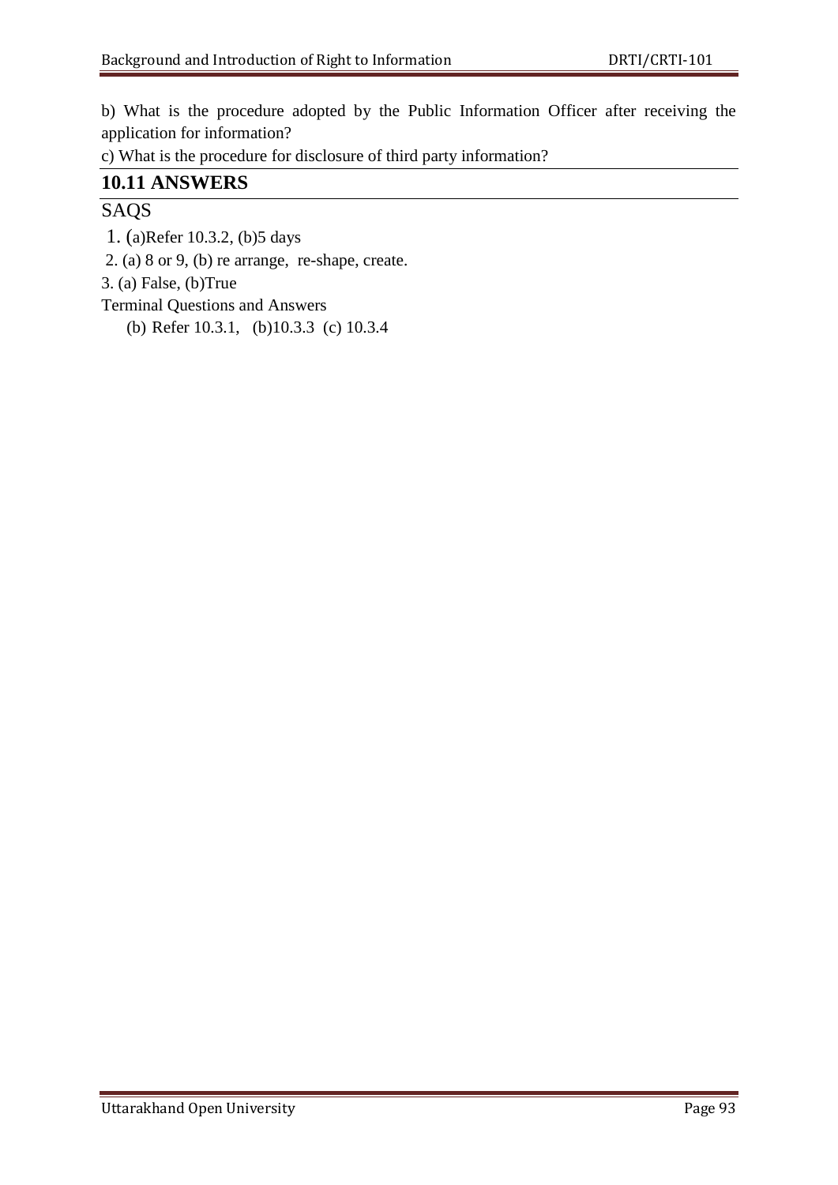b) What is the procedure adopted by the Public Information Officer after receiving the application for information?

c) What is the procedure for disclosure of third party information?

## 10.11 ANSWERS

SAQS

1. (a)Refer 10.3.2, (b)5 days
2. (a) 8 or 9, (b) re arrange, re-shape, create.
3. (a) False, (b)True

Terminal Questions and Answers

(b) Refer 10.3.1, (b)10.3.3 (c) 10.3.4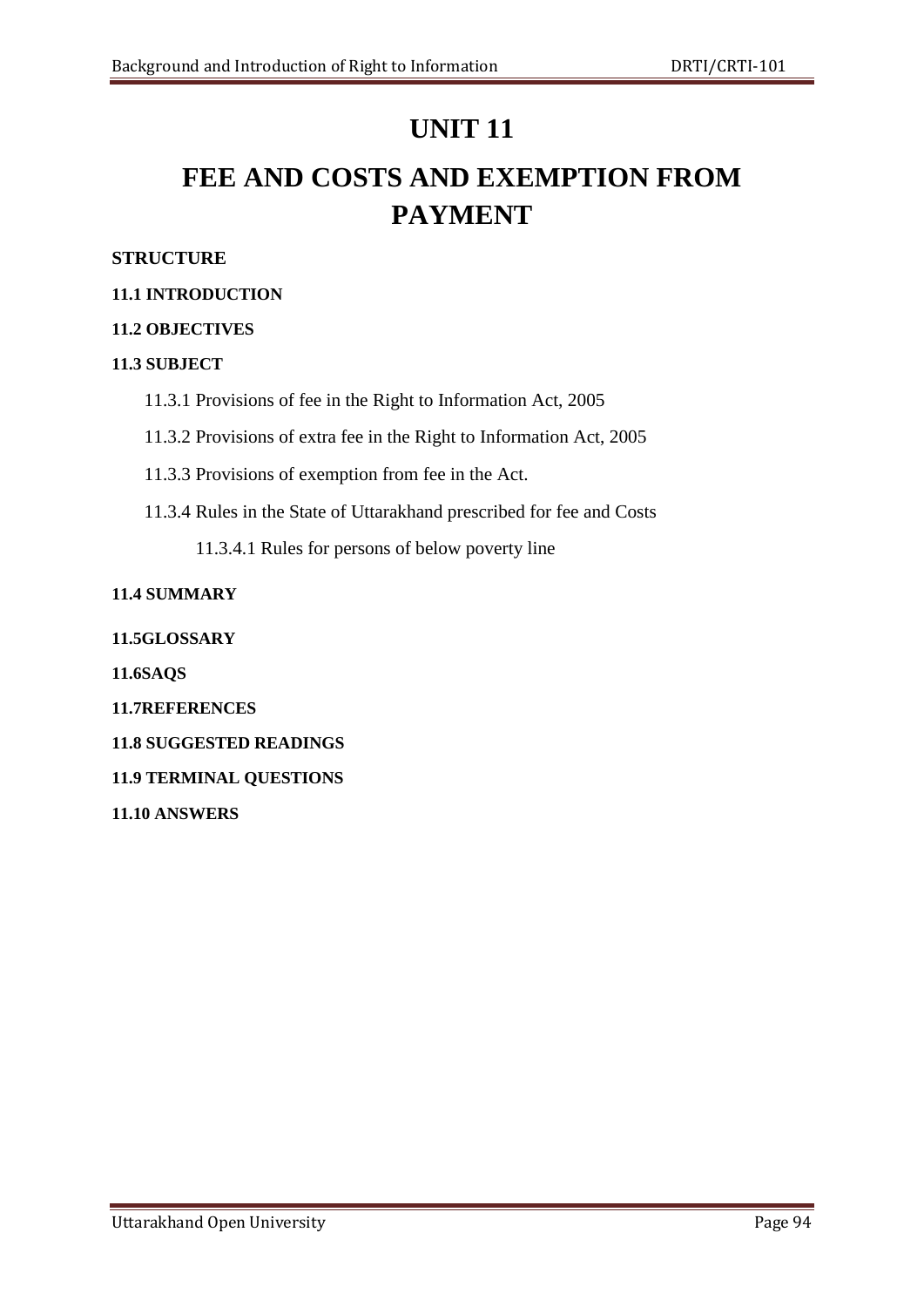# UNIT 11

# FEE AND COSTS AND EXEMPTION FROM PAYMENT

**STRUCTURE**

**11.1 INTRODUCTION**

**11.2 OBJECTIVES**

**11.3 SUBJECT**

11.3.1 Provisions of fee in the Right to Information Act, 2005

11.3.2 Provisions of extra fee in the Right to Information Act, 2005

11.3.3 Provisions of exemption from fee in the Act.

11.3.4 Rules in the State of Uttarakhand prescribed for fee and Costs

11.3.4.1 Rules for persons of below poverty line

**11.4 SUMMARY**

**11.5GLOSSARY**

**11.6SAQS**

**11.7REFERENCES**

**11.8 SUGGESTED READINGS**

**11.9 TERMINAL QUESTIONS**

**11.10 ANSWERS**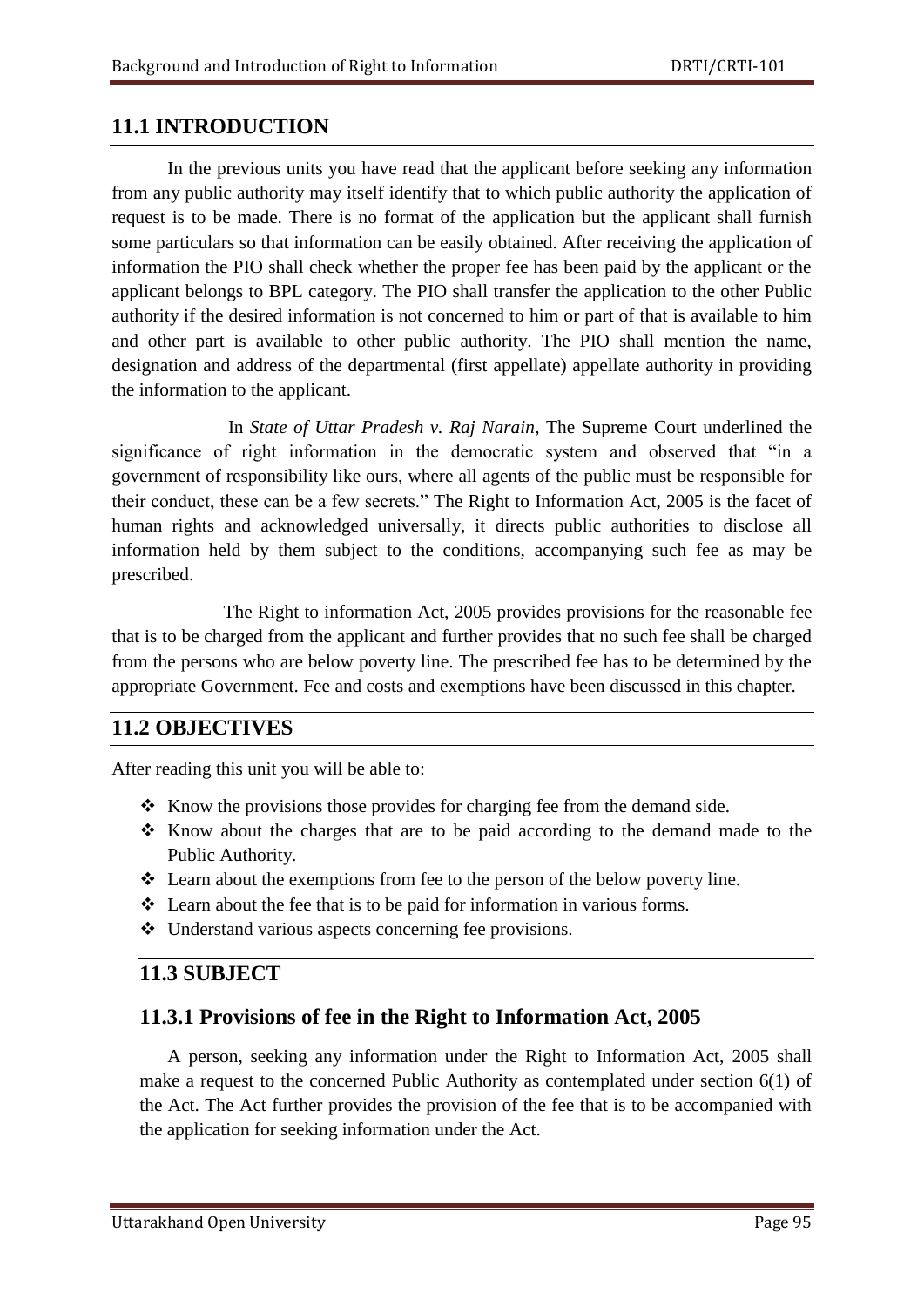## 11.1 INTRODUCTION

In the previous units you have read that the applicant before seeking any information from any public authority may itself identify that to which public authority the application of request is to be made. There is no format of the application but the applicant shall furnish some particulars so that information can be easily obtained. After receiving the application of information the PIO shall check whether the proper fee has been paid by the applicant or the applicant belongs to BPL category. The PIO shall transfer the application to the other Public authority if the desired information is not concerned to him or part of that is available to him and other part is available to other public authority. The PIO shall mention the name, designation and address of the departmental (first appellate) appellate authority in providing the information to the applicant.

In *State of Uttar Pradesh v. Raj Narain*, The Supreme Court underlined the significance of right information in the democratic system and observed that "in a government of responsibility like ours, where all agents of the public must be responsible for their conduct, these can be a few secrets." The Right to Information Act, 2005 is the facet of human rights and acknowledged universally, it directs public authorities to disclose all information held by them subject to the conditions, accompanying such fee as may be prescribed.

The Right to information Act, 2005 provides provisions for the reasonable fee that is to be charged from the applicant and further provides that no such fee shall be charged from the persons who are below poverty line. The prescribed fee has to be determined by the appropriate Government. Fee and costs and exemptions have been discussed in this chapter.

## 11.2 OBJECTIVES

After reading this unit you will be able to:

- Know the provisions those provides for charging fee from the demand side.
- Know about the charges that are to be paid according to the demand made to the Public Authority.
- Learn about the exemptions from fee to the person of the below poverty line.
- Learn about the fee that is to be paid for information in various forms.
- Understand various aspects concerning fee provisions.

## 11.3 SUBJECT

### 11.3.1 Provisions of fee in the Right to Information Act, 2005

A person, seeking any information under the Right to Information Act, 2005 shall make a request to the concerned Public Authority as contemplated under section 6(1) of the Act. The Act further provides the provision of the fee that is to be accompanied with the application for seeking information under the Act.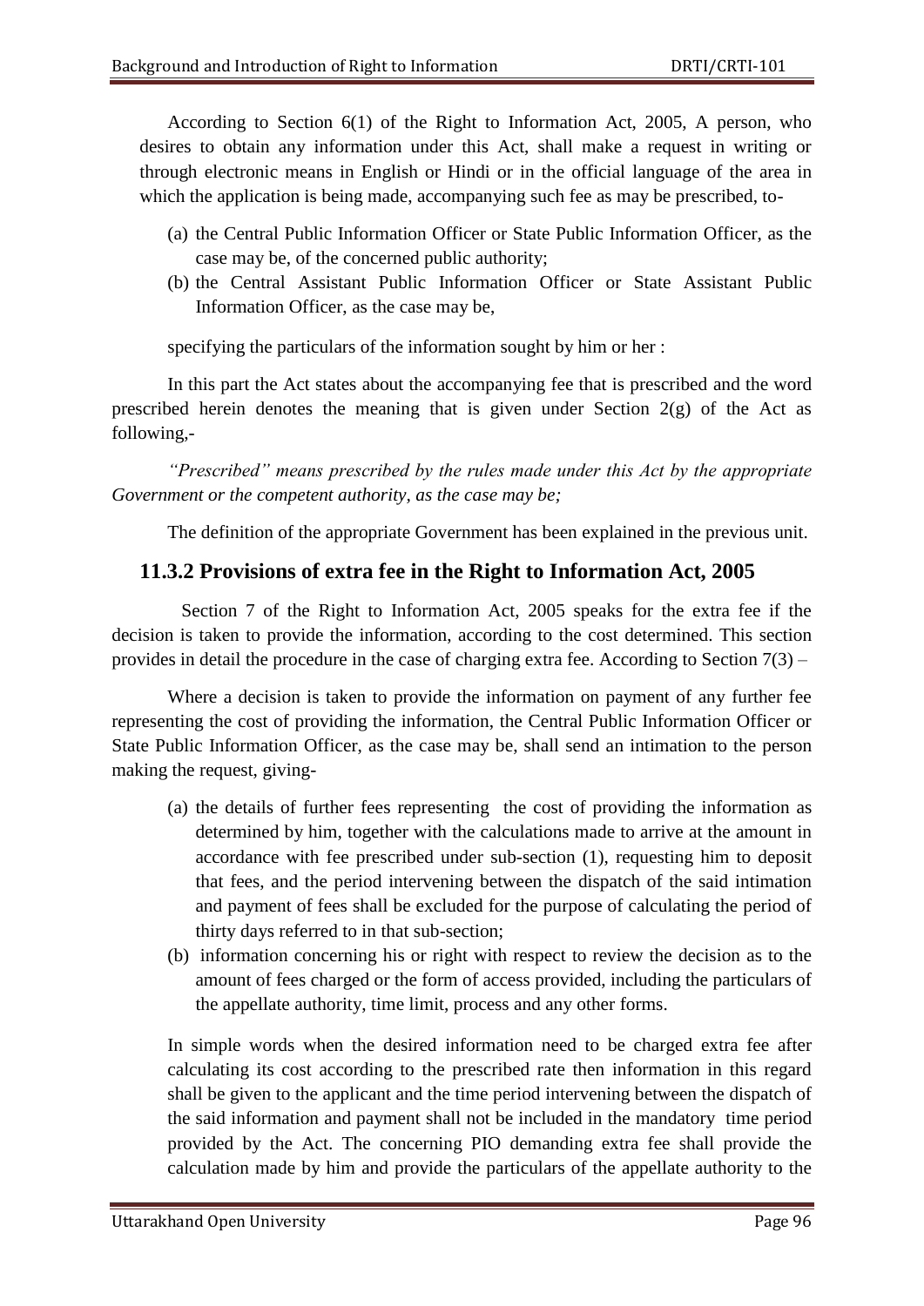According to Section 6(1) of the Right to Information Act, 2005, A person, who desires to obtain any information under this Act, shall make a request in writing or through electronic means in English or Hindi or in the official language of the area in which the application is being made, accompanying such fee as may be prescribed, to-

(a) the Central Public Information Officer or State Public Information Officer, as the case may be, of the concerned public authority;
(b) the Central Assistant Public Information Officer or State Assistant Public Information Officer, as the case may be,

specifying the particulars of the information sought by him or her :

In this part the Act states about the accompanying fee that is prescribed and the word prescribed herein denotes the meaning that is given under Section 2(g) of the Act as following,-

*"Prescribed" means prescribed by the rules made under this Act by the appropriate Government or the competent authority, as the case may be;*

The definition of the appropriate Government has been explained in the previous unit.

## 11.3.2 Provisions of extra fee in the Right to Information Act, 2005

Section 7 of the Right to Information Act, 2005 speaks for the extra fee if the decision is taken to provide the information, according to the cost determined. This section provides in detail the procedure in the case of charging extra fee. According to Section 7(3) –

Where a decision is taken to provide the information on payment of any further fee representing the cost of providing the information, the Central Public Information Officer or State Public Information Officer, as the case may be, shall send an intimation to the person making the request, giving-

(a) the details of further fees representing the cost of providing the information as determined by him, together with the calculations made to arrive at the amount in accordance with fee prescribed under sub-section (1), requesting him to deposit that fees, and the period intervening between the dispatch of the said intimation and payment of fees shall be excluded for the purpose of calculating the period of thirty days referred to in that sub-section;
(b) information concerning his or right with respect to review the decision as to the amount of fees charged or the form of access provided, including the particulars of the appellate authority, time limit, process and any other forms.

In simple words when the desired information need to be charged extra fee after calculating its cost according to the prescribed rate then information in this regard shall be given to the applicant and the time period intervening between the dispatch of the said information and payment shall not be included in the mandatory time period provided by the Act. The concerning PIO demanding extra fee shall provide the calculation made by him and provide the particulars of the appellate authority to the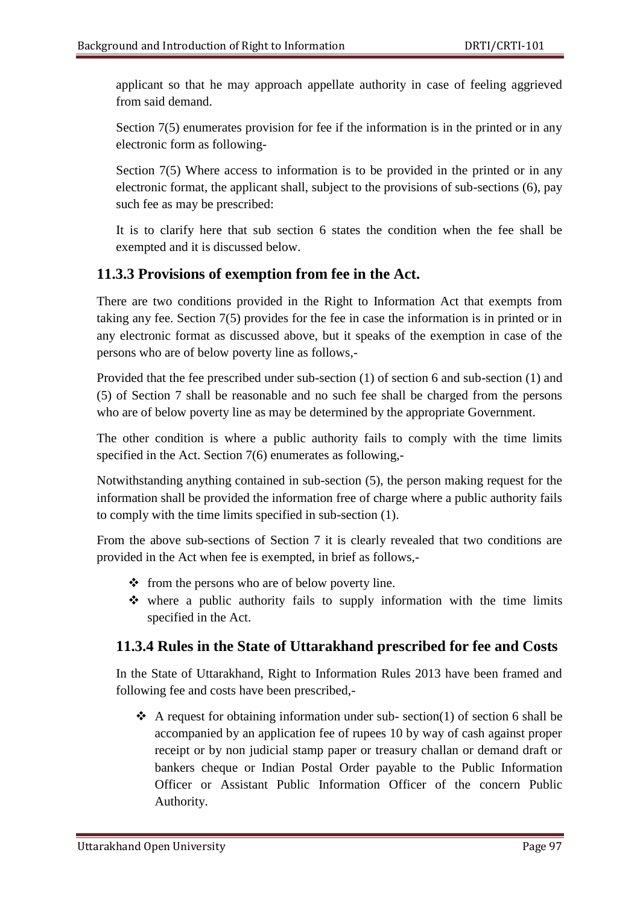applicant so that he may approach appellate authority in case of feeling aggrieved from said demand.

Section 7(5) enumerates provision for fee if the information is in the printed or in any electronic form as following-

Section 7(5) Where access to information is to be provided in the printed or in any electronic format, the applicant shall, subject to the provisions of sub-sections (6), pay such fee as may be prescribed:

It is to clarify here that sub section 6 states the condition when the fee shall be exempted and it is discussed below.

### 11.3.3 Provisions of exemption from fee in the Act.

There are two conditions provided in the Right to Information Act that exempts from taking any fee. Section 7(5) provides for the fee in case the information is in printed or in any electronic format as discussed above, but it speaks of the exemption in case of the persons who are of below poverty line as follows,-

Provided that the fee prescribed under sub-section (1) of section 6 and sub-section (1) and (5) of Section 7 shall be reasonable and no such fee shall be charged from the persons who are of below poverty line as may be determined by the appropriate Government.

The other condition is where a public authority fails to comply with the time limits specified in the Act. Section 7(6) enumerates as following,-

Notwithstanding anything contained in sub-section (5), the person making request for the information shall be provided the information free of charge where a public authority fails to comply with the time limits specified in sub-section (1).

From the above sub-sections of Section 7 it is clearly revealed that two conditions are provided in the Act when fee is exempted, in brief as follows,-

- from the persons who are of below poverty line.
- where a public authority fails to supply information with the time limits specified in the Act.

### 11.3.4 Rules in the State of Uttarakhand prescribed for fee and Costs

In the State of Uttarakhand, Right to Information Rules 2013 have been framed and following fee and costs have been prescribed,-

- A request for obtaining information under sub- section(1) of section 6 shall be accompanied by an application fee of rupees 10 by way of cash against proper receipt or by non judicial stamp paper or treasury challan or demand draft or bankers cheque or Indian Postal Order payable to the Public Information Officer or Assistant Public Information Officer of the concern Public Authority.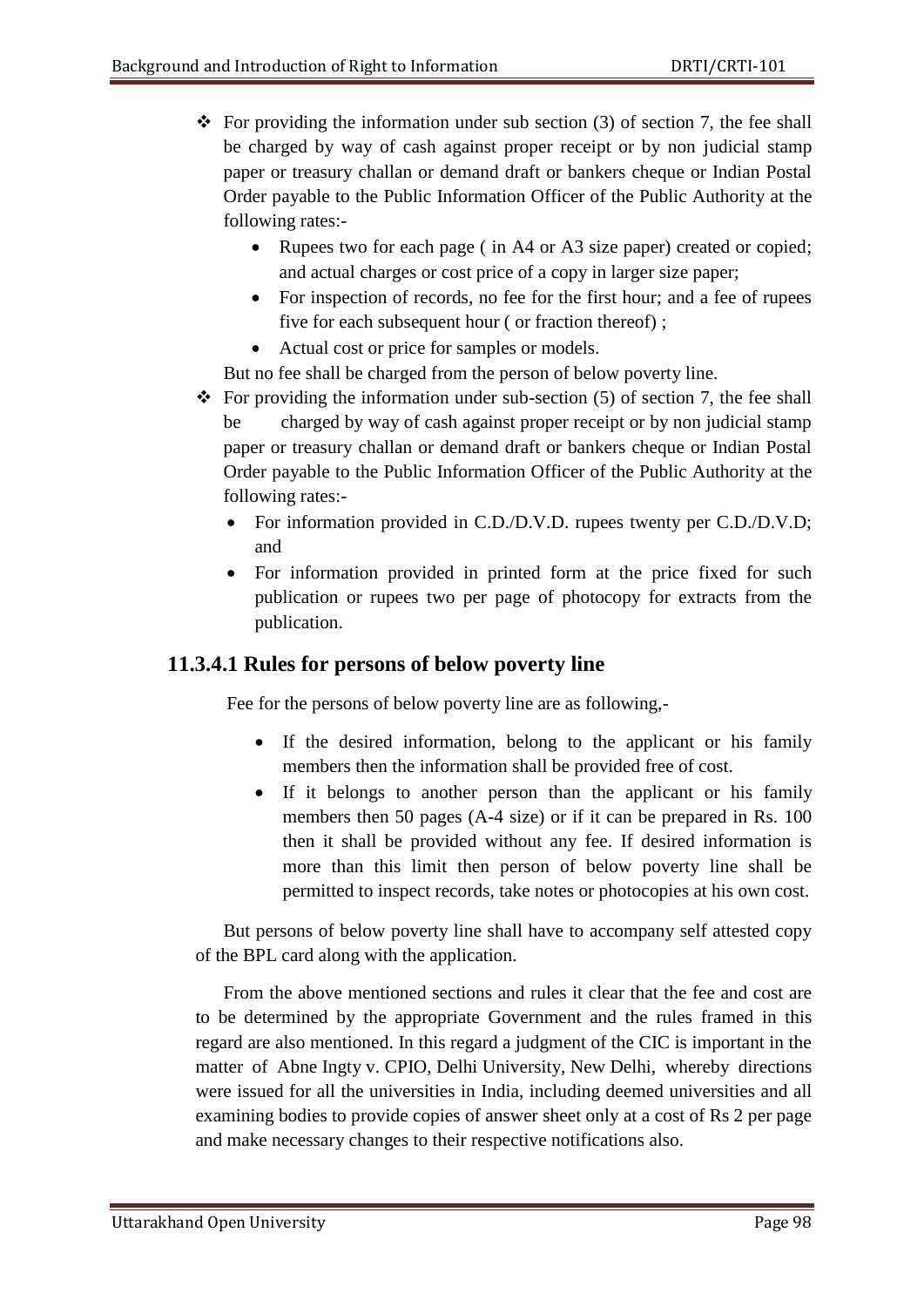- For providing the information under sub section (3) of section 7, the fee shall be charged by way of cash against proper receipt or by non judicial stamp paper or treasury challan or demand draft or bankers cheque or Indian Postal Order payable to the Public Information Officer of the Public Authority at the following rates:-
    - Rupees two for each page ( in A4 or A3 size paper) created or copied; and actual charges or cost price of a copy in larger size paper;
    - For inspection of records, no fee for the first hour; and a fee of rupees five for each subsequent hour ( or fraction thereof) ;
    - Actual cost or price for samples or models.

  But no fee shall be charged from the person of below poverty line.
- For providing the information under sub-section (5) of section 7, the fee shall be charged by way of cash against proper receipt or by non judicial stamp paper or treasury challan or demand draft or bankers cheque or Indian Postal Order payable to the Public Information Officer of the Public Authority at the following rates:-
    - For information provided in C.D./D.V.D. rupees twenty per C.D./D.V.D; and
    - For information provided in printed form at the price fixed for such publication or rupees two per page of photocopy for extracts from the publication.

### 11.3.4.1 Rules for persons of below poverty line

Fee for the persons of below poverty line are as following,-

- If the desired information, belong to the applicant or his family members then the information shall be provided free of cost.
- If it belongs to another person than the applicant or his family members then 50 pages (A-4 size) or if it can be prepared in Rs. 100 then it shall be provided without any fee. If desired information is more than this limit then person of below poverty line shall be permitted to inspect records, take notes or photocopies at his own cost.

But persons of below poverty line shall have to accompany self attested copy of the BPL card along with the application.

From the above mentioned sections and rules it clear that the fee and cost are to be determined by the appropriate Government and the rules framed in this regard are also mentioned. In this regard a judgment of the CIC is important in the matter of Abne Ingty v. CPIO, Delhi University, New Delhi, whereby directions were issued for all the universities in India, including deemed universities and all examining bodies to provide copies of answer sheet only at a cost of Rs 2 per page and make necessary changes to their respective notifications also.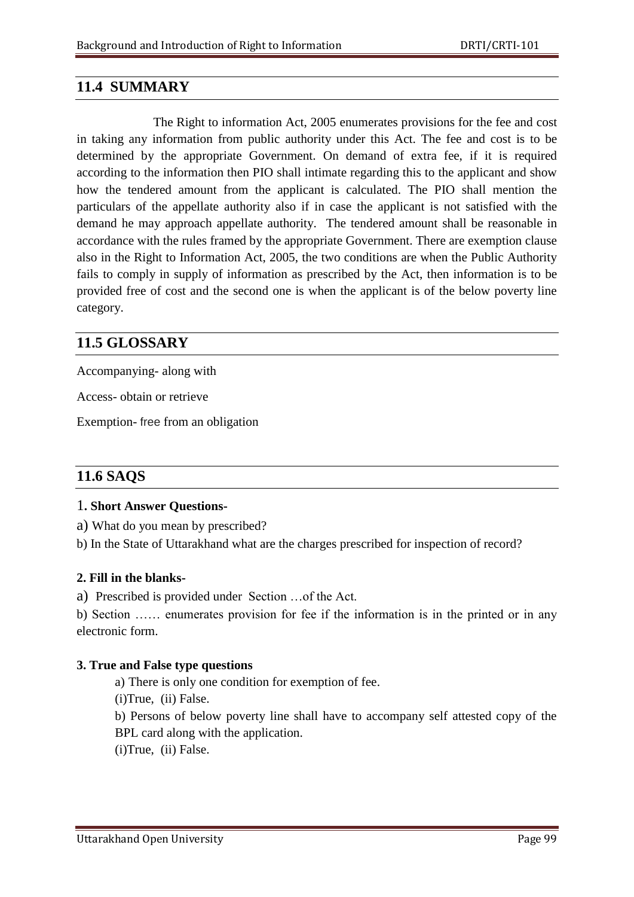## 11.4 SUMMARY

The Right to information Act, 2005 enumerates provisions for the fee and cost in taking any information from public authority under this Act. The fee and cost is to be determined by the appropriate Government. On demand of extra fee, if it is required according to the information then PIO shall intimate regarding this to the applicant and show how the tendered amount from the applicant is calculated. The PIO shall mention the particulars of the appellate authority also if in case the applicant is not satisfied with the demand he may approach appellate authority. The tendered amount shall be reasonable in accordance with the rules framed by the appropriate Government. There are exemption clause also in the Right to Information Act, 2005, the two conditions are when the Public Authority fails to comply in supply of information as prescribed by the Act, then information is to be provided free of cost and the second one is when the applicant is of the below poverty line category.

## 11.5 GLOSSARY

Accompanying- along with

Access- obtain or retrieve

Exemption- free from an obligation

## 11.6 SAQS

1. **Short Answer Questions-**

a) What do you mean by prescribed?

b) In the State of Uttarakhand what are the charges prescribed for inspection of record?

**2. Fill in the blanks-**

a) Prescribed is provided under Section …of the Act.

b) Section …… enumerates provision for fee if the information is in the printed or in any electronic form.

**3. True and False type questions**

a) There is only one condition for exemption of fee.

(i)True, (ii) False.

b) Persons of below poverty line shall have to accompany self attested copy of the BPL card along with the application.

(i)True, (ii) False.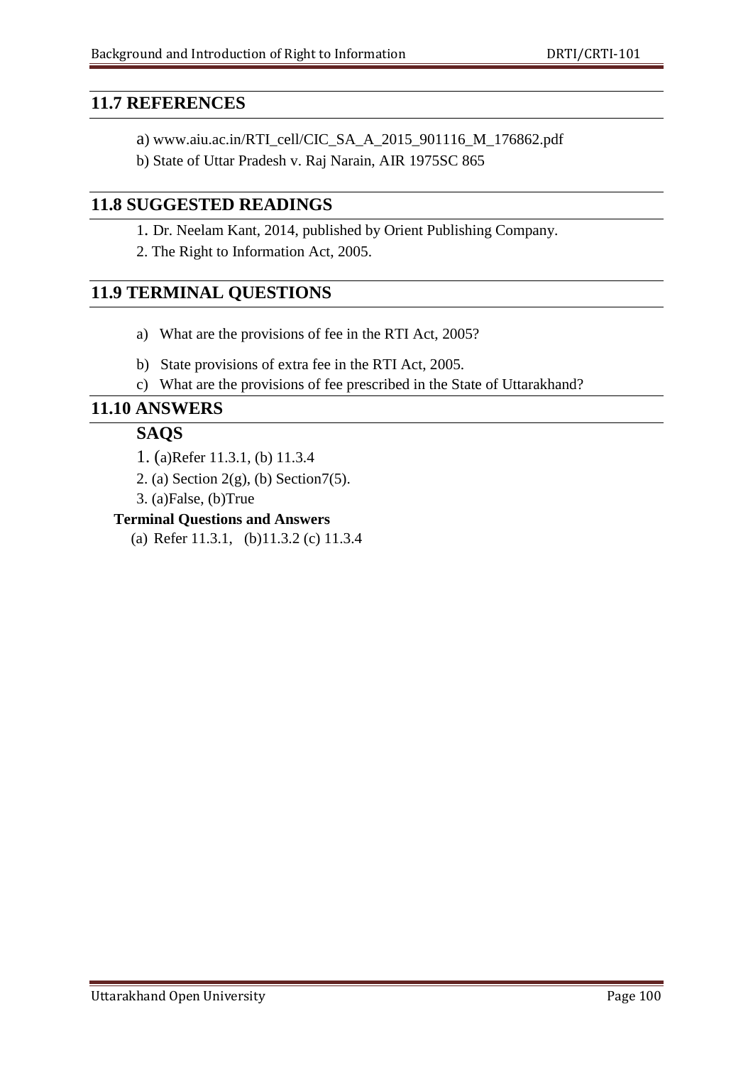## 11.7 REFERENCES

a) www.aiu.ac.in/RTI_cell/CIC_SA_A_2015_901116_M_176862.pdf

b) State of Uttar Pradesh v. Raj Narain, AIR 1975SC 865

## 11.8 SUGGESTED READINGS

1. Dr. Neelam Kant, 2014, published by Orient Publishing Company.
2. The Right to Information Act, 2005.

## 11.9 TERMINAL QUESTIONS

a) What are the provisions of fee in the RTI Act, 2005?

b) State provisions of extra fee in the RTI Act, 2005.

c) What are the provisions of fee prescribed in the State of Uttarakhand?

## 11.10 ANSWERS

### SAQS

1. (a)Refer 11.3.1, (b) 11.3.4
2. (a) Section 2(g), (b) Section7(5).
3. (a)False, (b)True

**Terminal Questions and Answers**

(a) Refer 11.3.1, (b)11.3.2 (c) 11.3.4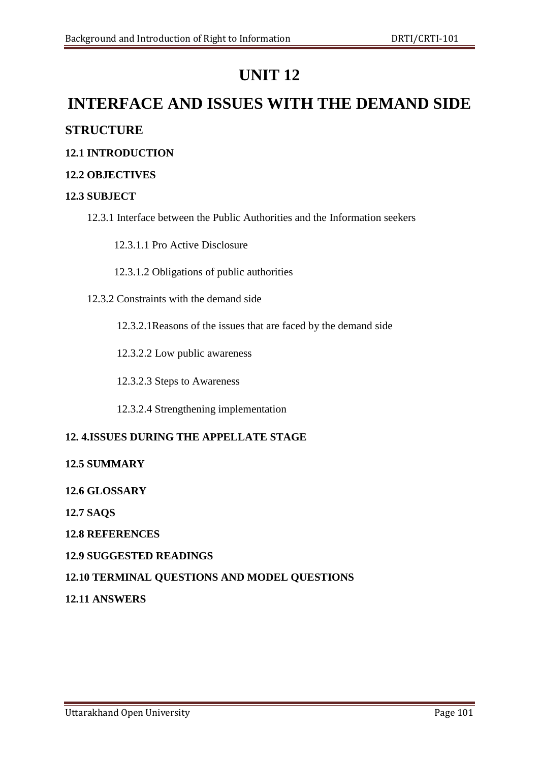# UNIT 12

# INTERFACE AND ISSUES WITH THE DEMAND SIDE

## STRUCTURE

**12.1 INTRODUCTION**

**12.2 OBJECTIVES**

**12.3 SUBJECT**

12.3.1 Interface between the Public Authorities and the Information seekers

12.3.1.1 Pro Active Disclosure

12.3.1.2 Obligations of public authorities

12.3.2 Constraints with the demand side

12.3.2.1Reasons of the issues that are faced by the demand side

12.3.2.2 Low public awareness

12.3.2.3 Steps to Awareness

12.3.2.4 Strengthening implementation

**12. 4.ISSUES DURING THE APPELLATE STAGE**

**12.5 SUMMARY**

**12.6 GLOSSARY**

**12.7 SAQS**

**12.8 REFERENCES**

**12.9 SUGGESTED READINGS**

**12.10 TERMINAL QUESTIONS AND MODEL QUESTIONS**

**12.11 ANSWERS**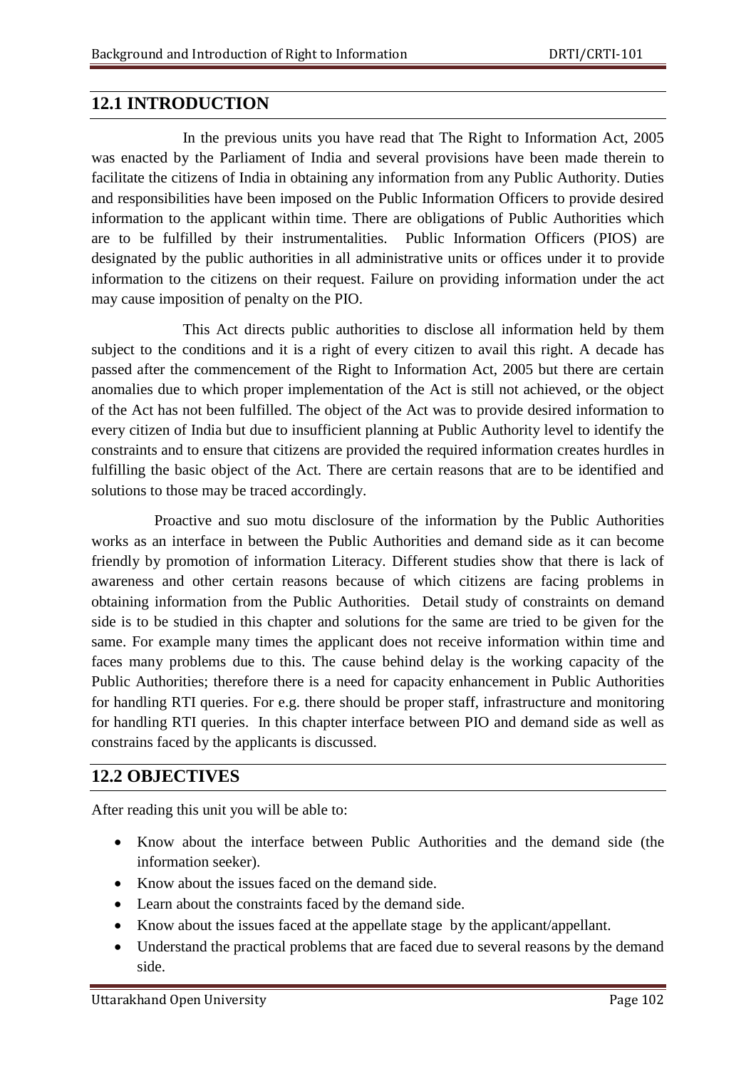## 12.1 INTRODUCTION

In the previous units you have read that The Right to Information Act, 2005 was enacted by the Parliament of India and several provisions have been made therein to facilitate the citizens of India in obtaining any information from any Public Authority. Duties and responsibilities have been imposed on the Public Information Officers to provide desired information to the applicant within time. There are obligations of Public Authorities which are to be fulfilled by their instrumentalities. Public Information Officers (PIOS) are designated by the public authorities in all administrative units or offices under it to provide information to the citizens on their request. Failure on providing information under the act may cause imposition of penalty on the PIO.

This Act directs public authorities to disclose all information held by them subject to the conditions and it is a right of every citizen to avail this right. A decade has passed after the commencement of the Right to Information Act, 2005 but there are certain anomalies due to which proper implementation of the Act is still not achieved, or the object of the Act has not been fulfilled. The object of the Act was to provide desired information to every citizen of India but due to insufficient planning at Public Authority level to identify the constraints and to ensure that citizens are provided the required information creates hurdles in fulfilling the basic object of the Act. There are certain reasons that are to be identified and solutions to those may be traced accordingly.

Proactive and suo motu disclosure of the information by the Public Authorities works as an interface in between the Public Authorities and demand side as it can become friendly by promotion of information Literacy. Different studies show that there is lack of awareness and other certain reasons because of which citizens are facing problems in obtaining information from the Public Authorities. Detail study of constraints on demand side is to be studied in this chapter and solutions for the same are tried to be given for the same. For example many times the applicant does not receive information within time and faces many problems due to this. The cause behind delay is the working capacity of the Public Authorities; therefore there is a need for capacity enhancement in Public Authorities for handling RTI queries. For e.g. there should be proper staff, infrastructure and monitoring for handling RTI queries. In this chapter interface between PIO and demand side as well as constrains faced by the applicants is discussed.

## 12.2 OBJECTIVES

After reading this unit you will be able to:

- Know about the interface between Public Authorities and the demand side (the information seeker).
- Know about the issues faced on the demand side.
- Learn about the constraints faced by the demand side.
- Know about the issues faced at the appellate stage by the applicant/appellant.
- Understand the practical problems that are faced due to several reasons by the demand side.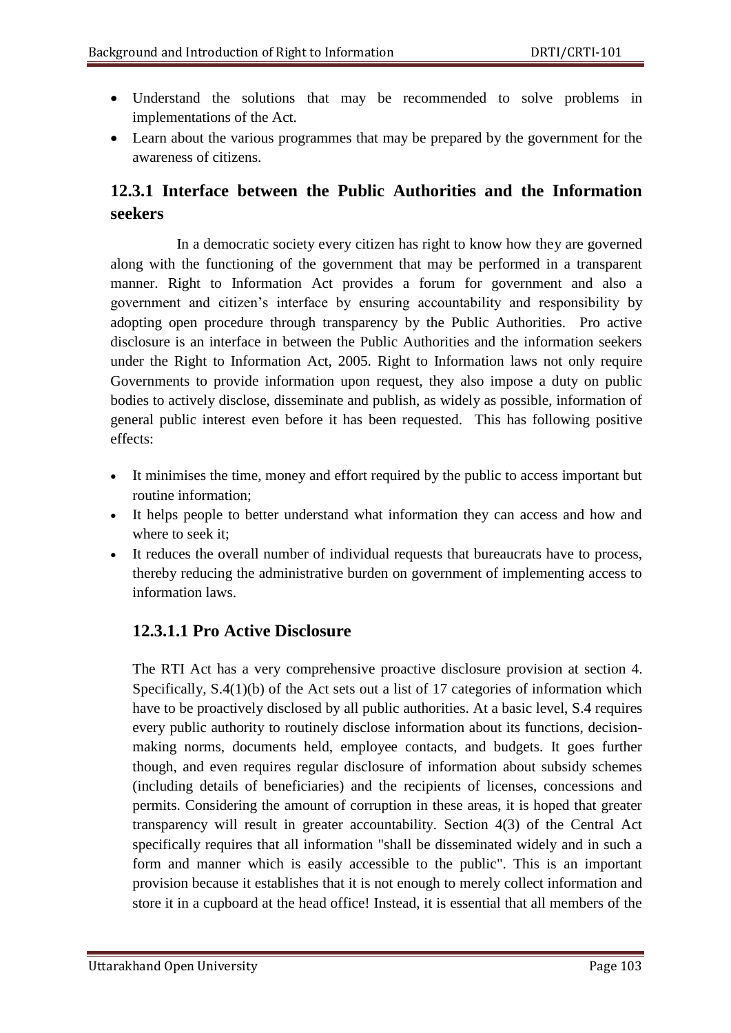- Understand the solutions that may be recommended to solve problems in implementations of the Act.
- Learn about the various programmes that may be prepared by the government for the awareness of citizens.

## 12.3.1 Interface between the Public Authorities and the Information seekers

In a democratic society every citizen has right to know how they are governed along with the functioning of the government that may be performed in a transparent manner. Right to Information Act provides a forum for government and also a government and citizen's interface by ensuring accountability and responsibility by adopting open procedure through transparency by the Public Authorities. Pro active disclosure is an interface in between the Public Authorities and the information seekers under the Right to Information Act, 2005. Right to Information laws not only require Governments to provide information upon request, they also impose a duty on public bodies to actively disclose, disseminate and publish, as widely as possible, information of general public interest even before it has been requested. This has following positive effects:

- It minimises the time, money and effort required by the public to access important but routine information;
- It helps people to better understand what information they can access and how and where to seek it;
- It reduces the overall number of individual requests that bureaucrats have to process, thereby reducing the administrative burden on government of implementing access to information laws.

### 12.3.1.1 Pro Active Disclosure

The RTI Act has a very comprehensive proactive disclosure provision at section 4. Specifically, S.4(1)(b) of the Act sets out a list of 17 categories of information which have to be proactively disclosed by all public authorities. At a basic level, S.4 requires every public authority to routinely disclose information about its functions, decision-making norms, documents held, employee contacts, and budgets. It goes further though, and even requires regular disclosure of information about subsidy schemes (including details of beneficiaries) and the recipients of licenses, concessions and permits. Considering the amount of corruption in these areas, it is hoped that greater transparency will result in greater accountability. Section 4(3) of the Central Act specifically requires that all information "shall be disseminated widely and in such a form and manner which is easily accessible to the public". This is an important provision because it establishes that it is not enough to merely collect information and store it in a cupboard at the head office! Instead, it is essential that all members of the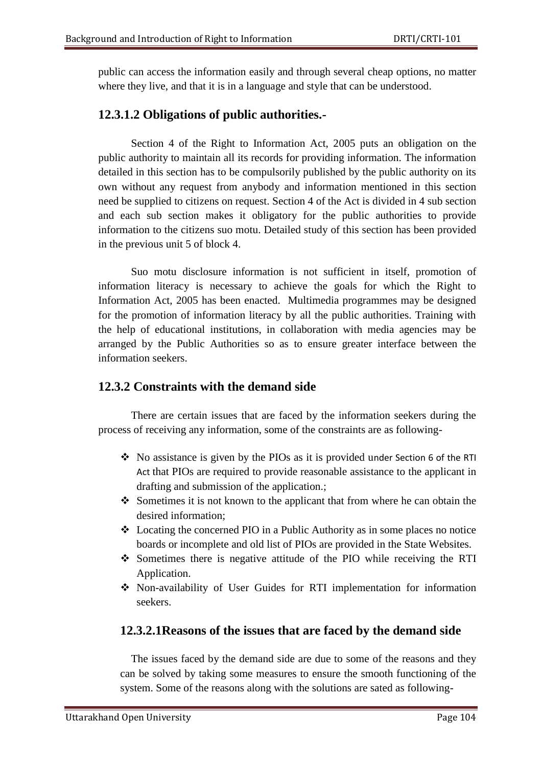public can access the information easily and through several cheap options, no matter where they live, and that it is in a language and style that can be understood.

### 12.3.1.2 Obligations of public authorities.-

Section 4 of the Right to Information Act, 2005 puts an obligation on the public authority to maintain all its records for providing information. The information detailed in this section has to be compulsorily published by the public authority on its own without any request from anybody and information mentioned in this section need be supplied to citizens on request. Section 4 of the Act is divided in 4 sub section and each sub section makes it obligatory for the public authorities to provide information to the citizens suo motu. Detailed study of this section has been provided in the previous unit 5 of block 4.

Suo motu disclosure information is not sufficient in itself, promotion of information literacy is necessary to achieve the goals for which the Right to Information Act, 2005 has been enacted. Multimedia programmes may be designed for the promotion of information literacy by all the public authorities. Training with the help of educational institutions, in collaboration with media agencies may be arranged by the Public Authorities so as to ensure greater interface between the information seekers.

## 12.3.2 Constraints with the demand side

There are certain issues that are faced by the information seekers during the process of receiving any information, some of the constraints are as following-

- No assistance is given by the PIOs as it is provided under Section 6 of the RTI Act that PIOs are required to provide reasonable assistance to the applicant in drafting and submission of the application.;
- Sometimes it is not known to the applicant that from where he can obtain the desired information;
- Locating the concerned PIO in a Public Authority as in some places no notice boards or incomplete and old list of PIOs are provided in the State Websites.
- Sometimes there is negative attitude of the PIO while receiving the RTI Application.
- Non-availability of User Guides for RTI implementation for information seekers.

### 12.3.2.1Reasons of the issues that are faced by the demand side

The issues faced by the demand side are due to some of the reasons and they can be solved by taking some measures to ensure the smooth functioning of the system. Some of the reasons along with the solutions are sated as following-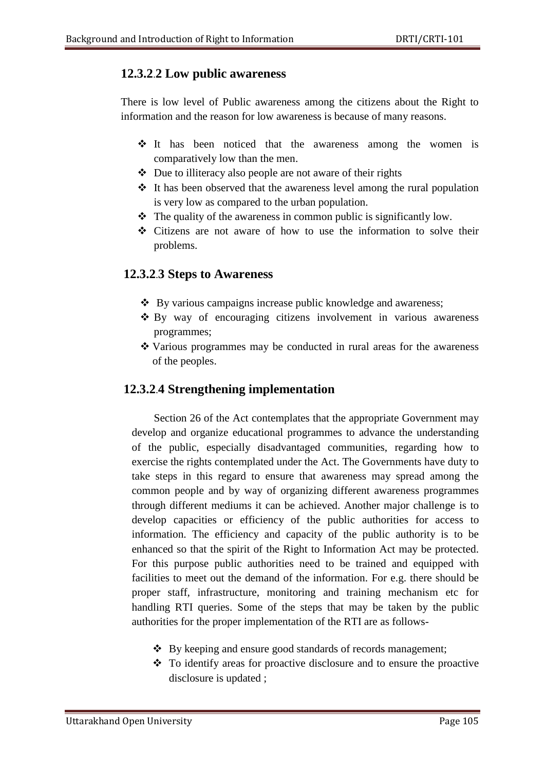### 12.3.2.2 Low public awareness

There is low level of Public awareness among the citizens about the Right to information and the reason for low awareness is because of many reasons.

- ❖ It has been noticed that the awareness among the women is comparatively low than the men.
- ❖ Due to illiteracy also people are not aware of their rights
- ❖ It has been observed that the awareness level among the rural population is very low as compared to the urban population.
- ❖ The quality of the awareness in common public is significantly low.
- ❖ Citizens are not aware of how to use the information to solve their problems.

### 12.3.2.3 Steps to Awareness

- ❖ By various campaigns increase public knowledge and awareness;
- ❖ By way of encouraging citizens involvement in various awareness programmes;
- ❖ Various programmes may be conducted in rural areas for the awareness of the peoples.

### 12.3.2.4 Strengthening implementation

Section 26 of the Act contemplates that the appropriate Government may develop and organize educational programmes to advance the understanding of the public, especially disadvantaged communities, regarding how to exercise the rights contemplated under the Act. The Governments have duty to take steps in this regard to ensure that awareness may spread among the common people and by way of organizing different awareness programmes through different mediums it can be achieved. Another major challenge is to develop capacities or efficiency of the public authorities for access to information. The efficiency and capacity of the public authority is to be enhanced so that the spirit of the Right to Information Act may be protected. For this purpose public authorities need to be trained and equipped with facilities to meet out the demand of the information. For e.g. there should be proper staff, infrastructure, monitoring and training mechanism etc for handling RTI queries. Some of the steps that may be taken by the public authorities for the proper implementation of the RTI are as follows-

- ❖ By keeping and ensure good standards of records management;
- ❖ To identify areas for proactive disclosure and to ensure the proactive disclosure is updated ;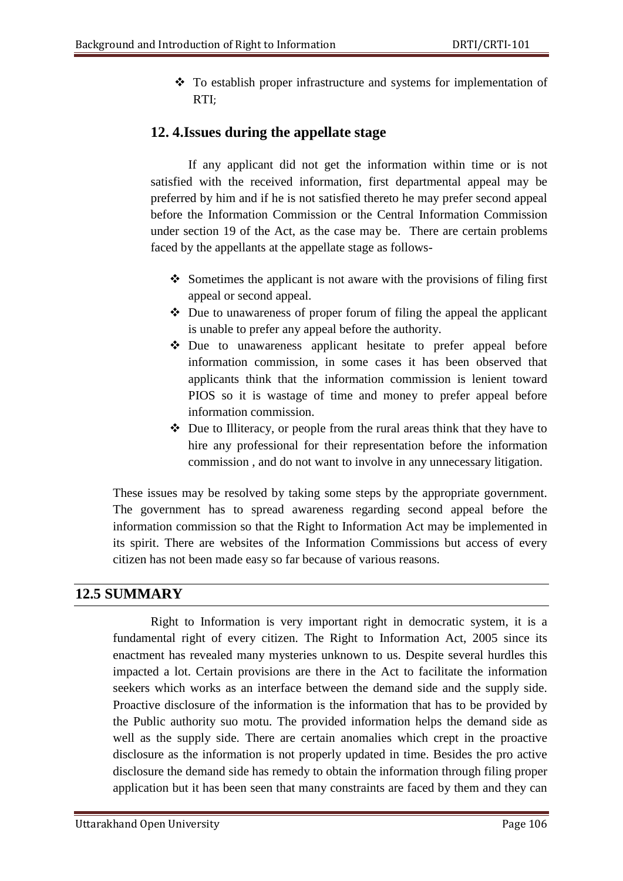- To establish proper infrastructure and systems for implementation of RTI;

## 12. 4.Issues during the appellate stage

If any applicant did not get the information within time or is not satisfied with the received information, first departmental appeal may be preferred by him and if he is not satisfied thereto he may prefer second appeal before the Information Commission or the Central Information Commission under section 19 of the Act, as the case may be. There are certain problems faced by the appellants at the appellate stage as follows-

- Sometimes the applicant is not aware with the provisions of filing first appeal or second appeal.
- Due to unawareness of proper forum of filing the appeal the applicant is unable to prefer any appeal before the authority.
- Due to unawareness applicant hesitate to prefer appeal before information commission, in some cases it has been observed that applicants think that the information commission is lenient toward PIOS so it is wastage of time and money to prefer appeal before information commission.
- Due to Illiteracy, or people from the rural areas think that they have to hire any professional for their representation before the information commission , and do not want to involve in any unnecessary litigation.

These issues may be resolved by taking some steps by the appropriate government. The government has to spread awareness regarding second appeal before the information commission so that the Right to Information Act may be implemented in its spirit. There are websites of the Information Commissions but access of every citizen has not been made easy so far because of various reasons.

## 12.5 SUMMARY

Right to Information is very important right in democratic system, it is a fundamental right of every citizen. The Right to Information Act, 2005 since its enactment has revealed many mysteries unknown to us. Despite several hurdles this impacted a lot. Certain provisions are there in the Act to facilitate the information seekers which works as an interface between the demand side and the supply side. Proactive disclosure of the information is the information that has to be provided by the Public authority suo motu. The provided information helps the demand side as well as the supply side. There are certain anomalies which crept in the proactive disclosure as the information is not properly updated in time. Besides the pro active disclosure the demand side has remedy to obtain the information through filing proper application but it has been seen that many constraints are faced by them and they can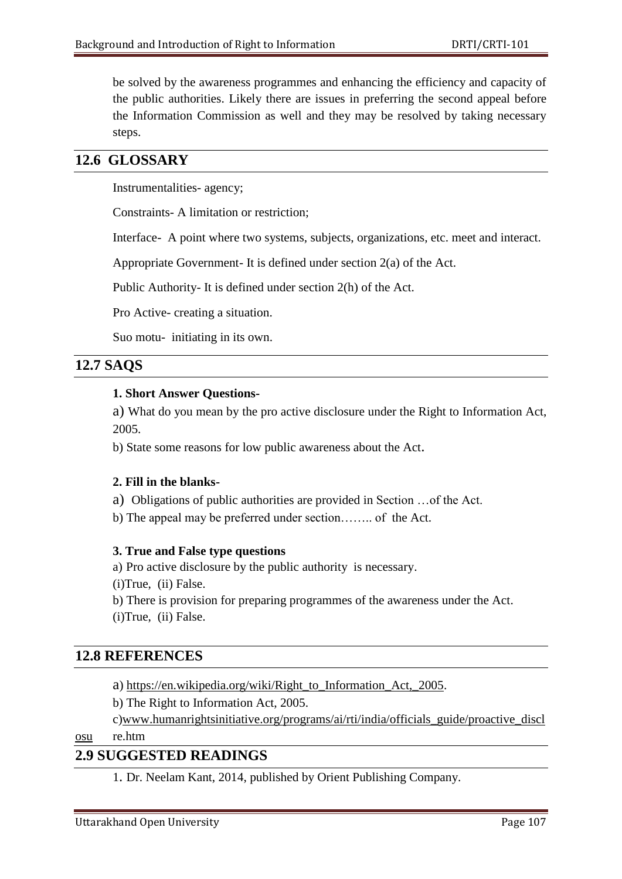be solved by the awareness programmes and enhancing the efficiency and capacity of the public authorities. Likely there are issues in preferring the second appeal before the Information Commission as well and they may be resolved by taking necessary steps.

## 12.6 GLOSSARY

Instrumentalities- agency;

Constraints- A limitation or restriction;

Interface- A point where two systems, subjects, organizations, etc. meet and interact.

Appropriate Government- It is defined under section 2(a) of the Act.

Public Authority- It is defined under section 2(h) of the Act.

Pro Active- creating a situation.

Suo motu- initiating in its own.

## 12.7 SAQS

**1. Short Answer Questions-**

a) What do you mean by the pro active disclosure under the Right to Information Act, 2005.

b) State some reasons for low public awareness about the Act.

**2. Fill in the blanks-**

a) Obligations of public authorities are provided in Section …of the Act.

b) The appeal may be preferred under section…….. of the Act.

**3. True and False type questions**

a) Pro active disclosure by the public authority is necessary.

(i)True, (ii) False.

b) There is provision for preparing programmes of the awareness under the Act.

(i)True, (ii) False.

## 12.8 REFERENCES

a) https://en.wikipedia.org/wiki/Right_to_Information_Act,_2005.

b) The Right to Information Act, 2005.

c)www.humanrightsinitiative.org/programs/ai/rti/india/officials_guide/proactive_disclosu re.htm

## 2.9 SUGGESTED READINGS

1. Dr. Neelam Kant, 2014, published by Orient Publishing Company.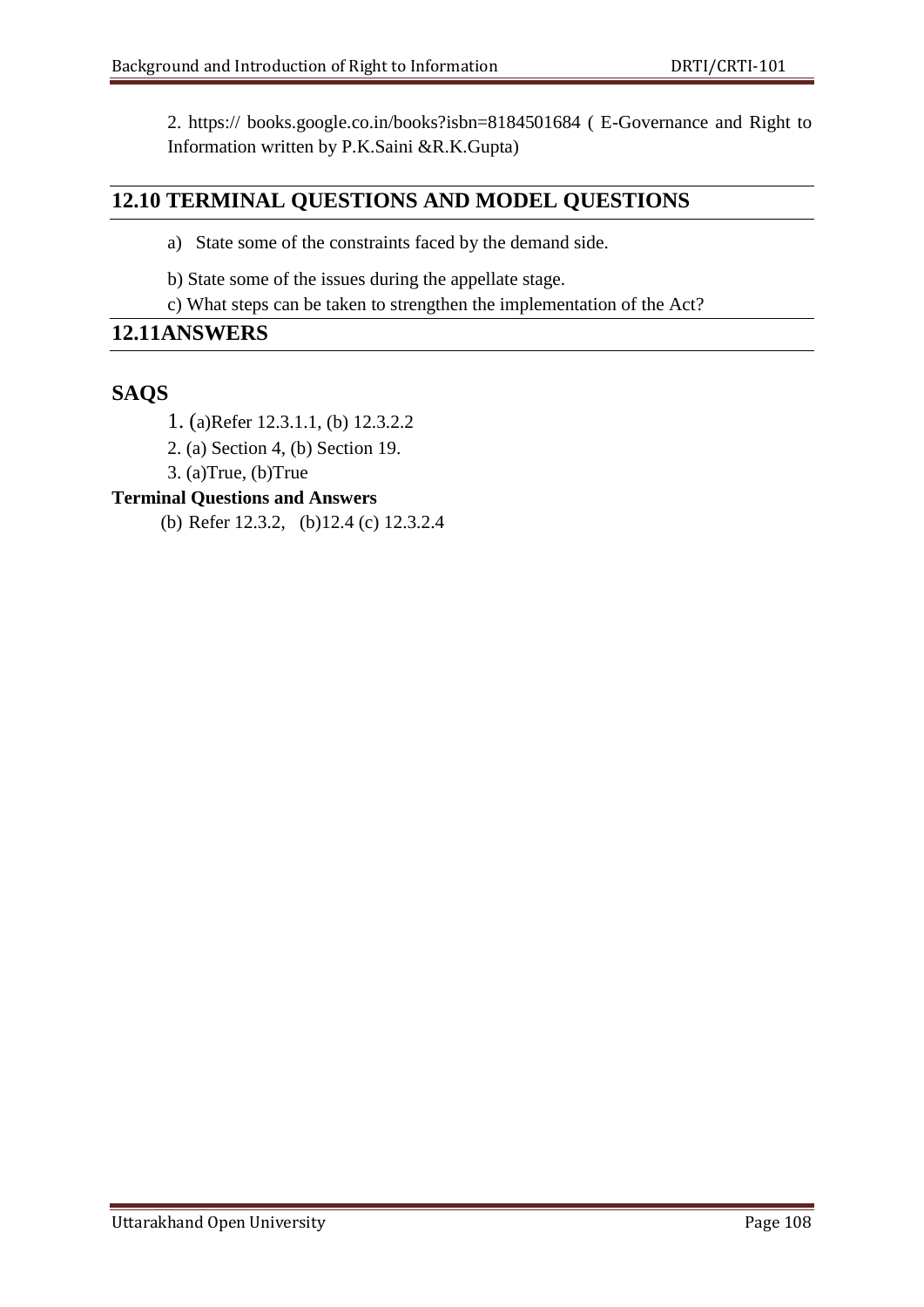2. https:// books.google.co.in/books?isbn=8184501684 ( E-Governance and Right to Information written by P.K.Saini &R.K.Gupta)

## 12.10 TERMINAL QUESTIONS AND MODEL QUESTIONS

a) State some of the constraints faced by the demand side.

b) State some of the issues during the appellate stage.

c) What steps can be taken to strengthen the implementation of the Act?

## 12.11ANSWERS

## SAQS

1. (a)Refer 12.3.1.1, (b) 12.3.2.2
2. (a) Section 4, (b) Section 19.
3. (a)True, (b)True

**Terminal Questions and Answers**

(b) Refer 12.3.2, (b)12.4 (c) 12.3.2.4